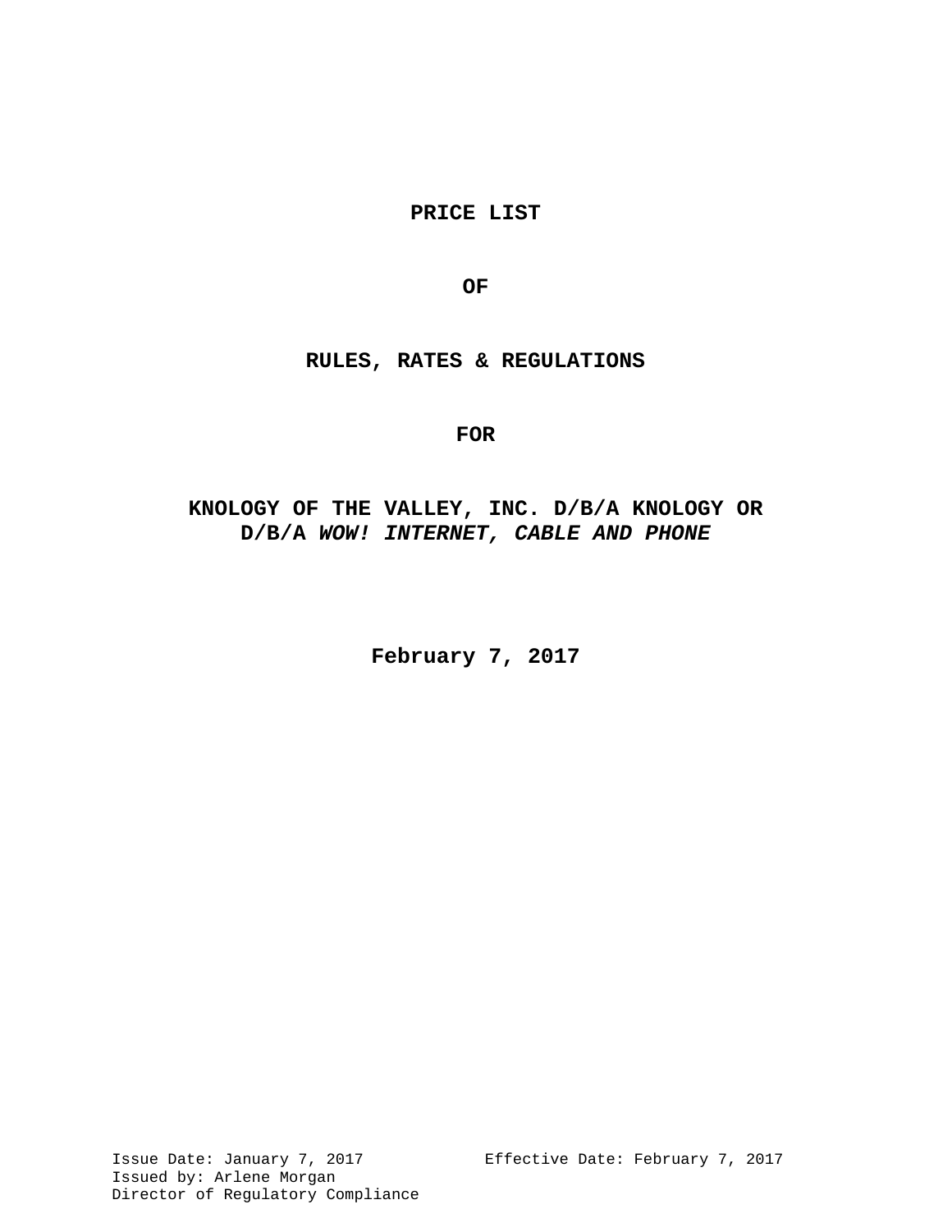# PRICE LIST

# OF

# RULES, RATES & REGULATIONS

# FOR

# KNOLOGY OF THE VALLEY, INC. D/B/A KNOLOGY OR D/B/A *WOW! INTERNET, CABLE AND PHONE*

**February 7, 2017**

Issue Date: January 7, 2017
Effective Date: February 7, 2017
Issued by: Arlene Morgan
Director of Regulatory Compliance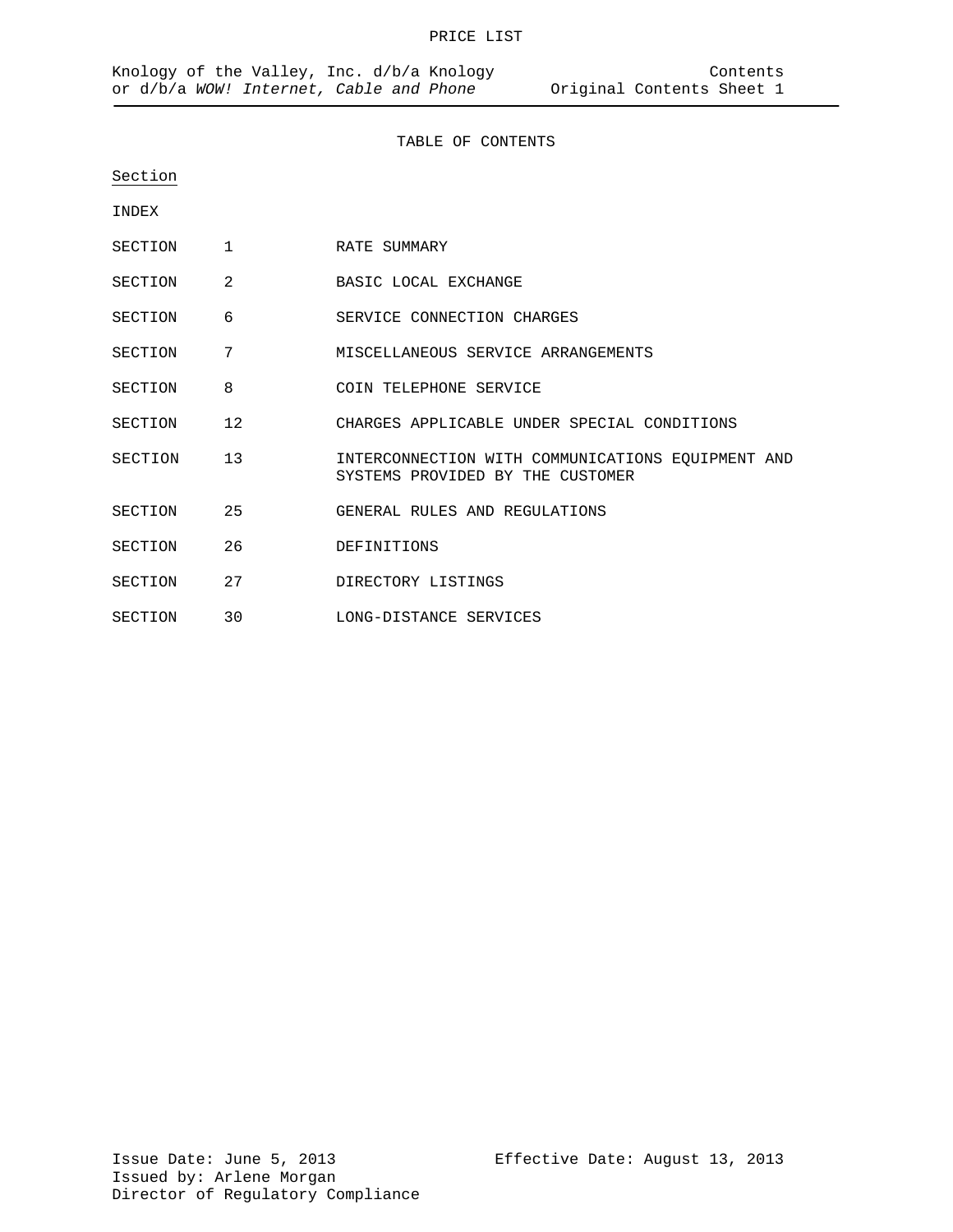# TABLE OF CONTENTS

Section

INDEX

| | | |
|---|---|---|
| SECTION | 1 | RATE SUMMARY |
| SECTION | 2 | BASIC LOCAL EXCHANGE |
| SECTION | 6 | SERVICE CONNECTION CHARGES |
| SECTION | 7 | MISCELLANEOUS SERVICE ARRANGEMENTS |
| SECTION | 8 | COIN TELEPHONE SERVICE |
| SECTION | 12 | CHARGES APPLICABLE UNDER SPECIAL CONDITIONS |
| SECTION | 13 | INTERCONNECTION WITH COMMUNICATIONS EQUIPMENT AND SYSTEMS PROVIDED BY THE CUSTOMER |
| SECTION | 25 | GENERAL RULES AND REGULATIONS |
| SECTION | 26 | DEFINITIONS |
| SECTION | 27 | DIRECTORY LISTINGS |
| SECTION | 30 | LONG-DISTANCE SERVICES |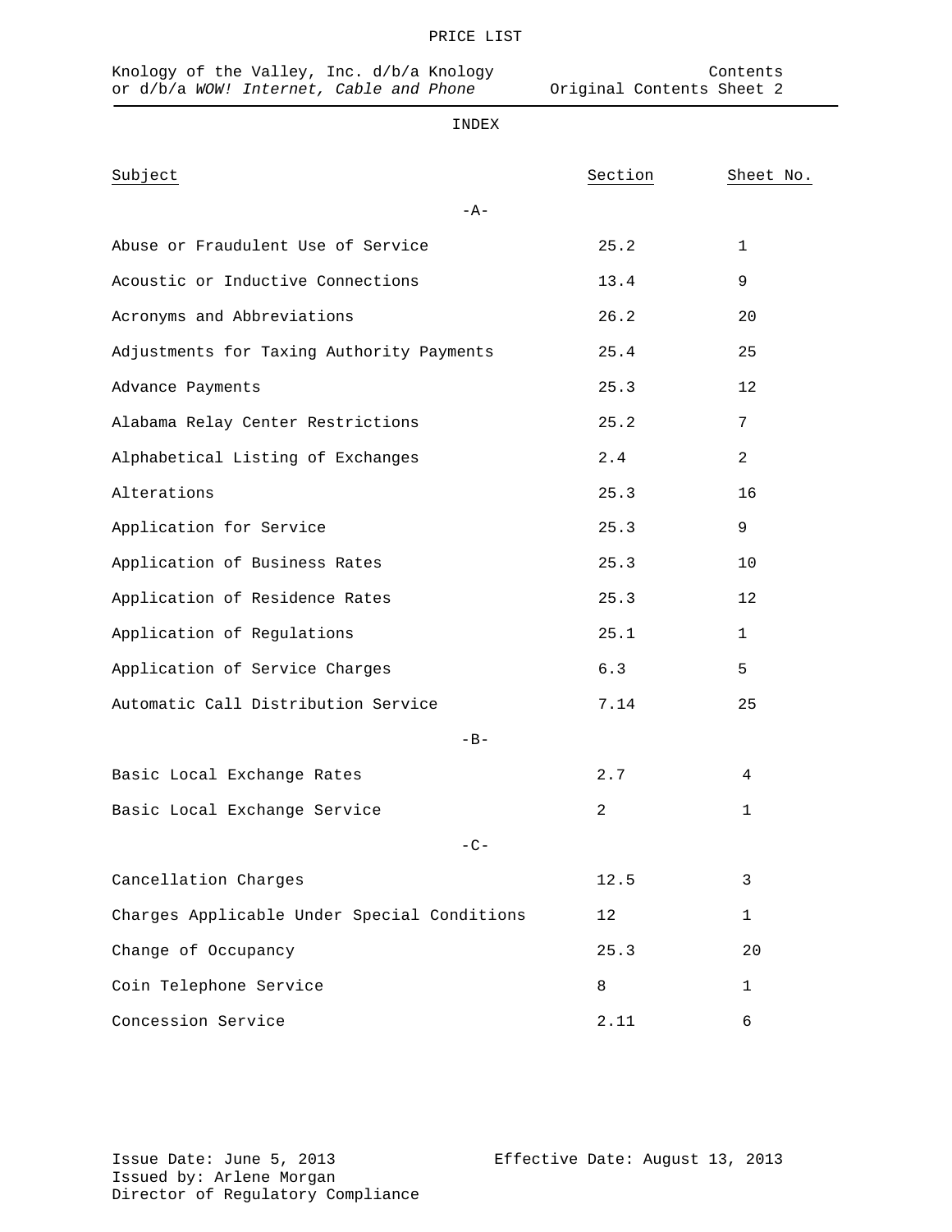PRICE LIST

Knology of the Valley, Inc. d/b/a Knology or d/b/a *WOW! Internet, Cable and Phone*

Contents
Original Contents Sheet 2

INDEX

| Subject | Section | Sheet No. |
|---|---|---|
| **-A-** | | |
| Abuse or Fraudulent Use of Service | 25.2 | 1 |
| Acoustic or Inductive Connections | 13.4 | 9 |
| Acronyms and Abbreviations | 26.2 | 20 |
| Adjustments for Taxing Authority Payments | 25.4 | 25 |
| Advance Payments | 25.3 | 12 |
| Alabama Relay Center Restrictions | 25.2 | 7 |
| Alphabetical Listing of Exchanges | 2.4 | 2 |
| Alterations | 25.3 | 16 |
| Application for Service | 25.3 | 9 |
| Application of Business Rates | 25.3 | 10 |
| Application of Residence Rates | 25.3 | 12 |
| Application of Regulations | 25.1 | 1 |
| Application of Service Charges | 6.3 | 5 |
| Automatic Call Distribution Service | 7.14 | 25 |
| **-B-** | | |
| Basic Local Exchange Rates | 2.7 | 4 |
| Basic Local Exchange Service | 2 | 1 |
| **-C-** | | |
| Cancellation Charges | 12.5 | 3 |
| Charges Applicable Under Special Conditions | 12 | 1 |
| Change of Occupancy | 25.3 | 20 |
| Coin Telephone Service | 8 | 1 |
| Concession Service | 2.11 | 6 |

Issue Date: June 5, 2013
Issued by: Arlene Morgan
Director of Regulatory Compliance

Effective Date: August 13, 2013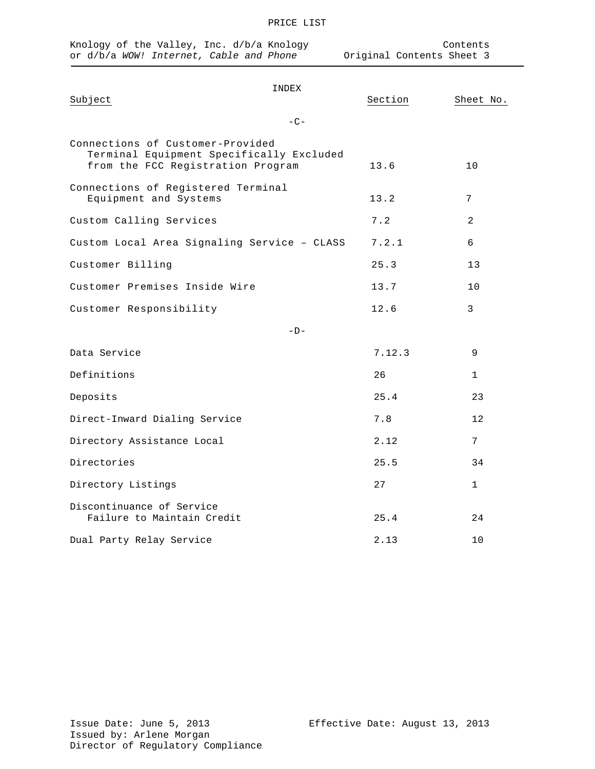# INDEX

| Subject | Section | Sheet No. |
|---|---|---|
| **-C-** | | |
| Connections of Customer-Provided Terminal Equipment Specifically Excluded from the FCC Registration Program | 13.6 | 10 |
| Connections of Registered Terminal Equipment and Systems | 13.2 | 7 |
| Custom Calling Services | 7.2 | 2 |
| Custom Local Area Signaling Service – CLASS | 7.2.1 | 6 |
| Customer Billing | 25.3 | 13 |
| Customer Premises Inside Wire | 13.7 | 10 |
| Customer Responsibility | 12.6 | 3 |
| **-D-** | | |
| Data Service | 7.12.3 | 9 |
| Definitions | 26 | 1 |
| Deposits | 25.4 | 23 |
| Direct-Inward Dialing Service | 7.8 | 12 |
| Directory Assistance Local | 2.12 | 7 |
| Directories | 25.5 | 34 |
| Directory Listings | 27 | 1 |
| Discontinuance of Service Failure to Maintain Credit | 25.4 | 24 |
| Dual Party Relay Service | 2.13 | 10 |

Issue Date: June 5, 2013
Issued by: Arlene Morgan
Director of Regulatory Compliance

Effective Date: August 13, 2013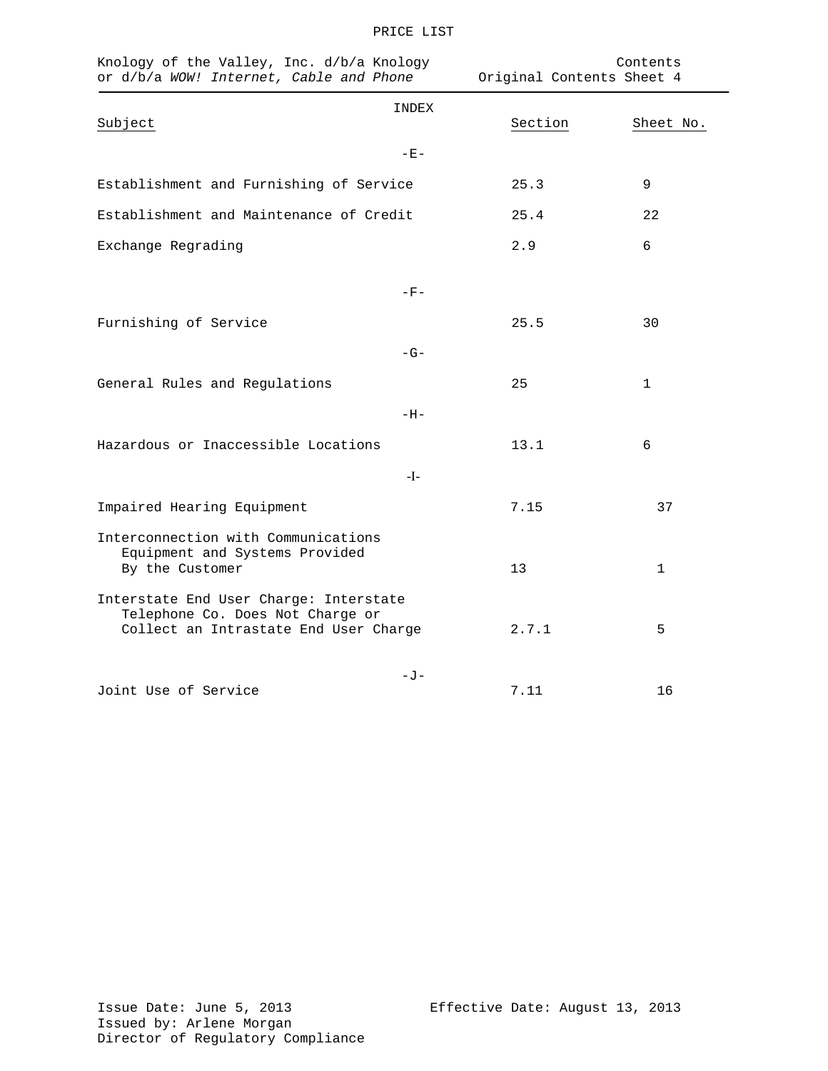PRICE LIST

Knology of the Valley, Inc. d/b/a Knology or d/b/a *WOW! Internet, Cable and Phone*

Contents
Original Contents Sheet 4

INDEX

| Subject | Section | Sheet No. |
|---|---|---|
| -E- | | |
| Establishment and Furnishing of Service | 25.3 | 9 |
| Establishment and Maintenance of Credit | 25.4 | 22 |
| Exchange Regrading | 2.9 | 6 |
| -F- | | |
| Furnishing of Service | 25.5 | 30 |
| -G- | | |
| General Rules and Regulations | 25 | 1 |
| -H- | | |
| Hazardous or Inaccessible Locations | 13.1 | 6 |
| -I- | | |
| Impaired Hearing Equipment | 7.15 | 37 |
| Interconnection with Communications Equipment and Systems Provided By the Customer | 13 | 1 |
| Interstate End User Charge: Interstate Telephone Co. Does Not Charge or Collect an Intrastate End User Charge | 2.7.1 | 5 |
| -J- | | |
| Joint Use of Service | 7.11 | 16 |

Issue Date: June 5, 2013
Issued by: Arlene Morgan
Director of Regulatory Compliance

Effective Date: August 13, 2013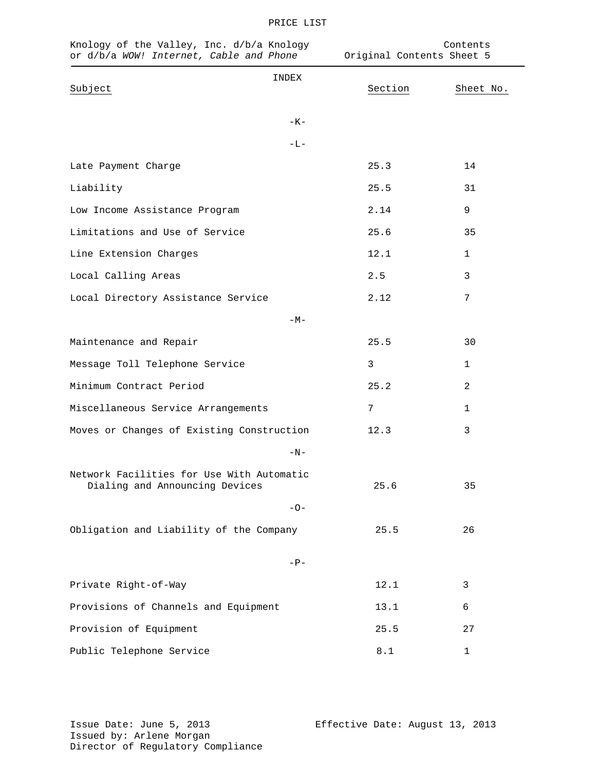PRICE LIST

Knology of the Valley, Inc. d/b/a Knology or d/b/a *WOW! Internet, Cable and Phone*

Contents
Original Contents Sheet 5

INDEX

| Subject | Section | Sheet No. |
|---|---|---|
| -K- | | |
| -L- | | |
| Late Payment Charge | 25.3 | 14 |
| Liability | 25.5 | 31 |
| Low Income Assistance Program | 2.14 | 9 |
| Limitations and Use of Service | 25.6 | 35 |
| Line Extension Charges | 12.1 | 1 |
| Local Calling Areas | 2.5 | 3 |
| Local Directory Assistance Service | 2.12 | 7 |
| -M- | | |
| Maintenance and Repair | 25.5 | 30 |
| Message Toll Telephone Service | 3 | 1 |
| Minimum Contract Period | 25.2 | 2 |
| Miscellaneous Service Arrangements | 7 | 1 |
| Moves or Changes of Existing Construction | 12.3 | 3 |
| -N- | | |
| Network Facilities for Use With Automatic Dialing and Announcing Devices | 25.6 | 35 |
| -O- | | |
| Obligation and Liability of the Company | 25.5 | 26 |
| -P- | | |
| Private Right-of-Way | 12.1 | 3 |
| Provisions of Channels and Equipment | 13.1 | 6 |
| Provision of Equipment | 25.5 | 27 |
| Public Telephone Service | 8.1 | 1 |

Issue Date: June 5, 2013
Issued by: Arlene Morgan
Director of Regulatory Compliance

Effective Date: August 13, 2013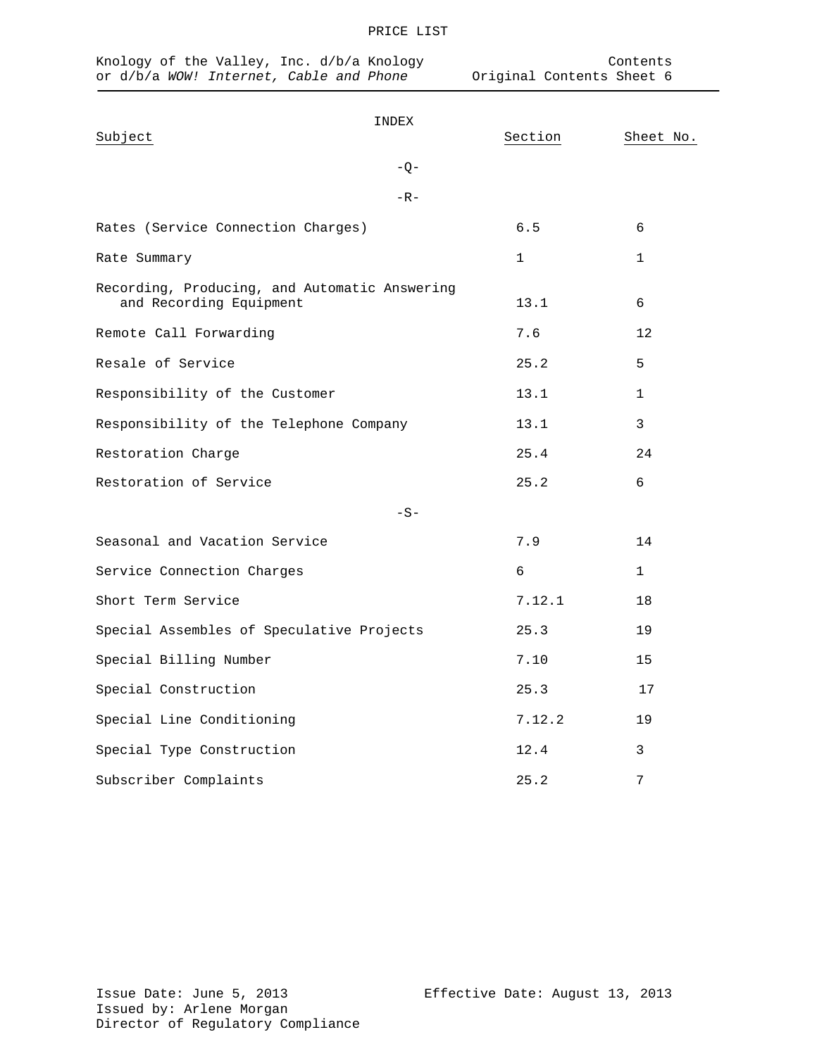# INDEX

| Subject | Section | Sheet No. |
|---|---|---|
| -Q- | | |
| -R- | | |
| Rates (Service Connection Charges) | 6.5 | 6 |
| Rate Summary | 1 | 1 |
| Recording, Producing, and Automatic Answering and Recording Equipment | 13.1 | 6 |
| Remote Call Forwarding | 7.6 | 12 |
| Resale of Service | 25.2 | 5 |
| Responsibility of the Customer | 13.1 | 1 |
| Responsibility of the Telephone Company | 13.1 | 3 |
| Restoration Charge | 25.4 | 24 |
| Restoration of Service | 25.2 | 6 |
| -S- | | |
| Seasonal and Vacation Service | 7.9 | 14 |
| Service Connection Charges | 6 | 1 |
| Short Term Service | 7.12.1 | 18 |
| Special Assembles of Speculative Projects | 25.3 | 19 |
| Special Billing Number | 7.10 | 15 |
| Special Construction | 25.3 | 17 |
| Special Line Conditioning | 7.12.2 | 19 |
| Special Type Construction | 12.4 | 3 |
| Subscriber Complaints | 25.2 | 7 |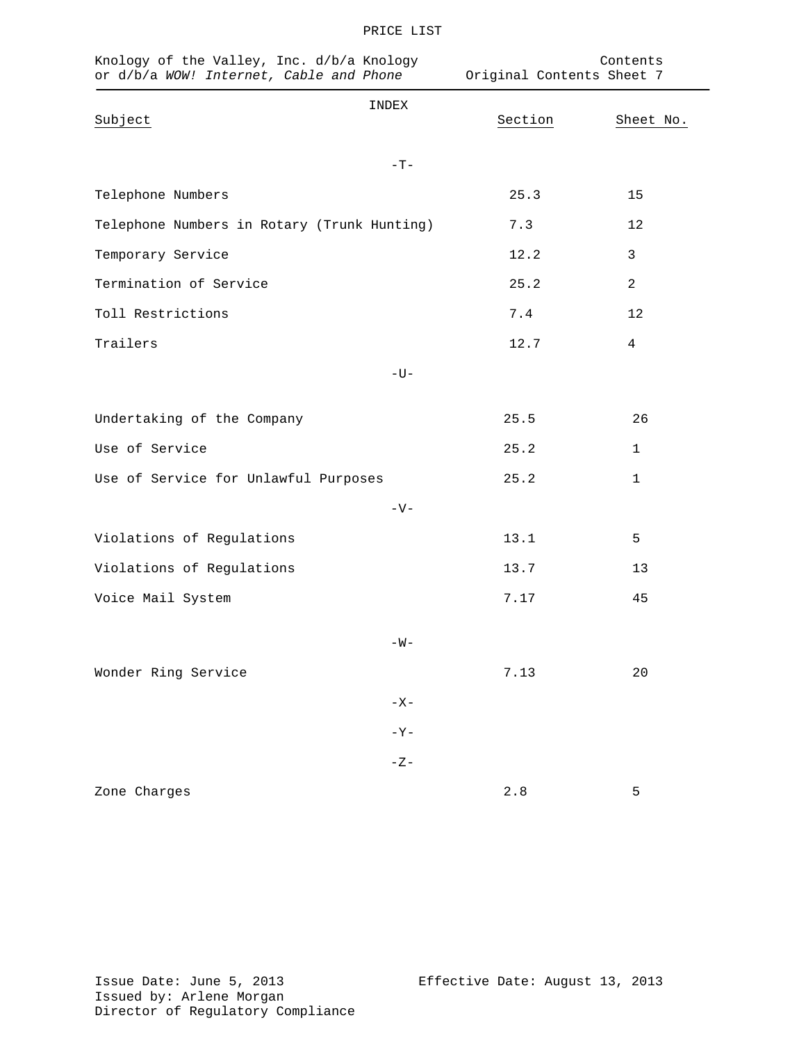PRICE LIST

Knology of the Valley, Inc. d/b/a Knology or d/b/a *WOW! Internet, Cable and Phone*

Contents
Original Contents Sheet 7

INDEX

| Subject | Section | Sheet No. |
|---|---|---|
| -T- | | |
| Telephone Numbers | 25.3 | 15 |
| Telephone Numbers in Rotary (Trunk Hunting) | 7.3 | 12 |
| Temporary Service | 12.2 | 3 |
| Termination of Service | 25.2 | 2 |
| Toll Restrictions | 7.4 | 12 |
| Trailers | 12.7 | 4 |
| -U- | | |
| Undertaking of the Company | 25.5 | 26 |
| Use of Service | 25.2 | 1 |
| Use of Service for Unlawful Purposes | 25.2 | 1 |
| -V- | | |
| Violations of Regulations | 13.1 | 5 |
| Violations of Regulations | 13.7 | 13 |
| Voice Mail System | 7.17 | 45 |
| -W- | | |
| Wonder Ring Service | 7.13 | 20 |
| -X- | | |
| -Y- | | |
| -Z- | | |
| Zone Charges | 2.8 | 5 |

Issue Date: June 5, 2013
Issued by: Arlene Morgan
Director of Regulatory Compliance

Effective Date: August 13, 2013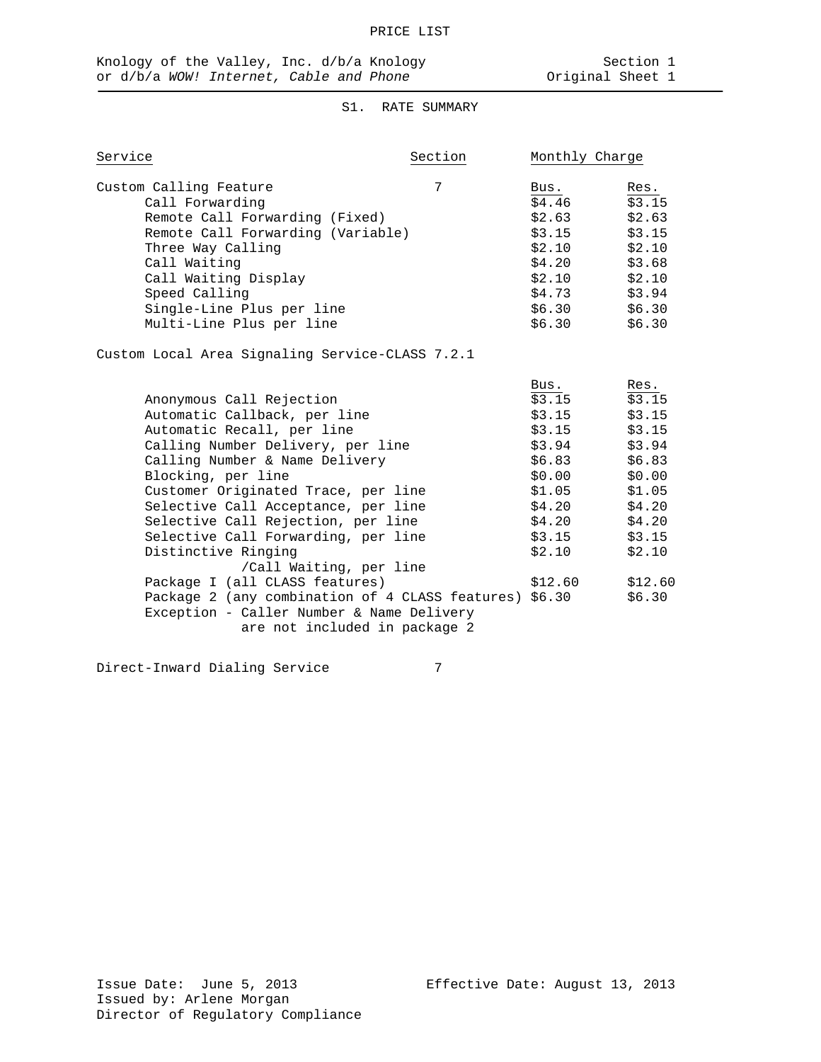PRICE LIST

Knology of the Valley, Inc. d/b/a Knology or d/b/a *WOW! Internet, Cable and Phone*

Section 1
Original Sheet 1

## S1. RATE SUMMARY

| Service | Section | Monthly Charge | |
|---|---|---|---|
| Custom Calling Feature | 7 | Bus. | Res. |
| Call Forwarding | | $4.46 | $3.15 |
| Remote Call Forwarding (Fixed) | | $2.63 | $2.63 |
| Remote Call Forwarding (Variable) | | $3.15 | $3.15 |
| Three Way Calling | | $2.10 | $2.10 |
| Call Waiting | | $4.20 | $3.68 |
| Call Waiting Display | | $2.10 | $2.10 |
| Speed Calling | | $4.73 | $3.94 |
| Single-Line Plus per line | | $6.30 | $6.30 |
| Multi-Line Plus per line | | $6.30 | $6.30 |
| Custom Local Area Signaling Service-CLASS | 7.2.1 | | |
| | | Bus. | Res. |
| Anonymous Call Rejection | | $3.15 | $3.15 |
| Automatic Callback, per line | | $3.15 | $3.15 |
| Automatic Recall, per line | | $3.15 | $3.15 |
| Calling Number Delivery, per line | | $3.94 | $3.94 |
| Calling Number & Name Delivery | | $6.83 | $6.83 |
| Blocking, per line | | $0.00 | $0.00 |
| Customer Originated Trace, per line | | $1.05 | $1.05 |
| Selective Call Acceptance, per line | | $4.20 | $4.20 |
| Selective Call Rejection, per line | | $4.20 | $4.20 |
| Selective Call Forwarding, per line | | $3.15 | $3.15 |
| Distinctive Ringing /Call Waiting, per line | | $2.10 | $2.10 |
| Package I (all CLASS features) | | $12.60 | $12.60 |
| Package 2 (any combination of 4 CLASS features) | | $6.30 | $6.30 |
| Exception - Caller Number & Name Delivery are not included in package 2 | | | |
| Direct-Inward Dialing Service | 7 | | |

Issue Date: June 5, 2013
Issued by: Arlene Morgan
Director of Regulatory Compliance

Effective Date: August 13, 2013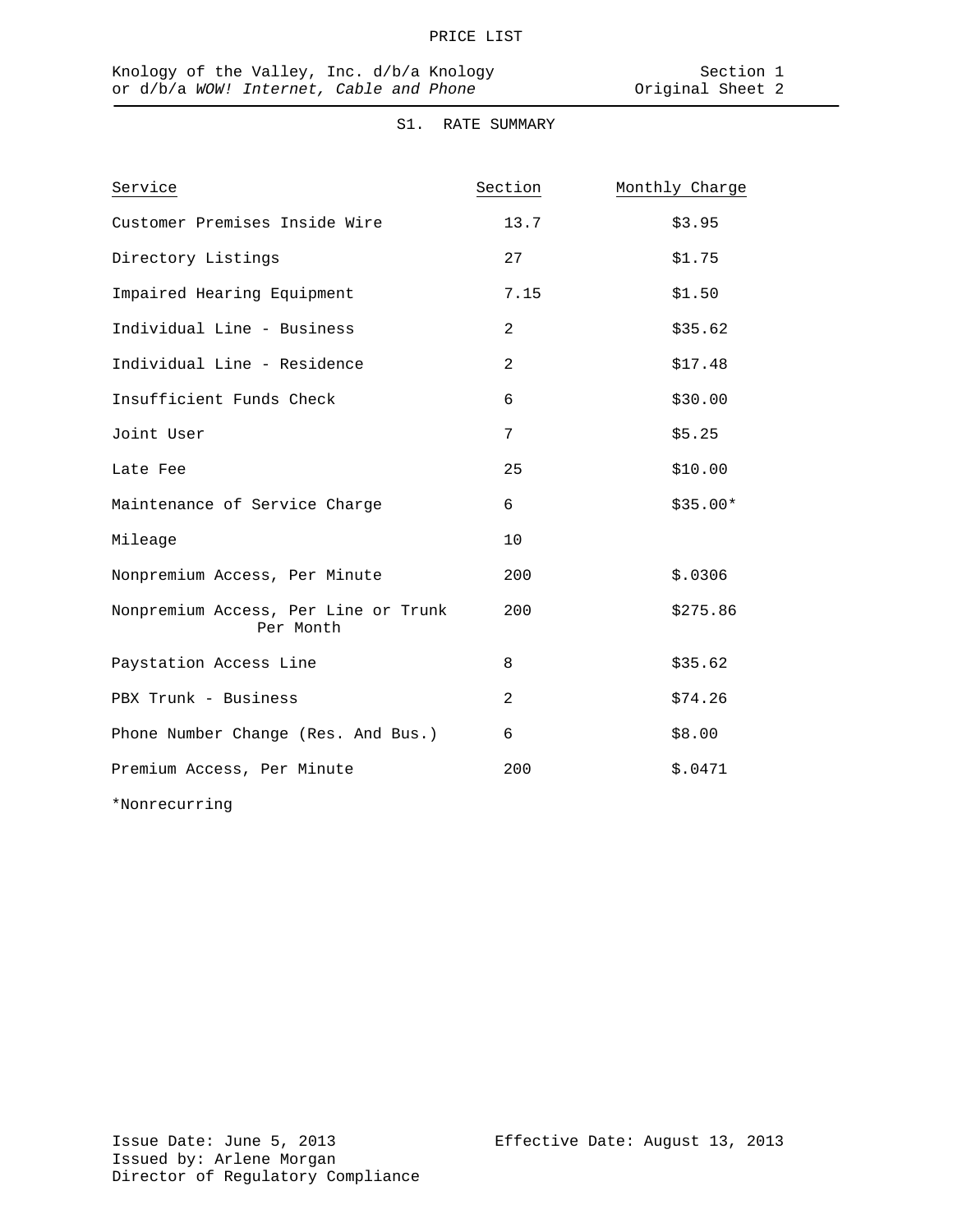## S1. RATE SUMMARY

| Service | Section | Monthly Charge |
|---|---|---|
| Customer Premises Inside Wire | 13.7 | $3.95 |
| Directory Listings | 27 | $1.75 |
| Impaired Hearing Equipment | 7.15 | $1.50 |
| Individual Line - Business | 2 | $35.62 |
| Individual Line - Residence | 2 | $17.48 |
| Insufficient Funds Check | 6 | $30.00 |
| Joint User | 7 | $5.25 |
| Late Fee | 25 | $10.00 |
| Maintenance of Service Charge | 6 | $35.00* |
| Mileage | 10 | |
| Nonpremium Access, Per Minute | 200 | $.0306 |
| Nonpremium Access, Per Line or Trunk Per Month | 200 | $275.86 |
| Paystation Access Line | 8 | $35.62 |
| PBX Trunk - Business | 2 | $74.26 |
| Phone Number Change (Res. And Bus.) | 6 | $8.00 |
| Premium Access, Per Minute | 200 | $.0471 |

*Nonrecurring

Issue Date: June 5, 2013
Issued by: Arlene Morgan
Director of Regulatory Compliance

Effective Date: August 13, 2013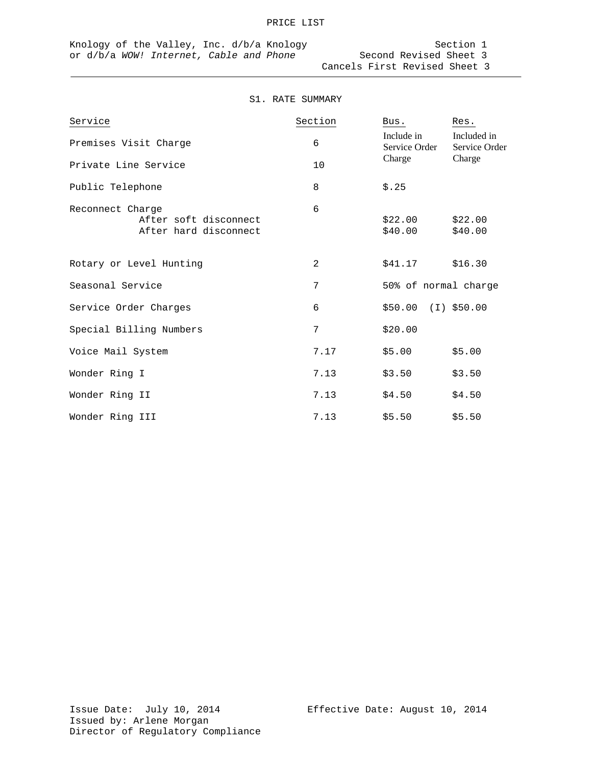PRICE LIST

Knology of the Valley, Inc. d/b/a Knology
or d/b/a *WOW! Internet, Cable and Phone*

Section 1
Second Revised Sheet 3
Cancels First Revised Sheet 3

## S1. RATE SUMMARY

| Service | Section | Bus. | Res. |
|---|---|---|---|
| Premises Visit Charge | 6 | Include in Service Order Charge | Included in Service Order Charge |
| Private Line Service | 10 | | |
| Public Telephone | 8 | $.25 | |
| Reconnect Charge | 6 | | |
| After soft disconnect | | $22.00 | $22.00 |
| After hard disconnect | | $40.00 | $40.00 |
| Rotary or Level Hunting | 2 | $41.17 | $16.30 |
| Seasonal Service | 7 | 50% of normal charge | |
| Service Order Charges | 6 | $50.00 | (I) $50.00 |
| Special Billing Numbers | 7 | $20.00 | |
| Voice Mail System | 7.17 | $5.00 | $5.00 |
| Wonder Ring I | 7.13 | $3.50 | $3.50 |
| Wonder Ring II | 7.13 | $4.50 | $4.50 |
| Wonder Ring III | 7.13 | $5.50 | $5.50 |

Issue Date: July 10, 2014
Issued by: Arlene Morgan
Director of Regulatory Compliance

Effective Date: August 10, 2014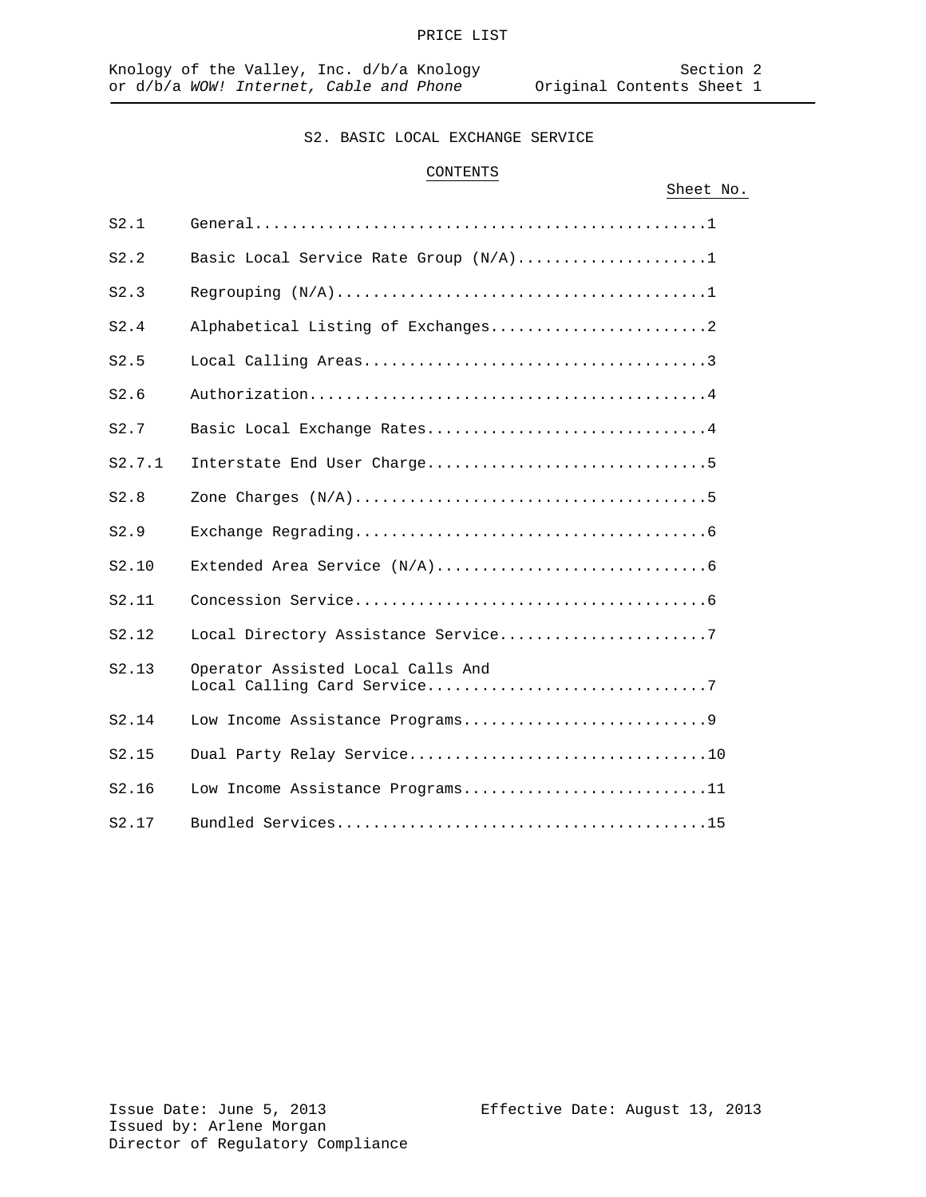PRICE LIST

Knology of the Valley, Inc. d/b/a Knology or d/b/a *WOW! Internet, Cable and Phone*

Section 2
Original Contents Sheet 1

# S2. BASIC LOCAL EXCHANGE SERVICE

## CONTENTS

| | | Sheet No. |
|---|---|---|
| S2.1 | General | 1 |
| S2.2 | Basic Local Service Rate Group (N/A) | 1 |
| S2.3 | Regrouping (N/A) | 1 |
| S2.4 | Alphabetical Listing of Exchanges | 2 |
| S2.5 | Local Calling Areas | 3 |
| S2.6 | Authorization | 4 |
| S2.7 | Basic Local Exchange Rates | 4 |
| S2.7.1 | Interstate End User Charge | 5 |
| S2.8 | Zone Charges (N/A) | 5 |
| S2.9 | Exchange Regrading | 6 |
| S2.10 | Extended Area Service (N/A) | 6 |
| S2.11 | Concession Service | 6 |
| S2.12 | Local Directory Assistance Service | 7 |
| S2.13 | Operator Assisted Local Calls And Local Calling Card Service | 7 |
| S2.14 | Low Income Assistance Programs | 9 |
| S2.15 | Dual Party Relay Service | 10 |
| S2.16 | Low Income Assistance Programs | 11 |
| S2.17 | Bundled Services | 15 |

Issue Date: June 5, 2013
Issued by: Arlene Morgan
Director of Regulatory Compliance

Effective Date: August 13, 2013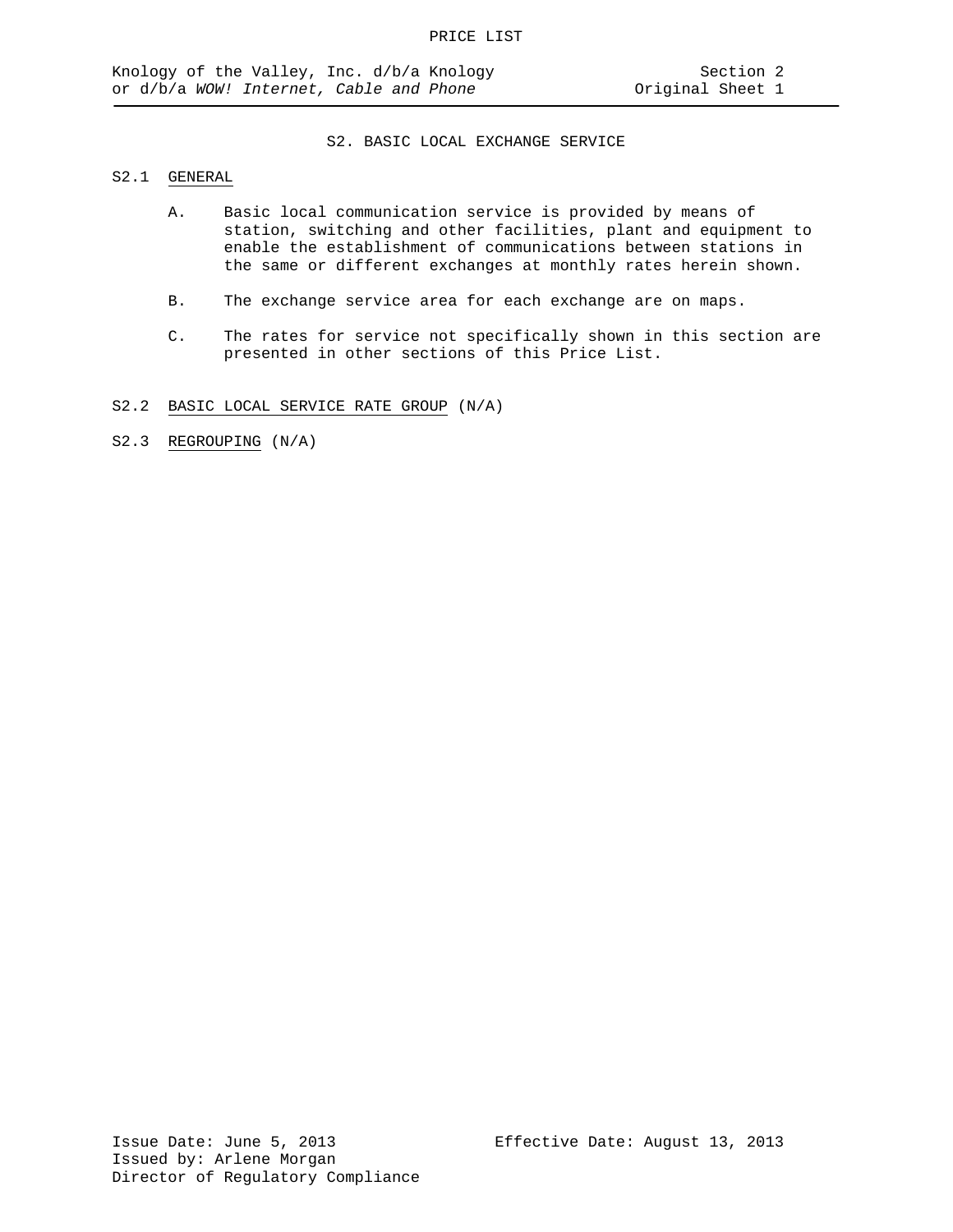# S2. BASIC LOCAL EXCHANGE SERVICE

## S2.1 GENERAL

A. Basic local communication service is provided by means of station, switching and other facilities, plant and equipment to enable the establishment of communications between stations in the same or different exchanges at monthly rates herein shown.

B. The exchange service area for each exchange are on maps.

C. The rates for service not specifically shown in this section are presented in other sections of this Price List.

## S2.2 BASIC LOCAL SERVICE RATE GROUP (N/A)

## S2.3 REGROUPING (N/A)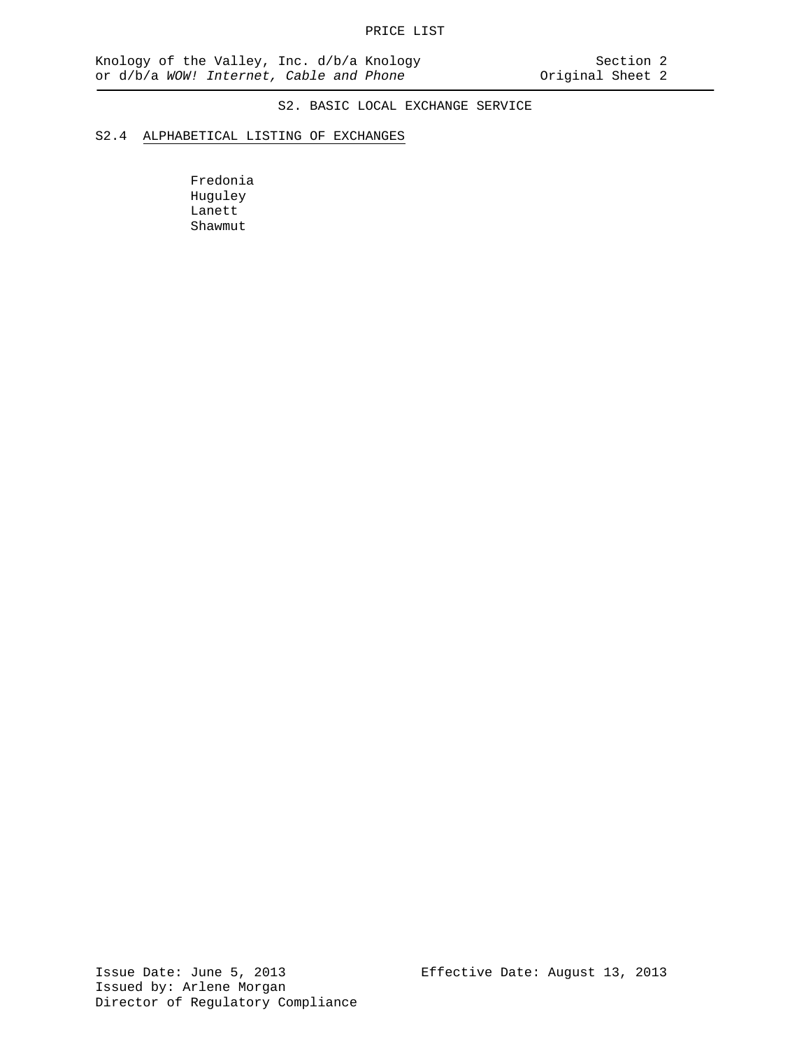# S2. BASIC LOCAL EXCHANGE SERVICE

## S2.4 ALPHABETICAL LISTING OF EXCHANGES

Fredonia
Huguley
Lanett
Shawmut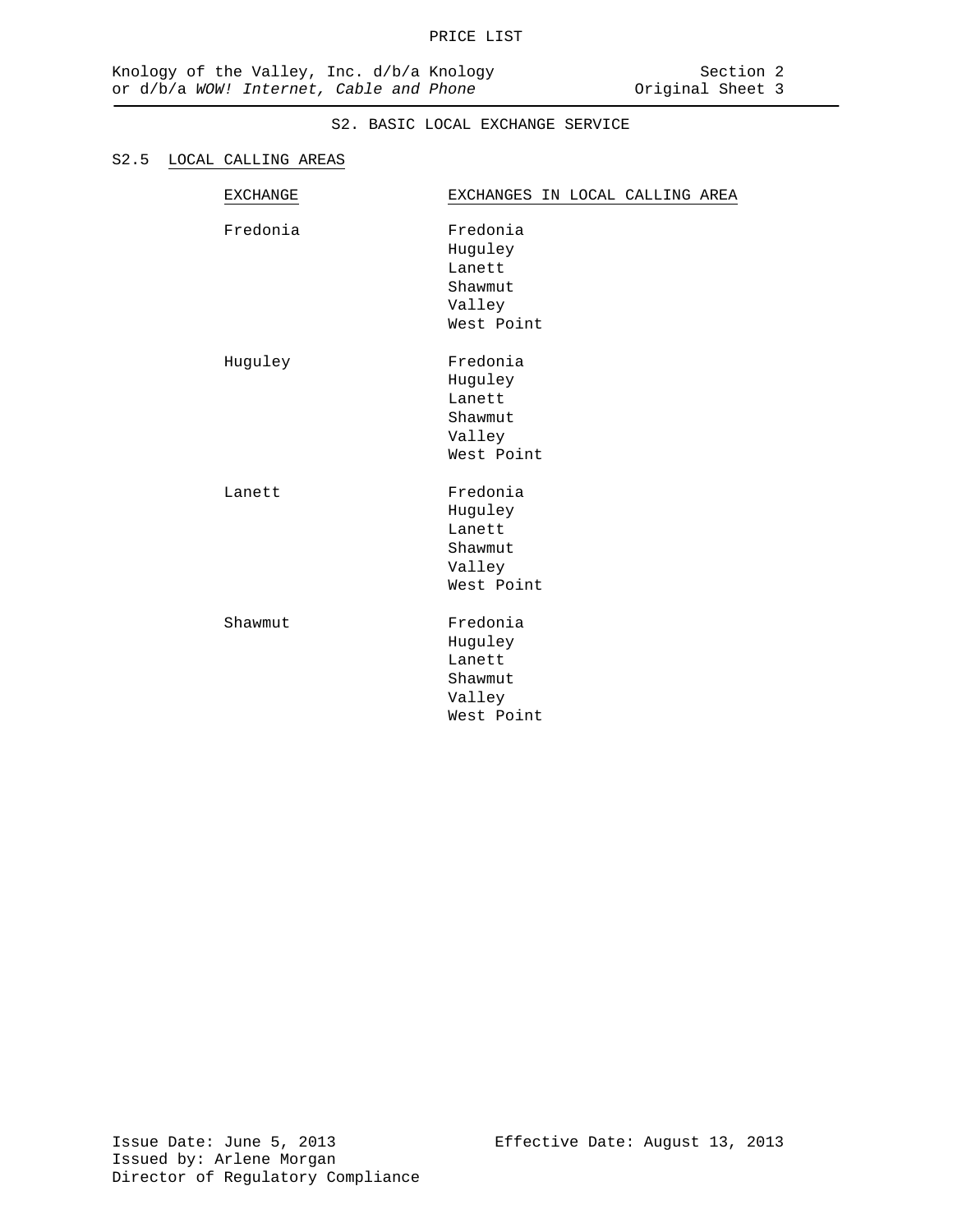## S2. BASIC LOCAL EXCHANGE SERVICE

### S2.5 LOCAL CALLING AREAS

| EXCHANGE | EXCHANGES IN LOCAL CALLING AREA |
|---|---|
| Fredonia | Fredonia<br>Huguley<br>Lanett<br>Shawmut<br>Valley<br>West Point |
| Huguley | Fredonia<br>Huguley<br>Lanett<br>Shawmut<br>Valley<br>West Point |
| Lanett | Fredonia<br>Huguley<br>Lanett<br>Shawmut<br>Valley<br>West Point |
| Shawmut | Fredonia<br>Huguley<br>Lanett<br>Shawmut<br>Valley<br>West Point |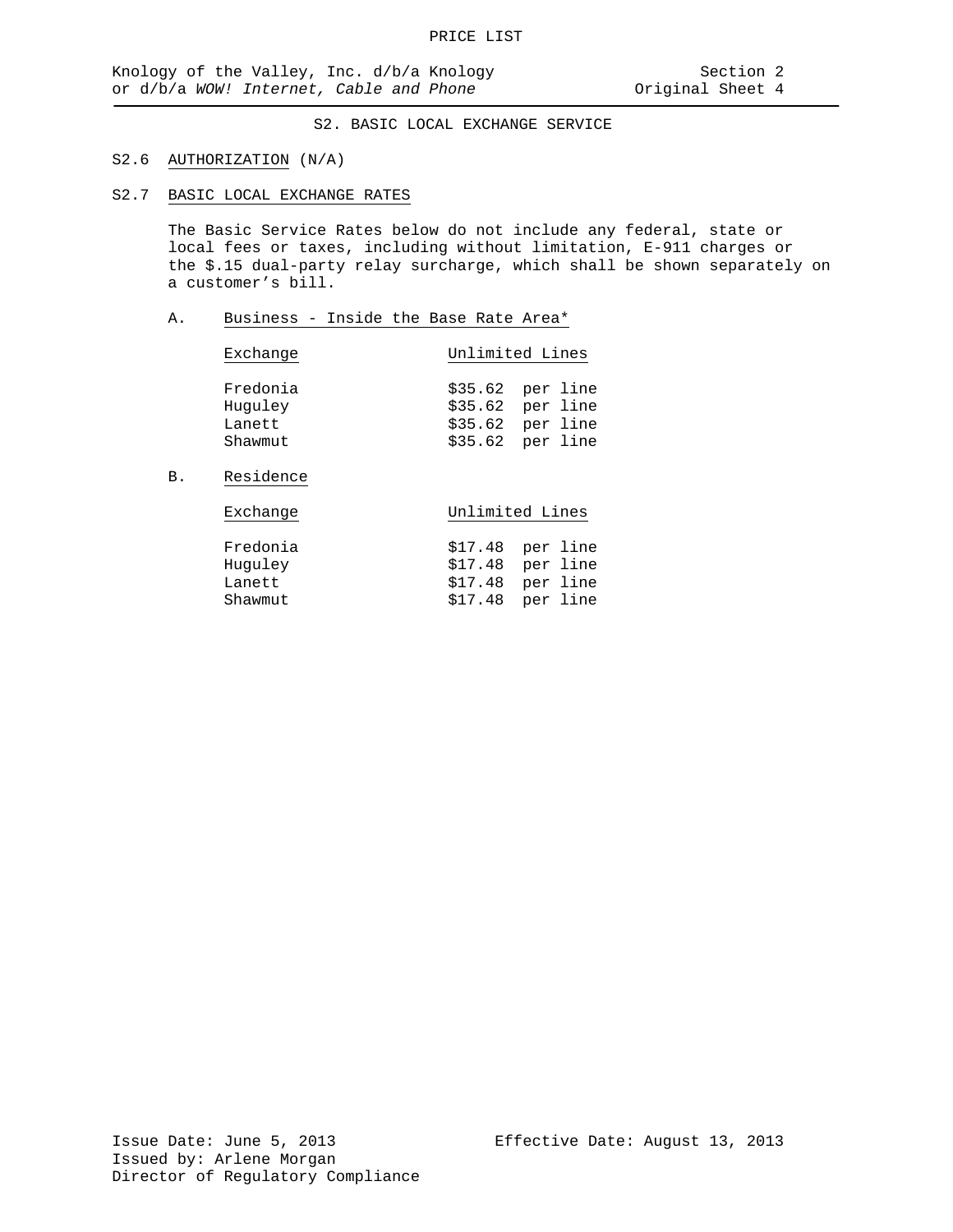# S2. BASIC LOCAL EXCHANGE SERVICE

## S2.6 AUTHORIZATION (N/A)

## S2.7 BASIC LOCAL EXCHANGE RATES

The Basic Service Rates below do not include any federal, state or local fees or taxes, including without limitation, E-911 charges or the $.15 dual-party relay surcharge, which shall be shown separately on a customer's bill.

### A. Business - Inside the Base Rate Area*

| Exchange | Unlimited Lines |
|---|---|
| Fredonia | $35.62 per line |
| Huguley | $35.62 per line |
| Lanett | $35.62 per line |
| Shawmut | $35.62 per line |

### B. Residence

| Exchange | Unlimited Lines |
|---|---|
| Fredonia | $17.48 per line |
| Huguley | $17.48 per line |
| Lanett | $17.48 per line |
| Shawmut | $17.48 per line |

Issue Date: June 5, 2013
Effective Date: August 13, 2013
Issued by: Arlene Morgan
Director of Regulatory Compliance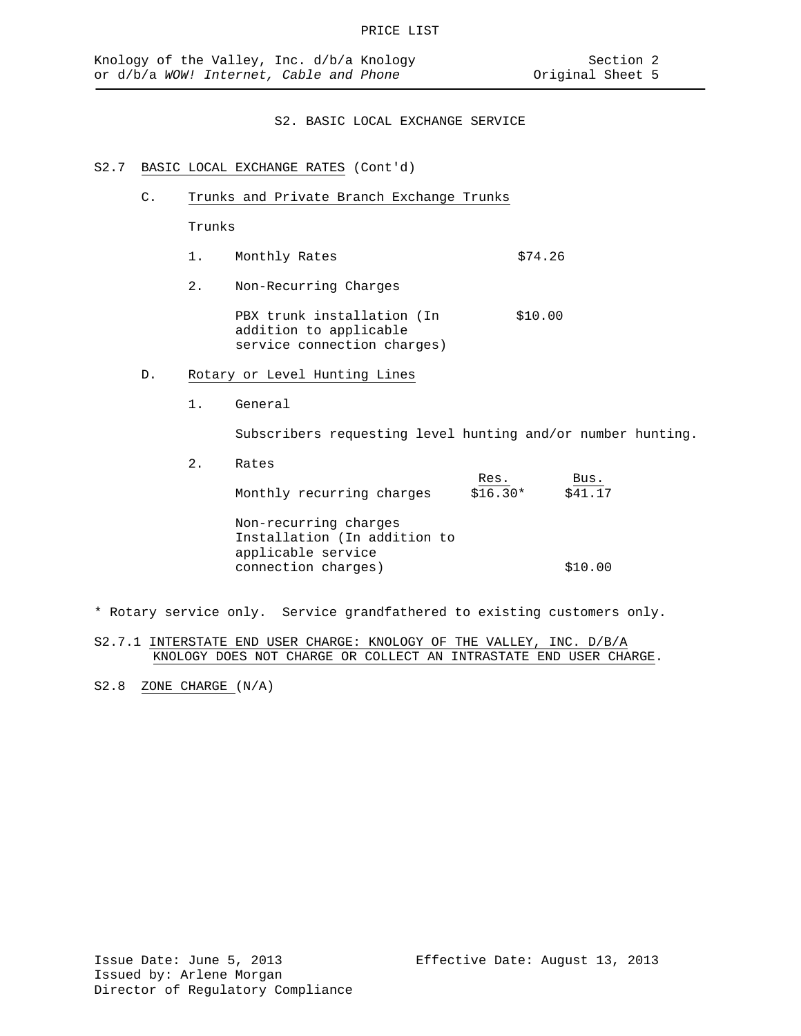PRICE LIST

Knology of the Valley, Inc. d/b/a Knology or d/b/a *WOW! Internet, Cable and Phone*

Section 2
Original Sheet 5

## S2. BASIC LOCAL EXCHANGE SERVICE

### S2.7 BASIC LOCAL EXCHANGE RATES (Cont'd)

C. Trunks and Private Branch Exchange Trunks

Trunks

1. Monthly Rates — $74.26

2. Non-Recurring Charges

   PBX trunk installation (In addition to applicable service connection charges) — $10.00

D. Rotary or Level Hunting Lines

1. General

   Subscribers requesting level hunting and/or number hunting.

2. Rates

| | Res. | Bus. |
|---|---|---|
| Monthly recurring charges | $16.30* | $41.17 |
| Non-recurring charges<br>Installation (In addition to applicable service connection charges) | | $10.00 |

\* Rotary service only. Service grandfathered to existing customers only.

S2.7.1 INTERSTATE END USER CHARGE: KNOLOGY OF THE VALLEY, INC. D/B/A KNOLOGY DOES NOT CHARGE OR COLLECT AN INTRASTATE END USER CHARGE.

S2.8 ZONE CHARGE (N/A)

Issue Date: June 5, 2013
Issued by: Arlene Morgan
Director of Regulatory Compliance

Effective Date: August 13, 2013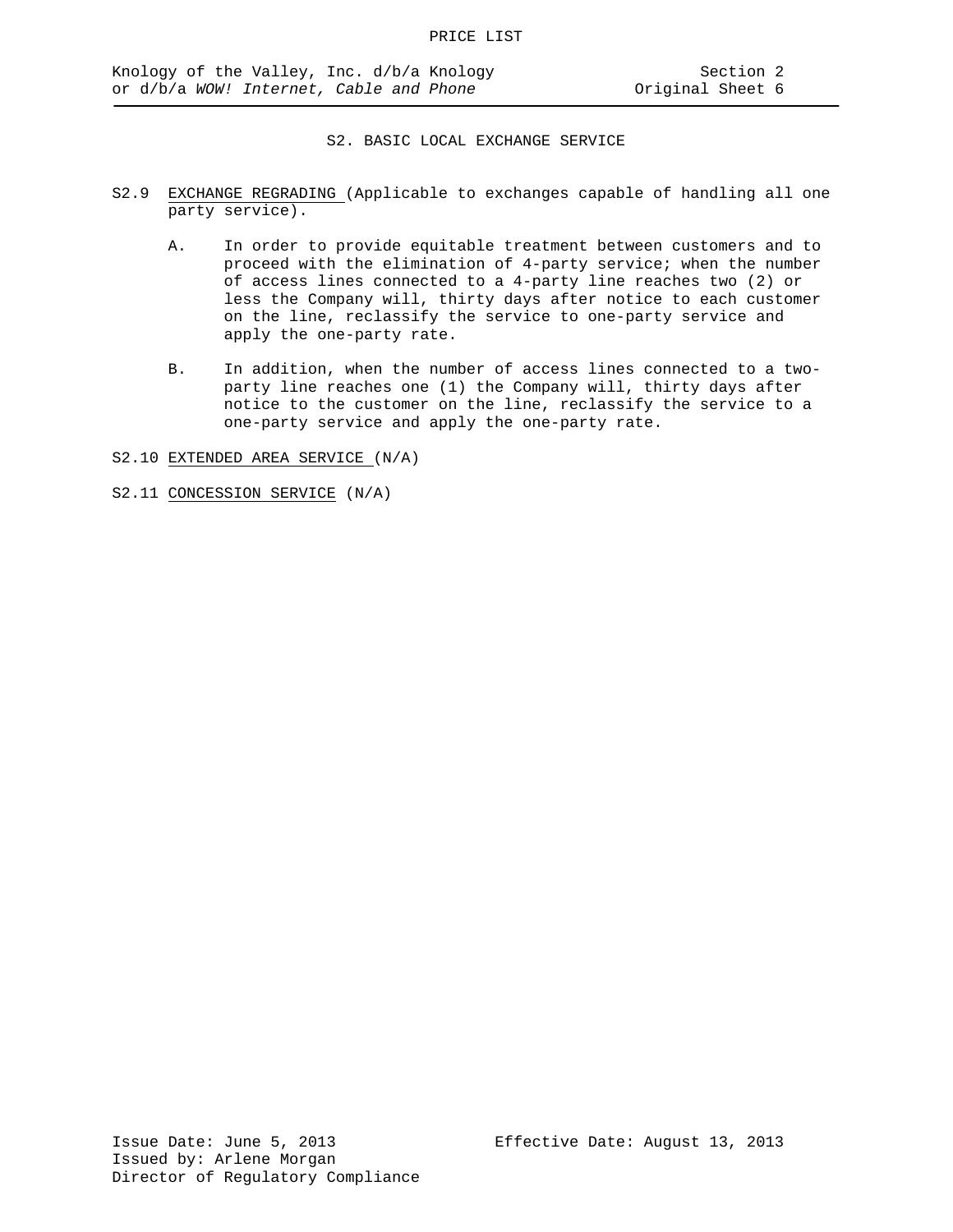## S2. BASIC LOCAL EXCHANGE SERVICE

S2.9 EXCHANGE REGRADING (Applicable to exchanges capable of handling all one party service).

A. In order to provide equitable treatment between customers and to proceed with the elimination of 4-party service; when the number of access lines connected to a 4-party line reaches two (2) or less the Company will, thirty days after notice to each customer on the line, reclassify the service to one-party service and apply the one-party rate.

B. In addition, when the number of access lines connected to a two-party line reaches one (1) the Company will, thirty days after notice to the customer on the line, reclassify the service to a one-party service and apply the one-party rate.

S2.10 EXTENDED AREA SERVICE (N/A)

S2.11 CONCESSION SERVICE (N/A)

Issue Date: June 5, 2013  
Effective Date: August 13, 2013  
Issued by: Arlene Morgan  
Director of Regulatory Compliance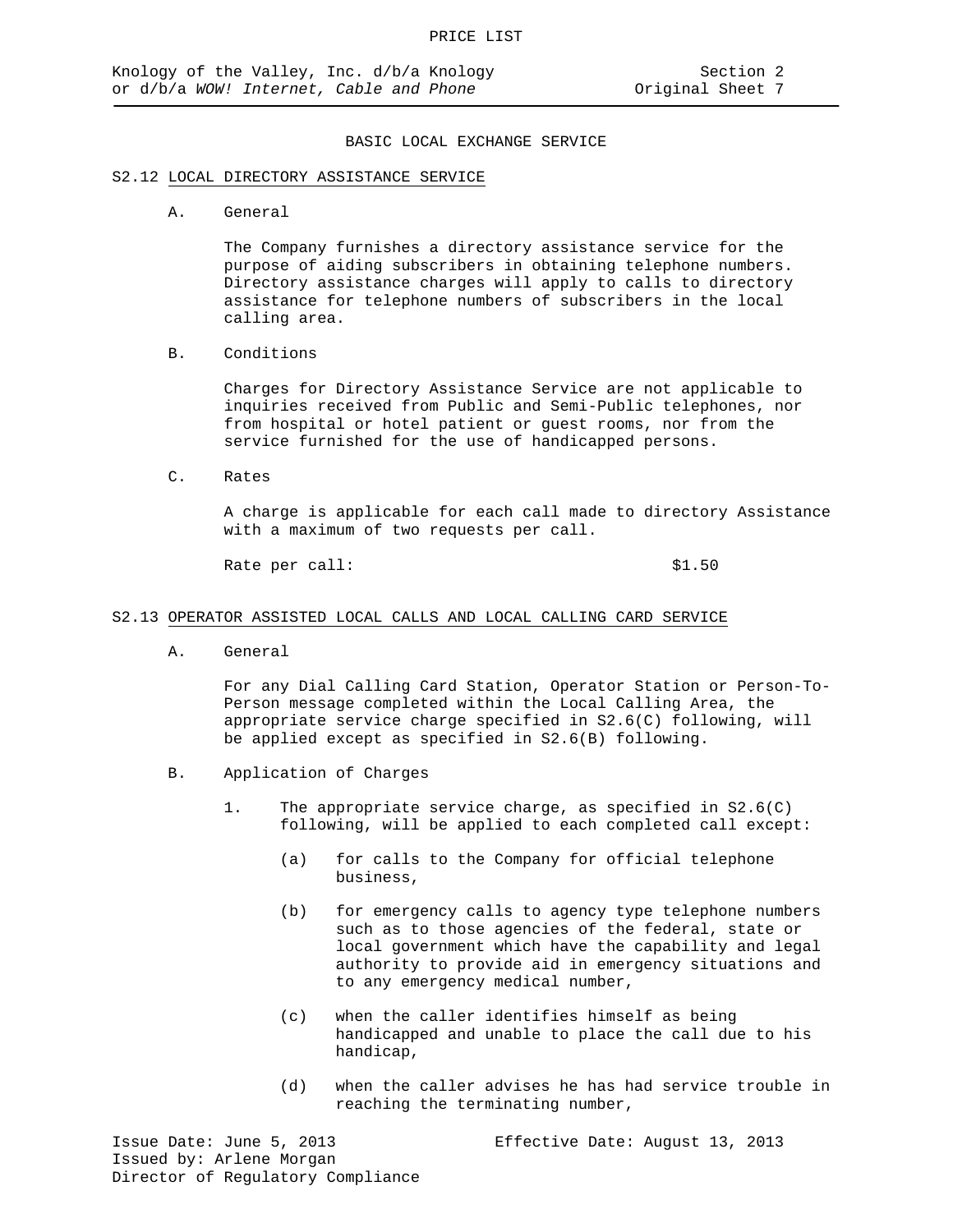## BASIC LOCAL EXCHANGE SERVICE

### S2.12 LOCAL DIRECTORY ASSISTANCE SERVICE

A. General

The Company furnishes a directory assistance service for the purpose of aiding subscribers in obtaining telephone numbers. Directory assistance charges will apply to calls to directory assistance for telephone numbers of subscribers in the local calling area.

B. Conditions

Charges for Directory Assistance Service are not applicable to inquiries received from Public and Semi-Public telephones, nor from hospital or hotel patient or guest rooms, nor from the service furnished for the use of handicapped persons.

C. Rates

A charge is applicable for each call made to directory Assistance with a maximum of two requests per call.

Rate per call: $1.50

### S2.13 OPERATOR ASSISTED LOCAL CALLS AND LOCAL CALLING CARD SERVICE

A. General

For any Dial Calling Card Station, Operator Station or Person-To-Person message completed within the Local Calling Area, the appropriate service charge specified in S2.6(C) following, will be applied except as specified in S2.6(B) following.

B. Application of Charges

1. The appropriate service charge, as specified in S2.6(C) following, will be applied to each completed call except:

   (a) for calls to the Company for official telephone business,

   (b) for emergency calls to agency type telephone numbers such as to those agencies of the federal, state or local government which have the capability and legal authority to provide aid in emergency situations and to any emergency medical number,

   (c) when the caller identifies himself as being handicapped and unable to place the call due to his handicap,

   (d) when the caller advises he has had service trouble in reaching the terminating number,

Issue Date: June 5, 2013 Effective Date: August 13, 2013
Issued by: Arlene Morgan
Director of Regulatory Compliance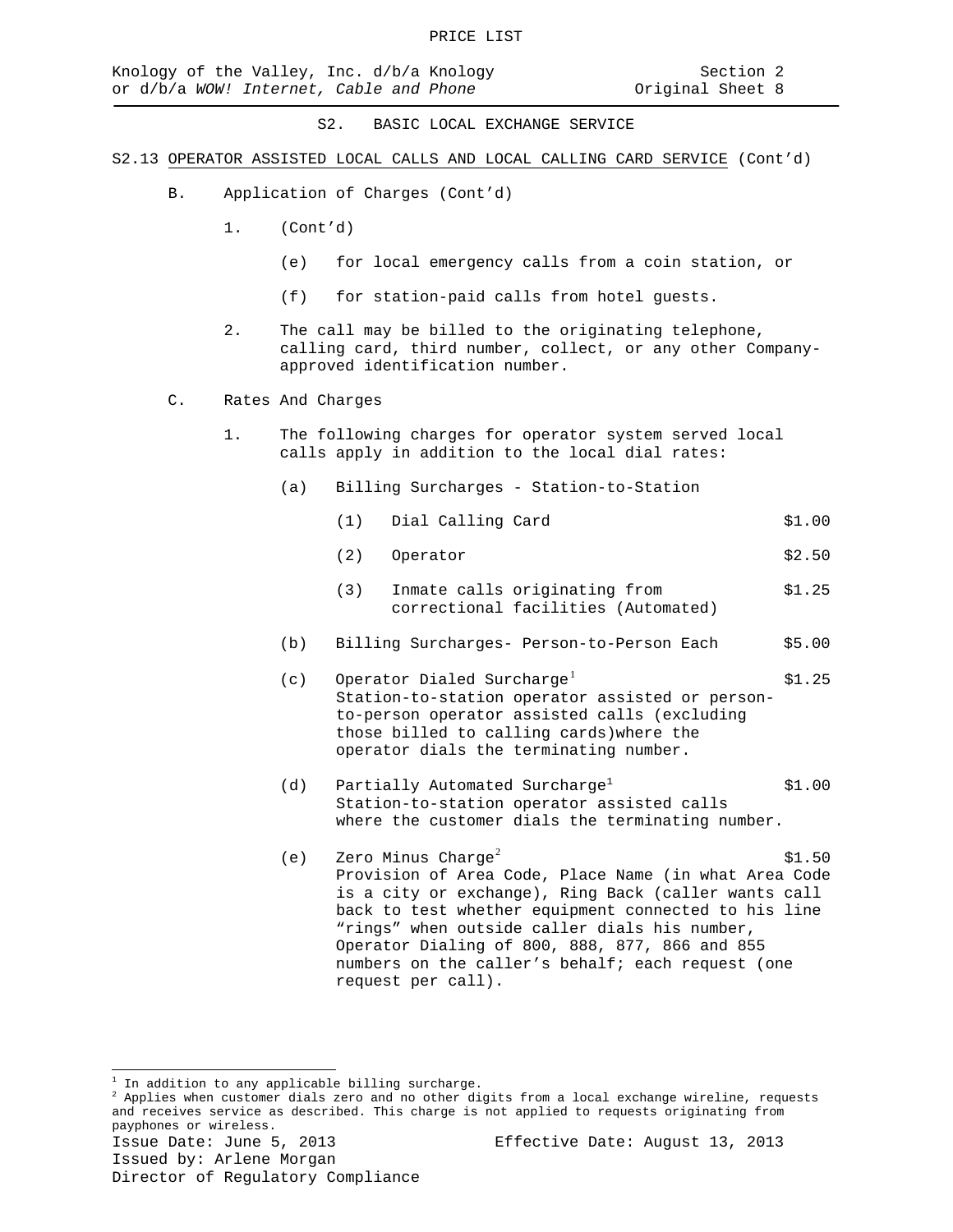PRICE LIST

Knology of the Valley, Inc. d/b/a Knology or d/b/a *WOW! Internet, Cable and Phone*

Section 2
Original Sheet 8

S2. BASIC LOCAL EXCHANGE SERVICE

S2.13 OPERATOR ASSISTED LOCAL CALLS AND LOCAL CALLING CARD SERVICE (Cont'd)

B. Application of Charges (Cont'd)

1. (Cont'd)

(e) for local emergency calls from a coin station, or

(f) for station-paid calls from hotel guests.

2. The call may be billed to the originating telephone, calling card, third number, collect, or any other Company-approved identification number.

C. Rates And Charges

1. The following charges for operator system served local calls apply in addition to the local dial rates:

(a) Billing Surcharges - Station-to-Station

| | | |
|---|---|---|
| (1) | Dial Calling Card | $1.00 |
| (2) | Operator | $2.50 |
| (3) | Inmate calls originating from correctional facilities (Automated) | $1.25 |

(b) Billing Surcharges- Person-to-Person Each — $5.00

(c) Operator Dialed Surcharge[1] — $1.25
Station-to-station operator assisted or person-to-person operator assisted calls (excluding those billed to calling cards)where the operator dials the terminating number.

(d) Partially Automated Surcharge[1] — $1.00
Station-to-station operator assisted calls where the customer dials the terminating number.

(e) Zero Minus Charge[2] — $1.50
Provision of Area Code, Place Name (in what Area Code is a city or exchange), Ring Back (caller wants call back to test whether equipment connected to his line "rings" when outside caller dials his number, Operator Dialing of 800, 888, 877, 866 and 855 numbers on the caller's behalf; each request (one request per call).

---

[1] In addition to any applicable billing surcharge.

[2] Applies when customer dials zero and no other digits from a local exchange wireline, requests and receives service as described. This charge is not applied to requests originating from payphones or wireless.

Issue Date: June 5, 2013
Effective Date: August 13, 2013
Issued by: Arlene Morgan
Director of Regulatory Compliance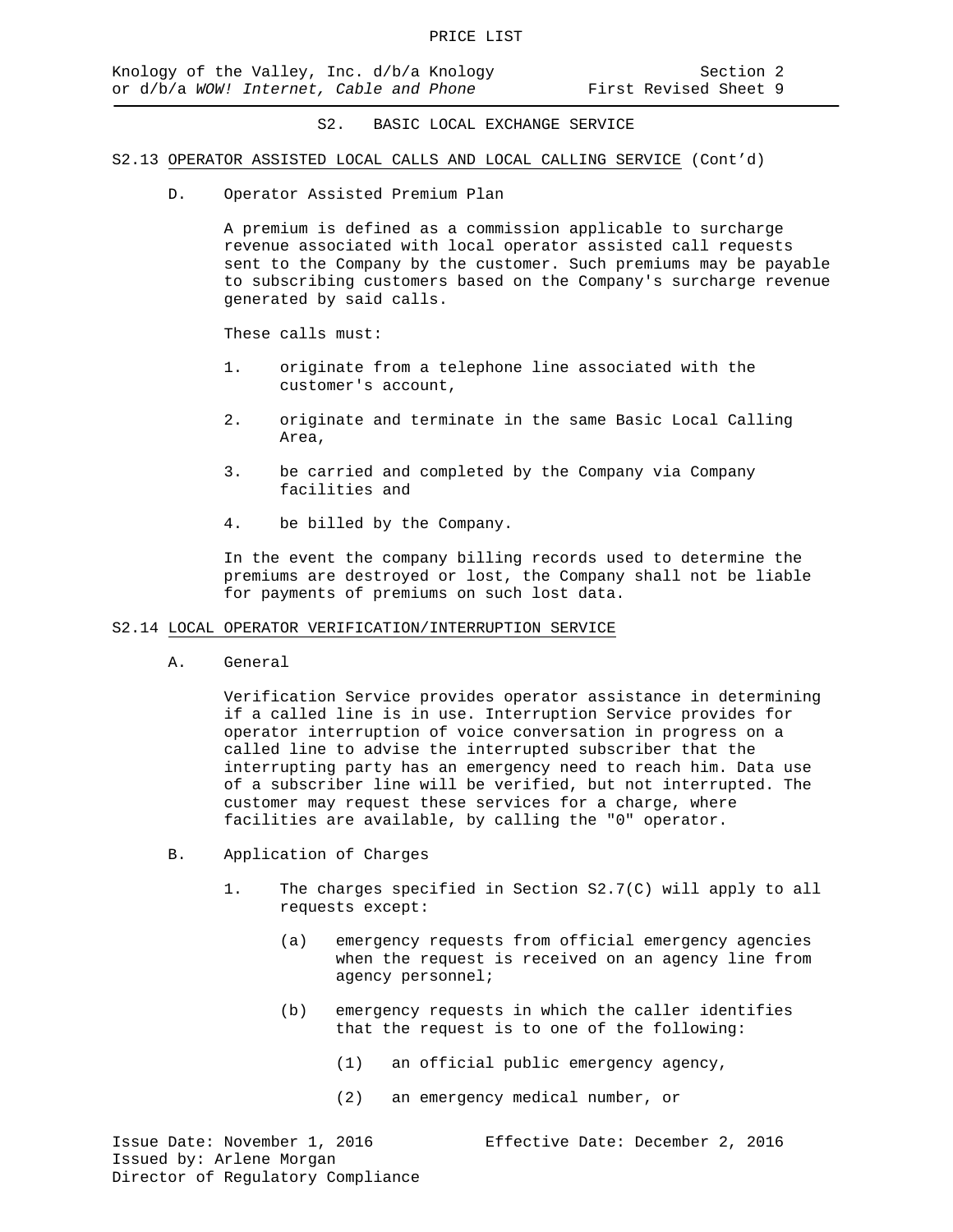## S2. BASIC LOCAL EXCHANGE SERVICE

### S2.13 OPERATOR ASSISTED LOCAL CALLS AND LOCAL CALLING SERVICE (Cont'd)

D. Operator Assisted Premium Plan

A premium is defined as a commission applicable to surcharge revenue associated with local operator assisted call requests sent to the Company by the customer. Such premiums may be payable to subscribing customers based on the Company's surcharge revenue generated by said calls.

These calls must:

1. originate from a telephone line associated with the customer's account,
2. originate and terminate in the same Basic Local Calling Area,
3. be carried and completed by the Company via Company facilities and
4. be billed by the Company.

In the event the company billing records used to determine the premiums are destroyed or lost, the Company shall not be liable for payments of premiums on such lost data.

### S2.14 LOCAL OPERATOR VERIFICATION/INTERRUPTION SERVICE

A. General

Verification Service provides operator assistance in determining if a called line is in use. Interruption Service provides for operator interruption of voice conversation in progress on a called line to advise the interrupted subscriber that the interrupting party has an emergency need to reach him. Data use of a subscriber line will be verified, but not interrupted. The customer may request these services for a charge, where facilities are available, by calling the "0" operator.

B. Application of Charges

1. The charges specified in Section S2.7(C) will apply to all requests except:
   - (a) emergency requests from official emergency agencies when the request is received on an agency line from agency personnel;
   - (b) emergency requests in which the caller identifies that the request is to one of the following:
     - (1) an official public emergency agency,
     - (2) an emergency medical number, or

Issue Date: November 1, 2016 Effective Date: December 2, 2016
Issued by: Arlene Morgan
Director of Regulatory Compliance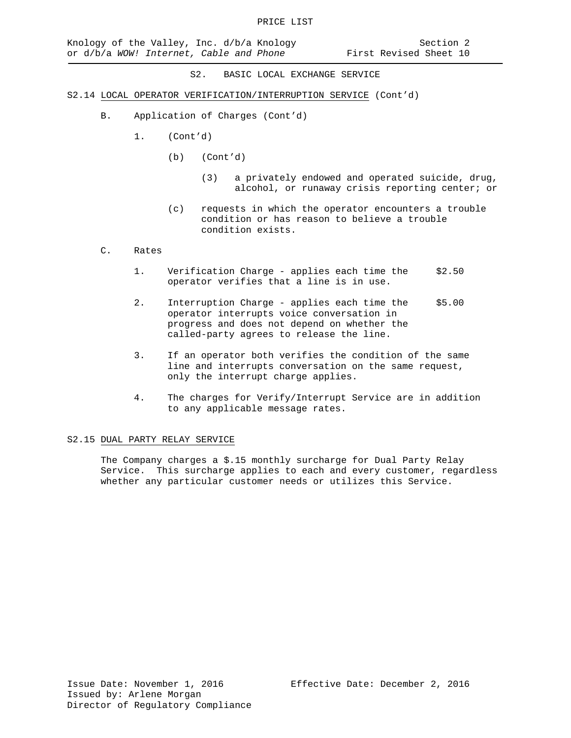# S2. BASIC LOCAL EXCHANGE SERVICE

S2.14 LOCAL OPERATOR VERIFICATION/INTERRUPTION SERVICE (Cont'd)

B. Application of Charges (Cont'd)

1. (Cont'd)

(b) (Cont'd)

(3) a privately endowed and operated suicide, drug, alcohol, or runaway crisis reporting center; or

(c) requests in which the operator encounters a trouble condition or has reason to believe a trouble condition exists.

C. Rates

| | | |
|---|---|---|
| 1. | Verification Charge - applies each time the operator verifies that a line is in use. | $2.50 |
| 2. | Interruption Charge - applies each time the operator interrupts voice conversation in progress and does not depend on whether the called-party agrees to release the line. | $5.00 |

3. If an operator both verifies the condition of the same line and interrupts conversation on the same request, only the interrupt charge applies.

4. The charges for Verify/Interrupt Service are in addition to any applicable message rates.

S2.15 DUAL PARTY RELAY SERVICE

The Company charges a $.15 monthly surcharge for Dual Party Relay Service. This surcharge applies to each and every customer, regardless whether any particular customer needs or utilizes this Service.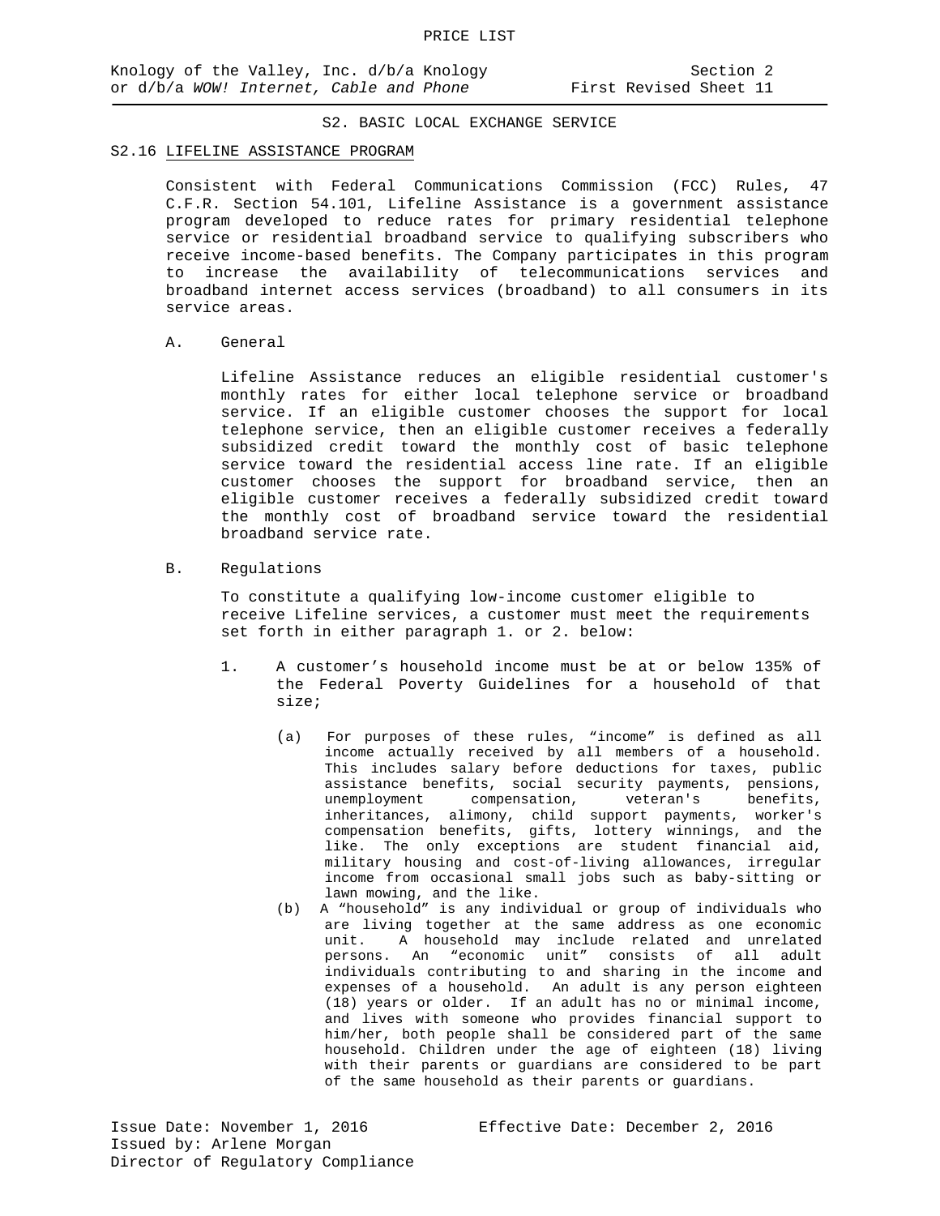## S2. BASIC LOCAL EXCHANGE SERVICE

### S2.16 LIFELINE ASSISTANCE PROGRAM

Consistent with Federal Communications Commission (FCC) Rules, 47 C.F.R. Section 54.101, Lifeline Assistance is a government assistance program developed to reduce rates for primary residential telephone service or residential broadband service to qualifying subscribers who receive income-based benefits. The Company participates in this program to increase the availability of telecommunications services and broadband internet access services (broadband) to all consumers in its service areas.

A. General

Lifeline Assistance reduces an eligible residential customer's monthly rates for either local telephone service or broadband service. If an eligible customer chooses the support for local telephone service, then an eligible customer receives a federally subsidized credit toward the monthly cost of basic telephone service toward the residential access line rate. If an eligible customer chooses the support for broadband service, then an eligible customer receives a federally subsidized credit toward the monthly cost of broadband service toward the residential broadband service rate.

B. Regulations

To constitute a qualifying low-income customer eligible to receive Lifeline services, a customer must meet the requirements set forth in either paragraph 1. or 2. below:

1. A customer’s household income must be at or below 135% of the Federal Poverty Guidelines for a household of that size;

   (a) For purposes of these rules, “income” is defined as all income actually received by all members of a household. This includes salary before deductions for taxes, public assistance benefits, social security payments, pensions, unemployment compensation, veteran's benefits, inheritances, alimony, child support payments, worker's compensation benefits, gifts, lottery winnings, and the like. The only exceptions are student financial aid, military housing and cost-of-living allowances, irregular income from occasional small jobs such as baby-sitting or lawn mowing, and the like.

   (b) A “household” is any individual or group of individuals who are living together at the same address as one economic unit. A household may include related and unrelated persons. An “economic unit” consists of all adult individuals contributing to and sharing in the income and expenses of a household. An adult is any person eighteen (18) years or older. If an adult has no or minimal income, and lives with someone who provides financial support to him/her, both people shall be considered part of the same household. Children under the age of eighteen (18) living with their parents or guardians are considered to be part of the same household as their parents or guardians.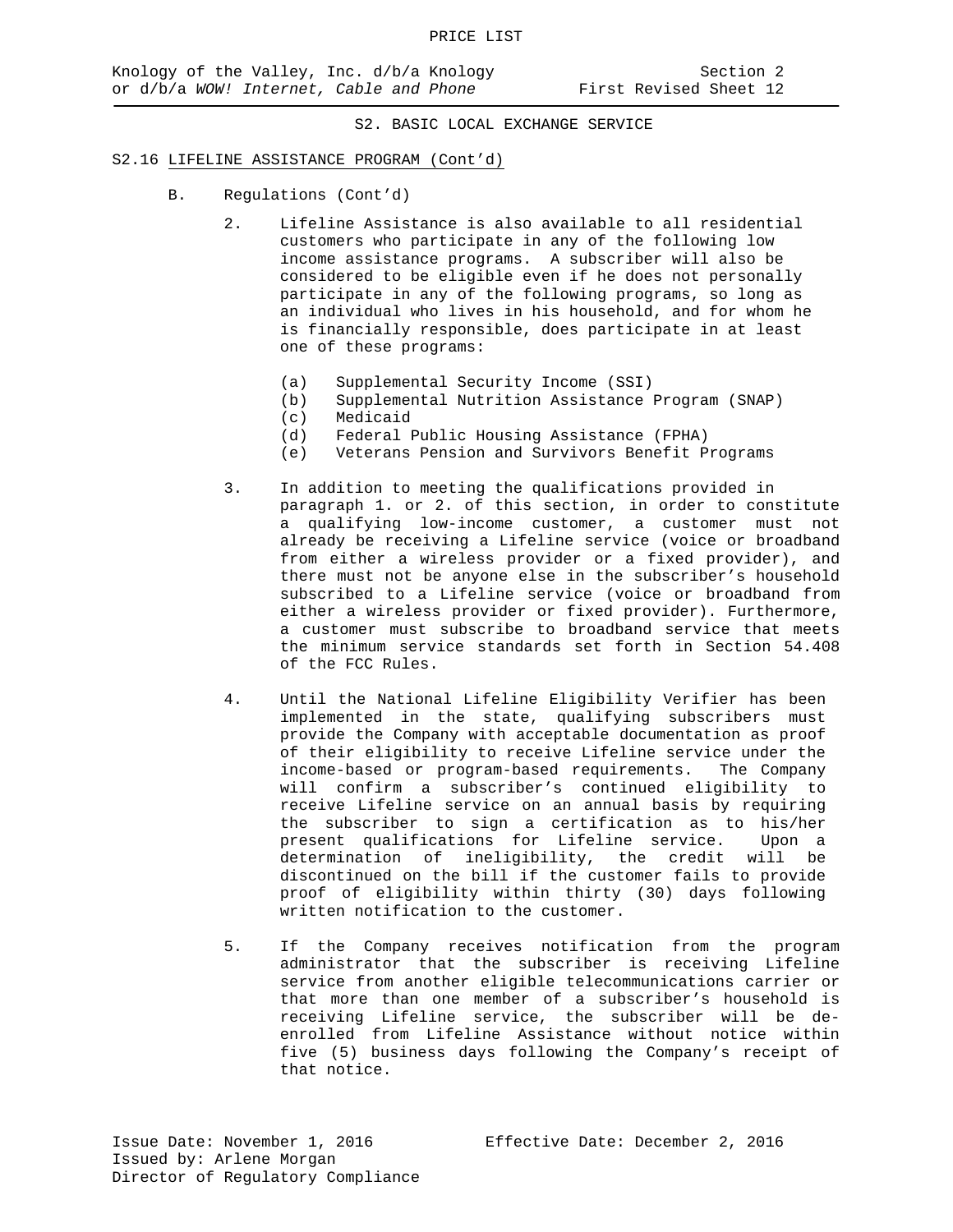## S2. BASIC LOCAL EXCHANGE SERVICE

### S2.16 LIFELINE ASSISTANCE PROGRAM (Cont'd)

B. Regulations (Cont'd)

2. Lifeline Assistance is also available to all residential customers who participate in any of the following low income assistance programs. A subscriber will also be considered to be eligible even if he does not personally participate in any of the following programs, so long as an individual who lives in his household, and for whom he is financially responsible, does participate in at least one of these programs:

   (a) Supplemental Security Income (SSI)
   (b) Supplemental Nutrition Assistance Program (SNAP)
   (c) Medicaid
   (d) Federal Public Housing Assistance (FPHA)
   (e) Veterans Pension and Survivors Benefit Programs

3. In addition to meeting the qualifications provided in paragraph 1. or 2. of this section, in order to constitute a qualifying low-income customer, a customer must not already be receiving a Lifeline service (voice or broadband from either a wireless provider or a fixed provider), and there must not be anyone else in the subscriber's household subscribed to a Lifeline service (voice or broadband from either a wireless provider or fixed provider). Furthermore, a customer must subscribe to broadband service that meets the minimum service standards set forth in Section 54.408 of the FCC Rules.

4. Until the National Lifeline Eligibility Verifier has been implemented in the state, qualifying subscribers must provide the Company with acceptable documentation as proof of their eligibility to receive Lifeline service under the income-based or program-based requirements. The Company will confirm a subscriber's continued eligibility to receive Lifeline service on an annual basis by requiring the subscriber to sign a certification as to his/her present qualifications for Lifeline service. Upon a determination of ineligibility, the credit will be discontinued on the bill if the customer fails to provide proof of eligibility within thirty (30) days following written notification to the customer.

5. If the Company receives notification from the program administrator that the subscriber is receiving Lifeline service from another eligible telecommunications carrier or that more than one member of a subscriber's household is receiving Lifeline service, the subscriber will be de-enrolled from Lifeline Assistance without notice within five (5) business days following the Company's receipt of that notice.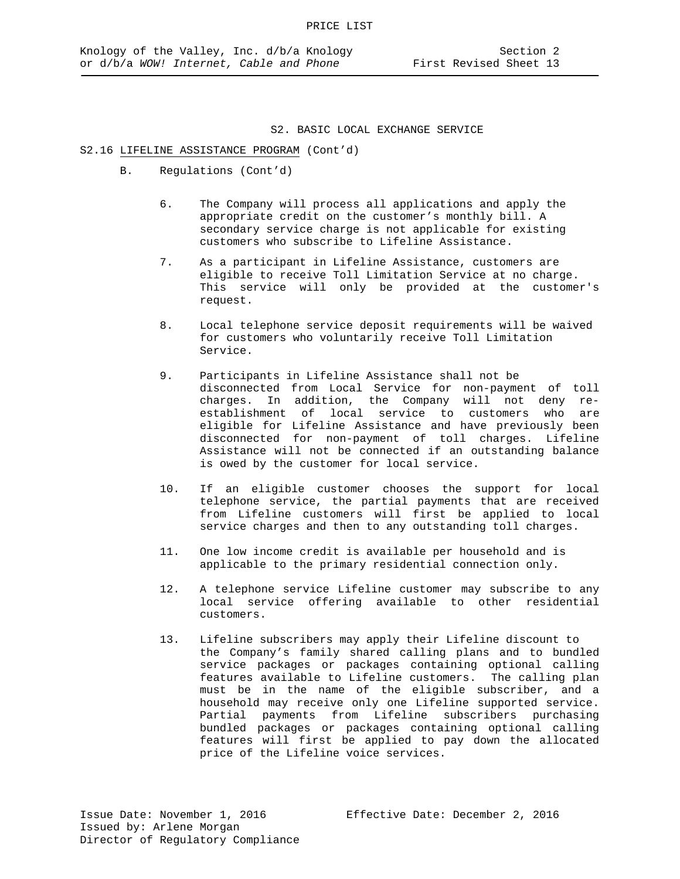## S2. BASIC LOCAL EXCHANGE SERVICE

S2.16 LIFELINE ASSISTANCE PROGRAM (Cont'd)

B. Regulations (Cont'd)

6. The Company will process all applications and apply the appropriate credit on the customer's monthly bill. A secondary service charge is not applicable for existing customers who subscribe to Lifeline Assistance.

7. As a participant in Lifeline Assistance, customers are eligible to receive Toll Limitation Service at no charge. This service will only be provided at the customer's request.

8. Local telephone service deposit requirements will be waived for customers who voluntarily receive Toll Limitation Service.

9. Participants in Lifeline Assistance shall not be disconnected from Local Service for non-payment of toll charges. In addition, the Company will not deny re-establishment of local service to customers who are eligible for Lifeline Assistance and have previously been disconnected for non-payment of toll charges. Lifeline Assistance will not be connected if an outstanding balance is owed by the customer for local service.

10. If an eligible customer chooses the support for local telephone service, the partial payments that are received from Lifeline customers will first be applied to local service charges and then to any outstanding toll charges.

11. One low income credit is available per household and is applicable to the primary residential connection only.

12. A telephone service Lifeline customer may subscribe to any local service offering available to other residential customers.

13. Lifeline subscribers may apply their Lifeline discount to the Company's family shared calling plans and to bundled service packages or packages containing optional calling features available to Lifeline customers. The calling plan must be in the name of the eligible subscriber, and a household may receive only one Lifeline supported service. Partial payments from Lifeline subscribers purchasing bundled packages or packages containing optional calling features will first be applied to pay down the allocated price of the Lifeline voice services.

Issue Date: November 1, 2016 Effective Date: December 2, 2016
Issued by: Arlene Morgan
Director of Regulatory Compliance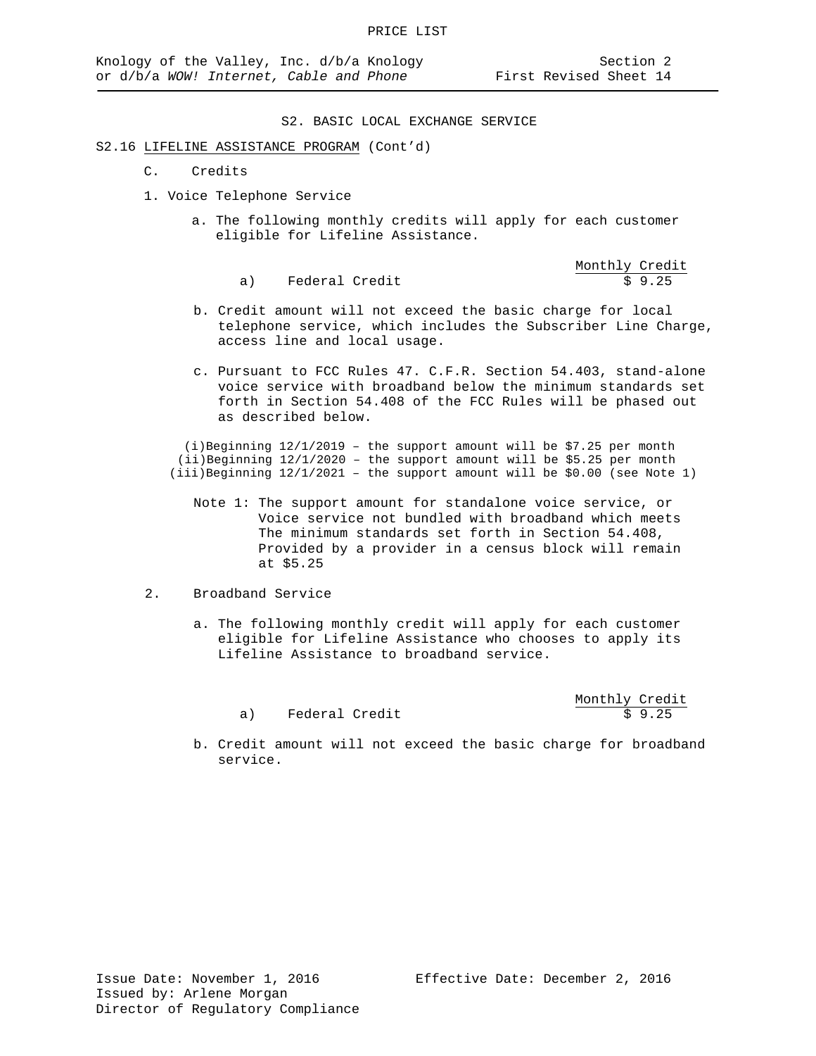PRICE LIST

Knology of the Valley, Inc. d/b/a Knology or d/b/a *WOW! Internet, Cable and Phone*

Section 2
First Revised Sheet 14

S2. BASIC LOCAL EXCHANGE SERVICE

S2.16 LIFELINE ASSISTANCE PROGRAM (Cont'd)

C. Credits

1. Voice Telephone Service

a. The following monthly credits will apply for each customer eligible for Lifeline Assistance.

| | Monthly Credit |
|---|---|
| a) Federal Credit | $ 9.25 |

b. Credit amount will not exceed the basic charge for local telephone service, which includes the Subscriber Line Charge, access line and local usage.

c. Pursuant to FCC Rules 47. C.F.R. Section 54.403, stand-alone voice service with broadband below the minimum standards set forth in Section 54.408 of the FCC Rules will be phased out as described below.

(i)Beginning 12/1/2019 – the support amount will be $7.25 per month
(ii)Beginning 12/1/2020 – the support amount will be $5.25 per month
(iii)Beginning 12/1/2021 – the support amount will be $0.00 (see Note 1)

Note 1: The support amount for standalone voice service, or Voice service not bundled with broadband which meets The minimum standards set forth in Section 54.408, Provided by a provider in a census block will remain at $5.25

2. Broadband Service

a. The following monthly credit will apply for each customer eligible for Lifeline Assistance who chooses to apply its Lifeline Assistance to broadband service.

| | Monthly Credit |
|---|---|
| a) Federal Credit | $ 9.25 |

b. Credit amount will not exceed the basic charge for broadband service.

Issue Date: November 1, 2016
Issued by: Arlene Morgan
Director of Regulatory Compliance

Effective Date: December 2, 2016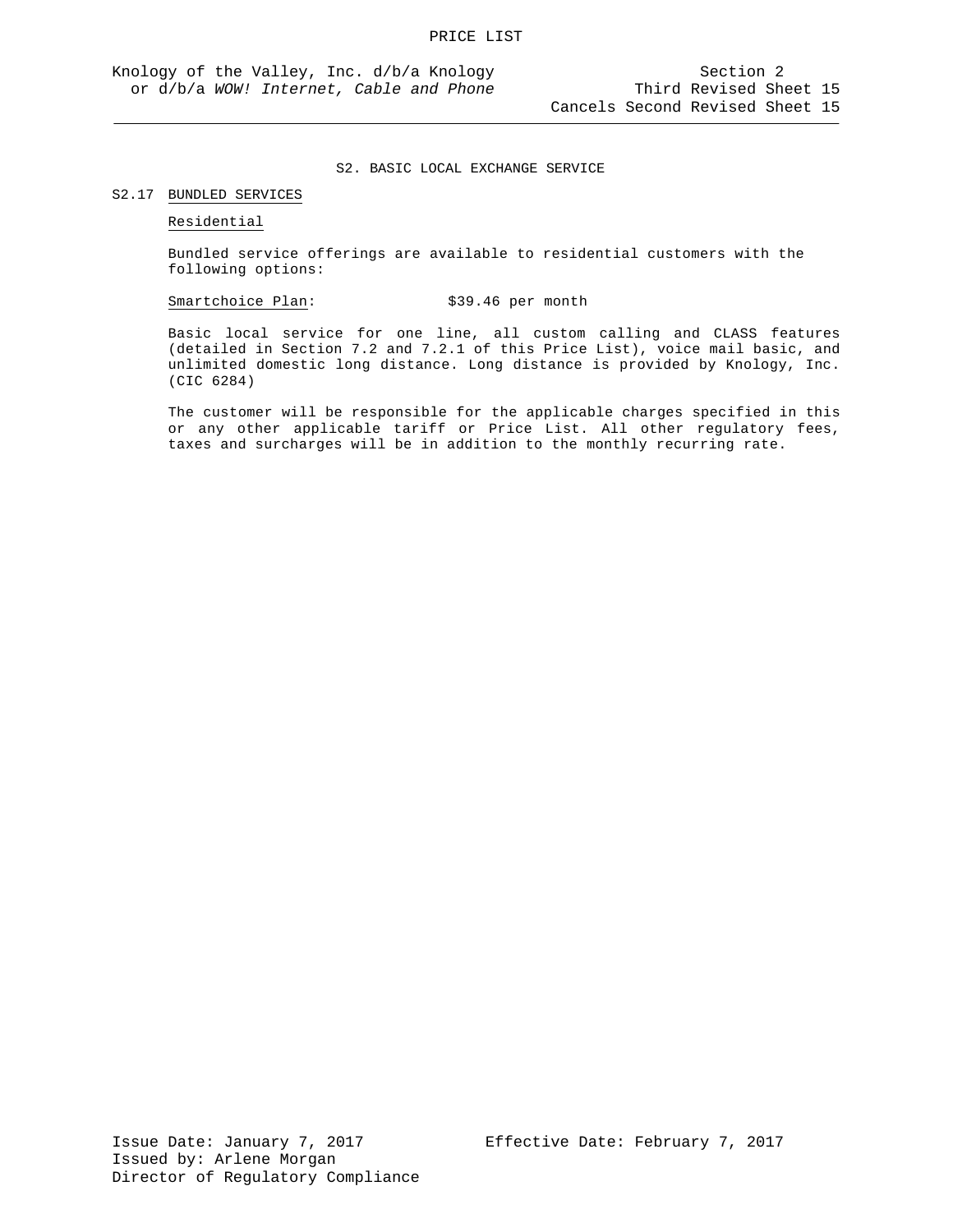PRICE LIST

Knology of the Valley, Inc. d/b/a Knology
or d/b/a *WOW! Internet, Cable and Phone*

Section 2
Third Revised Sheet 15
Cancels Second Revised Sheet 15

S2. BASIC LOCAL EXCHANGE SERVICE

## S2.17 BUNDLED SERVICES

### Residential

Bundled service offerings are available to residential customers with the following options:

Smartchoice Plan: $39.46 per month

Basic local service for one line, all custom calling and CLASS features (detailed in Section 7.2 and 7.2.1 of this Price List), voice mail basic, and unlimited domestic long distance. Long distance is provided by Knology, Inc. (CIC 6284)

The customer will be responsible for the applicable charges specified in this or any other applicable tariff or Price List. All other regulatory fees, taxes and surcharges will be in addition to the monthly recurring rate.

Issue Date: January 7, 2017
Effective Date: February 7, 2017
Issued by: Arlene Morgan
Director of Regulatory Compliance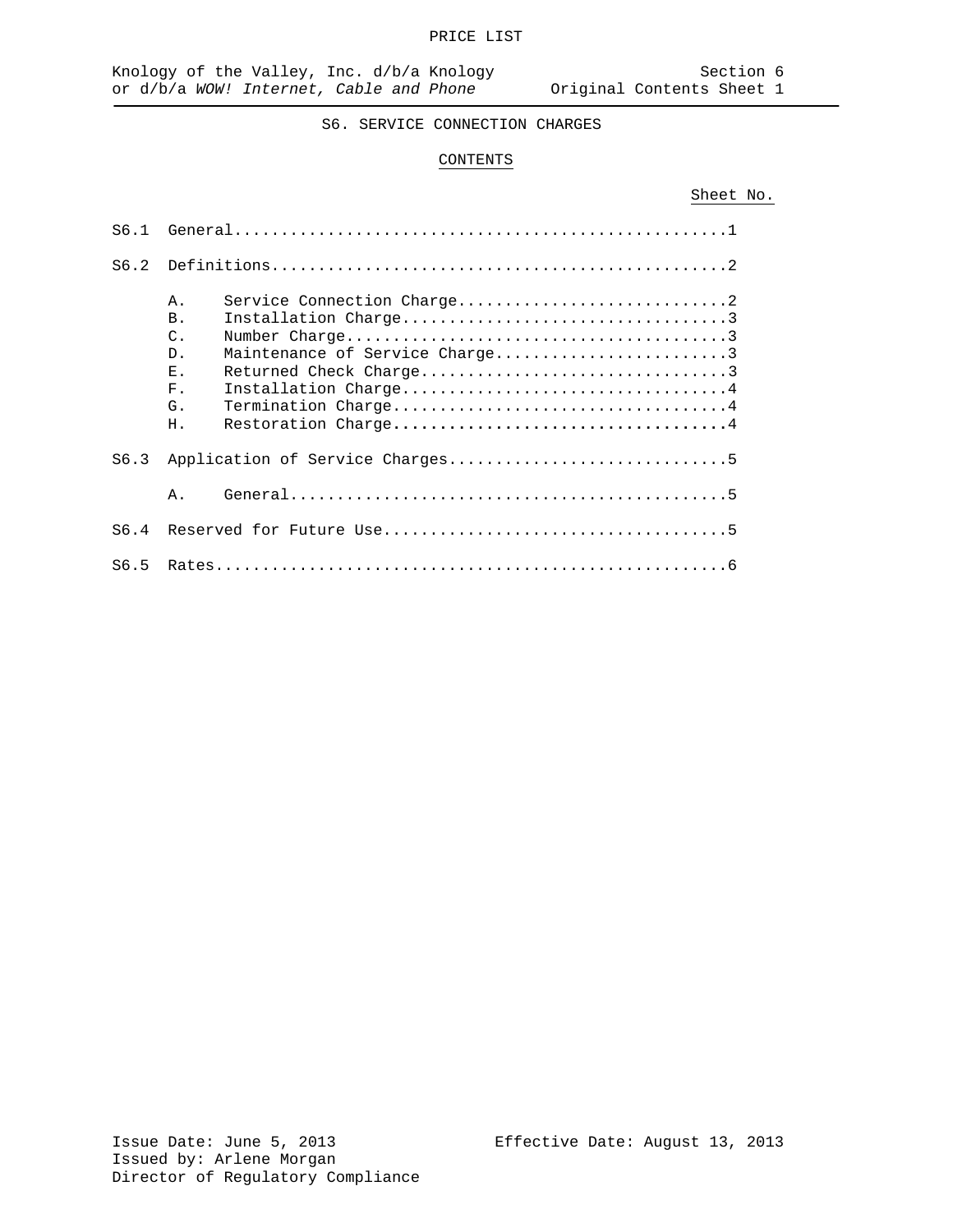# S6. SERVICE CONNECTION CHARGES

## CONTENTS

| | | Sheet No. |
|---|---|---|
| S6.1 | General | 1 |
| S6.2 | Definitions | 2 |
| | A. Service Connection Charge | 2 |
| | B. Installation Charge | 3 |
| | C. Number Charge | 3 |
| | D. Maintenance of Service Charge | 3 |
| | E. Returned Check Charge | 3 |
| | F. Installation Charge | 4 |
| | G. Termination Charge | 4 |
| | H. Restoration Charge | 4 |
| S6.3 | Application of Service Charges | 5 |
| | A. General | 5 |
| S6.4 | Reserved for Future Use | 5 |
| S6.5 | Rates | 6 |

Issue Date: June 5, 2013
Effective Date: August 13, 2013
Issued by: Arlene Morgan
Director of Regulatory Compliance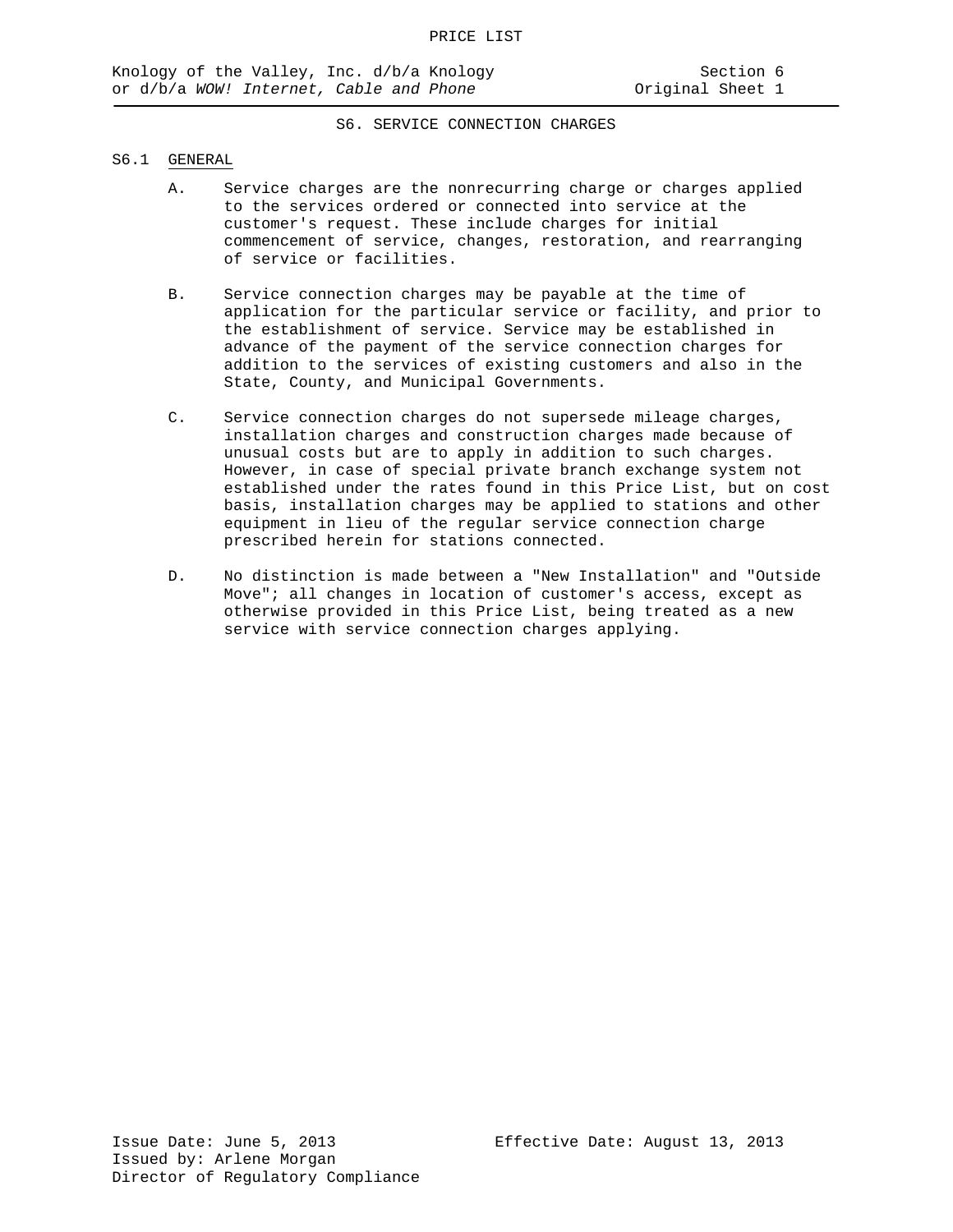# S6. SERVICE CONNECTION CHARGES

## S6.1 GENERAL

A. Service charges are the nonrecurring charge or charges applied to the services ordered or connected into service at the customer's request. These include charges for initial commencement of service, changes, restoration, and rearranging of service or facilities.

B. Service connection charges may be payable at the time of application for the particular service or facility, and prior to the establishment of service. Service may be established in advance of the payment of the service connection charges for addition to the services of existing customers and also in the State, County, and Municipal Governments.

C. Service connection charges do not supersede mileage charges, installation charges and construction charges made because of unusual costs but are to apply in addition to such charges. However, in case of special private branch exchange system not established under the rates found in this Price List, but on cost basis, installation charges may be applied to stations and other equipment in lieu of the regular service connection charge prescribed herein for stations connected.

D. No distinction is made between a "New Installation" and "Outside Move"; all changes in location of customer's access, except as otherwise provided in this Price List, being treated as a new service with service connection charges applying.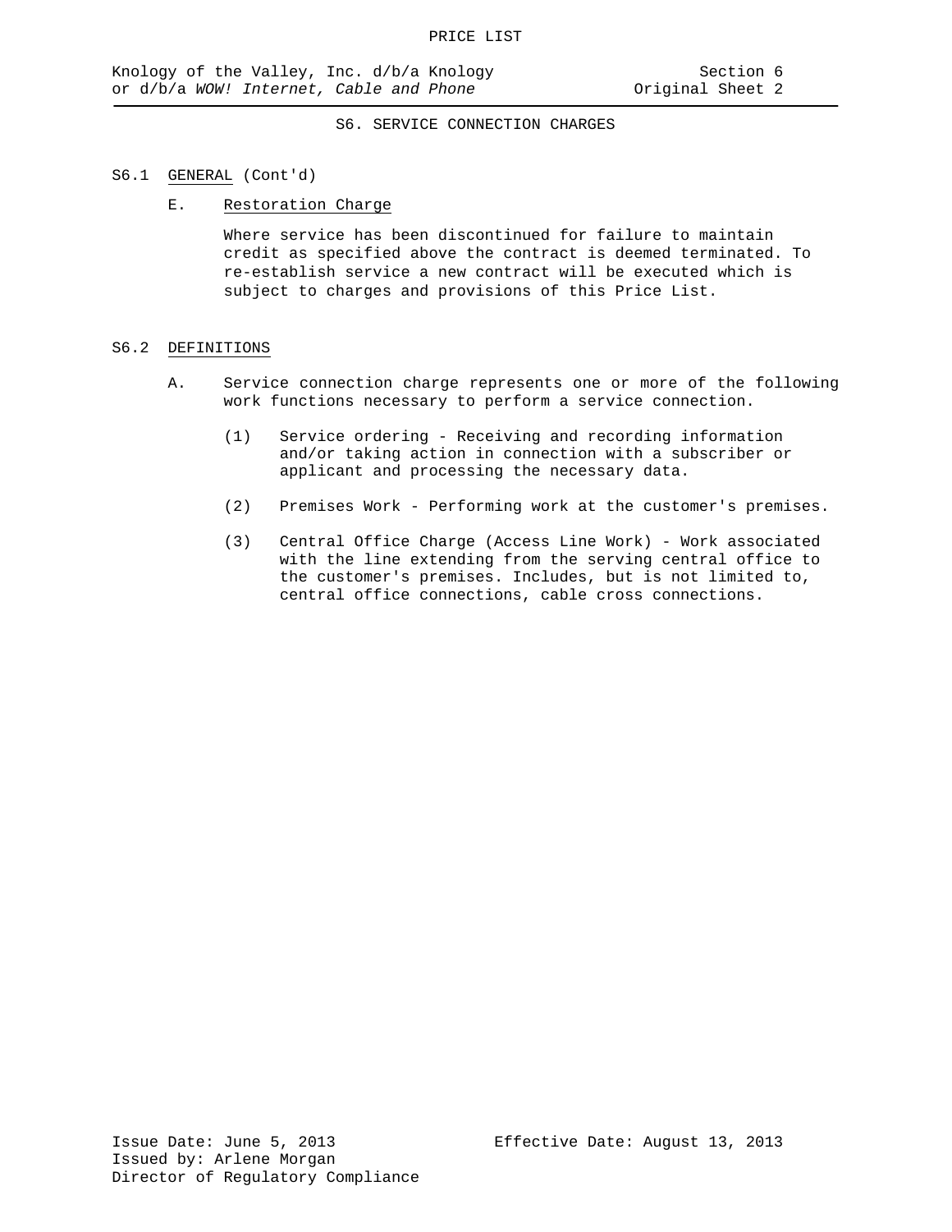## S6. SERVICE CONNECTION CHARGES

### S6.1 GENERAL (Cont'd)

E. Restoration Charge

Where service has been discontinued for failure to maintain credit as specified above the contract is deemed terminated. To re-establish service a new contract will be executed which is subject to charges and provisions of this Price List.

### S6.2 DEFINITIONS

A. Service connection charge represents one or more of the following work functions necessary to perform a service connection.

(1) Service ordering - Receiving and recording information and/or taking action in connection with a subscriber or applicant and processing the necessary data.

(2) Premises Work - Performing work at the customer's premises.

(3) Central Office Charge (Access Line Work) - Work associated with the line extending from the serving central office to the customer's premises. Includes, but is not limited to, central office connections, cable cross connections.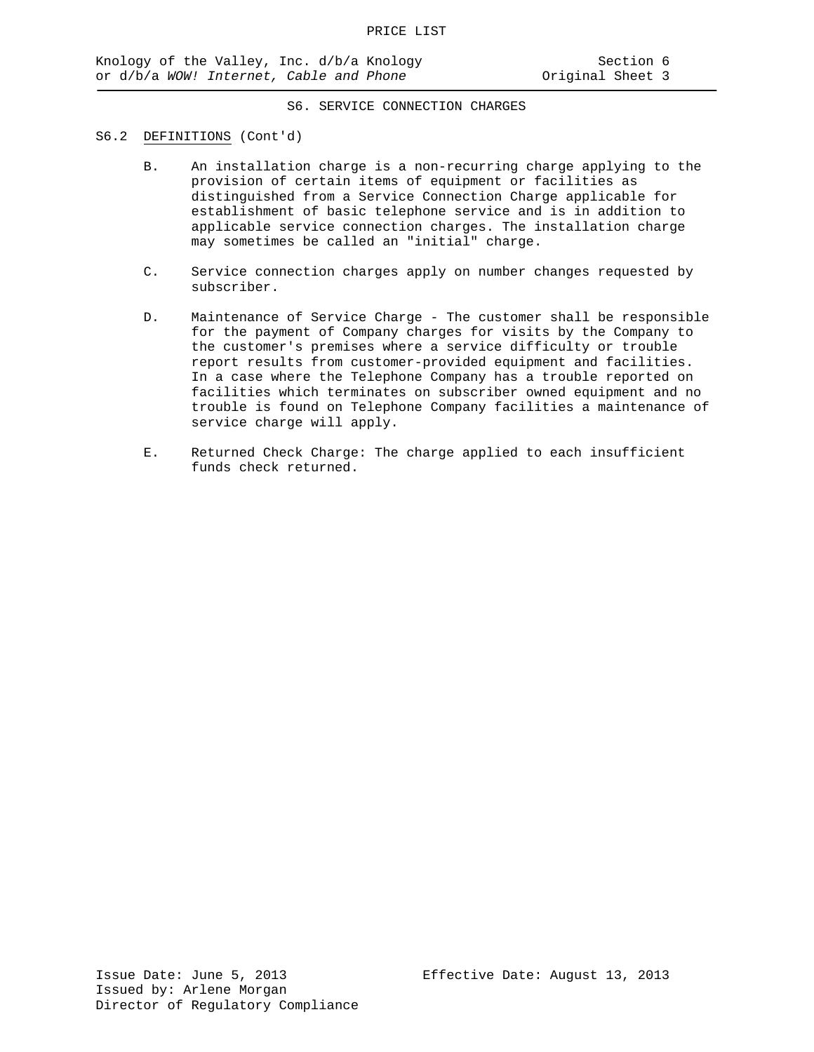## S6. SERVICE CONNECTION CHARGES

S6.2 DEFINITIONS (Cont'd)

B. An installation charge is a non-recurring charge applying to the provision of certain items of equipment or facilities as distinguished from a Service Connection Charge applicable for establishment of basic telephone service and is in addition to applicable service connection charges. The installation charge may sometimes be called an "initial" charge.

C. Service connection charges apply on number changes requested by subscriber.

D. Maintenance of Service Charge - The customer shall be responsible for the payment of Company charges for visits by the Company to the customer's premises where a service difficulty or trouble report results from customer-provided equipment and facilities. In a case where the Telephone Company has a trouble reported on facilities which terminates on subscriber owned equipment and no trouble is found on Telephone Company facilities a maintenance of service charge will apply.

E. Returned Check Charge: The charge applied to each insufficient funds check returned.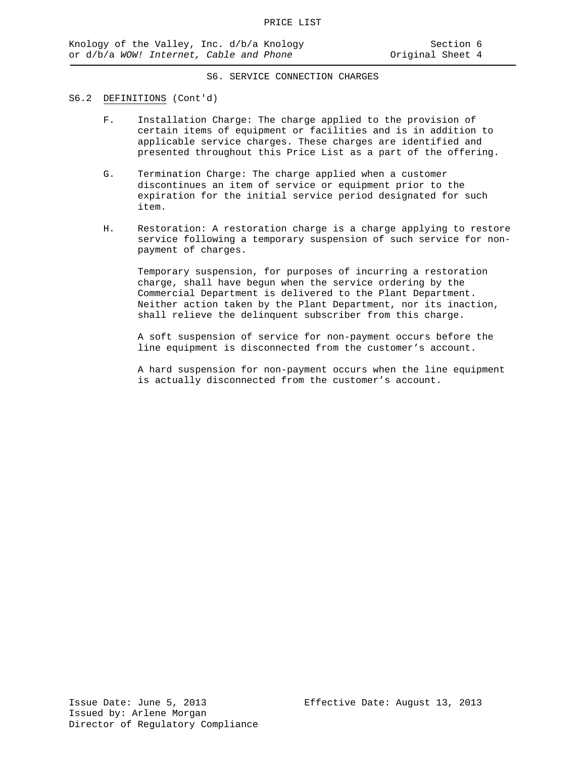## S6. SERVICE CONNECTION CHARGES

### S6.2 DEFINITIONS (Cont'd)

F. Installation Charge: The charge applied to the provision of certain items of equipment or facilities and is in addition to applicable service charges. These charges are identified and presented throughout this Price List as a part of the offering.

G. Termination Charge: The charge applied when a customer discontinues an item of service or equipment prior to the expiration for the initial service period designated for such item.

H. Restoration: A restoration charge is a charge applying to restore service following a temporary suspension of such service for non-payment of charges.

Temporary suspension, for purposes of incurring a restoration charge, shall have begun when the service ordering by the Commercial Department is delivered to the Plant Department. Neither action taken by the Plant Department, nor its inaction, shall relieve the delinquent subscriber from this charge.

A soft suspension of service for non-payment occurs before the line equipment is disconnected from the customer's account.

A hard suspension for non-payment occurs when the line equipment is actually disconnected from the customer's account.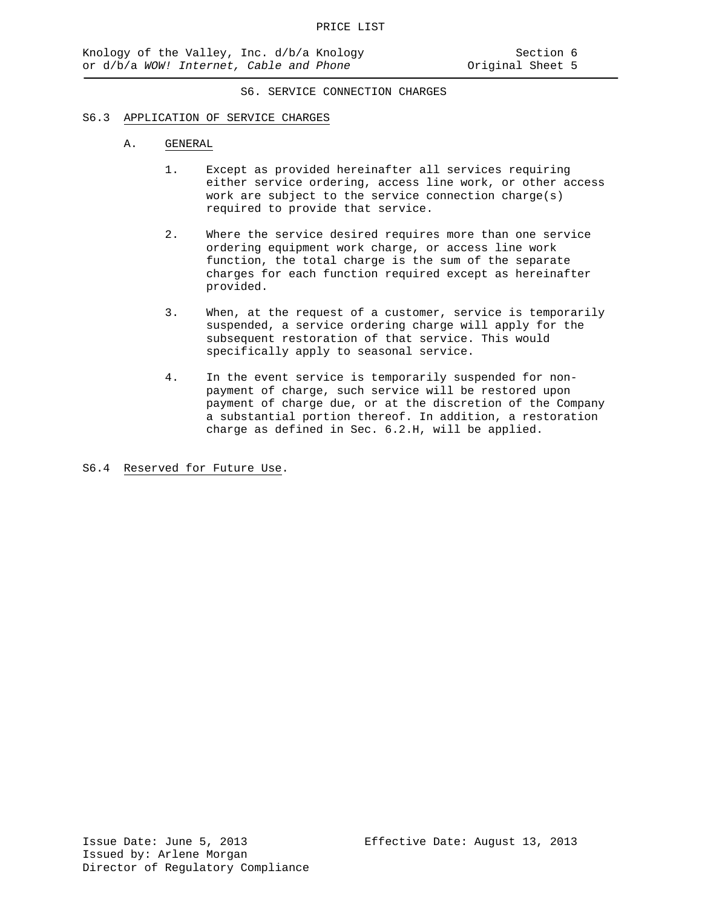## S6. SERVICE CONNECTION CHARGES

### S6.3 APPLICATION OF SERVICE CHARGES

A. GENERAL

1. Except as provided hereinafter all services requiring either service ordering, access line work, or other access work are subject to the service connection charge(s) required to provide that service.

2. Where the service desired requires more than one service ordering equipment work charge, or access line work function, the total charge is the sum of the separate charges for each function required except as hereinafter provided.

3. When, at the request of a customer, service is temporarily suspended, a service ordering charge will apply for the subsequent restoration of that service. This would specifically apply to seasonal service.

4. In the event service is temporarily suspended for non-payment of charge, such service will be restored upon payment of charge due, or at the discretion of the Company a substantial portion thereof. In addition, a restoration charge as defined in Sec. 6.2.H, will be applied.

### S6.4 Reserved for Future Use.

Issue Date: June 5, 2013
Issued by: Arlene Morgan
Director of Regulatory Compliance

Effective Date: August 13, 2013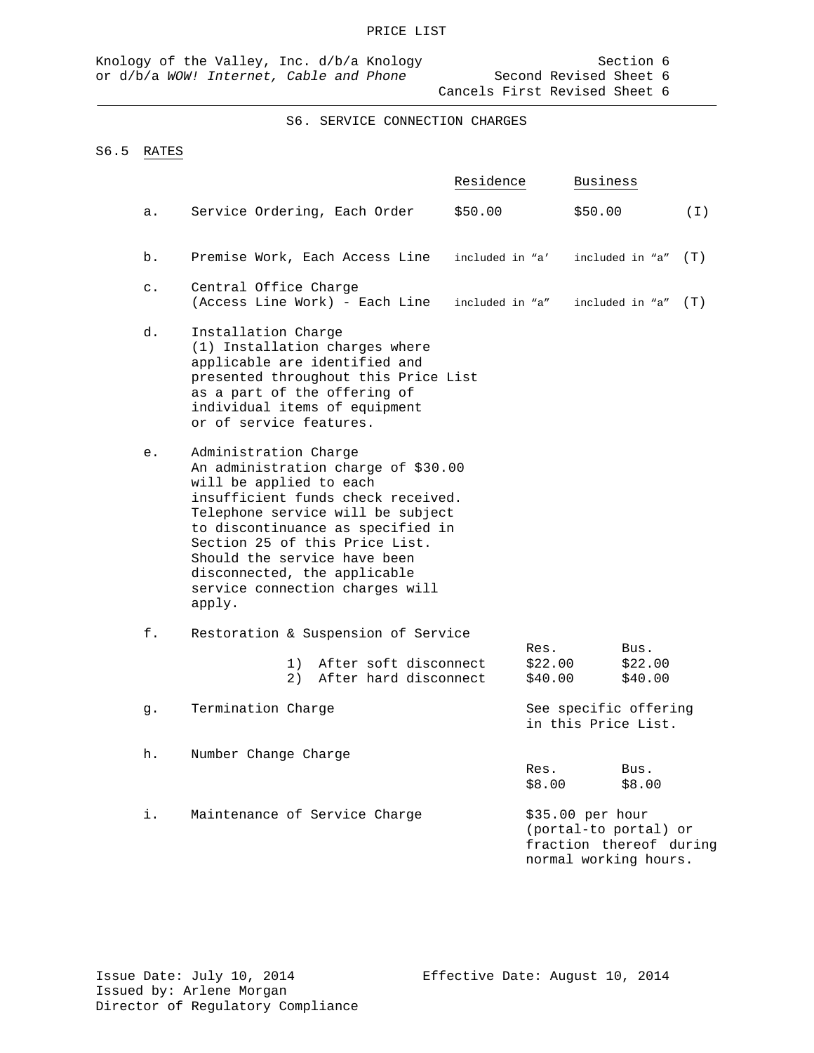PRICE LIST

Knology of the Valley, Inc. d/b/a Knology or d/b/a *WOW! Internet, Cable and Phone*

Section 6
Second Revised Sheet 6
Cancels First Revised Sheet 6

## S6. SERVICE CONNECTION CHARGES

### S6.5 RATES

| | | Residence | Business | |
|---|---|---|---|---|
| a. | Service Ordering, Each Order | $50.00 | $50.00 | (I) |
| b. | Premise Work, Each Access Line | included in “a’ | included in “a” | (T) |
| c. | Central Office Charge (Access Line Work) - Each Line | included in “a” | included in “a” | (T) |

d. Installation Charge
(1) Installation charges where applicable are identified and presented throughout this Price List as a part of the offering of individual items of equipment or of service features.

e. Administration Charge
An administration charge of $30.00 will be applied to each insufficient funds check received. Telephone service will be subject to discontinuance as specified in Section 25 of this Price List. Should the service have been disconnected, the applicable service connection charges will apply.

f. Restoration & Suspension of Service

| | Res. | Bus. |
|---|---|---|
| 1) After soft disconnect | $22.00 | $22.00 |
| 2) After hard disconnect | $40.00 | $40.00 |

g. Termination Charge — See specific offering in this Price List.

h. Number Change Charge

| Res. | Bus. |
|---|---|
| $8.00 | $8.00 |

i. Maintenance of Service Charge — $35.00 per hour (portal-to portal) or fraction thereof during normal working hours.

Issue Date: July 10, 2014
Effective Date: August 10, 2014
Issued by: Arlene Morgan
Director of Regulatory Compliance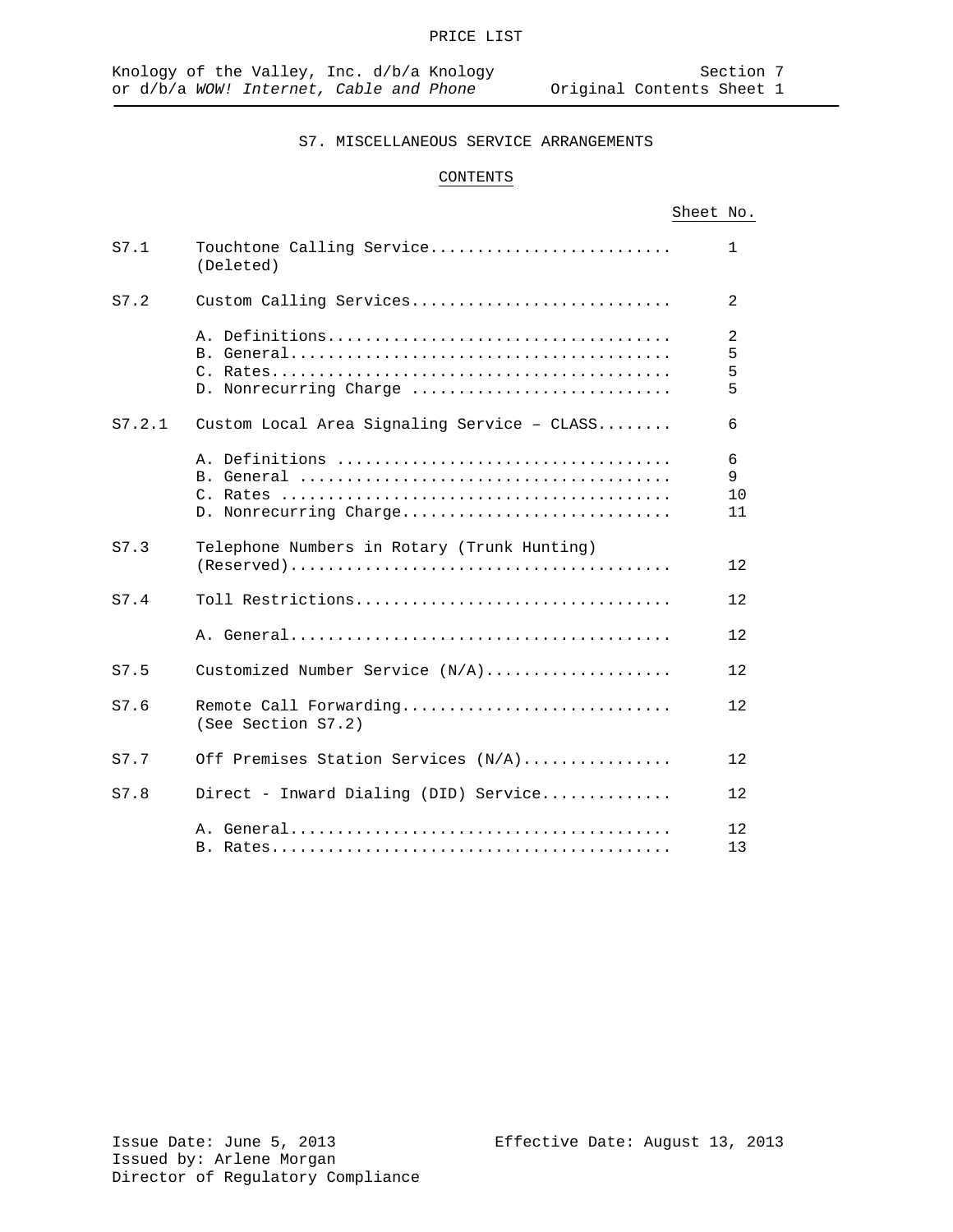PRICE LIST

Knology of the Valley, Inc. d/b/a Knology or d/b/a *WOW! Internet, Cable and Phone*

Section 7
Original Contents Sheet 1

# S7. MISCELLANEOUS SERVICE ARRANGEMENTS

## CONTENTS

| | | Sheet No. |
|---|---|---|
| S7.1 | Touchtone Calling Service (Deleted) | 1 |
| S7.2 | Custom Calling Services | 2 |
| | A. Definitions | 2 |
| | B. General | 5 |
| | C. Rates | 5 |
| | D. Nonrecurring Charge | 5 |
| S7.2.1 | Custom Local Area Signaling Service – CLASS | 6 |
| | A. Definitions | 6 |
| | B. General | 9 |
| | C. Rates | 10 |
| | D. Nonrecurring Charge | 11 |
| S7.3 | Telephone Numbers in Rotary (Trunk Hunting) (Reserved) | 12 |
| S7.4 | Toll Restrictions | 12 |
| | A. General | 12 |
| S7.5 | Customized Number Service (N/A) | 12 |
| S7.6 | Remote Call Forwarding (See Section S7.2) | 12 |
| S7.7 | Off Premises Station Services (N/A) | 12 |
| S7.8 | Direct - Inward Dialing (DID) Service | 12 |
| | A. General | 12 |
| | B. Rates | 13 |

Issue Date: June 5, 2013
Issued by: Arlene Morgan
Director of Regulatory Compliance

Effective Date: August 13, 2013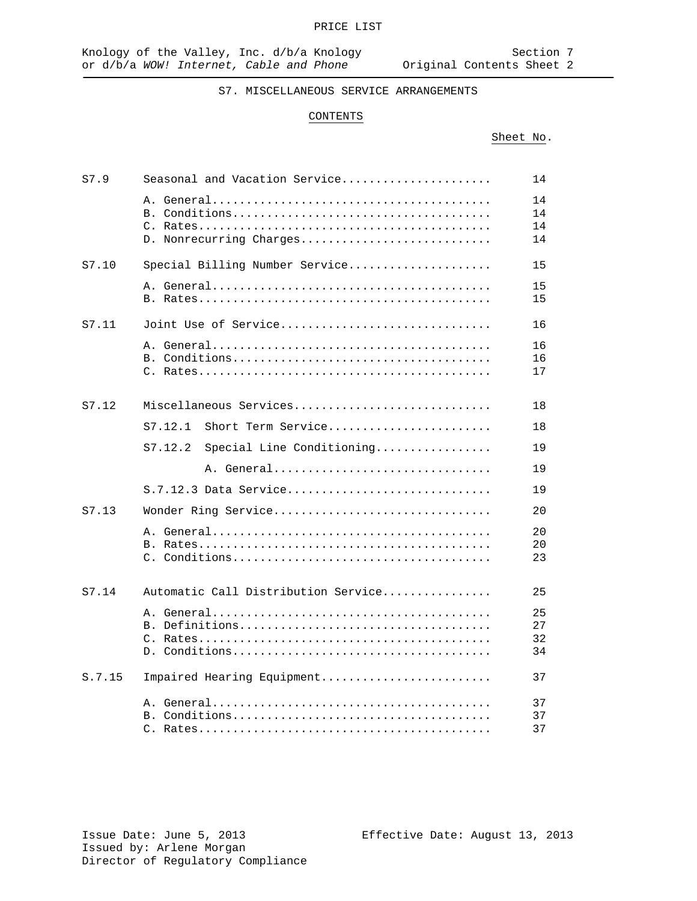PRICE LIST

Knology of the Valley, Inc. d/b/a Knology or d/b/a *WOW! Internet, Cable and Phone*

Section 7
Original Contents Sheet 2

## S7. MISCELLANEOUS SERVICE ARRANGEMENTS

### CONTENTS

| | | Sheet No. |
|---|---|---|
| S7.9 | Seasonal and Vacation Service | 14 |
| | A. General | 14 |
| | B. Conditions | 14 |
| | C. Rates | 14 |
| | D. Nonrecurring Charges | 14 |
| S7.10 | Special Billing Number Service | 15 |
| | A. General | 15 |
| | B. Rates | 15 |
| S7.11 | Joint Use of Service | 16 |
| | A. General | 16 |
| | B. Conditions | 16 |
| | C. Rates | 17 |
| S7.12 | Miscellaneous Services | 18 |
| | S7.12.1 Short Term Service | 18 |
| | S7.12.2 Special Line Conditioning | 19 |
| | A. General | 19 |
| | S.7.12.3 Data Service | 19 |
| S7.13 | Wonder Ring Service | 20 |
| | A. General | 20 |
| | B. Rates | 20 |
| | C. Conditions | 23 |
| S7.14 | Automatic Call Distribution Service | 25 |
| | A. General | 25 |
| | B. Definitions | 27 |
| | C. Rates | 32 |
| | D. Conditions | 34 |
| S.7.15 | Impaired Hearing Equipment | 37 |
| | A. General | 37 |
| | B. Conditions | 37 |
| | C. Rates | 37 |

Issue Date: June 5, 2013
Issued by: Arlene Morgan
Director of Regulatory Compliance

Effective Date: August 13, 2013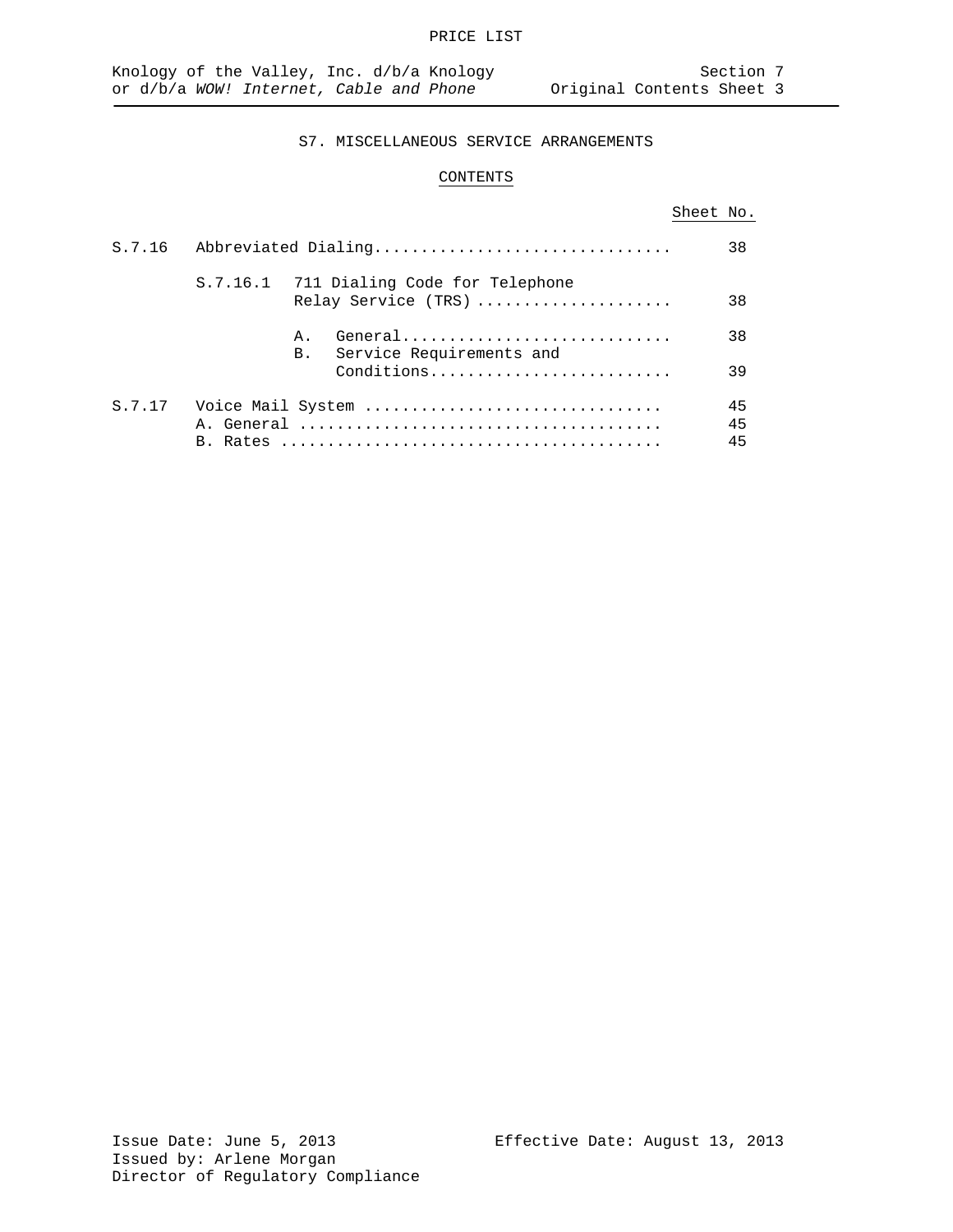# S7. MISCELLANEOUS SERVICE ARRANGEMENTS

## CONTENTS

| | | Sheet No. |
|---|---|---|
| S.7.16 | Abbreviated Dialing | 38 |
| | S.7.16.1 711 Dialing Code for Telephone Relay Service (TRS) | 38 |
| | A. General | 38 |
| | B. Service Requirements and Conditions | 39 |
| S.7.17 | Voice Mail System | 45 |
| | A. General | 45 |
| | B. Rates | 45 |

Issue Date: June 5, 2013
Effective Date: August 13, 2013
Issued by: Arlene Morgan
Director of Regulatory Compliance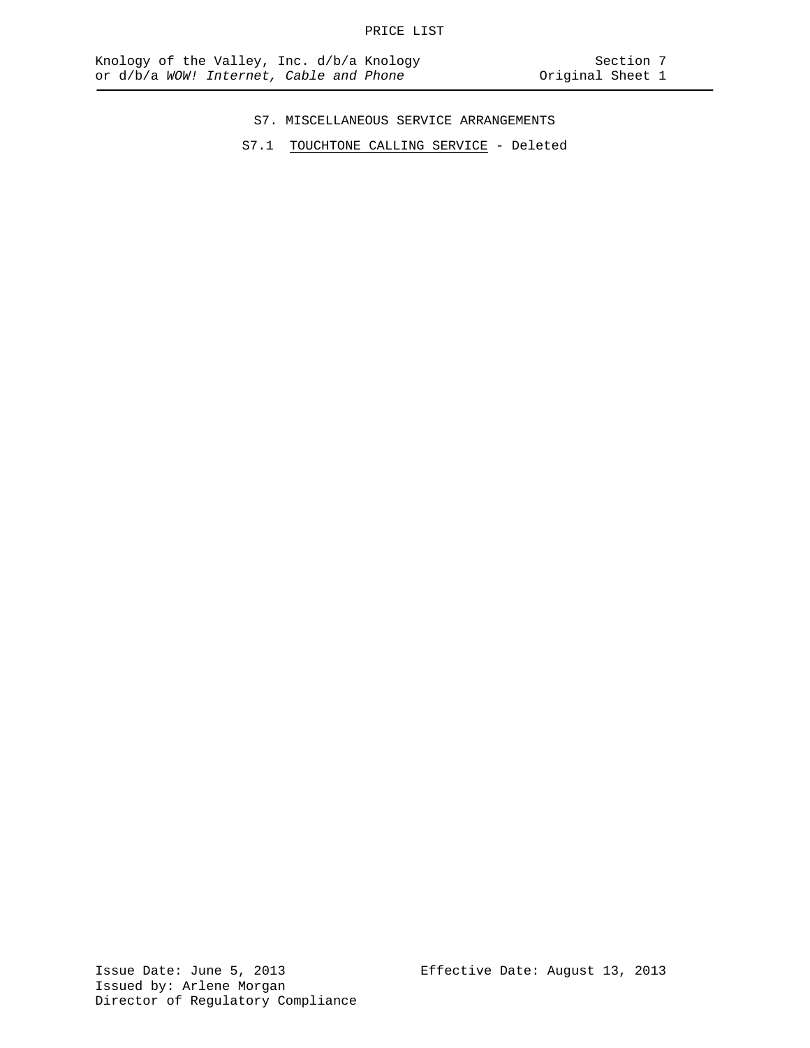# S7. MISCELLANEOUS SERVICE ARRANGEMENTS

S7.1 TOUCHTONE CALLING SERVICE - Deleted

Issue Date: June 5, 2013
Issued by: Arlene Morgan
Director of Regulatory Compliance

Effective Date: August 13, 2013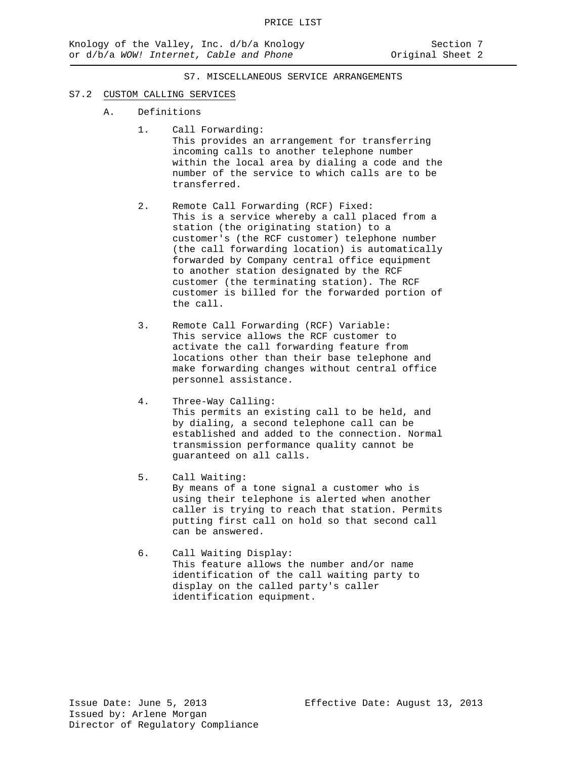## S7. MISCELLANEOUS SERVICE ARRANGEMENTS

### S7.2 CUSTOM CALLING SERVICES

A. Definitions

1. Call Forwarding:
   This provides an arrangement for transferring incoming calls to another telephone number within the local area by dialing a code and the number of the service to which calls are to be transferred.

2. Remote Call Forwarding (RCF) Fixed:
   This is a service whereby a call placed from a station (the originating station) to a customer's (the RCF customer) telephone number (the call forwarding location) is automatically forwarded by Company central office equipment to another station designated by the RCF customer (the terminating station). The RCF customer is billed for the forwarded portion of the call.

3. Remote Call Forwarding (RCF) Variable:
   This service allows the RCF customer to activate the call forwarding feature from locations other than their base telephone and make forwarding changes without central office personnel assistance.

4. Three-Way Calling:
   This permits an existing call to be held, and by dialing, a second telephone call can be established and added to the connection. Normal transmission performance quality cannot be guaranteed on all calls.

5. Call Waiting:
   By means of a tone signal a customer who is using their telephone is alerted when another caller is trying to reach that station. Permits putting first call on hold so that second call can be answered.

6. Call Waiting Display:
   This feature allows the number and/or name identification of the call waiting party to display on the called party's caller identification equipment.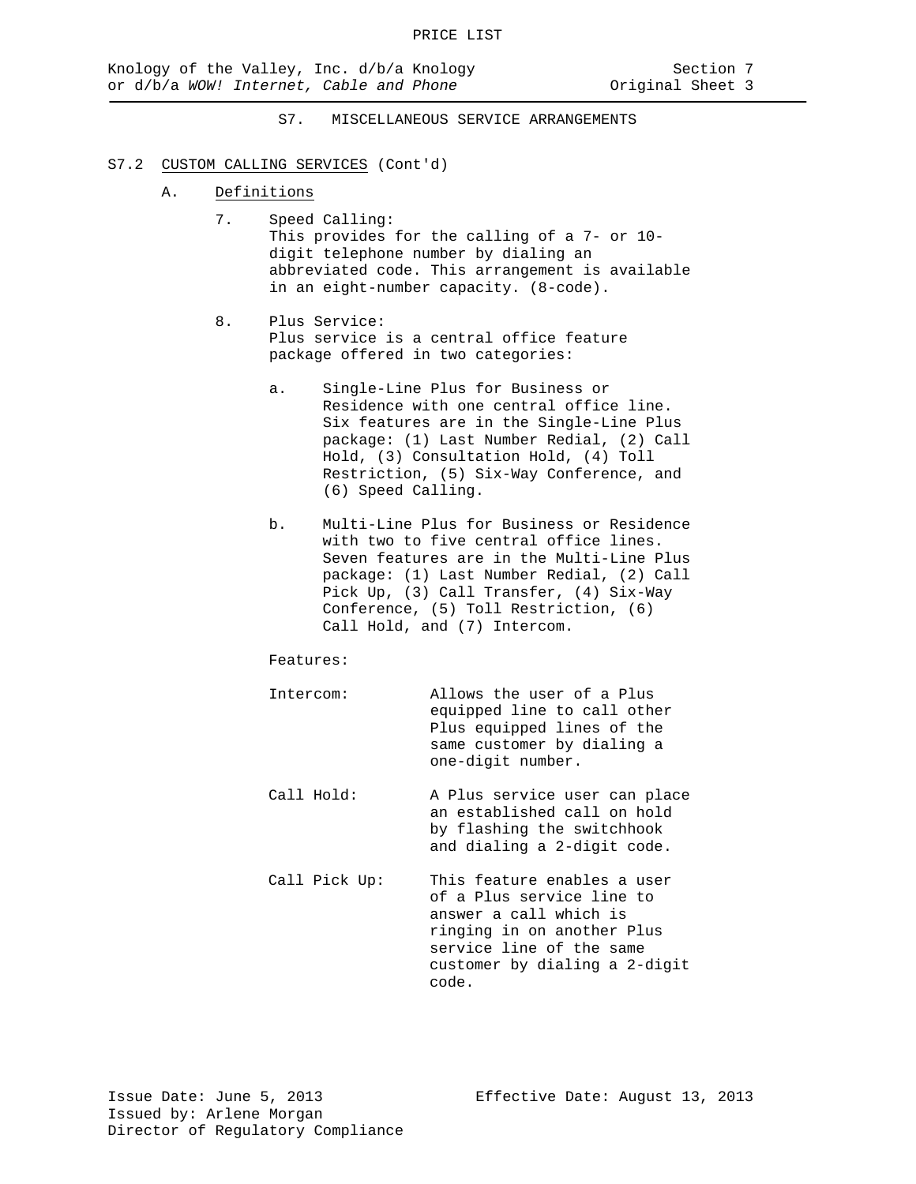## S7. MISCELLANEOUS SERVICE ARRANGEMENTS

### S7.2 CUSTOM CALLING SERVICES (Cont'd)

#### A. Definitions

7. Speed Calling:
   This provides for the calling of a 7- or 10-digit telephone number by dialing an abbreviated code. This arrangement is available in an eight-number capacity. (8-code).

8. Plus Service:
   Plus service is a central office feature package offered in two categories:

   a. Single-Line Plus for Business or Residence with one central office line. Six features are in the Single-Line Plus package: (1) Last Number Redial, (2) Call Hold, (3) Consultation Hold, (4) Toll Restriction, (5) Six-Way Conference, and (6) Speed Calling.

   b. Multi-Line Plus for Business or Residence with two to five central office lines. Seven features are in the Multi-Line Plus package: (1) Last Number Redial, (2) Call Pick Up, (3) Call Transfer, (4) Six-Way Conference, (5) Toll Restriction, (6) Call Hold, and (7) Intercom.

   Features:

   Intercom: Allows the user of a Plus equipped line to call other Plus equipped lines of the same customer by dialing a one-digit number.

   Call Hold: A Plus service user can place an established call on hold by flashing the switchhook and dialing a 2-digit code.

   Call Pick Up: This feature enables a user of a Plus service line to answer a call which is ringing in on another Plus service line of the same customer by dialing a 2-digit code.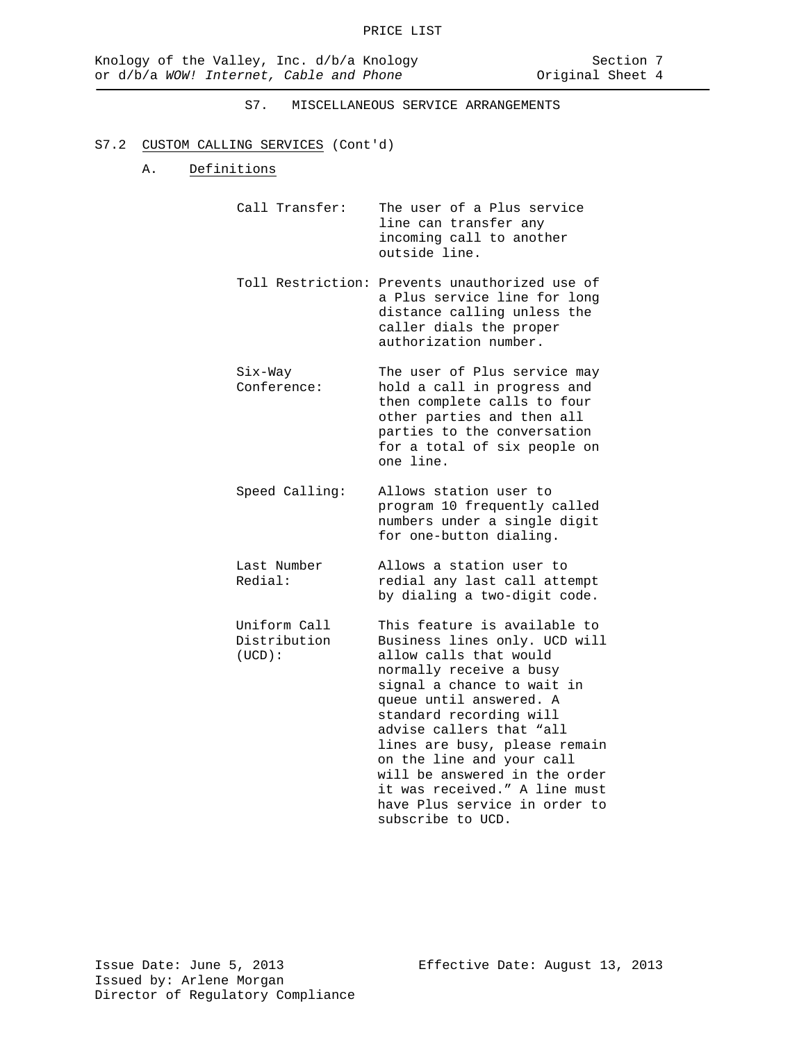## S7. MISCELLANEOUS SERVICE ARRANGEMENTS

### S7.2 CUSTOM CALLING SERVICES (Cont'd)

#### A. Definitions

**Call Transfer:** The user of a Plus service line can transfer any incoming call to another outside line.

**Toll Restriction:** Prevents unauthorized use of a Plus service line for long distance calling unless the caller dials the proper authorization number.

**Six-Way Conference:** The user of Plus service may hold a call in progress and then complete calls to four other parties and then all parties to the conversation for a total of six people on one line.

**Speed Calling:** Allows station user to program 10 frequently called numbers under a single digit for one-button dialing.

**Last Number Redial:** Allows a station user to redial any last call attempt by dialing a two-digit code.

**Uniform Call Distribution (UCD):** This feature is available to Business lines only. UCD will allow calls that would normally receive a busy signal a chance to wait in queue until answered. A standard recording will advise callers that "all lines are busy, please remain on the line and your call will be answered in the order it was received." A line must have Plus service in order to subscribe to UCD.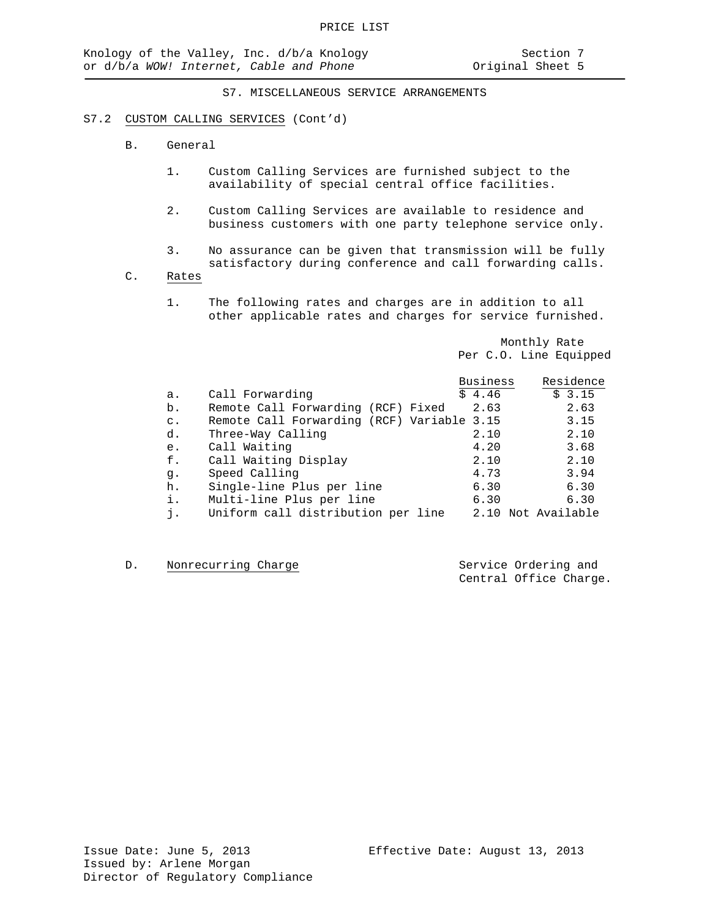## S7. MISCELLANEOUS SERVICE ARRANGEMENTS

S7.2 CUSTOM CALLING SERVICES (Cont'd)

B. General

1. Custom Calling Services are furnished subject to the availability of special central office facilities.

2. Custom Calling Services are available to residence and business customers with one party telephone service only.

3. No assurance can be given that transmission will be fully satisfactory during conference and call forwarding calls.

C. Rates

1. The following rates and charges are in addition to all other applicable rates and charges for service furnished.

| | | Monthly Rate Per C.O. Line Equipped | |
|---|---|---|---|
| | | Business | Residence |
| a. | Call Forwarding | $ 4.46 | $ 3.15 |
| b. | Remote Call Forwarding (RCF) Fixed | 2.63 | 2.63 |
| c. | Remote Call Forwarding (RCF) Variable | 3.15 | 3.15 |
| d. | Three-Way Calling | 2.10 | 2.10 |
| e. | Call Waiting | 4.20 | 3.68 |
| f. | Call Waiting Display | 2.10 | 2.10 |
| g. | Speed Calling | 4.73 | 3.94 |
| h. | Single-line Plus per line | 6.30 | 6.30 |
| i. | Multi-line Plus per line | 6.30 | 6.30 |
| j. | Uniform call distribution per line | 2.10 | Not Available |

D. Nonrecurring Charge — Service Ordering and Central Office Charge.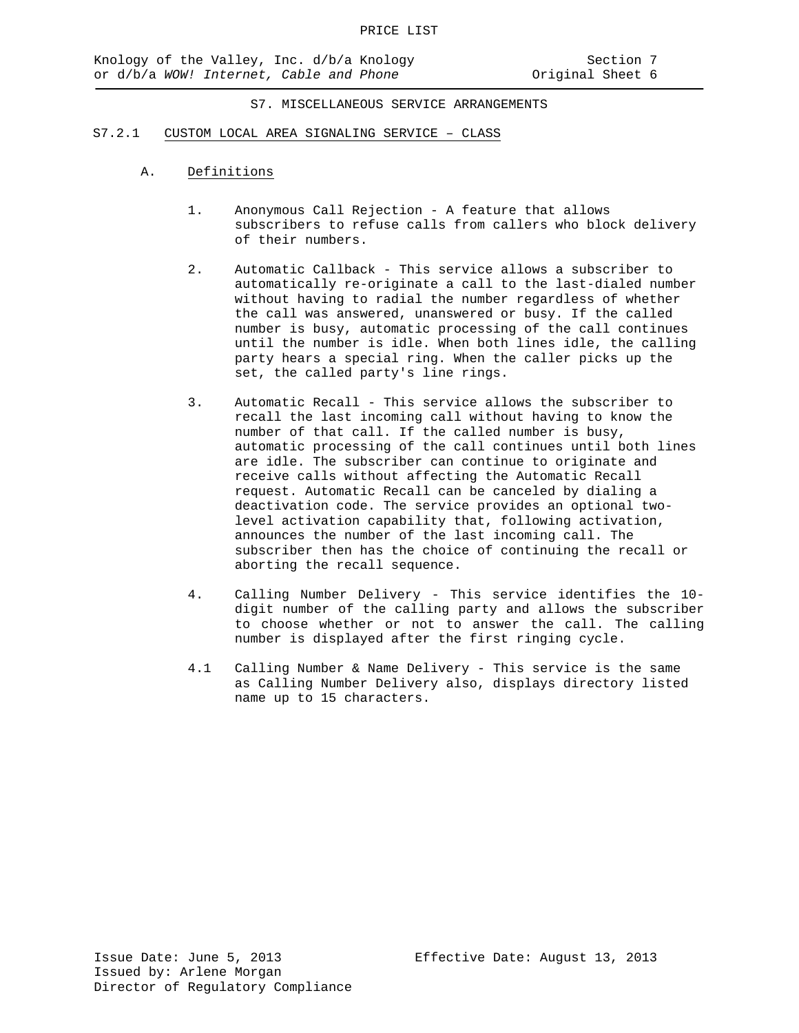## S7. MISCELLANEOUS SERVICE ARRANGEMENTS

### S7.2.1 CUSTOM LOCAL AREA SIGNALING SERVICE – CLASS

A. Definitions

1. Anonymous Call Rejection - A feature that allows subscribers to refuse calls from callers who block delivery of their numbers.

2. Automatic Callback - This service allows a subscriber to automatically re-originate a call to the last-dialed number without having to radial the number regardless of whether the call was answered, unanswered or busy. If the called number is busy, automatic processing of the call continues until the number is idle. When both lines idle, the calling party hears a special ring. When the caller picks up the set, the called party's line rings.

3. Automatic Recall - This service allows the subscriber to recall the last incoming call without having to know the number of that call. If the called number is busy, automatic processing of the call continues until both lines are idle. The subscriber can continue to originate and receive calls without affecting the Automatic Recall request. Automatic Recall can be canceled by dialing a deactivation code. The service provides an optional two-level activation capability that, following activation, announces the number of the last incoming call. The subscriber then has the choice of continuing the recall or aborting the recall sequence.

4. Calling Number Delivery - This service identifies the 10-digit number of the calling party and allows the subscriber to choose whether or not to answer the call. The calling number is displayed after the first ringing cycle.

4.1 Calling Number & Name Delivery - This service is the same as Calling Number Delivery also, displays directory listed name up to 15 characters.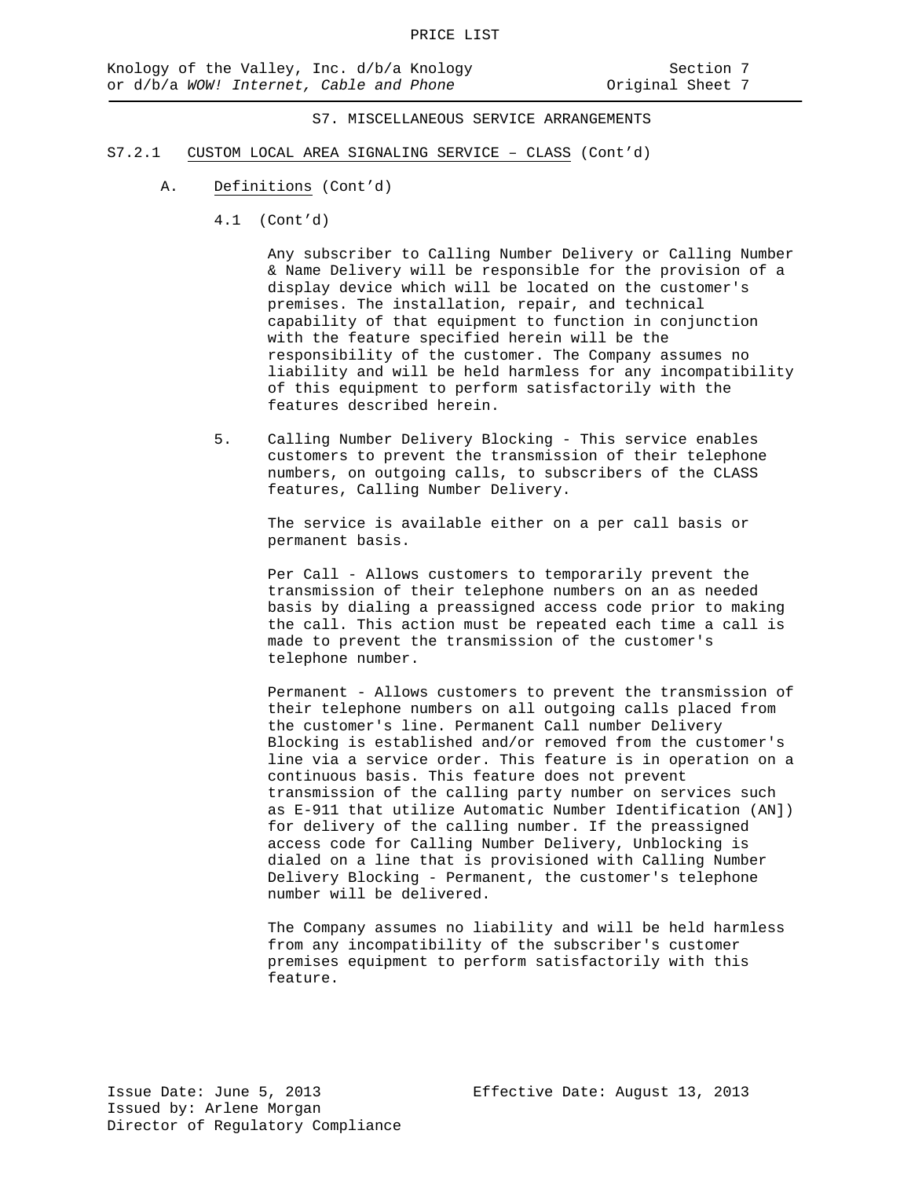S7. MISCELLANEOUS SERVICE ARRANGEMENTS

S7.2.1 CUSTOM LOCAL AREA SIGNALING SERVICE – CLASS (Cont'd)

A. Definitions (Cont'd)

4.1 (Cont'd)

Any subscriber to Calling Number Delivery or Calling Number & Name Delivery will be responsible for the provision of a display device which will be located on the customer's premises. The installation, repair, and technical capability of that equipment to function in conjunction with the feature specified herein will be the responsibility of the customer. The Company assumes no liability and will be held harmless for any incompatibility of this equipment to perform satisfactorily with the features described herein.

5. Calling Number Delivery Blocking - This service enables customers to prevent the transmission of their telephone numbers, on outgoing calls, to subscribers of the CLASS features, Calling Number Delivery.

The service is available either on a per call basis or permanent basis.

Per Call - Allows customers to temporarily prevent the transmission of their telephone numbers on an as needed basis by dialing a preassigned access code prior to making the call. This action must be repeated each time a call is made to prevent the transmission of the customer's telephone number.

Permanent - Allows customers to prevent the transmission of their telephone numbers on all outgoing calls placed from the customer's line. Permanent Call number Delivery Blocking is established and/or removed from the customer's line via a service order. This feature is in operation on a continuous basis. This feature does not prevent transmission of the calling party number on services such as E-911 that utilize Automatic Number Identification (AN]) for delivery of the calling number. If the preassigned access code for Calling Number Delivery, Unblocking is dialed on a line that is provisioned with Calling Number Delivery Blocking - Permanent, the customer's telephone number will be delivered.

The Company assumes no liability and will be held harmless from any incompatibility of the subscriber's customer premises equipment to perform satisfactorily with this feature.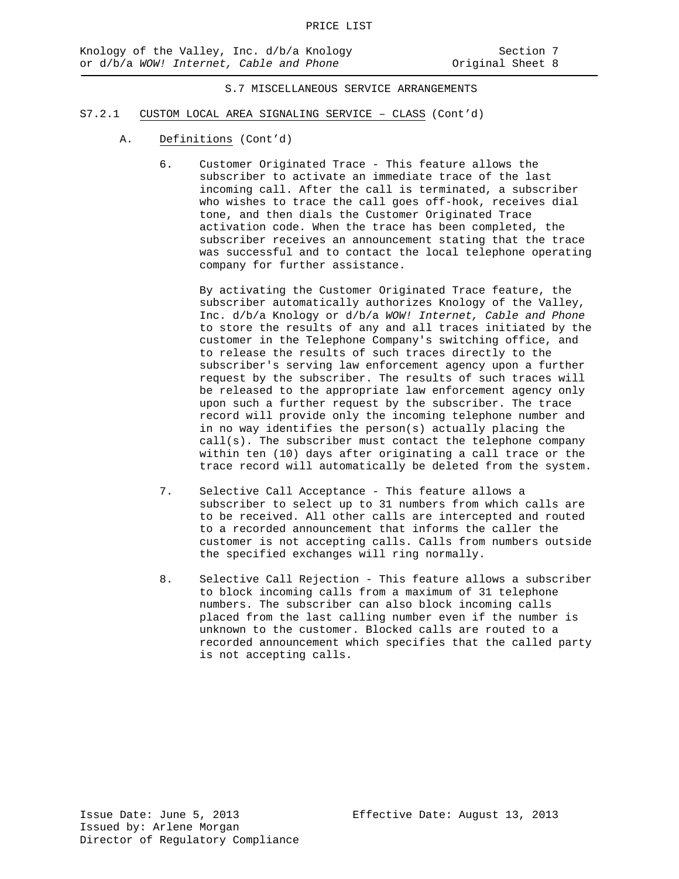## S.7 MISCELLANEOUS SERVICE ARRANGEMENTS

### S7.2.1 CUSTOM LOCAL AREA SIGNALING SERVICE – CLASS (Cont'd)

A. Definitions (Cont'd)

6. Customer Originated Trace - This feature allows the subscriber to activate an immediate trace of the last incoming call. After the call is terminated, a subscriber who wishes to trace the call goes off-hook, receives dial tone, and then dials the Customer Originated Trace activation code. When the trace has been completed, the subscriber receives an announcement stating that the trace was successful and to contact the local telephone operating company for further assistance.

   By activating the Customer Originated Trace feature, the subscriber automatically authorizes Knology of the Valley, Inc. d/b/a Knology or d/b/a *WOW! Internet, Cable and Phone* to store the results of any and all traces initiated by the customer in the Telephone Company's switching office, and to release the results of such traces directly to the subscriber's serving law enforcement agency upon a further request by the subscriber. The results of such traces will be released to the appropriate law enforcement agency only upon such a further request by the subscriber. The trace record will provide only the incoming telephone number and in no way identifies the person(s) actually placing the call(s). The subscriber must contact the telephone company within ten (10) days after originating a call trace or the trace record will automatically be deleted from the system.

7. Selective Call Acceptance - This feature allows a subscriber to select up to 31 numbers from which calls are to be received. All other calls are intercepted and routed to a recorded announcement that informs the caller the customer is not accepting calls. Calls from numbers outside the specified exchanges will ring normally.

8. Selective Call Rejection - This feature allows a subscriber to block incoming calls from a maximum of 31 telephone numbers. The subscriber can also block incoming calls placed from the last calling number even if the number is unknown to the customer. Blocked calls are routed to a recorded announcement which specifies that the called party is not accepting calls.

Issue Date: June 5, 2013
Issued by: Arlene Morgan
Director of Regulatory Compliance

Effective Date: August 13, 2013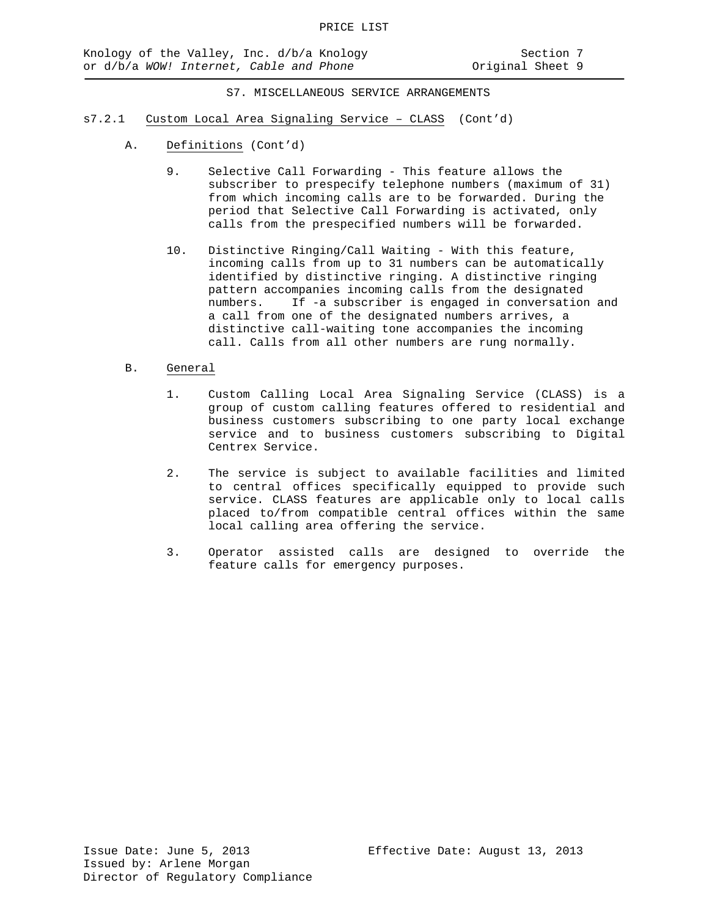## S7. MISCELLANEOUS SERVICE ARRANGEMENTS

s7.2.1 Custom Local Area Signaling Service – CLASS (Cont'd)

A. Definitions (Cont'd)

9. Selective Call Forwarding - This feature allows the subscriber to prespecify telephone numbers (maximum of 31) from which incoming calls are to be forwarded. During the period that Selective Call Forwarding is activated, only calls from the prespecified numbers will be forwarded.

10. Distinctive Ringing/Call Waiting - With this feature, incoming calls from up to 31 numbers can be automatically identified by distinctive ringing. A distinctive ringing pattern accompanies incoming calls from the designated numbers. If -a subscriber is engaged in conversation and a call from one of the designated numbers arrives, a distinctive call-waiting tone accompanies the incoming call. Calls from all other numbers are rung normally.

B. General

1. Custom Calling Local Area Signaling Service (CLASS) is a group of custom calling features offered to residential and business customers subscribing to one party local exchange service and to business customers subscribing to Digital Centrex Service.

2. The service is subject to available facilities and limited to central offices specifically equipped to provide such service. CLASS features are applicable only to local calls placed to/from compatible central offices within the same local calling area offering the service.

3. Operator assisted calls are designed to override the feature calls for emergency purposes.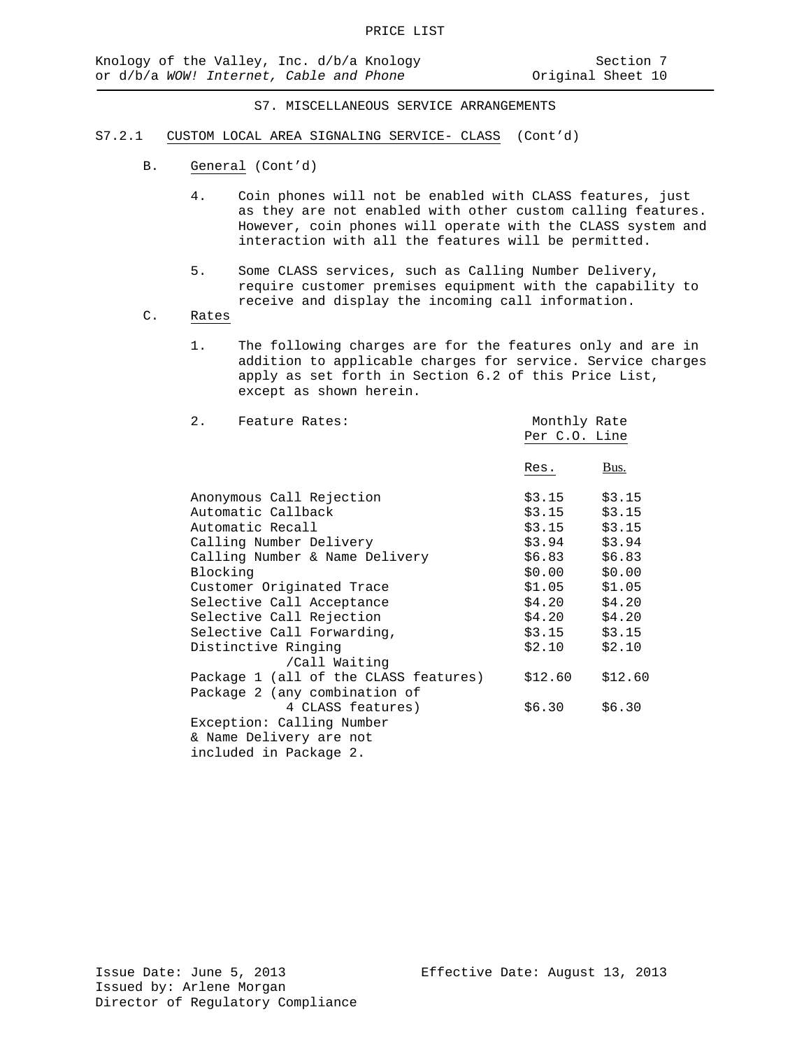PRICE LIST

Knology of the Valley, Inc. d/b/a Knology or d/b/a *WOW! Internet, Cable and Phone*

Section 7
Original Sheet 10

S7. MISCELLANEOUS SERVICE ARRANGEMENTS

S7.2.1 CUSTOM LOCAL AREA SIGNALING SERVICE- CLASS (Cont'd)

B. General (Cont'd)

4. Coin phones will not be enabled with CLASS features, just as they are not enabled with other custom calling features. However, coin phones will operate with the CLASS system and interaction with all the features will be permitted.

5. Some CLASS services, such as Calling Number Delivery, require customer premises equipment with the capability to receive and display the incoming call information.

C. Rates

1. The following charges are for the features only and are in addition to applicable charges for service. Service charges apply as set forth in Section 6.2 of this Price List, except as shown herein.

2. Feature Rates:

| | Monthly Rate Per C.O. Line | |
|---|---|---|
| | Res. | Bus. |
| Anonymous Call Rejection | $3.15 | $3.15 |
| Automatic Callback | $3.15 | $3.15 |
| Automatic Recall | $3.15 | $3.15 |
| Calling Number Delivery | $3.94 | $3.94 |
| Calling Number & Name Delivery | $6.83 | $6.83 |
| Blocking | $0.00 | $0.00 |
| Customer Originated Trace | $1.05 | $1.05 |
| Selective Call Acceptance | $4.20 | $4.20 |
| Selective Call Rejection | $4.20 | $4.20 |
| Selective Call Forwarding, | $3.15 | $3.15 |
| Distinctive Ringing /Call Waiting | $2.10 | $2.10 |
| Package 1 (all of the CLASS features) | $12.60 | $12.60 |
| Package 2 (any combination of 4 CLASS features) | $6.30 | $6.30 |

Exception: Calling Number & Name Delivery are not included in Package 2.

Issue Date: June 5, 2013
Issued by: Arlene Morgan
Director of Regulatory Compliance

Effective Date: August 13, 2013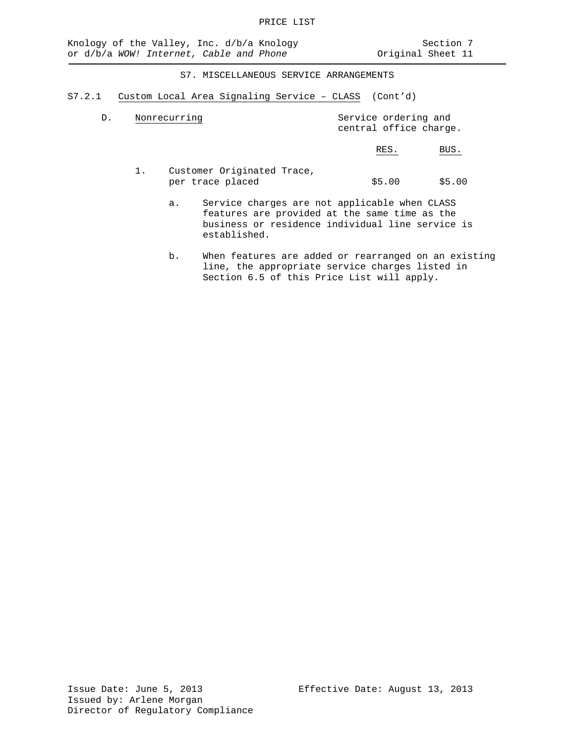S7. MISCELLANEOUS SERVICE ARRANGEMENTS

S7.2.1 Custom Local Area Signaling Service – CLASS (Cont'd)

D. Nonrecurring — Service ordering and central office charge.

| | RES. | BUS. |
|---|---|---|
| 1. Customer Originated Trace, per trace placed | $5.00 | $5.00 |

a. Service charges are not applicable when CLASS features are provided at the same time as the business or residence individual line service is established.

b. When features are added or rearranged on an existing line, the appropriate service charges listed in Section 6.5 of this Price List will apply.

Issue Date: June 5, 2013
Effective Date: August 13, 2013
Issued by: Arlene Morgan
Director of Regulatory Compliance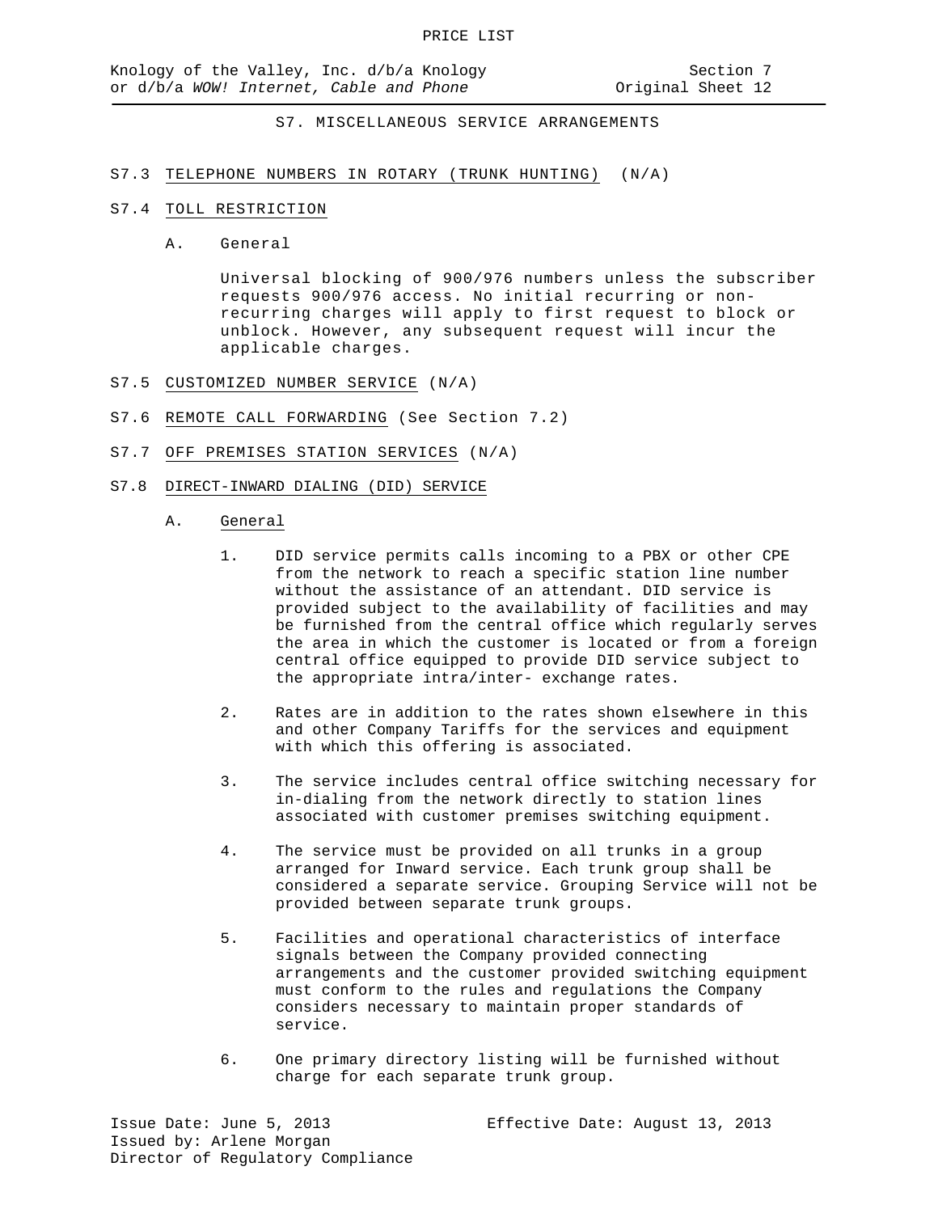## S7. MISCELLANEOUS SERVICE ARRANGEMENTS

**S7.3** TELEPHONE NUMBERS IN ROTARY (TRUNK HUNTING) (N/A)

**S7.4** TOLL RESTRICTION

A. General

Universal blocking of 900/976 numbers unless the subscriber requests 900/976 access. No initial recurring or non-recurring charges will apply to first request to block or unblock. However, any subsequent request will incur the applicable charges.

**S7.5** CUSTOMIZED NUMBER SERVICE (N/A)

**S7.6** REMOTE CALL FORWARDING (See Section 7.2)

**S7.7** OFF PREMISES STATION SERVICES (N/A)

**S7.8** DIRECT-INWARD DIALING (DID) SERVICE

A. General

1. DID service permits calls incoming to a PBX or other CPE from the network to reach a specific station line number without the assistance of an attendant. DID service is provided subject to the availability of facilities and may be furnished from the central office which regularly serves the area in which the customer is located or from a foreign central office equipped to provide DID service subject to the appropriate intra/inter- exchange rates.

2. Rates are in addition to the rates shown elsewhere in this and other Company Tariffs for the services and equipment with which this offering is associated.

3. The service includes central office switching necessary for in-dialing from the network directly to station lines associated with customer premises switching equipment.

4. The service must be provided on all trunks in a group arranged for Inward service. Each trunk group shall be considered a separate service. Grouping Service will not be provided between separate trunk groups.

5. Facilities and operational characteristics of interface signals between the Company provided connecting arrangements and the customer provided switching equipment must conform to the rules and regulations the Company considers necessary to maintain proper standards of service.

6. One primary directory listing will be furnished without charge for each separate trunk group.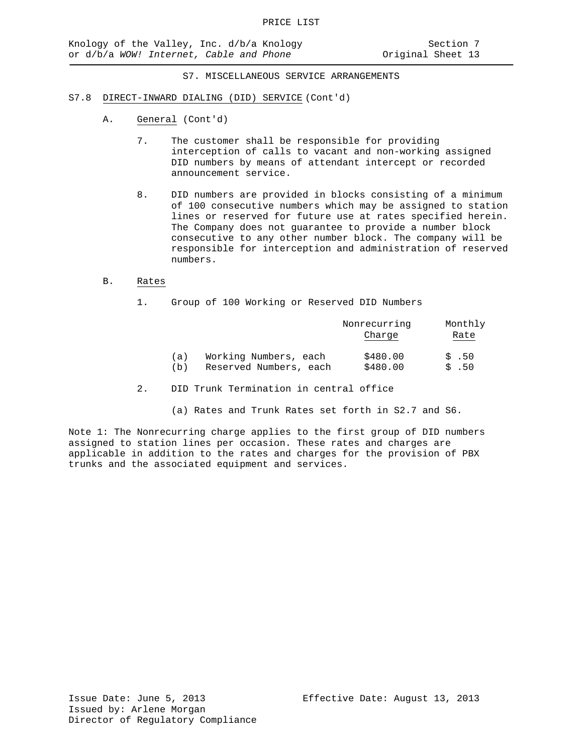## S7. MISCELLANEOUS SERVICE ARRANGEMENTS

### S7.8 DIRECT-INWARD DIALING (DID) SERVICE (Cont'd)

A. General (Cont'd)

7. The customer shall be responsible for providing interception of calls to vacant and non-working assigned DID numbers by means of attendant intercept or recorded announcement service.

8. DID numbers are provided in blocks consisting of a minimum of 100 consecutive numbers which may be assigned to station lines or reserved for future use at rates specified herein. The Company does not guarantee to provide a number block consecutive to any other number block. The company will be responsible for interception and administration of reserved numbers.

B. Rates

1. Group of 100 Working or Reserved DID Numbers

| | | Nonrecurring Charge | Monthly Rate |
|---|---|---|---|
| (a) | Working Numbers, each | $480.00 | $ .50 |
| (b) | Reserved Numbers, each | $480.00 | $ .50 |

2. DID Trunk Termination in central office

   (a) Rates and Trunk Rates set forth in S2.7 and S6.

Note 1: The Nonrecurring charge applies to the first group of DID numbers assigned to station lines per occasion. These rates and charges are applicable in addition to the rates and charges for the provision of PBX trunks and the associated equipment and services.

Issue Date: June 5, 2013

Effective Date: August 13, 2013

Issued by: Arlene Morgan
Director of Regulatory Compliance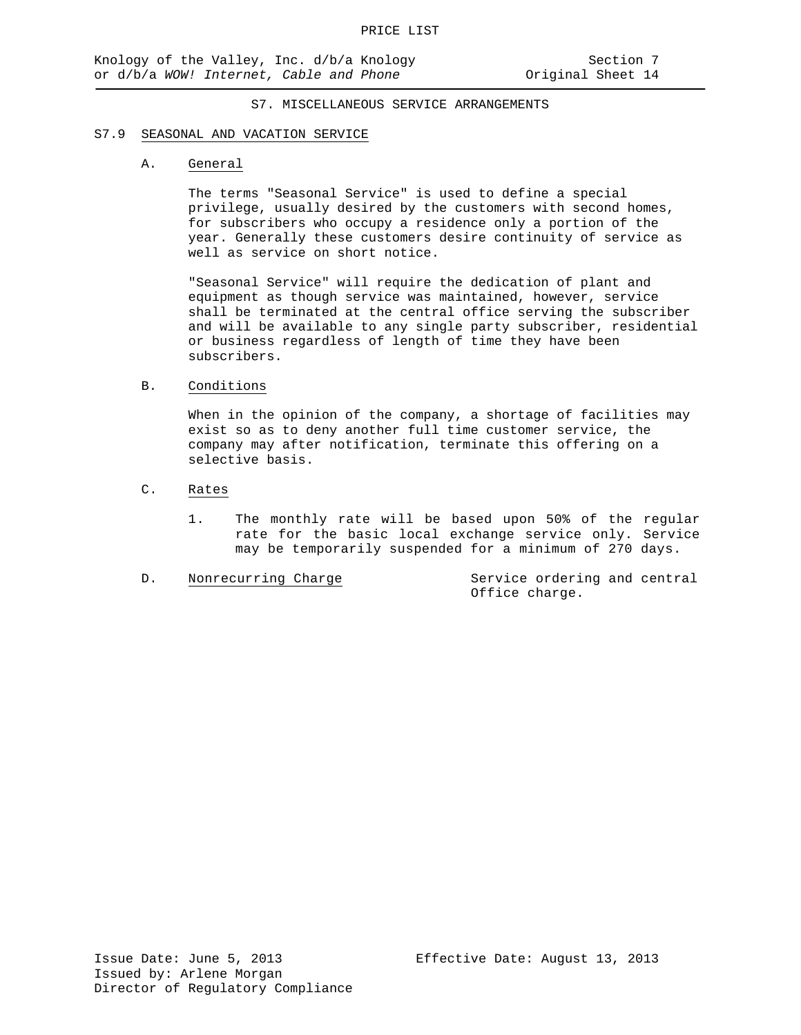## S7. MISCELLANEOUS SERVICE ARRANGEMENTS

### S7.9 SEASONAL AND VACATION SERVICE

**A. General**

The terms "Seasonal Service" is used to define a special privilege, usually desired by the customers with second homes, for subscribers who occupy a residence only a portion of the year. Generally these customers desire continuity of service as well as service on short notice.

"Seasonal Service" will require the dedication of plant and equipment as though service was maintained, however, service shall be terminated at the central office serving the subscriber and will be available to any single party subscriber, residential or business regardless of length of time they have been subscribers.

**B. Conditions**

When in the opinion of the company, a shortage of facilities may exist so as to deny another full time customer service, the company may after notification, terminate this offering on a selective basis.

**C. Rates**

1. The monthly rate will be based upon 50% of the regular rate for the basic local exchange service only. Service may be temporarily suspended for a minimum of 270 days.

**D. Nonrecurring Charge** — Service ordering and central Office charge.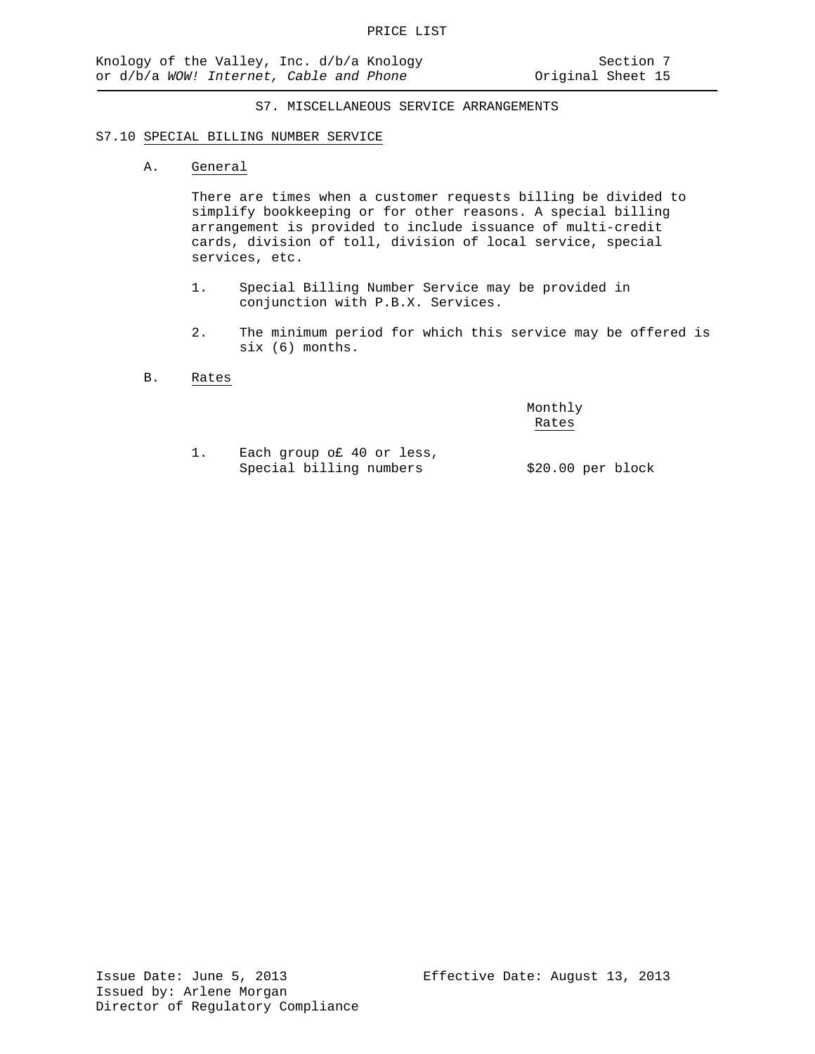## S7. MISCELLANEOUS SERVICE ARRANGEMENTS

### S7.10 SPECIAL BILLING NUMBER SERVICE

**A. General**

There are times when a customer requests billing be divided to simplify bookkeeping or for other reasons. A special billing arrangement is provided to include issuance of multi-credit cards, division of toll, division of local service, special services, etc.

1. Special Billing Number Service may be provided in conjunction with P.B.X. Services.

2. The minimum period for which this service may be offered is six (6) months.

**B. Rates**

| | Monthly Rates |
|---|---|
| 1. Each group o£ 40 or less, Special billing numbers | $20.00 per block |

Issue Date: June 5, 2013

Effective Date: August 13, 2013

Issued by: Arlene Morgan
Director of Regulatory Compliance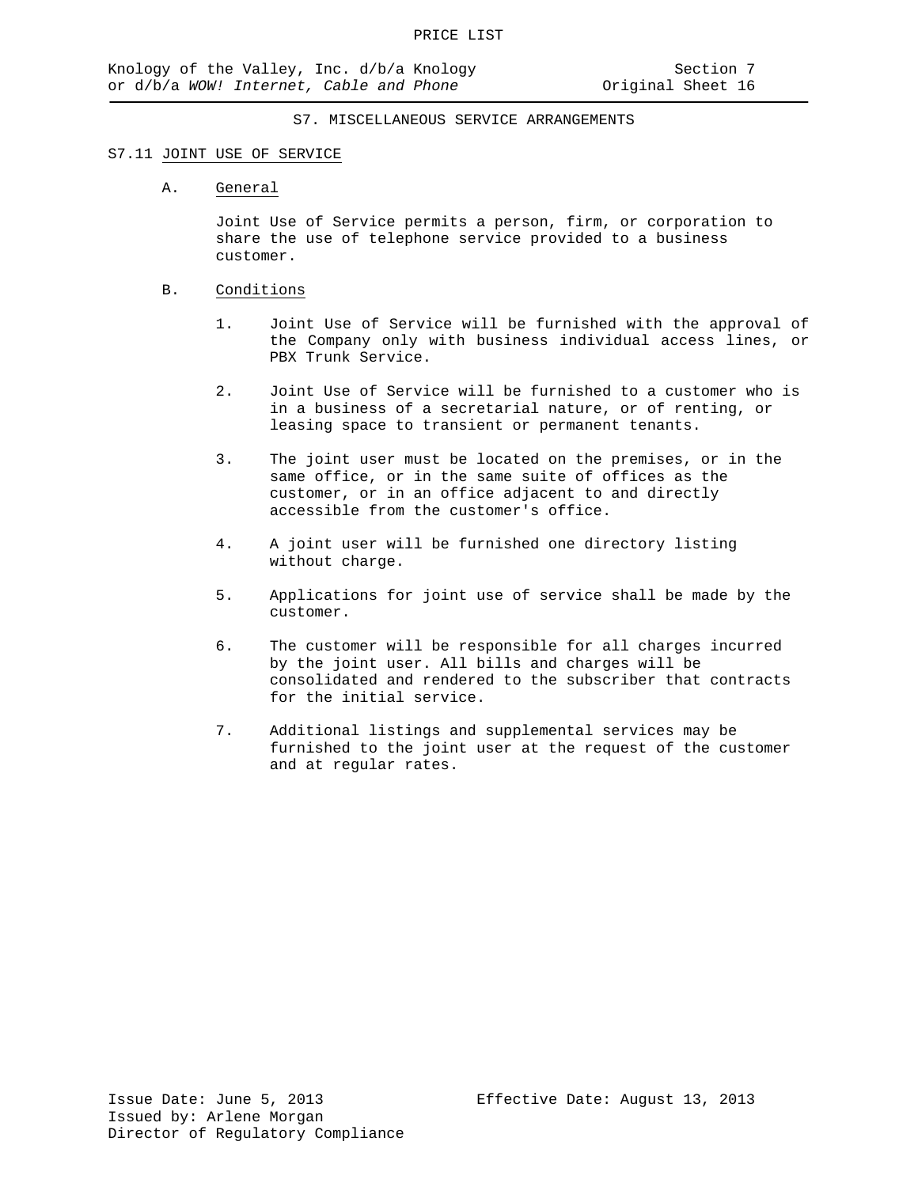## S7. MISCELLANEOUS SERVICE ARRANGEMENTS

### S7.11 JOINT USE OF SERVICE

A. General

Joint Use of Service permits a person, firm, or corporation to share the use of telephone service provided to a business customer.

B. Conditions

1. Joint Use of Service will be furnished with the approval of the Company only with business individual access lines, or PBX Trunk Service.
2. Joint Use of Service will be furnished to a customer who is in a business of a secretarial nature, or of renting, or leasing space to transient or permanent tenants.
3. The joint user must be located on the premises, or in the same office, or in the same suite of offices as the customer, or in an office adjacent to and directly accessible from the customer's office.
4. A joint user will be furnished one directory listing without charge.
5. Applications for joint use of service shall be made by the customer.
6. The customer will be responsible for all charges incurred by the joint user. All bills and charges will be consolidated and rendered to the subscriber that contracts for the initial service.
7. Additional listings and supplemental services may be furnished to the joint user at the request of the customer and at regular rates.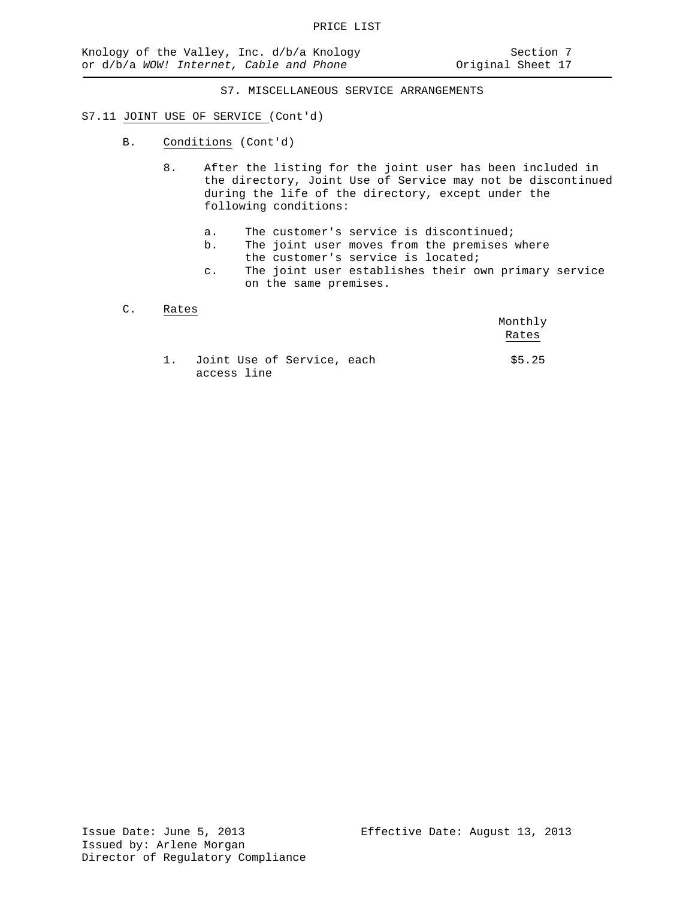## S7. MISCELLANEOUS SERVICE ARRANGEMENTS

S7.11 JOINT USE OF SERVICE (Cont'd)

B. Conditions (Cont'd)

8. After the listing for the joint user has been included in the directory, Joint Use of Service may not be discontinued during the life of the directory, except under the following conditions:

   a. The customer's service is discontinued;
   b. The joint user moves from the premises where the customer's service is located;
   c. The joint user establishes their own primary service on the same premises.

C. Rates

| | Monthly Rates |
|---|---|
| 1. Joint Use of Service, each access line | $5.25 |

Issue Date: June 5, 2013
Effective Date: August 13, 2013
Issued by: Arlene Morgan
Director of Regulatory Compliance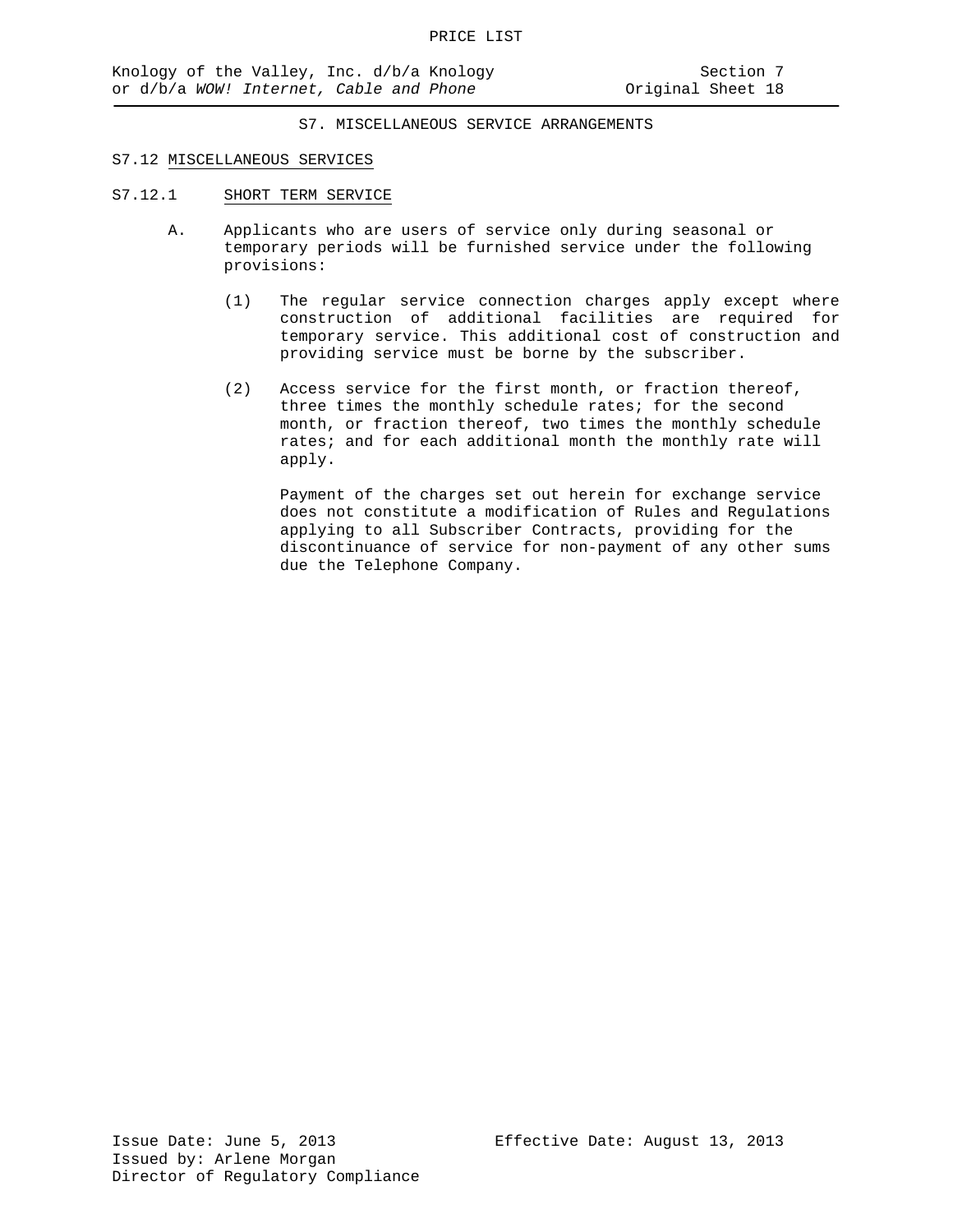## S7. MISCELLANEOUS SERVICE ARRANGEMENTS

### S7.12 MISCELLANEOUS SERVICES

#### S7.12.1 SHORT TERM SERVICE

A. Applicants who are users of service only during seasonal or temporary periods will be furnished service under the following provisions:

(1) The regular service connection charges apply except where construction of additional facilities are required for temporary service. This additional cost of construction and providing service must be borne by the subscriber.

(2) Access service for the first month, or fraction thereof, three times the monthly schedule rates; for the second month, or fraction thereof, two times the monthly schedule rates; and for each additional month the monthly rate will apply.

Payment of the charges set out herein for exchange service does not constitute a modification of Rules and Regulations applying to all Subscriber Contracts, providing for the discontinuance of service for non-payment of any other sums due the Telephone Company.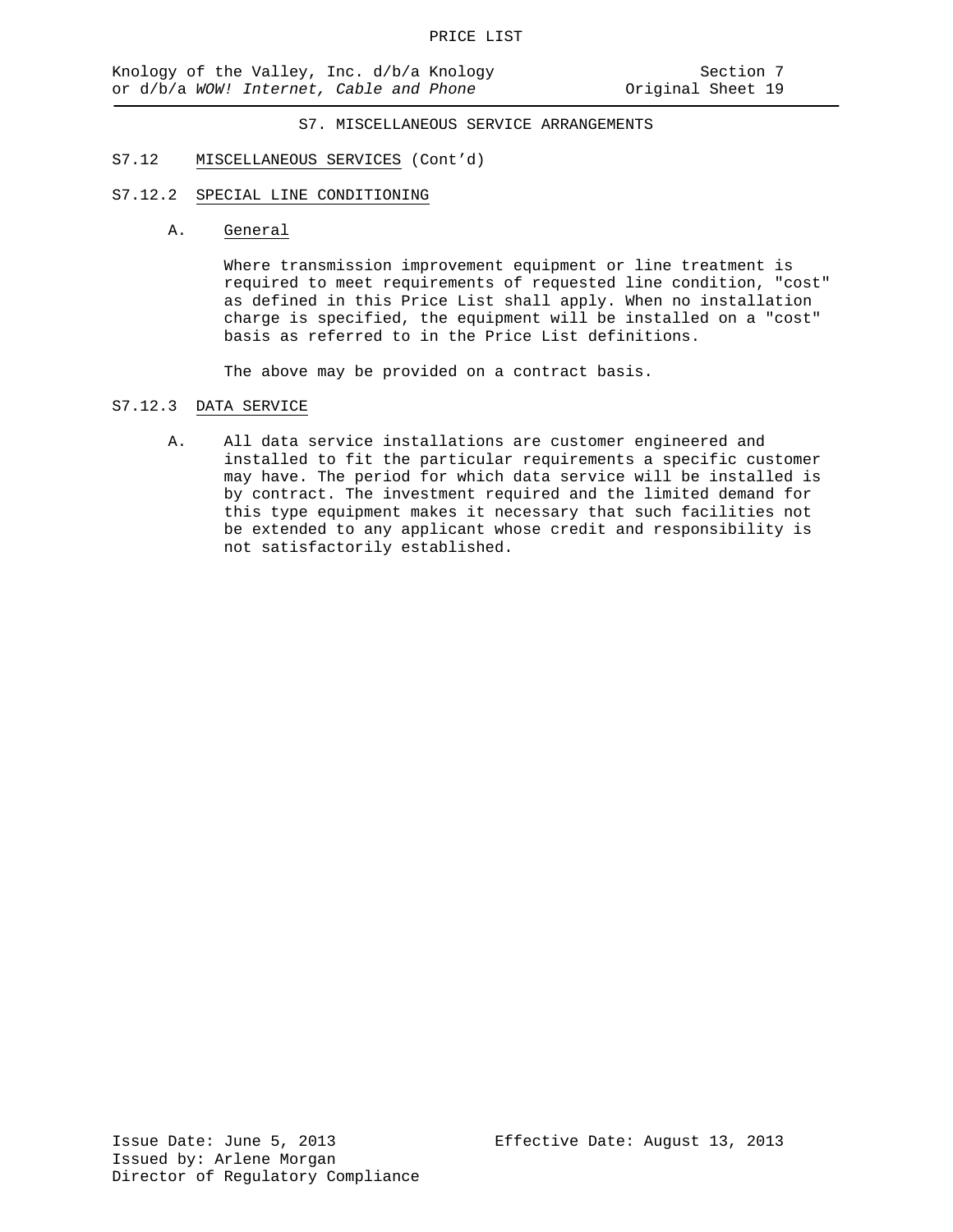## S7. MISCELLANEOUS SERVICE ARRANGEMENTS

### S7.12 MISCELLANEOUS SERVICES (Cont'd)

### S7.12.2 SPECIAL LINE CONDITIONING

A. General

Where transmission improvement equipment or line treatment is required to meet requirements of requested line condition, "cost" as defined in this Price List shall apply. When no installation charge is specified, the equipment will be installed on a "cost" basis as referred to in the Price List definitions.

The above may be provided on a contract basis.

### S7.12.3 DATA SERVICE

A. All data service installations are customer engineered and installed to fit the particular requirements a specific customer may have. The period for which data service will be installed is by contract. The investment required and the limited demand for this type equipment makes it necessary that such facilities not be extended to any applicant whose credit and responsibility is not satisfactorily established.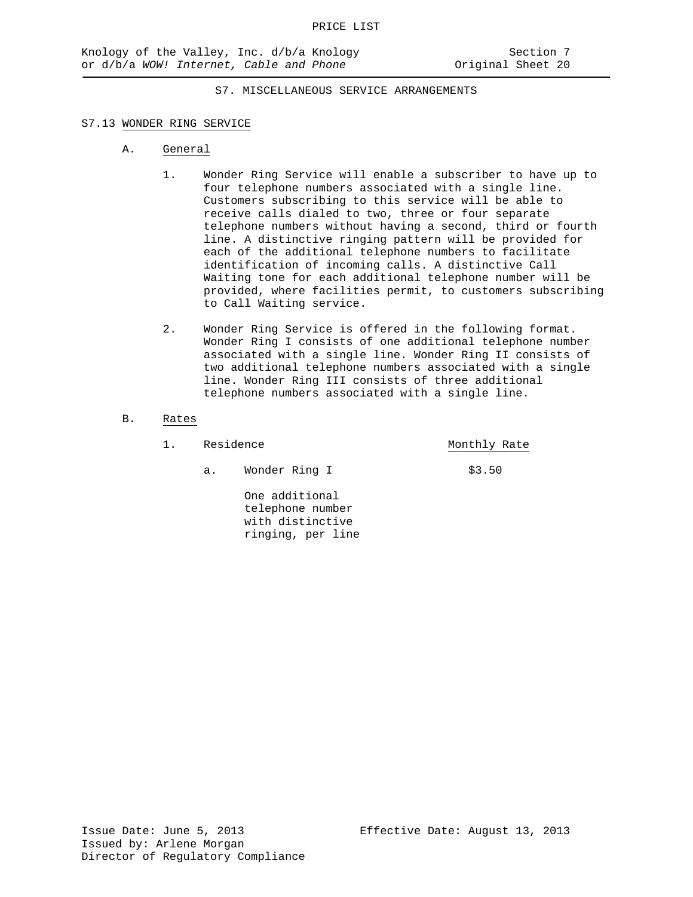## S7. MISCELLANEOUS SERVICE ARRANGEMENTS

### S7.13 WONDER RING SERVICE

#### A. General

1. Wonder Ring Service will enable a subscriber to have up to four telephone numbers associated with a single line. Customers subscribing to this service will be able to receive calls dialed to two, three or four separate telephone numbers without having a second, third or fourth line. A distinctive ringing pattern will be provided for each of the additional telephone numbers to facilitate identification of incoming calls. A distinctive Call Waiting tone for each additional telephone number will be provided, where facilities permit, to customers subscribing to Call Waiting service.

2. Wonder Ring Service is offered in the following format. Wonder Ring I consists of one additional telephone number associated with a single line. Wonder Ring II consists of two additional telephone numbers associated with a single line. Wonder Ring III consists of three additional telephone numbers associated with a single line.

#### B. Rates

| 1. Residence | Monthly Rate |
|---|---|
| a. Wonder Ring I<br>One additional telephone number with distinctive ringing, per line | $3.50 |

Issue Date: June 5, 2013
Effective Date: August 13, 2013
Issued by: Arlene Morgan
Director of Regulatory Compliance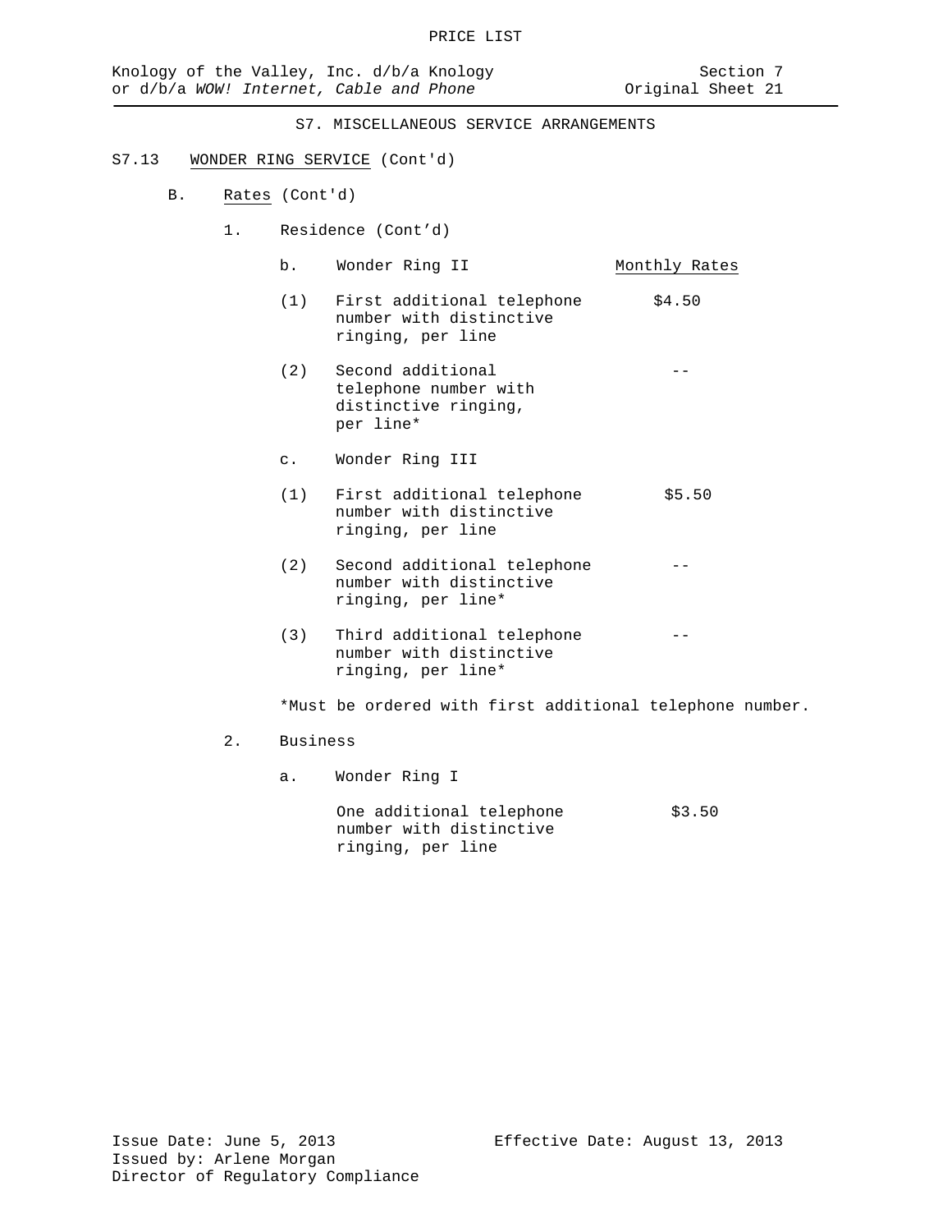PRICE LIST

Knology of the Valley, Inc. d/b/a Knology or d/b/a *WOW! Internet, Cable and Phone*

Section 7
Original Sheet 21

S7. MISCELLANEOUS SERVICE ARRANGEMENTS

S7.13 WONDER RING SERVICE (Cont'd)

B. Rates (Cont'd)

1. Residence (Cont'd)

| | | Monthly Rates |
|---|---|---|
| b. | Wonder Ring II | |
| (1) | First additional telephone number with distinctive ringing, per line | $4.50 |
| (2) | Second additional telephone number with distinctive ringing, per line* | -- |
| c. | Wonder Ring III | |
| (1) | First additional telephone number with distinctive ringing, per line | $5.50 |
| (2) | Second additional telephone number with distinctive ringing, per line* | -- |
| (3) | Third additional telephone number with distinctive ringing, per line* | -- |

*Must be ordered with first additional telephone number.

2. Business

| | | Monthly Rates |
|---|---|---|
| a. | Wonder Ring I | |
| | One additional telephone number with distinctive ringing, per line | $3.50 |

Issue Date: June 5, 2013
Effective Date: August 13, 2013
Issued by: Arlene Morgan
Director of Regulatory Compliance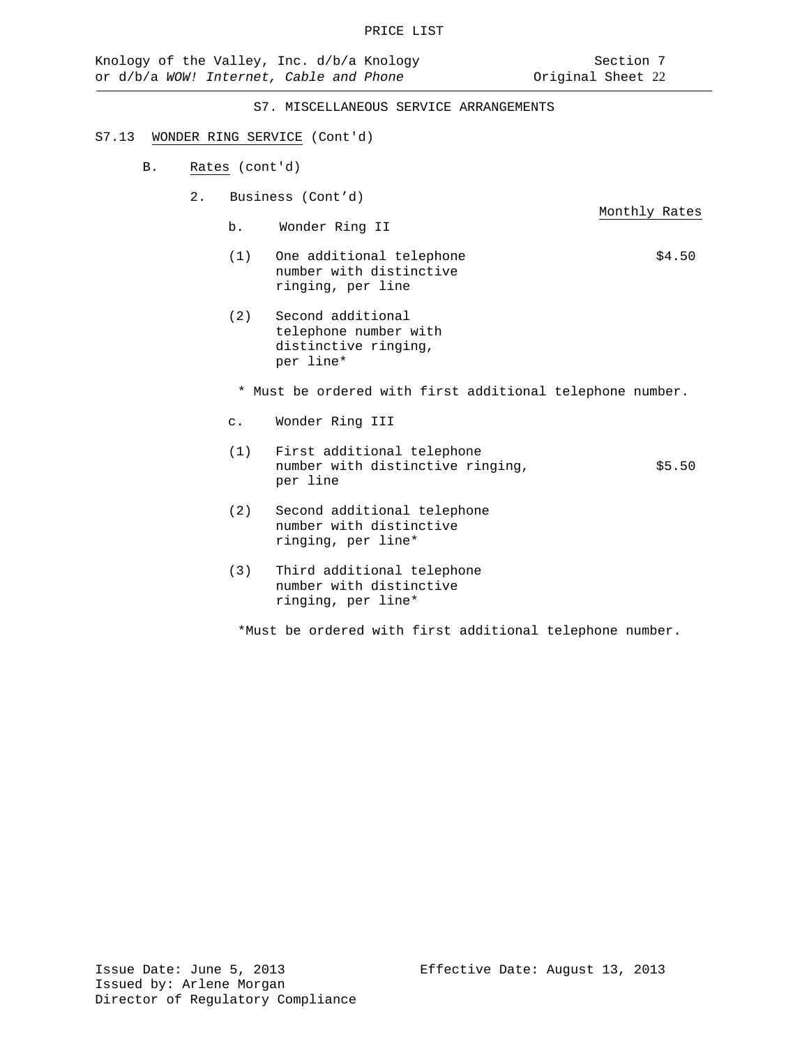PRICE LIST

Knology of the Valley, Inc. d/b/a Knology or d/b/a *WOW! Internet, Cable and Phone*

Section 7 Original Sheet 22

S7. MISCELLANEOUS SERVICE ARRANGEMENTS

S7.13 WONDER RING SERVICE (Cont'd)

B. Rates (cont'd)

2. Business (Cont'd)

| | | Monthly Rates |
|---|---|---|
| b. | Wonder Ring II | |
| (1) | One additional telephone number with distinctive ringing, per line | $4.50 |
| (2) | Second additional telephone number with distinctive ringing, per line* | |

\* Must be ordered with first additional telephone number.

| | | Monthly Rates |
|---|---|---|
| c. | Wonder Ring III | |
| (1) | First additional telephone number with distinctive ringing, per line | $5.50 |
| (2) | Second additional telephone number with distinctive ringing, per line* | |
| (3) | Third additional telephone number with distinctive ringing, per line* | |

*Must be ordered with first additional telephone number.

Issue Date: June 5, 2013
Issued by: Arlene Morgan
Director of Regulatory Compliance

Effective Date: August 13, 2013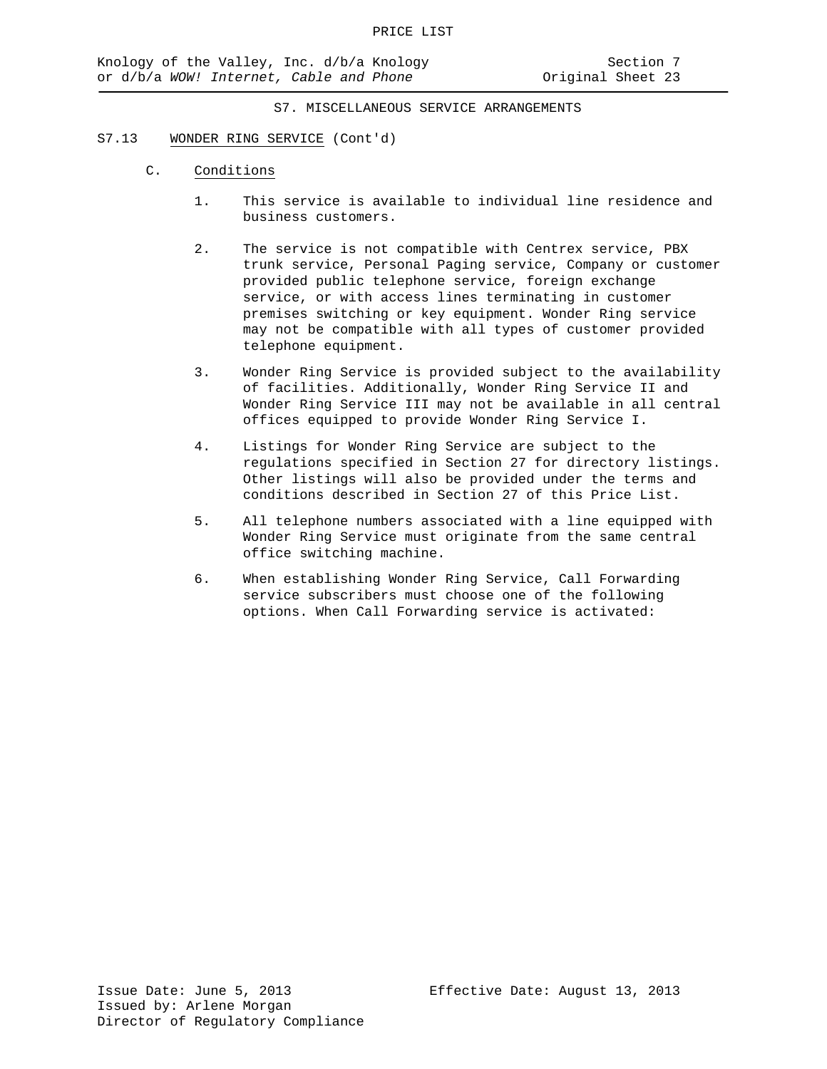S7. MISCELLANEOUS SERVICE ARRANGEMENTS

S7.13 WONDER RING SERVICE (Cont'd)

C. Conditions

1. This service is available to individual line residence and business customers.

2. The service is not compatible with Centrex service, PBX trunk service, Personal Paging service, Company or customer provided public telephone service, foreign exchange service, or with access lines terminating in customer premises switching or key equipment. Wonder Ring service may not be compatible with all types of customer provided telephone equipment.

3. Wonder Ring Service is provided subject to the availability of facilities. Additionally, Wonder Ring Service II and Wonder Ring Service III may not be available in all central offices equipped to provide Wonder Ring Service I.

4. Listings for Wonder Ring Service are subject to the regulations specified in Section 27 for directory listings. Other listings will also be provided under the terms and conditions described in Section 27 of this Price List.

5. All telephone numbers associated with a line equipped with Wonder Ring Service must originate from the same central office switching machine.

6. When establishing Wonder Ring Service, Call Forwarding service subscribers must choose one of the following options. When Call Forwarding service is activated: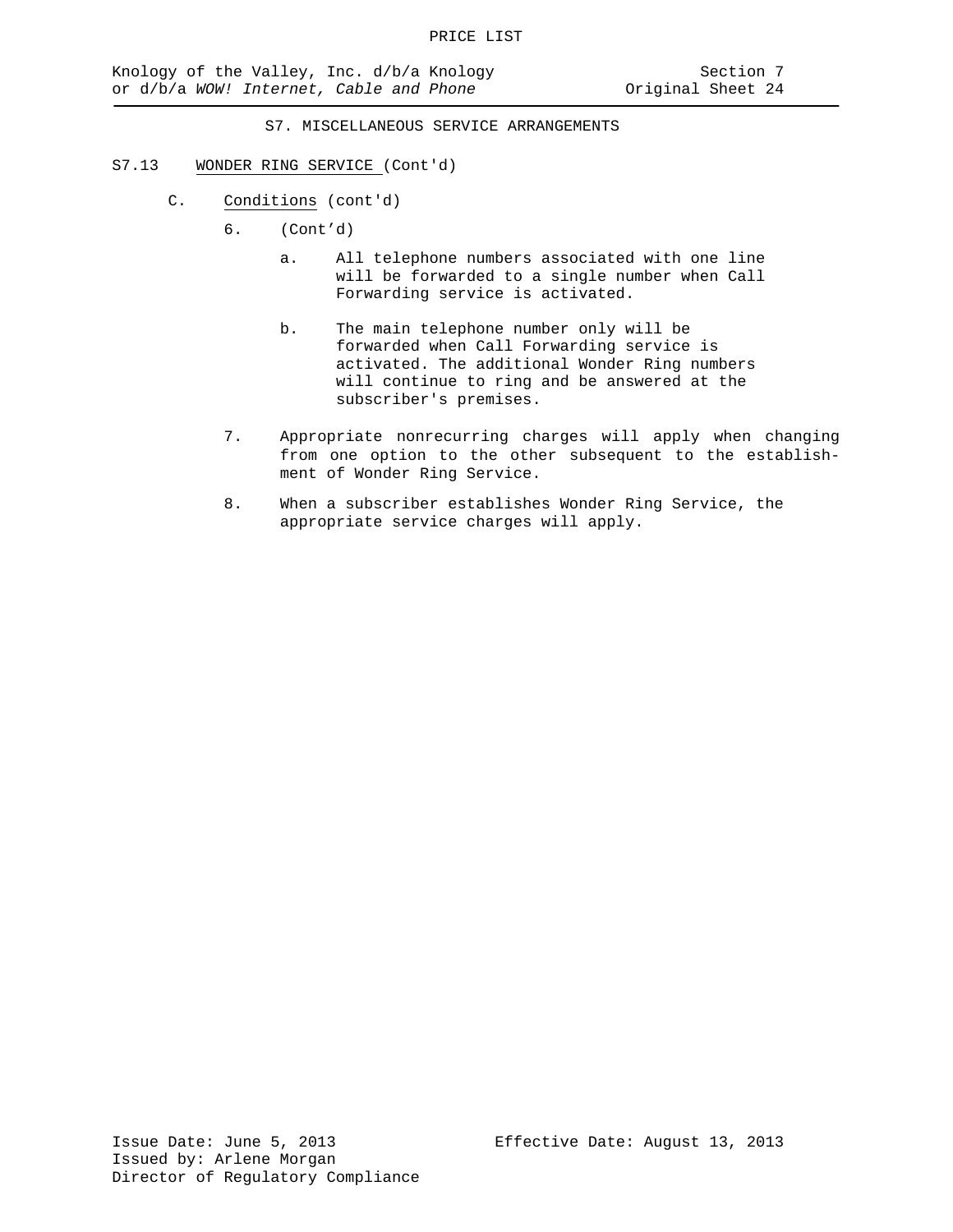## S7. MISCELLANEOUS SERVICE ARRANGEMENTS

### S7.13 WONDER RING SERVICE (Cont'd)

C. Conditions (cont'd)

6. (Cont'd)

   a. All telephone numbers associated with one line will be forwarded to a single number when Call Forwarding service is activated.

   b. The main telephone number only will be forwarded when Call Forwarding service is activated. The additional Wonder Ring numbers will continue to ring and be answered at the subscriber's premises.

7. Appropriate nonrecurring charges will apply when changing from one option to the other subsequent to the establishment of Wonder Ring Service.

8. When a subscriber establishes Wonder Ring Service, the appropriate service charges will apply.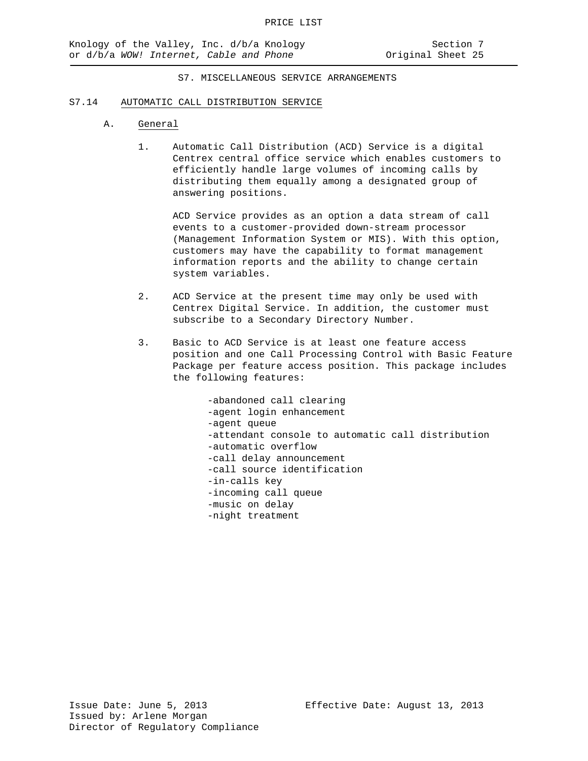## S7. MISCELLANEOUS SERVICE ARRANGEMENTS

### S7.14 AUTOMATIC CALL DISTRIBUTION SERVICE

A. General

1. Automatic Call Distribution (ACD) Service is a digital Centrex central office service which enables customers to efficiently handle large volumes of incoming calls by distributing them equally among a designated group of answering positions.

   ACD Service provides as an option a data stream of call events to a customer-provided down-stream processor (Management Information System or MIS). With this option, customers may have the capability to format management information reports and the ability to change certain system variables.

2. ACD Service at the present time may only be used with Centrex Digital Service. In addition, the customer must subscribe to a Secondary Directory Number.

3. Basic to ACD Service is at least one feature access position and one Call Processing Control with Basic Feature Package per feature access position. This package includes the following features:

   - abandoned call clearing
   - agent login enhancement
   - agent queue
   - attendant console to automatic call distribution
   - automatic overflow
   - call delay announcement
   - call source identification
   - in-calls key
   - incoming call queue
   - music on delay
   - night treatment

Issue Date: June 5, 2013
Effective Date: August 13, 2013
Issued by: Arlene Morgan
Director of Regulatory Compliance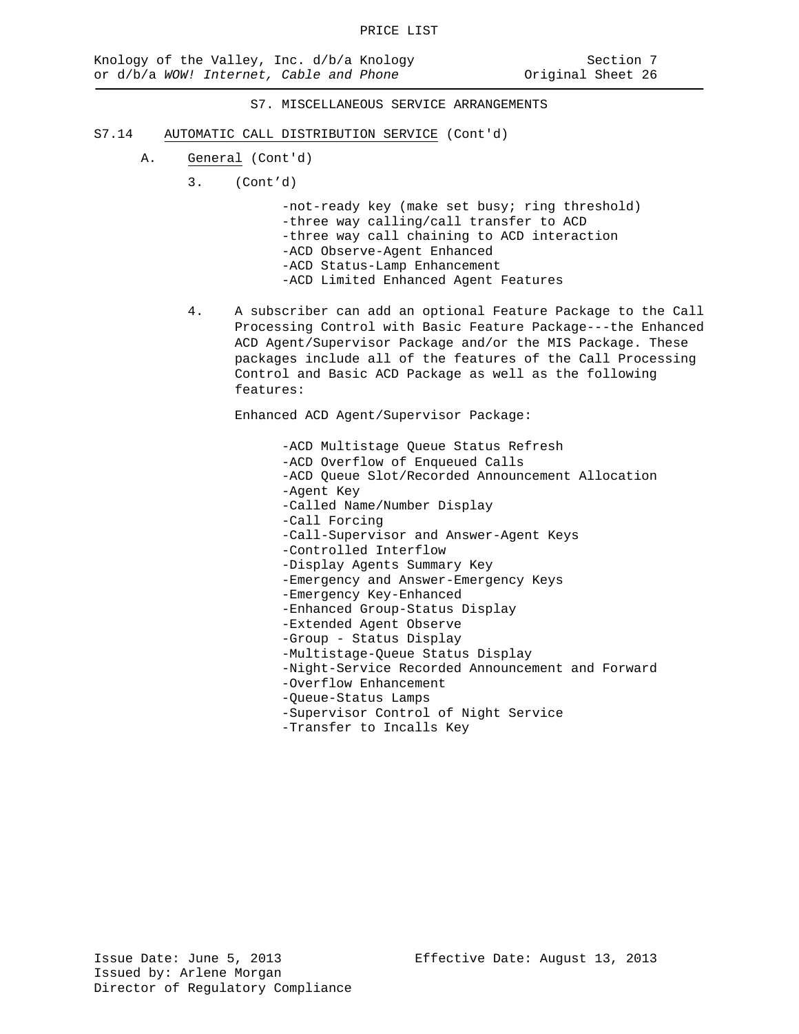## S7. MISCELLANEOUS SERVICE ARRANGEMENTS

### S7.14 AUTOMATIC CALL DISTRIBUTION SERVICE (Cont'd)

A. General (Cont'd)

3. (Cont'd)

   - -not-ready key (make set busy; ring threshold)
   - -three way calling/call transfer to ACD
   - -three way call chaining to ACD interaction
   - -ACD Observe-Agent Enhanced
   - -ACD Status-Lamp Enhancement
   - -ACD Limited Enhanced Agent Features

4. A subscriber can add an optional Feature Package to the Call Processing Control with Basic Feature Package---the Enhanced ACD Agent/Supervisor Package and/or the MIS Package. These packages include all of the features of the Call Processing Control and Basic ACD Package as well as the following features:

   Enhanced ACD Agent/Supervisor Package:

   - -ACD Multistage Queue Status Refresh
   - -ACD Overflow of Enqueued Calls
   - -ACD Queue Slot/Recorded Announcement Allocation
   - -Agent Key
   - -Called Name/Number Display
   - -Call Forcing
   - -Call-Supervisor and Answer-Agent Keys
   - -Controlled Interflow
   - -Display Agents Summary Key
   - -Emergency and Answer-Emergency Keys
   - -Emergency Key-Enhanced
   - -Enhanced Group-Status Display
   - -Extended Agent Observe
   - -Group - Status Display
   - -Multistage-Queue Status Display
   - -Night-Service Recorded Announcement and Forward
   - -Overflow Enhancement
   - -Queue-Status Lamps
   - -Supervisor Control of Night Service
   - -Transfer to Incalls Key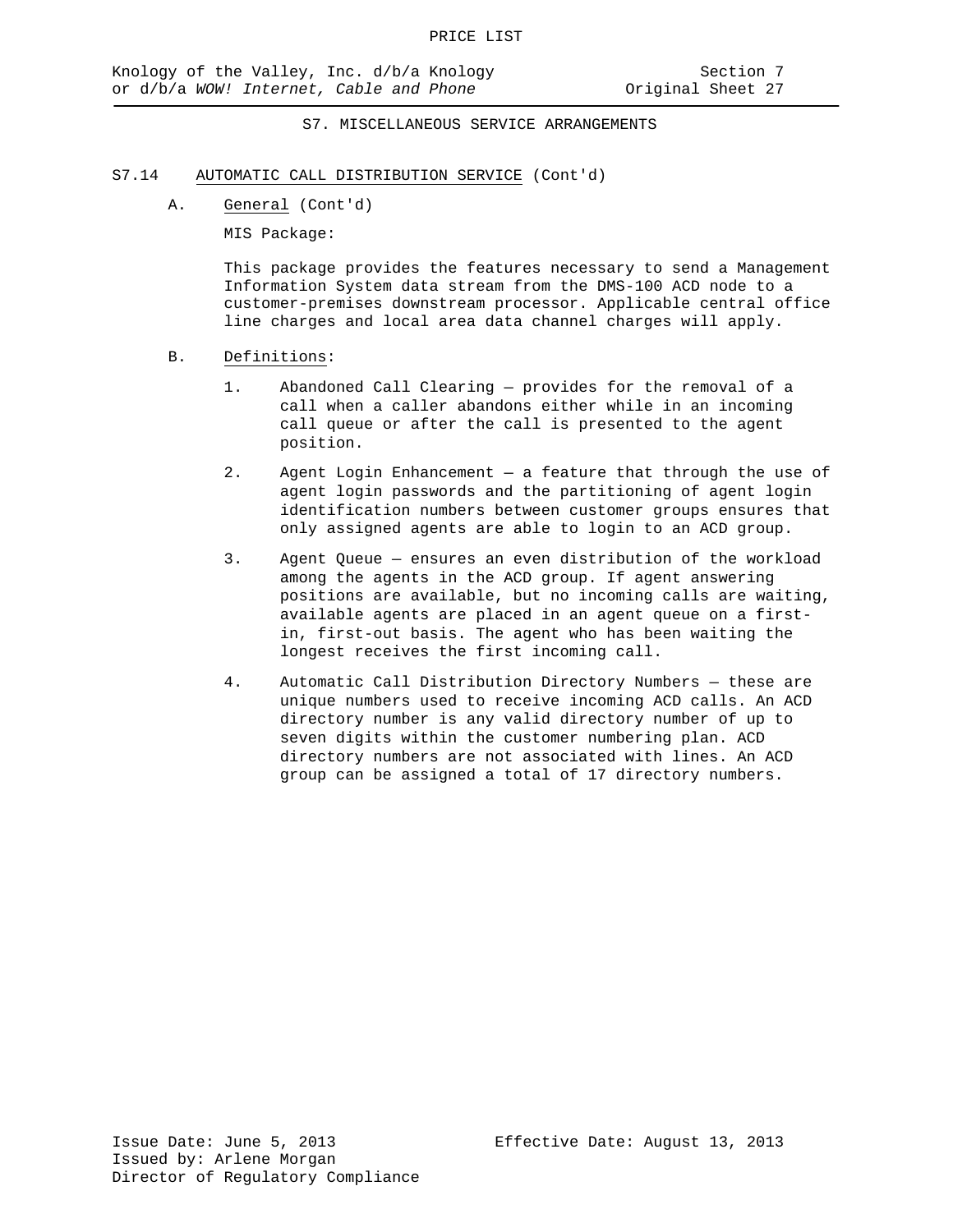S7. MISCELLANEOUS SERVICE ARRANGEMENTS

## S7.14 AUTOMATIC CALL DISTRIBUTION SERVICE (Cont'd)

A. General (Cont'd)

MIS Package:

This package provides the features necessary to send a Management Information System data stream from the DMS-100 ACD node to a customer-premises downstream processor. Applicable central office line charges and local area data channel charges will apply.

B. Definitions:

1. Abandoned Call Clearing — provides for the removal of a call when a caller abandons either while in an incoming call queue or after the call is presented to the agent position.

2. Agent Login Enhancement — a feature that through the use of agent login passwords and the partitioning of agent login identification numbers between customer groups ensures that only assigned agents are able to login to an ACD group.

3. Agent Queue — ensures an even distribution of the workload among the agents in the ACD group. If agent answering positions are available, but no incoming calls are waiting, available agents are placed in an agent queue on a first-in, first-out basis. The agent who has been waiting the longest receives the first incoming call.

4. Automatic Call Distribution Directory Numbers — these are unique numbers used to receive incoming ACD calls. An ACD directory number is any valid directory number of up to seven digits within the customer numbering plan. ACD directory numbers are not associated with lines. An ACD group can be assigned a total of 17 directory numbers.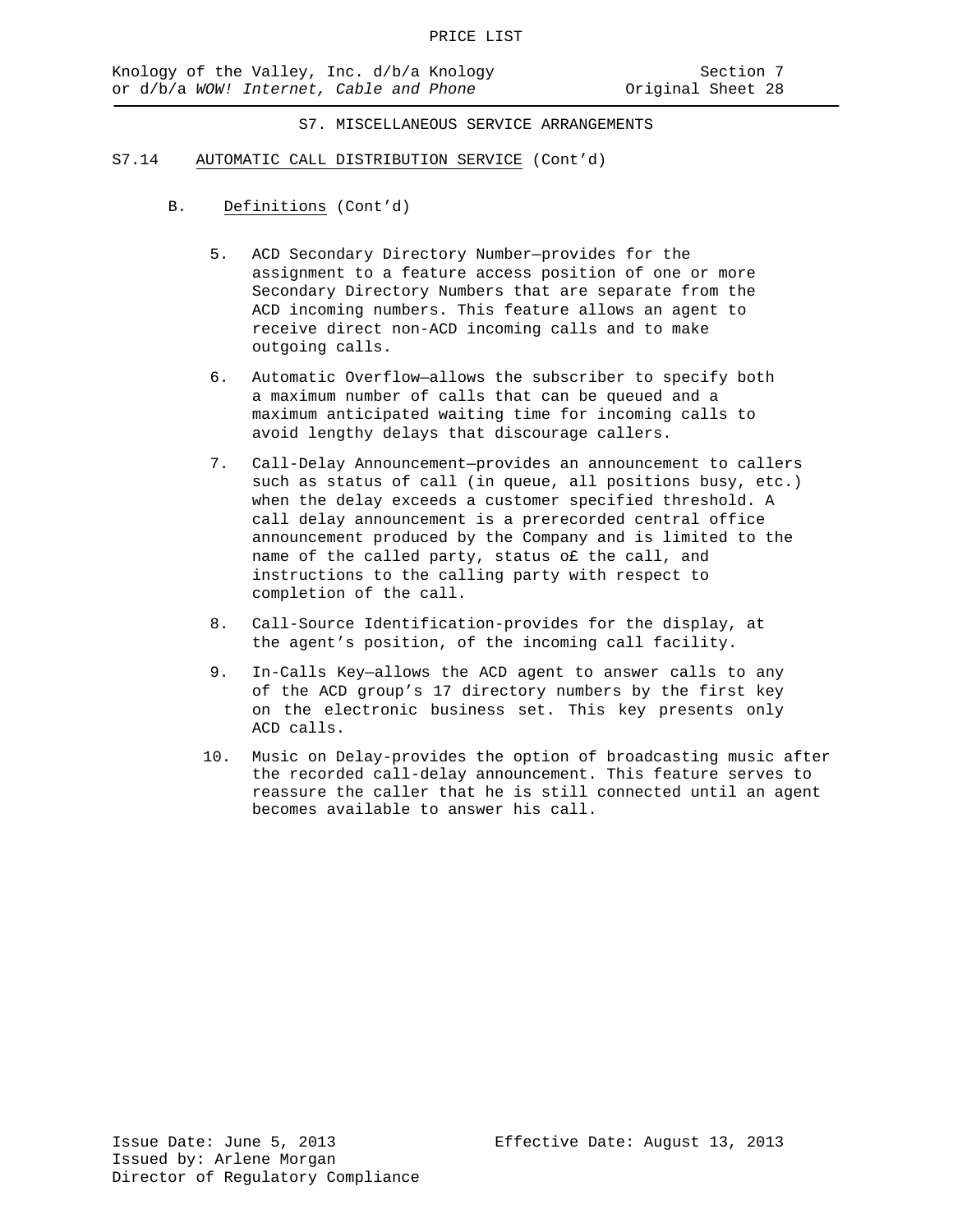## S7. MISCELLANEOUS SERVICE ARRANGEMENTS

### S7.14 AUTOMATIC CALL DISTRIBUTION SERVICE (Cont'd)

B. Definitions (Cont'd)

5. ACD Secondary Directory Number—provides for the assignment to a feature access position of one or more Secondary Directory Numbers that are separate from the ACD incoming numbers. This feature allows an agent to receive direct non-ACD incoming calls and to make outgoing calls.

6. Automatic Overflow—allows the subscriber to specify both a maximum number of calls that can be queued and a maximum anticipated waiting time for incoming calls to avoid lengthy delays that discourage callers.

7. Call-Delay Announcement—provides an announcement to callers such as status of call (in queue, all positions busy, etc.) when the delay exceeds a customer specified threshold. A call delay announcement is a prerecorded central office announcement produced by the Company and is limited to the name of the called party, status o£ the call, and instructions to the calling party with respect to completion of the call.

8. Call-Source Identification-provides for the display, at the agent's position, of the incoming call facility.

9. In-Calls Key—allows the ACD agent to answer calls to any of the ACD group's 17 directory numbers by the first key on the electronic business set. This key presents only ACD calls.

10. Music on Delay-provides the option of broadcasting music after the recorded call-delay announcement. This feature serves to reassure the caller that he is still connected until an agent becomes available to answer his call.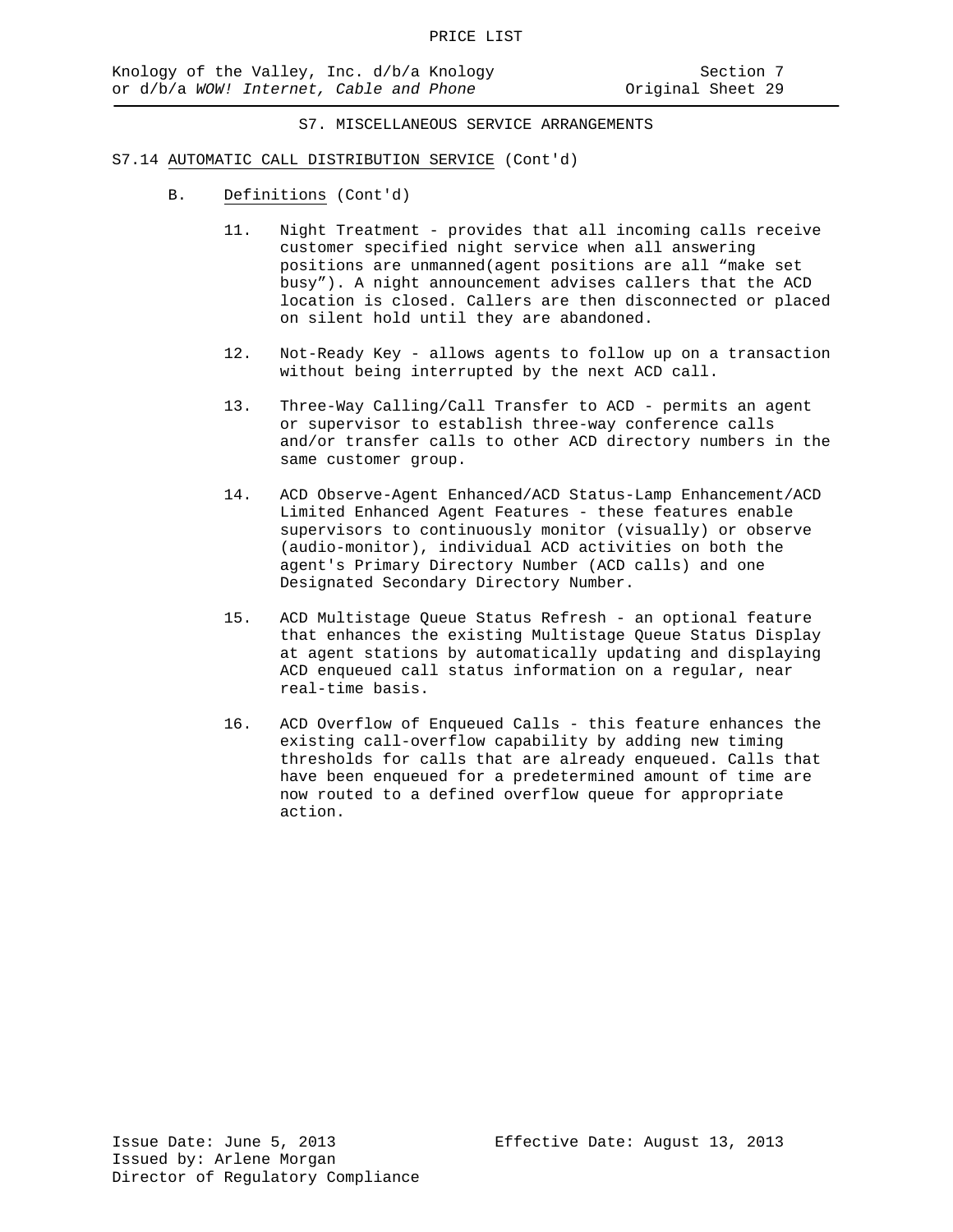S7. MISCELLANEOUS SERVICE ARRANGEMENTS

S7.14 AUTOMATIC CALL DISTRIBUTION SERVICE (Cont'd)

B. Definitions (Cont'd)

11. Night Treatment - provides that all incoming calls receive customer specified night service when all answering positions are unmanned(agent positions are all "make set busy"). A night announcement advises callers that the ACD location is closed. Callers are then disconnected or placed on silent hold until they are abandoned.

12. Not-Ready Key - allows agents to follow up on a transaction without being interrupted by the next ACD call.

13. Three-Way Calling/Call Transfer to ACD - permits an agent or supervisor to establish three-way conference calls and/or transfer calls to other ACD directory numbers in the same customer group.

14. ACD Observe-Agent Enhanced/ACD Status-Lamp Enhancement/ACD Limited Enhanced Agent Features - these features enable supervisors to continuously monitor (visually) or observe (audio-monitor), individual ACD activities on both the agent's Primary Directory Number (ACD calls) and one Designated Secondary Directory Number.

15. ACD Multistage Queue Status Refresh - an optional feature that enhances the existing Multistage Queue Status Display at agent stations by automatically updating and displaying ACD enqueued call status information on a regular, near real-time basis.

16. ACD Overflow of Enqueued Calls - this feature enhances the existing call-overflow capability by adding new timing thresholds for calls that are already enqueued. Calls that have been enqueued for a predetermined amount of time are now routed to a defined overflow queue for appropriate action.

Issue Date: June 5, 2013
Issued by: Arlene Morgan
Director of Regulatory Compliance

Effective Date: August 13, 2013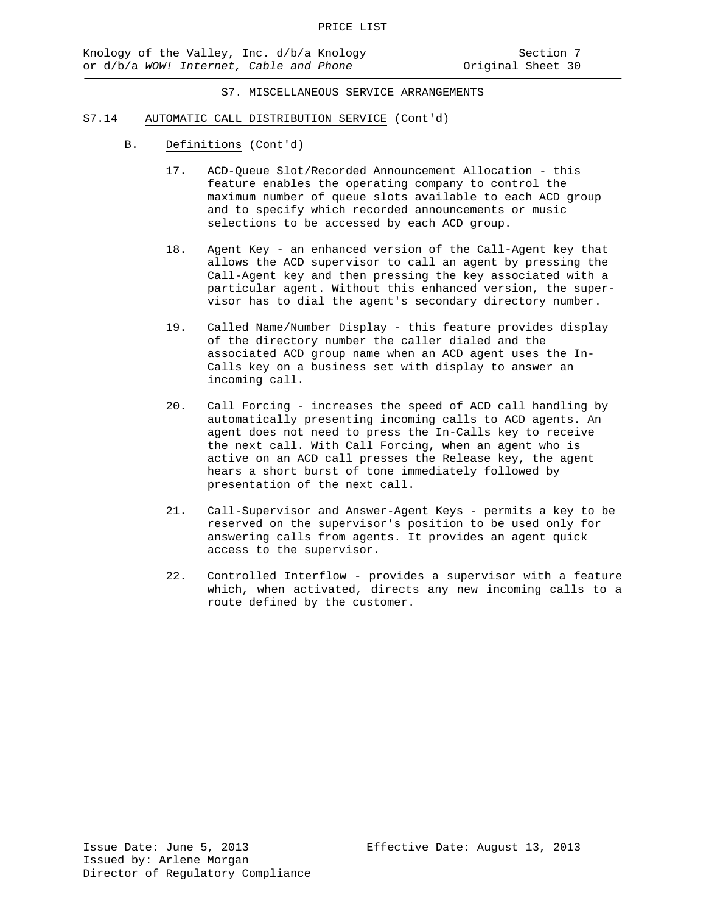## S7. MISCELLANEOUS SERVICE ARRANGEMENTS

### S7.14 AUTOMATIC CALL DISTRIBUTION SERVICE (Cont'd)

B. Definitions (Cont'd)

17. ACD-Queue Slot/Recorded Announcement Allocation - this feature enables the operating company to control the maximum number of queue slots available to each ACD group and to specify which recorded announcements or music selections to be accessed by each ACD group.

18. Agent Key - an enhanced version of the Call-Agent key that allows the ACD supervisor to call an agent by pressing the Call-Agent key and then pressing the key associated with a particular agent. Without this enhanced version, the supervisor has to dial the agent's secondary directory number.

19. Called Name/Number Display - this feature provides display of the directory number the caller dialed and the associated ACD group name when an ACD agent uses the In-Calls key on a business set with display to answer an incoming call.

20. Call Forcing - increases the speed of ACD call handling by automatically presenting incoming calls to ACD agents. An agent does not need to press the In-Calls key to receive the next call. With Call Forcing, when an agent who is active on an ACD call presses the Release key, the agent hears a short burst of tone immediately followed by presentation of the next call.

21. Call-Supervisor and Answer-Agent Keys - permits a key to be reserved on the supervisor's position to be used only for answering calls from agents. It provides an agent quick access to the supervisor.

22. Controlled Interflow - provides a supervisor with a feature which, when activated, directs any new incoming calls to a route defined by the customer.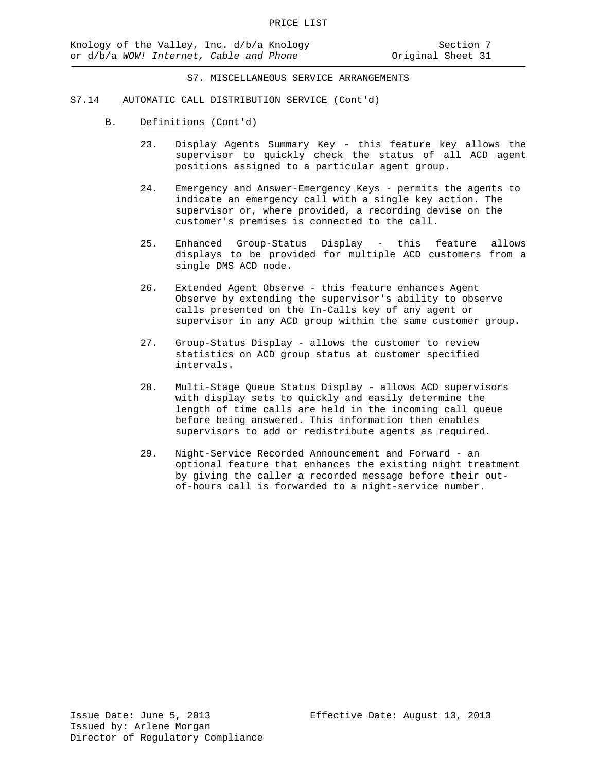## S7. MISCELLANEOUS SERVICE ARRANGEMENTS

### S7.14 AUTOMATIC CALL DISTRIBUTION SERVICE (Cont'd)

B. Definitions (Cont'd)

23. Display Agents Summary Key - this feature key allows the supervisor to quickly check the status of all ACD agent positions assigned to a particular agent group.

24. Emergency and Answer-Emergency Keys - permits the agents to indicate an emergency call with a single key action. The supervisor or, where provided, a recording devise on the customer's premises is connected to the call.

25. Enhanced Group-Status Display - this feature allows displays to be provided for multiple ACD customers from a single DMS ACD node.

26. Extended Agent Observe - this feature enhances Agent Observe by extending the supervisor's ability to observe calls presented on the In-Calls key of any agent or supervisor in any ACD group within the same customer group.

27. Group-Status Display - allows the customer to review statistics on ACD group status at customer specified intervals.

28. Multi-Stage Queue Status Display - allows ACD supervisors with display sets to quickly and easily determine the length of time calls are held in the incoming call queue before being answered. This information then enables supervisors to add or redistribute agents as required.

29. Night-Service Recorded Announcement and Forward - an optional feature that enhances the existing night treatment by giving the caller a recorded message before their out-of-hours call is forwarded to a night-service number.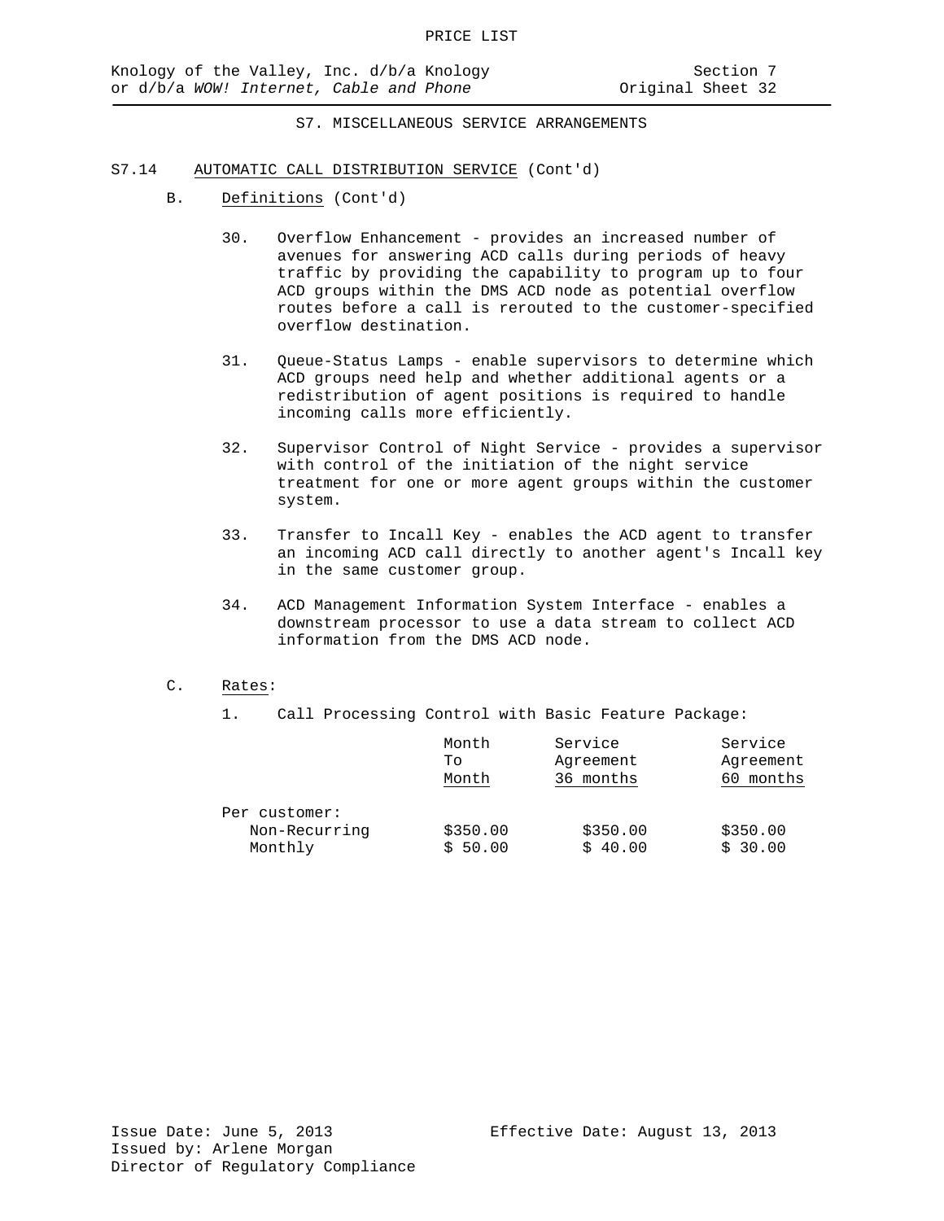S7. MISCELLANEOUS SERVICE ARRANGEMENTS

S7.14 AUTOMATIC CALL DISTRIBUTION SERVICE (Cont'd)

B. Definitions (Cont'd)

30. Overflow Enhancement - provides an increased number of avenues for answering ACD calls during periods of heavy traffic by providing the capability to program up to four ACD groups within the DMS ACD node as potential overflow routes before a call is rerouted to the customer-specified overflow destination.

31. Queue-Status Lamps - enable supervisors to determine which ACD groups need help and whether additional agents or a redistribution of agent positions is required to handle incoming calls more efficiently.

32. Supervisor Control of Night Service - provides a supervisor with control of the initiation of the night service treatment for one or more agent groups within the customer system.

33. Transfer to Incall Key - enables the ACD agent to transfer an incoming ACD call directly to another agent's Incall key in the same customer group.

34. ACD Management Information System Interface - enables a downstream processor to use a data stream to collect ACD information from the DMS ACD node.

C. Rates:

1. Call Processing Control with Basic Feature Package:

| | Month To Month | Service Agreement 36 months | Service Agreement 60 months |
|---|---|---|---|
| Per customer: | | | |
| Non-Recurring | $350.00 | $350.00 | $350.00 |
| Monthly | $ 50.00 | $ 40.00 | $ 30.00 |

Issue Date: June 5, 2013
Effective Date: August 13, 2013
Issued by: Arlene Morgan
Director of Regulatory Compliance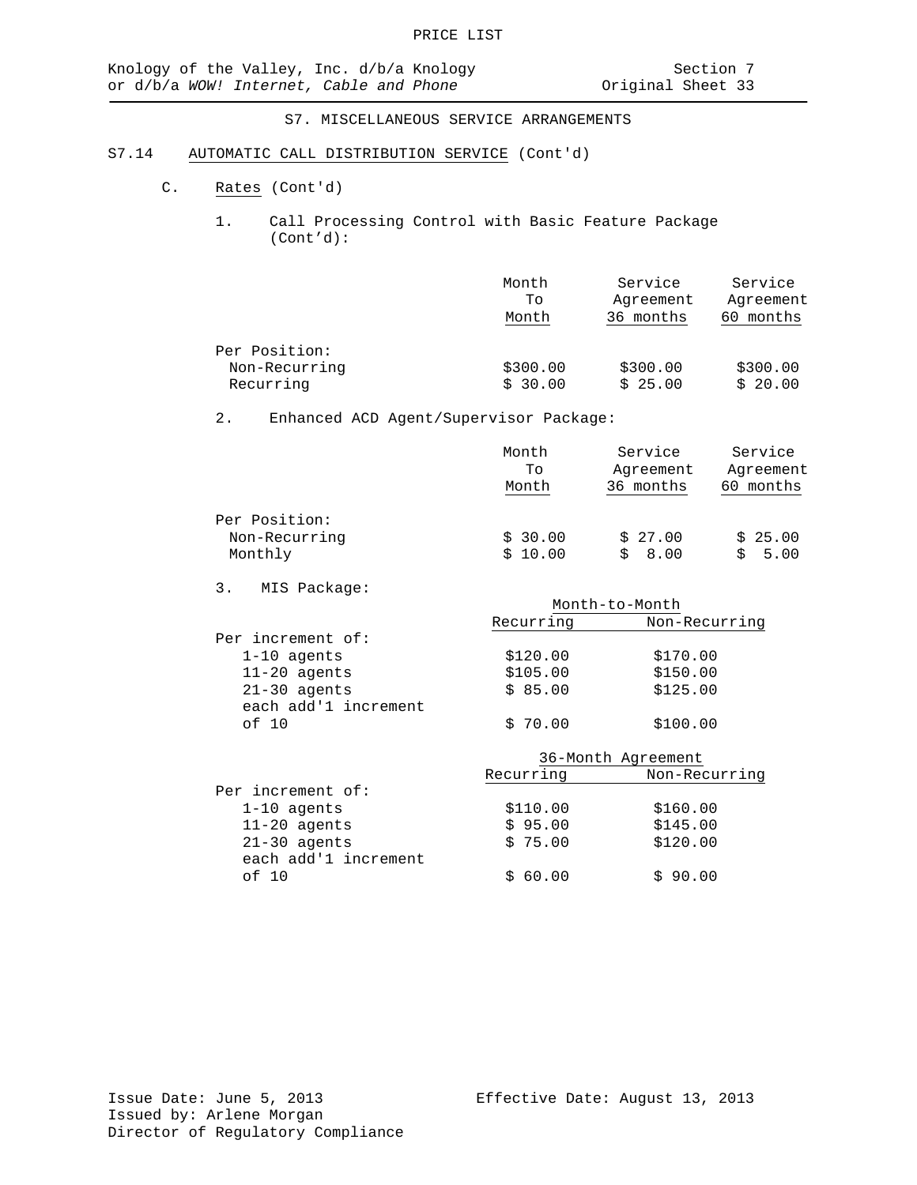# S7. MISCELLANEOUS SERVICE ARRANGEMENTS

## S7.14 AUTOMATIC CALL DISTRIBUTION SERVICE (Cont'd)

### C. Rates (Cont'd)

1. Call Processing Control with Basic Feature Package (Cont'd):

| | Month To Month | Service Agreement 36 months | Service Agreement 60 months |
|---|---|---|---|
| Per Position: | | | |
| Non-Recurring | $300.00 | $300.00 | $300.00 |
| Recurring | $ 30.00 | $ 25.00 | $ 20.00 |

2. Enhanced ACD Agent/Supervisor Package:

| | Month To Month | Service Agreement 36 months | Service Agreement 60 months |
|---|---|---|---|
| Per Position: | | | |
| Non-Recurring | $ 30.00 | $ 27.00 | $ 25.00 |
| Monthly | $ 10.00 | $ 8.00 | $ 5.00 |

3. MIS Package:

| | Month-to-Month | |
|---|---|---|
| | Recurring | Non-Recurring |
| Per increment of: | | |
| 1-10 agents | $120.00 | $170.00 |
| 11-20 agents | $105.00 | $150.00 |
| 21-30 agents | $ 85.00 | $125.00 |
| each add'l increment of 10 | $ 70.00 | $100.00 |

| | 36-Month Agreement | |
|---|---|---|
| | Recurring | Non-Recurring |
| Per increment of: | | |
| 1-10 agents | $110.00 | $160.00 |
| 11-20 agents | $ 95.00 | $145.00 |
| 21-30 agents | $ 75.00 | $120.00 |
| each add'l increment of 10 | $ 60.00 | $ 90.00 |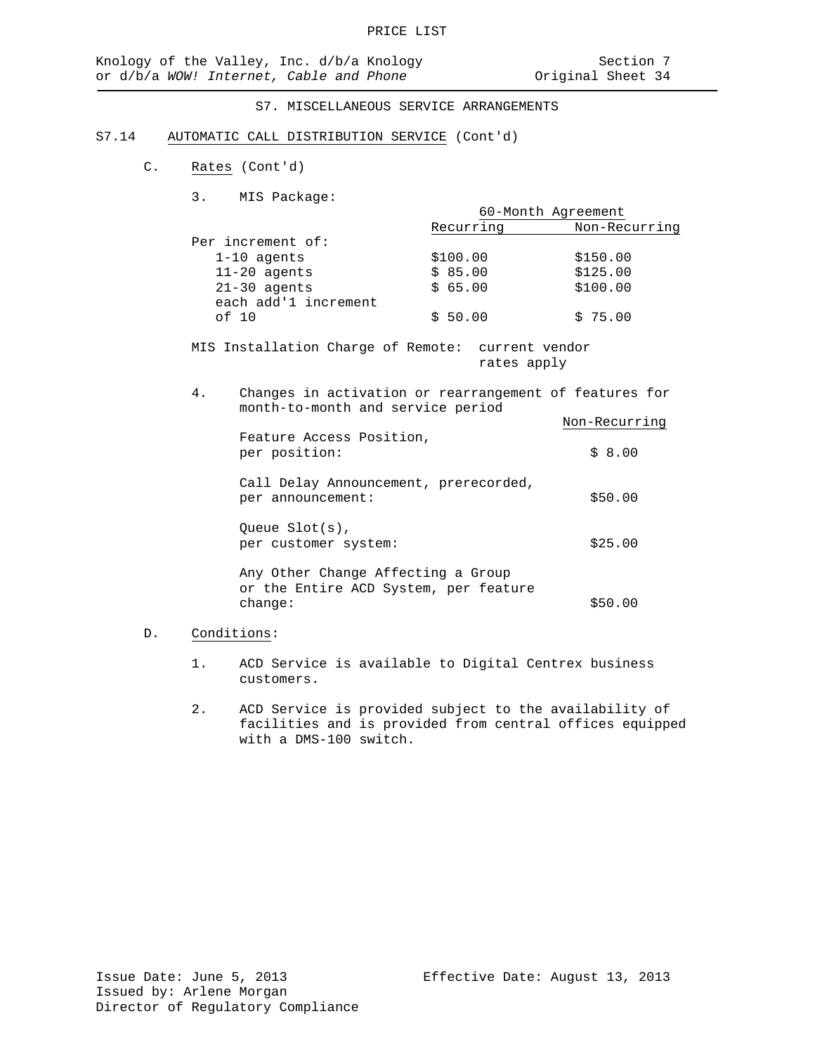PRICE LIST

Knology of the Valley, Inc. d/b/a Knology
or d/b/a *WOW! Internet, Cable and Phone*

Section 7
Original Sheet 34

## S7. MISCELLANEOUS SERVICE ARRANGEMENTS

### S7.14 AUTOMATIC CALL DISTRIBUTION SERVICE (Cont'd)

C. Rates (Cont'd)

3. MIS Package:

| | 60-Month Agreement | |
|---|---|---|
| | Recurring | Non-Recurring |
| Per increment of: | | |
| 1-10 agents | $100.00 | $150.00 |
| 11-20 agents | $ 85.00 | $125.00 |
| 21-30 agents | $ 65.00 | $100.00 |
| each add'l increment of 10 | $ 50.00 | $ 75.00 |

MIS Installation Charge of Remote: current vendor rates apply

4. Changes in activation or rearrangement of features for month-to-month and service period

| | Non-Recurring |
|---|---|
| Feature Access Position, per position: | $ 8.00 |
| Call Delay Announcement, prerecorded, per announcement: | $50.00 |
| Queue Slot(s), per customer system: | $25.00 |
| Any Other Change Affecting a Group or the Entire ACD System, per feature change: | $50.00 |

D. Conditions:

1. ACD Service is available to Digital Centrex business customers.

2. ACD Service is provided subject to the availability of facilities and is provided from central offices equipped with a DMS-100 switch.

Issue Date: June 5, 2013
Issued by: Arlene Morgan
Director of Regulatory Compliance

Effective Date: August 13, 2013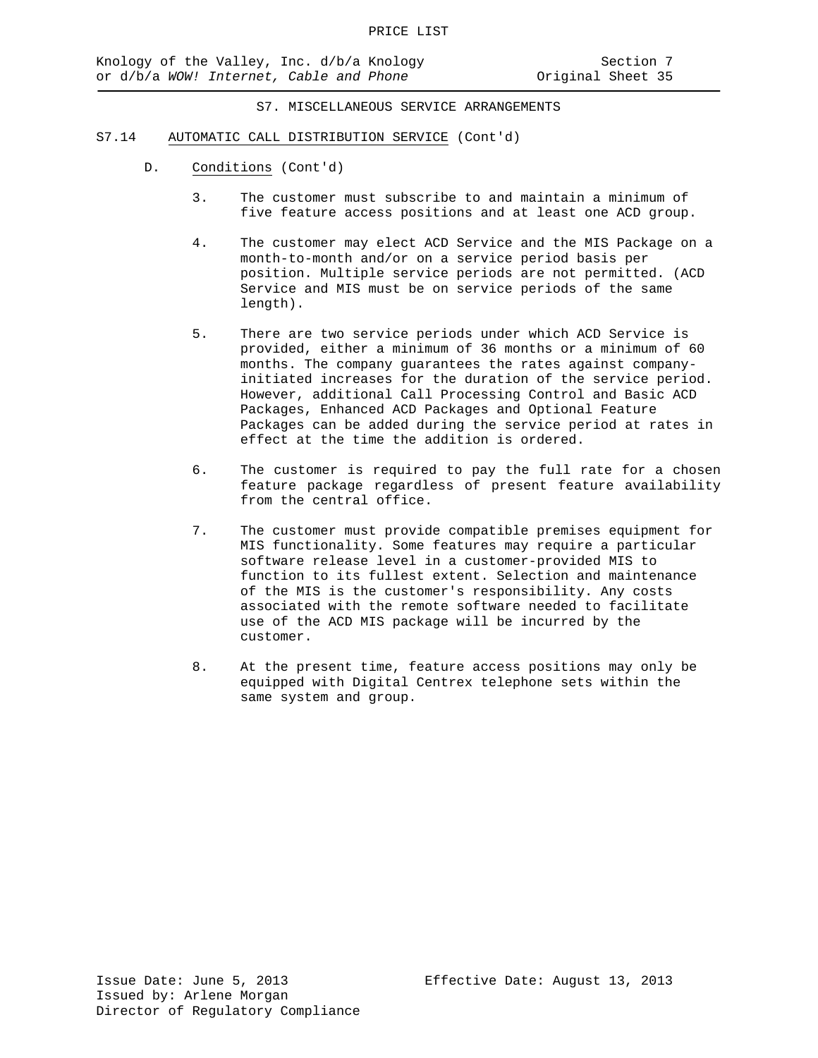S7. MISCELLANEOUS SERVICE ARRANGEMENTS

S7.14 AUTOMATIC CALL DISTRIBUTION SERVICE (Cont'd)

D. Conditions (Cont'd)

3. The customer must subscribe to and maintain a minimum of five feature access positions and at least one ACD group.

4. The customer may elect ACD Service and the MIS Package on a month-to-month and/or on a service period basis per position. Multiple service periods are not permitted. (ACD Service and MIS must be on service periods of the same length).

5. There are two service periods under which ACD Service is provided, either a minimum of 36 months or a minimum of 60 months. The company guarantees the rates against company-initiated increases for the duration of the service period. However, additional Call Processing Control and Basic ACD Packages, Enhanced ACD Packages and Optional Feature Packages can be added during the service period at rates in effect at the time the addition is ordered.

6. The customer is required to pay the full rate for a chosen feature package regardless of present feature availability from the central office.

7. The customer must provide compatible premises equipment for MIS functionality. Some features may require a particular software release level in a customer-provided MIS to function to its fullest extent. Selection and maintenance of the MIS is the customer's responsibility. Any costs associated with the remote software needed to facilitate use of the ACD MIS package will be incurred by the customer.

8. At the present time, feature access positions may only be equipped with Digital Centrex telephone sets within the same system and group.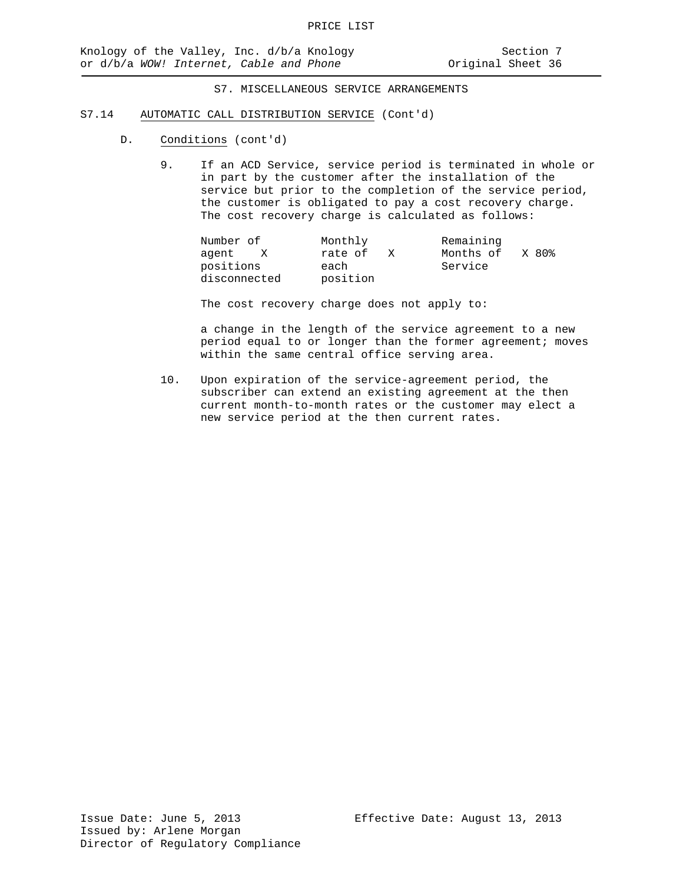## S7. MISCELLANEOUS SERVICE ARRANGEMENTS

### S7.14 AUTOMATIC CALL DISTRIBUTION SERVICE (Cont'd)

D. Conditions (cont'd)

9. If an ACD Service, service period is terminated in whole or in part by the customer after the installation of the service but prior to the completion of the service period, the customer is obligated to pay a cost recovery charge. The cost recovery charge is calculated as follows:

   Number of agent positions disconnected X Monthly rate of each position X Remaining Months of Service X 80%

   The cost recovery charge does not apply to:

   a change in the length of the service agreement to a new period equal to or longer than the former agreement; moves within the same central office serving area.

10. Upon expiration of the service-agreement period, the subscriber can extend an existing agreement at the then current month-to-month rates or the customer may elect a new service period at the then current rates.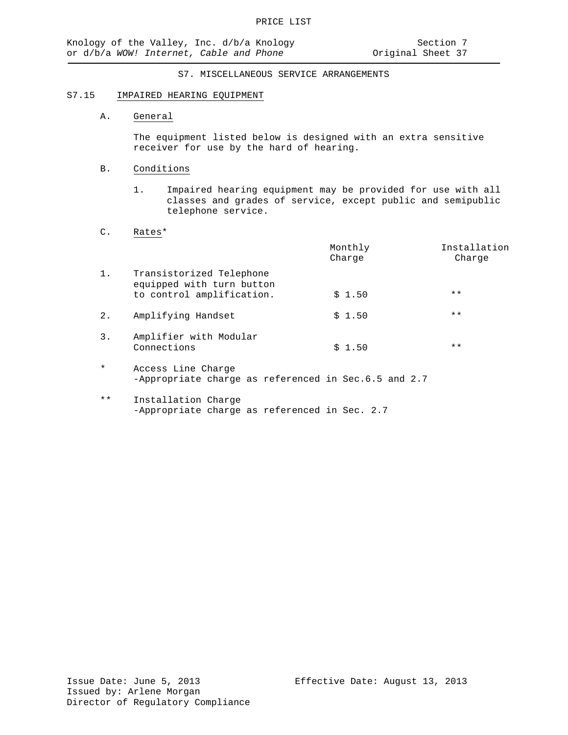PRICE LIST

Knology of the Valley, Inc. d/b/a Knology or d/b/a *WOW! Internet, Cable and Phone*

Section 7
Original Sheet 37

## S7. MISCELLANEOUS SERVICE ARRANGEMENTS

### S7.15 IMPAIRED HEARING EQUIPMENT

A. General

The equipment listed below is designed with an extra sensitive receiver for use by the hard of hearing.

B. Conditions

1. Impaired hearing equipment may be provided for use with all classes and grades of service, except public and semipublic telephone service.

C. Rates*

| | | Monthly Charge | Installation Charge |
|---|---|---|---|
| 1. | Transistorized Telephone equipped with turn button to control amplification. | $ 1.50 | ** |
| 2. | Amplifying Handset | $ 1.50 | ** |
| 3. | Amplifier with Modular Connections | $ 1.50 | ** |

\* Access Line Charge
-Appropriate charge as referenced in Sec.6.5 and 2.7

** Installation Charge
-Appropriate charge as referenced in Sec. 2.7

Issue Date: June 5, 2013
Issued by: Arlene Morgan
Director of Regulatory Compliance

Effective Date: August 13, 2013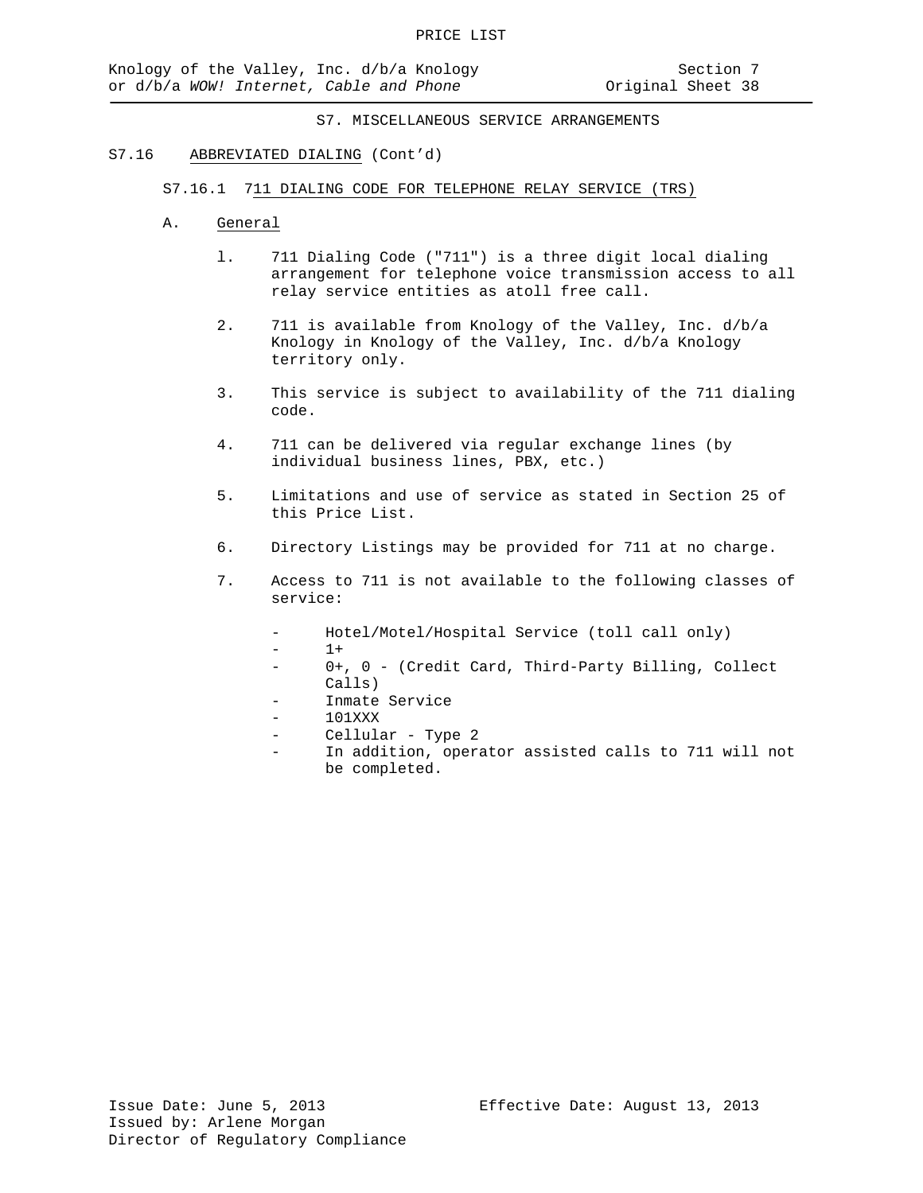## S7. MISCELLANEOUS SERVICE ARRANGEMENTS

### S7.16 ABBREVIATED DIALING (Cont'd)

#### S7.16.1 711 DIALING CODE FOR TELEPHONE RELAY SERVICE (TRS)

A. General

1. 711 Dialing Code ("711") is a three digit local dialing arrangement for telephone voice transmission access to all relay service entities as atoll free call.

2. 711 is available from Knology of the Valley, Inc. d/b/a Knology in Knology of the Valley, Inc. d/b/a Knology territory only.

3. This service is subject to availability of the 711 dialing code.

4. 711 can be delivered via regular exchange lines (by individual business lines, PBX, etc.)

5. Limitations and use of service as stated in Section 25 of this Price List.

6. Directory Listings may be provided for 711 at no charge.

7. Access to 711 is not available to the following classes of service:

   - Hotel/Motel/Hospital Service (toll call only)
   - 1+
   - 0+, 0 - (Credit Card, Third-Party Billing, Collect Calls)
   - Inmate Service
   - 101XXX
   - Cellular - Type 2
   - In addition, operator assisted calls to 711 will not be completed.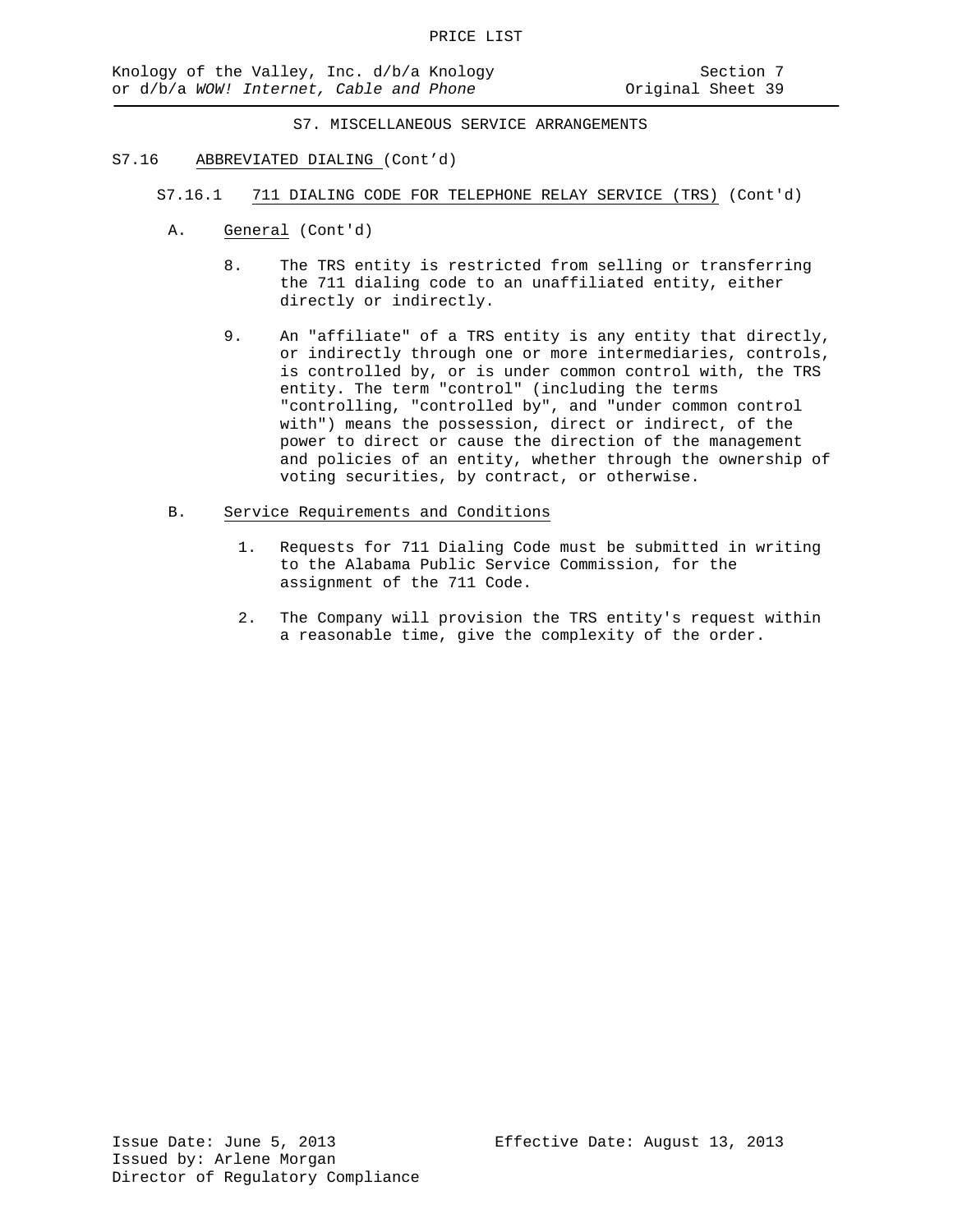S7. MISCELLANEOUS SERVICE ARRANGEMENTS

S7.16 ABBREVIATED DIALING (Cont'd)

S7.16.1 711 DIALING CODE FOR TELEPHONE RELAY SERVICE (TRS) (Cont'd)

A. General (Cont'd)

8. The TRS entity is restricted from selling or transferring the 711 dialing code to an unaffiliated entity, either directly or indirectly.

9. An "affiliate" of a TRS entity is any entity that directly, or indirectly through one or more intermediaries, controls, is controlled by, or is under common control with, the TRS entity. The term "control" (including the terms "controlling, "controlled by", and "under common control with") means the possession, direct or indirect, of the power to direct or cause the direction of the management and policies of an entity, whether through the ownership of voting securities, by contract, or otherwise.

B. Service Requirements and Conditions

1. Requests for 711 Dialing Code must be submitted in writing to the Alabama Public Service Commission, for the assignment of the 711 Code.

2. The Company will provision the TRS entity's request within a reasonable time, give the complexity of the order.

Issue Date: June 5, 2013
Effective Date: August 13, 2013
Issued by: Arlene Morgan
Director of Regulatory Compliance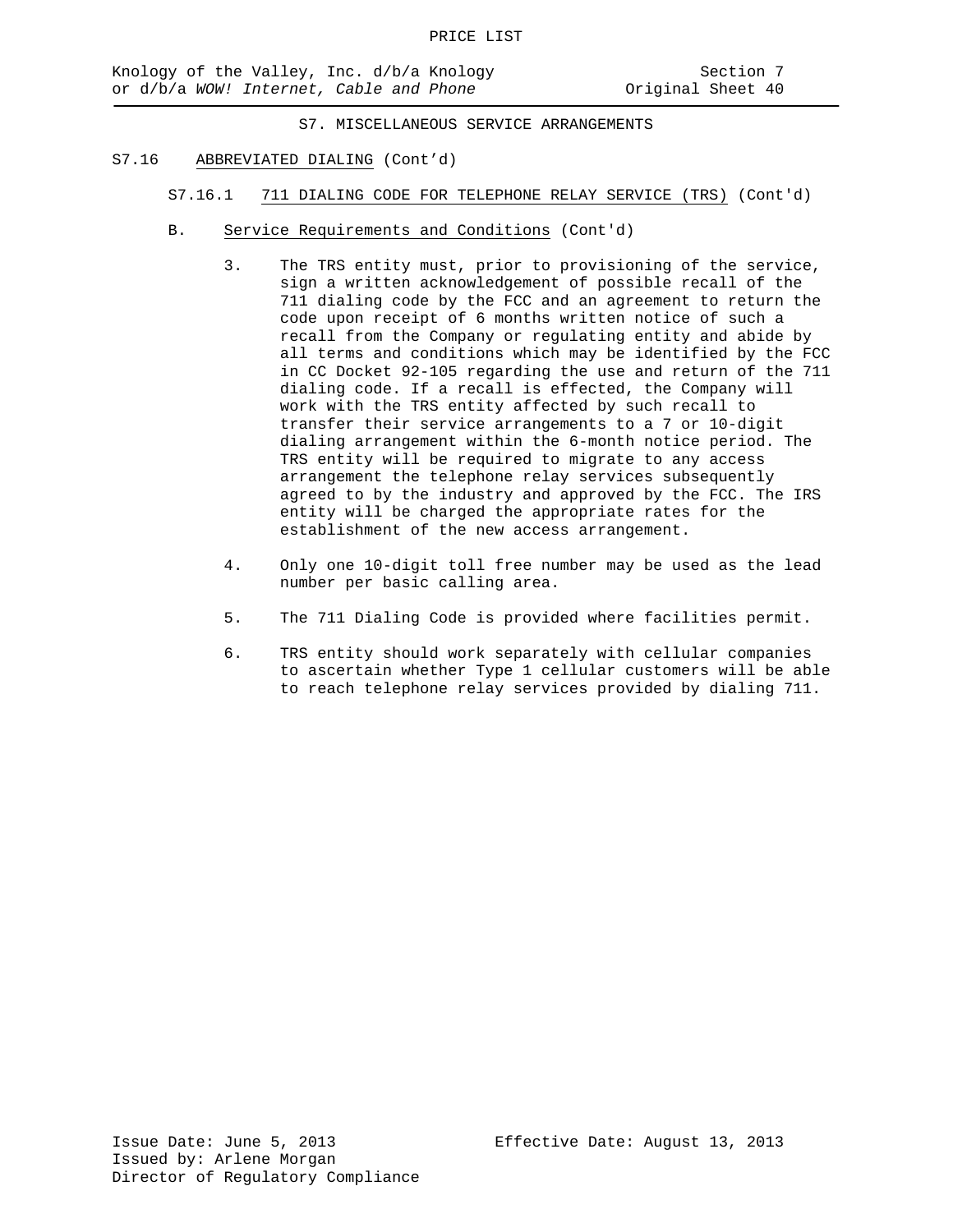PRICE LIST

Knology of the Valley, Inc. d/b/a Knology or d/b/a *WOW! Internet, Cable and Phone*

Section 7
Original Sheet 40

## S7. MISCELLANEOUS SERVICE ARRANGEMENTS

S7.16 ABBREVIATED DIALING (Cont'd)

S7.16.1 711 DIALING CODE FOR TELEPHONE RELAY SERVICE (TRS) (Cont'd)

B. Service Requirements and Conditions (Cont'd)

3. The TRS entity must, prior to provisioning of the service, sign a written acknowledgement of possible recall of the 711 dialing code by the FCC and an agreement to return the code upon receipt of 6 months written notice of such a recall from the Company or regulating entity and abide by all terms and conditions which may be identified by the FCC in CC Docket 92-105 regarding the use and return of the 711 dialing code. If a recall is effected, the Company will work with the TRS entity affected by such recall to transfer their service arrangements to a 7 or 10-digit dialing arrangement within the 6-month notice period. The TRS entity will be required to migrate to any access arrangement the telephone relay services subsequently agreed to by the industry and approved by the FCC. The IRS entity will be charged the appropriate rates for the establishment of the new access arrangement.

4. Only one 10-digit toll free number may be used as the lead number per basic calling area.

5. The 711 Dialing Code is provided where facilities permit.

6. TRS entity should work separately with cellular companies to ascertain whether Type 1 cellular customers will be able to reach telephone relay services provided by dialing 711.

Issue Date: June 5, 2013
Effective Date: August 13, 2013
Issued by: Arlene Morgan
Director of Regulatory Compliance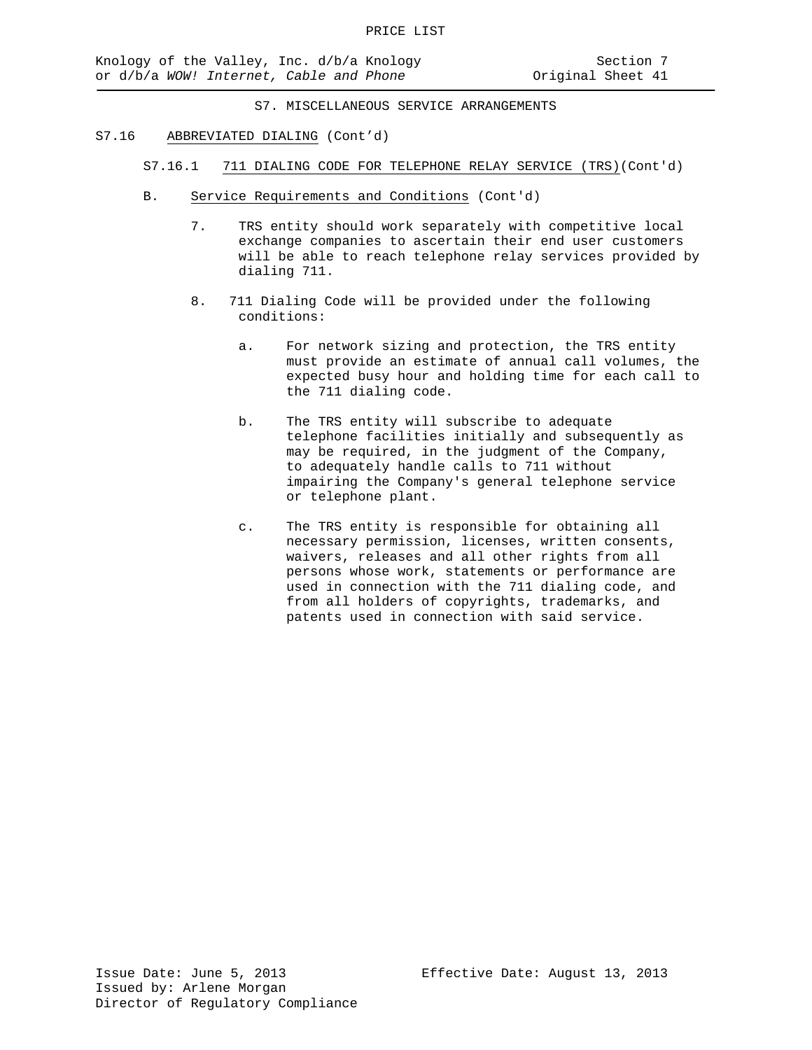## S7. MISCELLANEOUS SERVICE ARRANGEMENTS

S7.16 ABBREVIATED DIALING (Cont'd)

S7.16.1 711 DIALING CODE FOR TELEPHONE RELAY SERVICE (TRS)(Cont'd)

B. Service Requirements and Conditions (Cont'd)

7. TRS entity should work separately with competitive local exchange companies to ascertain their end user customers will be able to reach telephone relay services provided by dialing 711.

8. 711 Dialing Code will be provided under the following conditions:

   a. For network sizing and protection, the TRS entity must provide an estimate of annual call volumes, the expected busy hour and holding time for each call to the 711 dialing code.

   b. The TRS entity will subscribe to adequate telephone facilities initially and subsequently as may be required, in the judgment of the Company, to adequately handle calls to 711 without impairing the Company's general telephone service or telephone plant.

   c. The TRS entity is responsible for obtaining all necessary permission, licenses, written consents, waivers, releases and all other rights from all persons whose work, statements or performance are used in connection with the 711 dialing code, and from all holders of copyrights, trademarks, and patents used in connection with said service.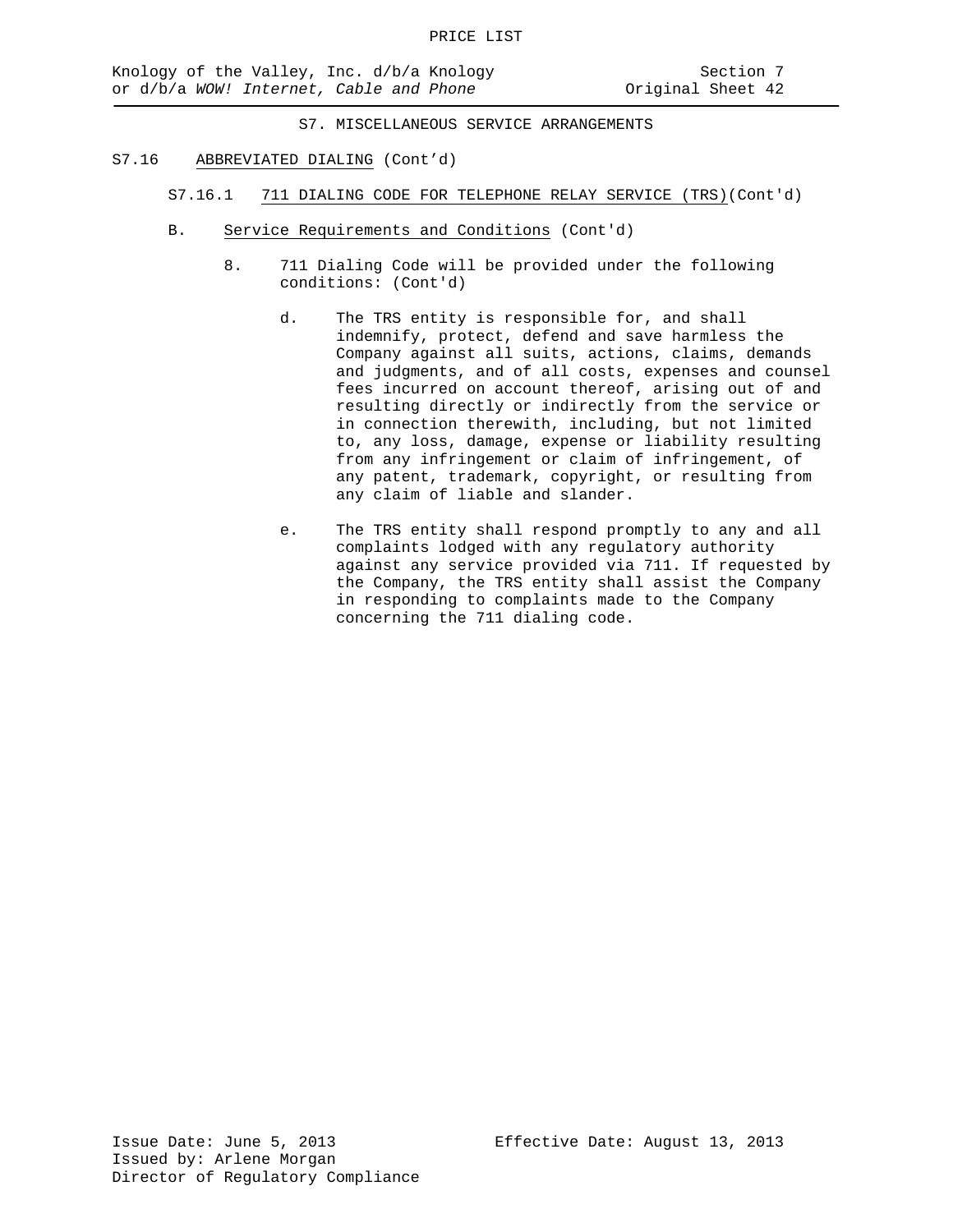S7. MISCELLANEOUS SERVICE ARRANGEMENTS

S7.16 ABBREVIATED DIALING (Cont'd)

S7.16.1 711 DIALING CODE FOR TELEPHONE RELAY SERVICE (TRS)(Cont'd)

B. Service Requirements and Conditions (Cont'd)

8. 711 Dialing Code will be provided under the following conditions: (Cont'd)

d. The TRS entity is responsible for, and shall indemnify, protect, defend and save harmless the Company against all suits, actions, claims, demands and judgments, and of all costs, expenses and counsel fees incurred on account thereof, arising out of and resulting directly or indirectly from the service or in connection therewith, including, but not limited to, any loss, damage, expense or liability resulting from any infringement or claim of infringement, of any patent, trademark, copyright, or resulting from any claim of liable and slander.

e. The TRS entity shall respond promptly to any and all complaints lodged with any regulatory authority against any service provided via 711. If requested by the Company, the TRS entity shall assist the Company in responding to complaints made to the Company concerning the 711 dialing code.

Issue Date: June 5, 2013
Effective Date: August 13, 2013
Issued by: Arlene Morgan
Director of Regulatory Compliance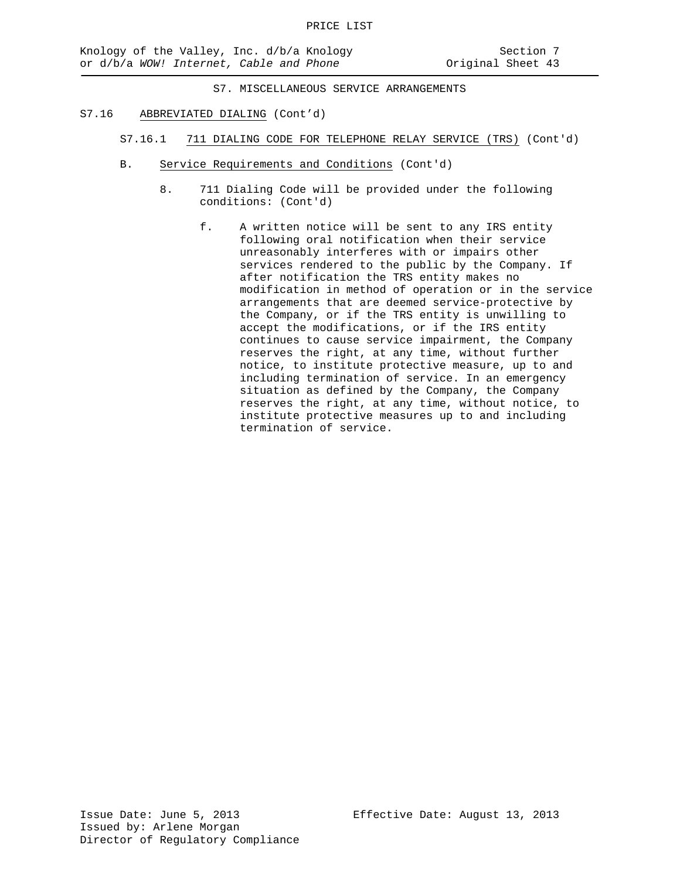## S7. MISCELLANEOUS SERVICE ARRANGEMENTS

S7.16 ABBREVIATED DIALING (Cont'd)

S7.16.1 711 DIALING CODE FOR TELEPHONE RELAY SERVICE (TRS) (Cont'd)

B. Service Requirements and Conditions (Cont'd)

8. 711 Dialing Code will be provided under the following conditions: (Cont'd)

f. A written notice will be sent to any IRS entity following oral notification when their service unreasonably interferes with or impairs other services rendered to the public by the Company. If after notification the TRS entity makes no modification in method of operation or in the service arrangements that are deemed service-protective by the Company, or if the TRS entity is unwilling to accept the modifications, or if the IRS entity continues to cause service impairment, the Company reserves the right, at any time, without further notice, to institute protective measure, up to and including termination of service. In an emergency situation as defined by the Company, the Company reserves the right, at any time, without notice, to institute protective measures up to and including termination of service.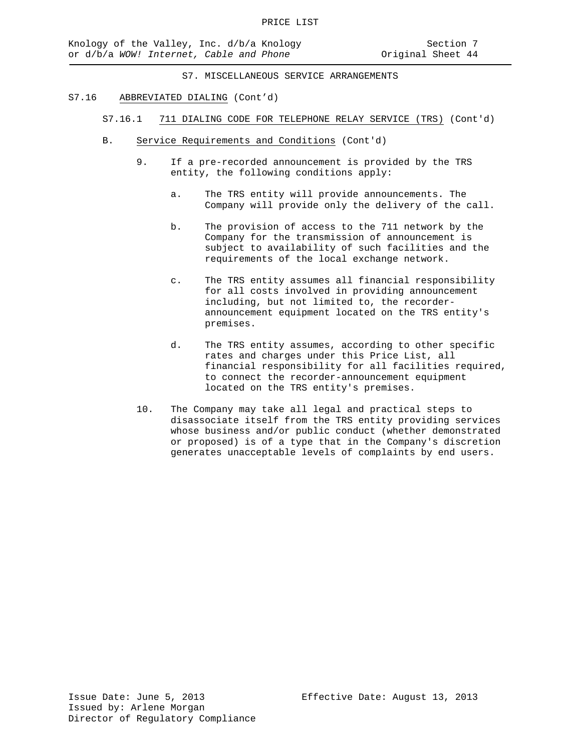# S7. MISCELLANEOUS SERVICE ARRANGEMENTS

## S7.16 ABBREVIATED DIALING (Cont'd)

### S7.16.1 711 DIALING CODE FOR TELEPHONE RELAY SERVICE (TRS) (Cont'd)

B. Service Requirements and Conditions (Cont'd)

9. If a pre-recorded announcement is provided by the TRS entity, the following conditions apply:

   a. The TRS entity will provide announcements. The Company will provide only the delivery of the call.

   b. The provision of access to the 711 network by the Company for the transmission of announcement is subject to availability of such facilities and the requirements of the local exchange network.

   c. The TRS entity assumes all financial responsibility for all costs involved in providing announcement including, but not limited to, the recorder-announcement equipment located on the TRS entity's premises.

   d. The TRS entity assumes, according to other specific rates and charges under this Price List, all financial responsibility for all facilities required, to connect the recorder-announcement equipment located on the TRS entity's premises.

10. The Company may take all legal and practical steps to disassociate itself from the TRS entity providing services whose business and/or public conduct (whether demonstrated or proposed) is of a type that in the Company's discretion generates unacceptable levels of complaints by end users.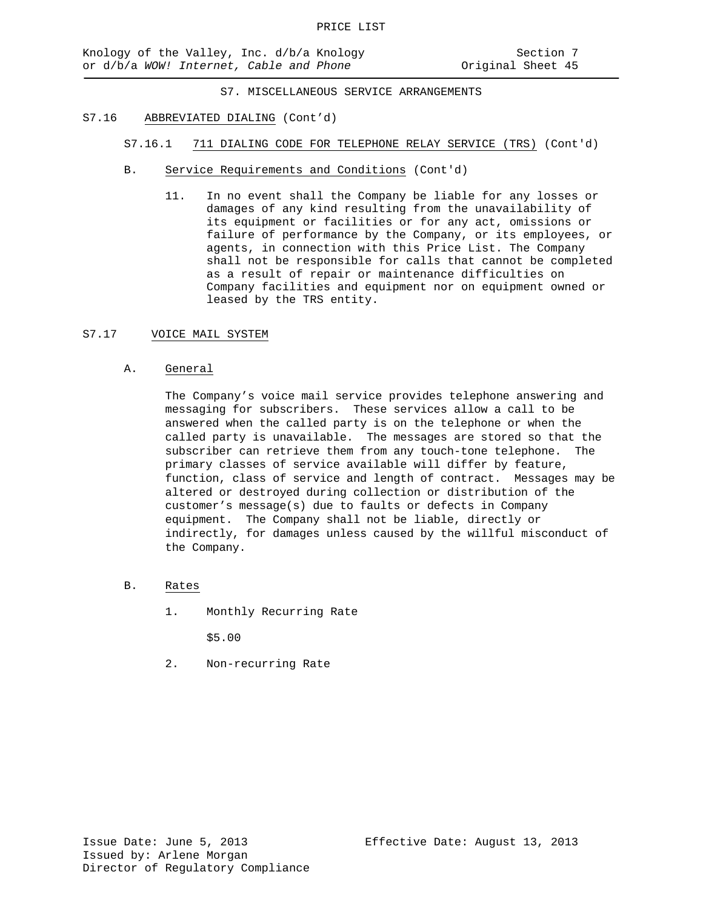S7. MISCELLANEOUS SERVICE ARRANGEMENTS

S7.16 ABBREVIATED DIALING (Cont'd)

S7.16.1 711 DIALING CODE FOR TELEPHONE RELAY SERVICE (TRS) (Cont'd)

B. Service Requirements and Conditions (Cont'd)

11. In no event shall the Company be liable for any losses or damages of any kind resulting from the unavailability of its equipment or facilities or for any act, omissions or failure of performance by the Company, or its employees, or agents, in connection with this Price List. The Company shall not be responsible for calls that cannot be completed as a result of repair or maintenance difficulties on Company facilities and equipment nor on equipment owned or leased by the TRS entity.

S7.17 VOICE MAIL SYSTEM

A. General

The Company's voice mail service provides telephone answering and messaging for subscribers. These services allow a call to be answered when the called party is on the telephone or when the called party is unavailable. The messages are stored so that the subscriber can retrieve them from any touch-tone telephone. The primary classes of service available will differ by feature, function, class of service and length of contract. Messages may be altered or destroyed during collection or distribution of the customer's message(s) due to faults or defects in Company equipment. The Company shall not be liable, directly or indirectly, for damages unless caused by the willful misconduct of the Company.

B. Rates

1. Monthly Recurring Rate

   $5.00

2. Non-recurring Rate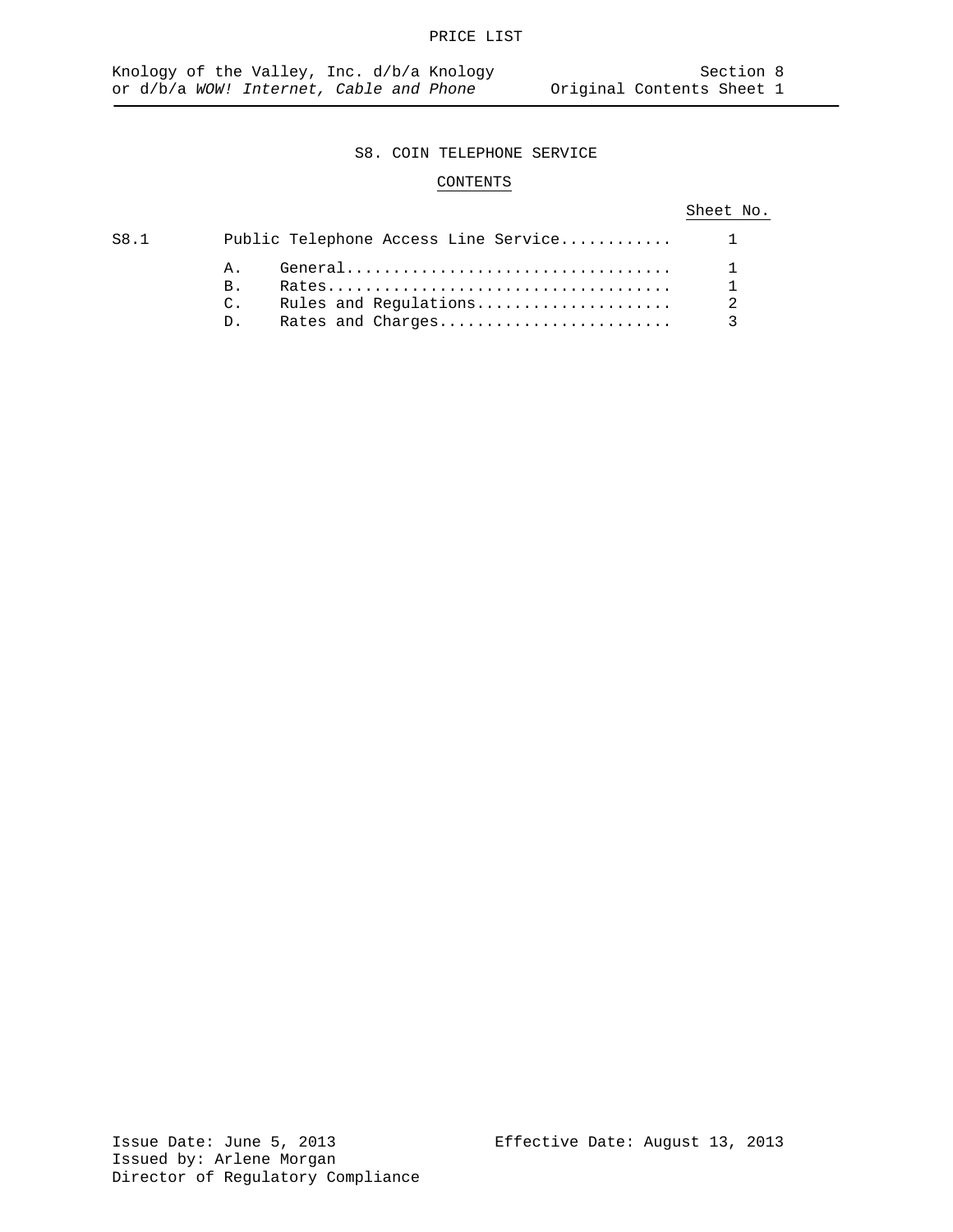# S8. COIN TELEPHONE SERVICE

## CONTENTS

| | | Sheet No. |
|---|---|---|
| S8.1 | Public Telephone Access Line Service | 1 |
| | A. General | 1 |
| | B. Rates | 1 |
| | C. Rules and Regulations | 2 |
| | D. Rates and Charges | 3 |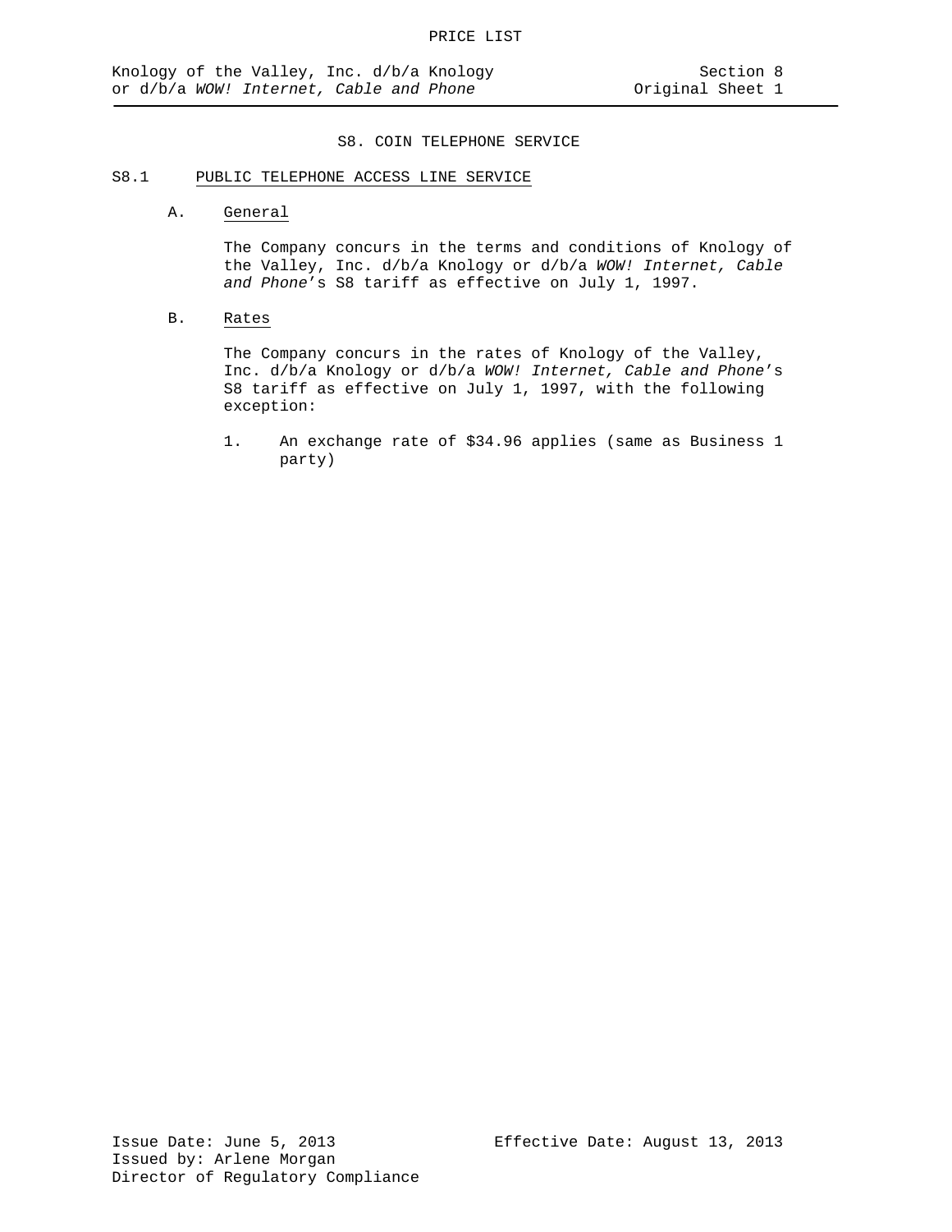# S8. COIN TELEPHONE SERVICE

## S8.1 PUBLIC TELEPHONE ACCESS LINE SERVICE

### A. General

The Company concurs in the terms and conditions of Knology of the Valley, Inc. d/b/a Knology or d/b/a *WOW! Internet, Cable and Phone*'s S8 tariff as effective on July 1, 1997.

### B. Rates

The Company concurs in the rates of Knology of the Valley, Inc. d/b/a Knology or d/b/a *WOW! Internet, Cable and Phone*'s S8 tariff as effective on July 1, 1997, with the following exception:

1. An exchange rate of $34.96 applies (same as Business 1 party)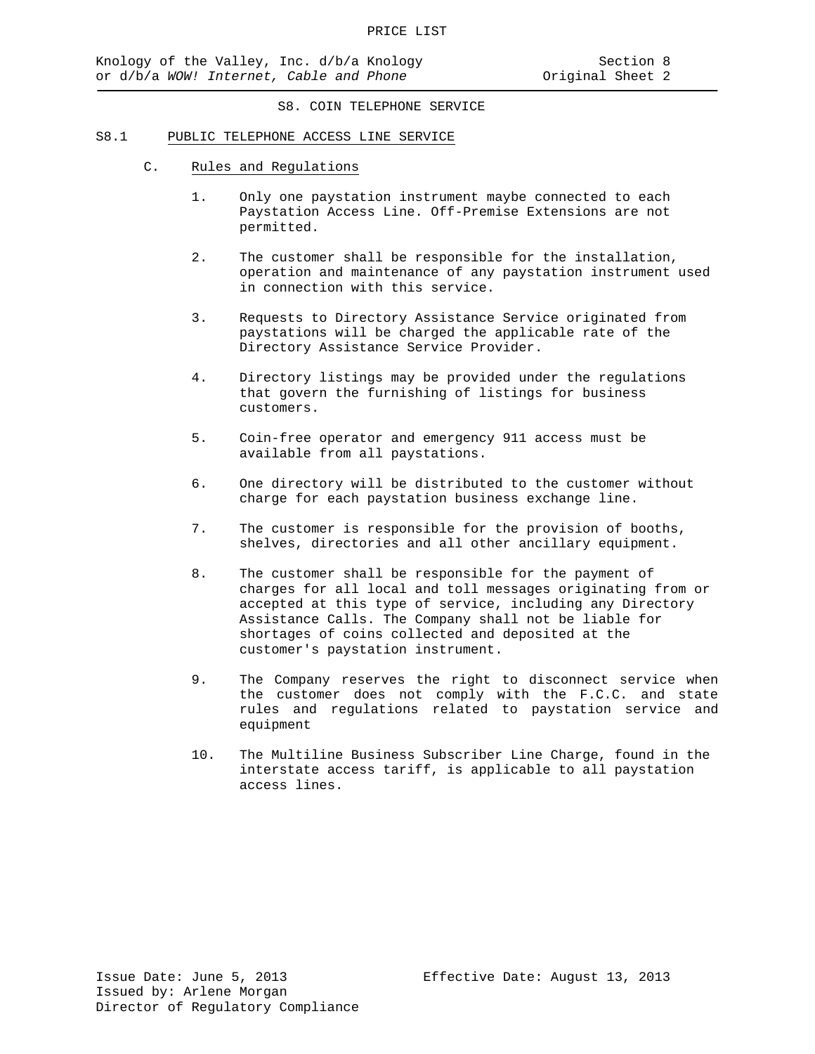# S8. COIN TELEPHONE SERVICE

## S8.1 PUBLIC TELEPHONE ACCESS LINE SERVICE

### C. Rules and Regulations

1. Only one paystation instrument maybe connected to each Paystation Access Line. Off-Premise Extensions are not permitted.

2. The customer shall be responsible for the installation, operation and maintenance of any paystation instrument used in connection with this service.

3. Requests to Directory Assistance Service originated from paystations will be charged the applicable rate of the Directory Assistance Service Provider.

4. Directory listings may be provided under the regulations that govern the furnishing of listings for business customers.

5. Coin-free operator and emergency 911 access must be available from all paystations.

6. One directory will be distributed to the customer without charge for each paystation business exchange line.

7. The customer is responsible for the provision of booths, shelves, directories and all other ancillary equipment.

8. The customer shall be responsible for the payment of charges for all local and toll messages originating from or accepted at this type of service, including any Directory Assistance Calls. The Company shall not be liable for shortages of coins collected and deposited at the customer's paystation instrument.

9. The Company reserves the right to disconnect service when the customer does not comply with the F.C.C. and state rules and regulations related to paystation service and equipment

10. The Multiline Business Subscriber Line Charge, found in the interstate access tariff, is applicable to all paystation access lines.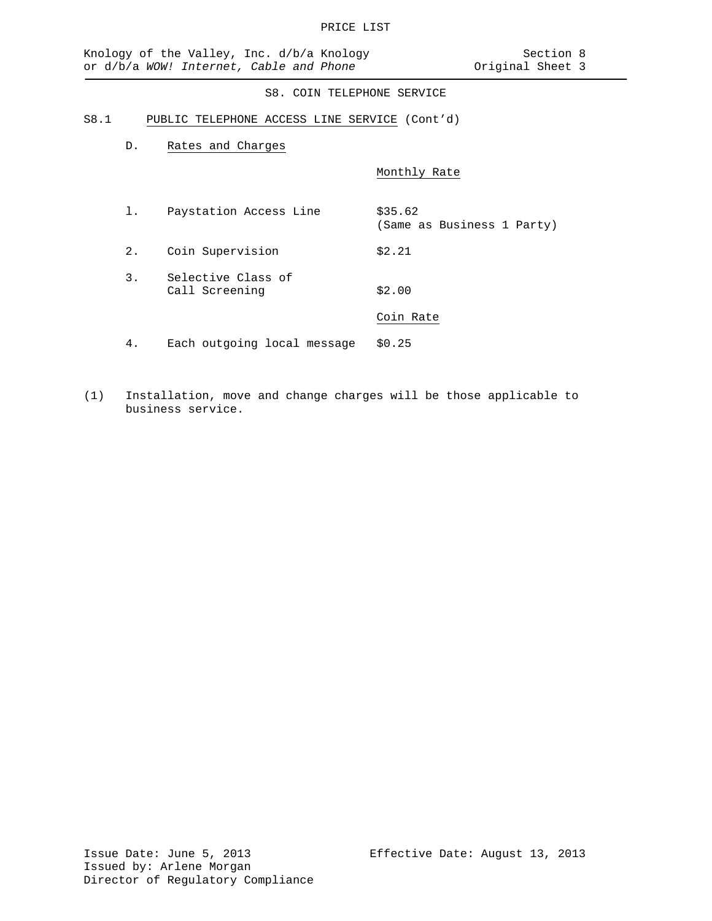PRICE LIST

Knology of the Valley, Inc. d/b/a Knology or d/b/a *WOW! Internet, Cable and Phone*

Section 8
Original Sheet 3

## S8. COIN TELEPHONE SERVICE

### S8.1 PUBLIC TELEPHONE ACCESS LINE SERVICE (Cont'd)

D. Rates and Charges

| | | Monthly Rate |
|---|---|---|
| 1. | Paystation Access Line | $35.62 (Same as Business 1 Party) |
| 2. | Coin Supervision | $2.21 |
| 3. | Selective Class of Call Screening | $2.00 |
| | | **Coin Rate** |
| 4. | Each outgoing local message | $0.25 |

(1) Installation, move and change charges will be those applicable to business service.

Issue Date: June 5, 2013
Issued by: Arlene Morgan
Director of Regulatory Compliance

Effective Date: August 13, 2013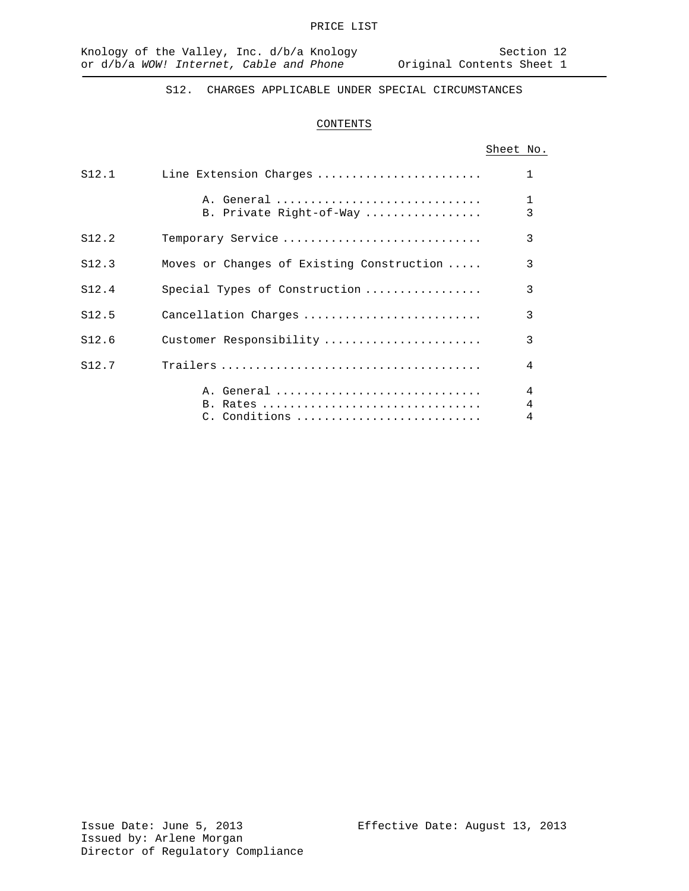# S12. CHARGES APPLICABLE UNDER SPECIAL CIRCUMSTANCES

## CONTENTS

| | | Sheet No. |
|---|---|---|
| S12.1 | Line Extension Charges | 1 |
| | A. General | 1 |
| | B. Private Right-of-Way | 3 |
| S12.2 | Temporary Service | 3 |
| S12.3 | Moves or Changes of Existing Construction | 3 |
| S12.4 | Special Types of Construction | 3 |
| S12.5 | Cancellation Charges | 3 |
| S12.6 | Customer Responsibility | 3 |
| S12.7 | Trailers | 4 |
| | A. General | 4 |
| | B. Rates | 4 |
| | C. Conditions | 4 |

Issue Date: June 5, 2013
Issued by: Arlene Morgan
Director of Regulatory Compliance

Effective Date: August 13, 2013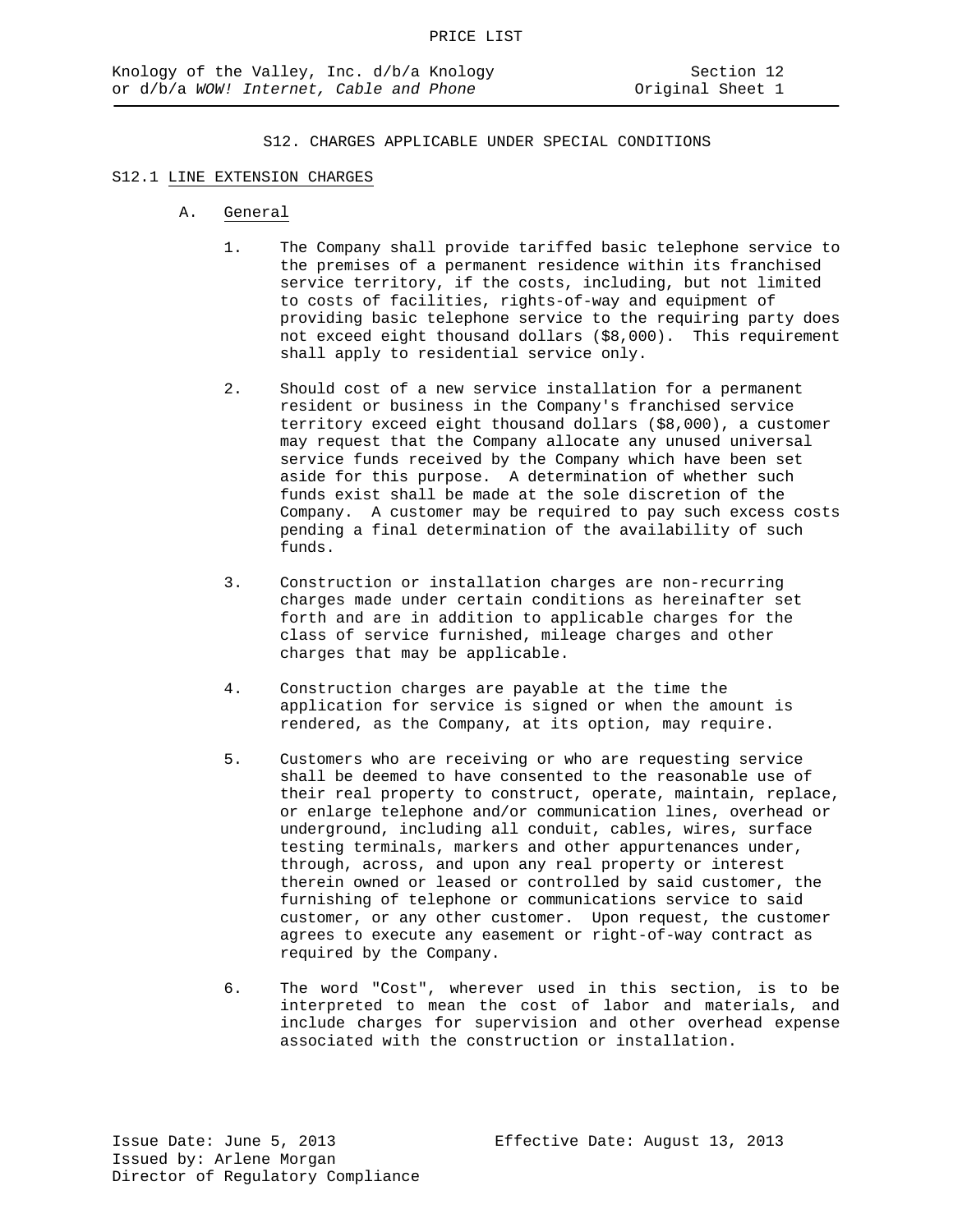## S12. CHARGES APPLICABLE UNDER SPECIAL CONDITIONS

### S12.1 LINE EXTENSION CHARGES

A. General

1. The Company shall provide tariffed basic telephone service to the premises of a permanent residence within its franchised service territory, if the costs, including, but not limited to costs of facilities, rights-of-way and equipment of providing basic telephone service to the requiring party does not exceed eight thousand dollars ($8,000). This requirement shall apply to residential service only.

2. Should cost of a new service installation for a permanent resident or business in the Company's franchised service territory exceed eight thousand dollars ($8,000), a customer may request that the Company allocate any unused universal service funds received by the Company which have been set aside for this purpose. A determination of whether such funds exist shall be made at the sole discretion of the Company. A customer may be required to pay such excess costs pending a final determination of the availability of such funds.

3. Construction or installation charges are non-recurring charges made under certain conditions as hereinafter set forth and are in addition to applicable charges for the class of service furnished, mileage charges and other charges that may be applicable.

4. Construction charges are payable at the time the application for service is signed or when the amount is rendered, as the Company, at its option, may require.

5. Customers who are receiving or who are requesting service shall be deemed to have consented to the reasonable use of their real property to construct, operate, maintain, replace, or enlarge telephone and/or communication lines, overhead or underground, including all conduit, cables, wires, surface testing terminals, markers and other appurtenances under, through, across, and upon any real property or interest therein owned or leased or controlled by said customer, the furnishing of telephone or communications service to said customer, or any other customer. Upon request, the customer agrees to execute any easement or right-of-way contract as required by the Company.

6. The word "Cost", wherever used in this section, is to be interpreted to mean the cost of labor and materials, and include charges for supervision and other overhead expense associated with the construction or installation.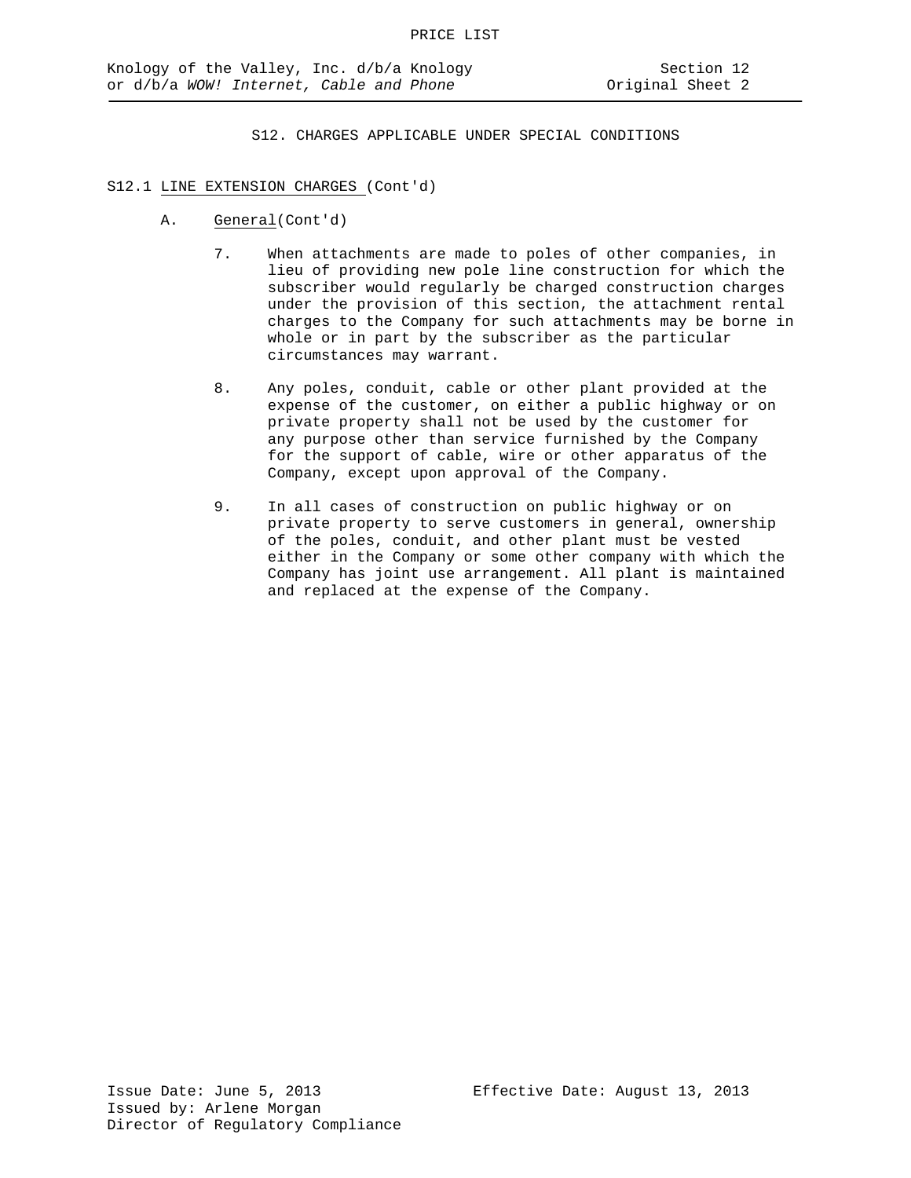## S12. CHARGES APPLICABLE UNDER SPECIAL CONDITIONS

### S12.1 LINE EXTENSION CHARGES (Cont'd)

A. General(Cont'd)

7. When attachments are made to poles of other companies, in lieu of providing new pole line construction for which the subscriber would regularly be charged construction charges under the provision of this section, the attachment rental charges to the Company for such attachments may be borne in whole or in part by the subscriber as the particular circumstances may warrant.

8. Any poles, conduit, cable or other plant provided at the expense of the customer, on either a public highway or on private property shall not be used by the customer for any purpose other than service furnished by the Company for the support of cable, wire or other apparatus of the Company, except upon approval of the Company.

9. In all cases of construction on public highway or on private property to serve customers in general, ownership of the poles, conduit, and other plant must be vested either in the Company or some other company with which the Company has joint use arrangement. All plant is maintained and replaced at the expense of the Company.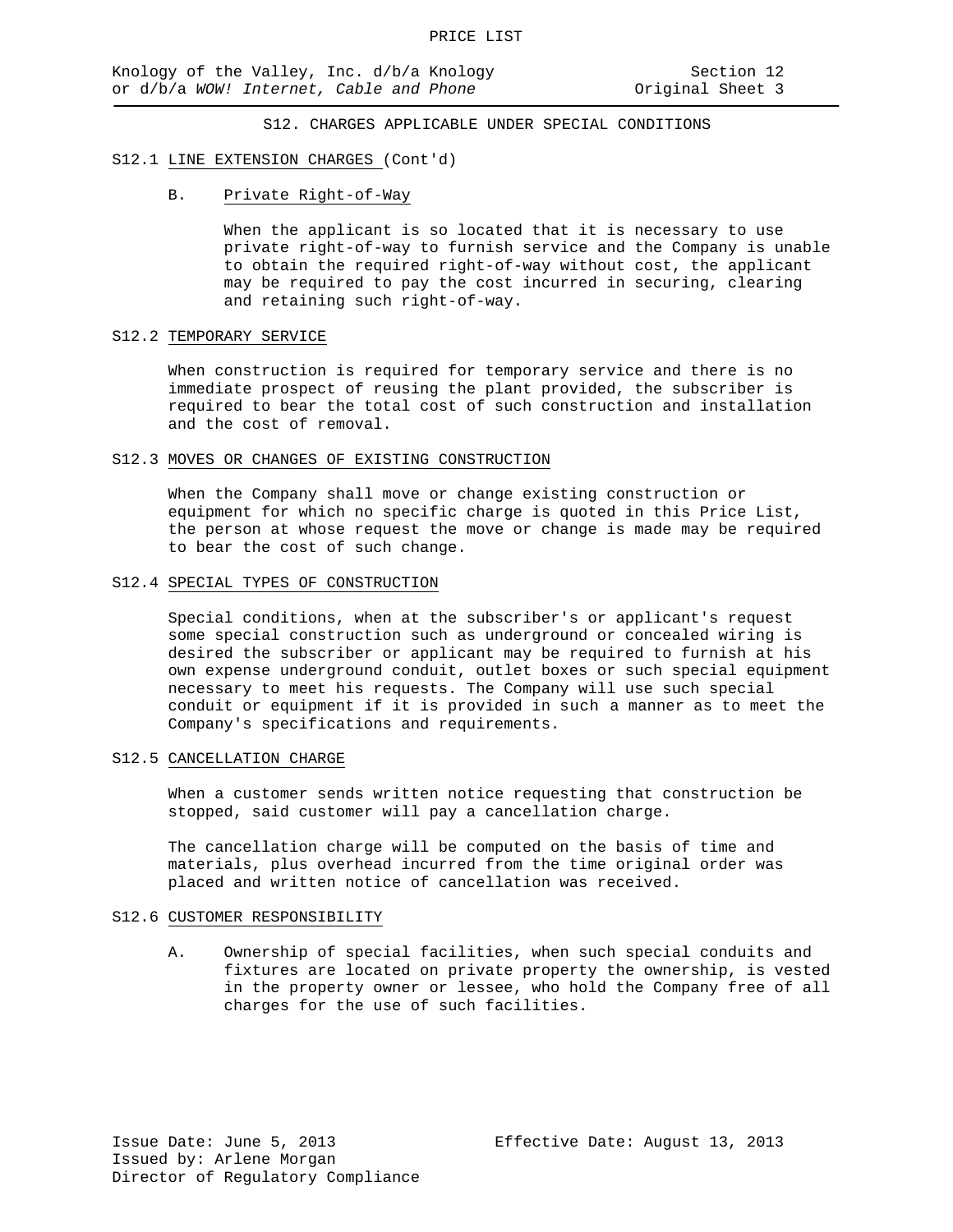## S12. CHARGES APPLICABLE UNDER SPECIAL CONDITIONS

### S12.1 LINE EXTENSION CHARGES (Cont'd)

B. Private Right-of-Way

When the applicant is so located that it is necessary to use private right-of-way to furnish service and the Company is unable to obtain the required right-of-way without cost, the applicant may be required to pay the cost incurred in securing, clearing and retaining such right-of-way.

### S12.2 TEMPORARY SERVICE

When construction is required for temporary service and there is no immediate prospect of reusing the plant provided, the subscriber is required to bear the total cost of such construction and installation and the cost of removal.

### S12.3 MOVES OR CHANGES OF EXISTING CONSTRUCTION

When the Company shall move or change existing construction or equipment for which no specific charge is quoted in this Price List, the person at whose request the move or change is made may be required to bear the cost of such change.

### S12.4 SPECIAL TYPES OF CONSTRUCTION

Special conditions, when at the subscriber's or applicant's request some special construction such as underground or concealed wiring is desired the subscriber or applicant may be required to furnish at his own expense underground conduit, outlet boxes or such special equipment necessary to meet his requests. The Company will use such special conduit or equipment if it is provided in such a manner as to meet the Company's specifications and requirements.

### S12.5 CANCELLATION CHARGE

When a customer sends written notice requesting that construction be stopped, said customer will pay a cancellation charge.

The cancellation charge will be computed on the basis of time and materials, plus overhead incurred from the time original order was placed and written notice of cancellation was received.

### S12.6 CUSTOMER RESPONSIBILITY

A. Ownership of special facilities, when such special conduits and fixtures are located on private property the ownership, is vested in the property owner or lessee, who hold the Company free of all charges for the use of such facilities.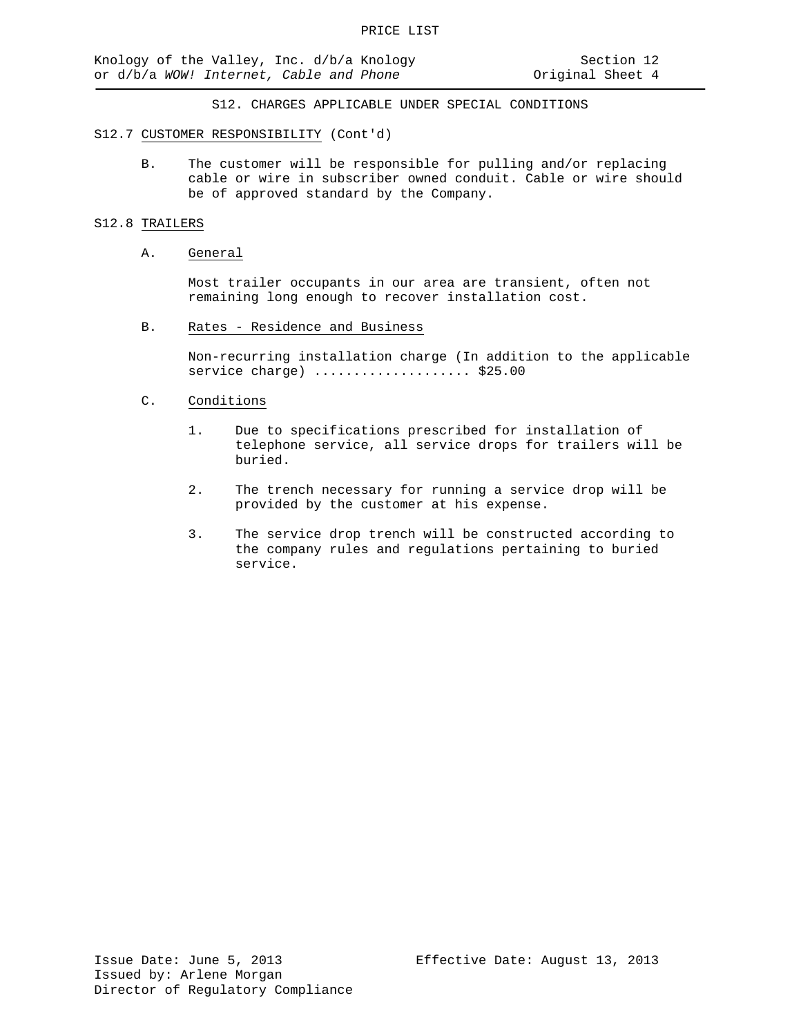## S12. CHARGES APPLICABLE UNDER SPECIAL CONDITIONS

S12.7 <u>CUSTOMER RESPONSIBILITY</u> (Cont'd)

B. The customer will be responsible for pulling and/or replacing cable or wire in subscriber owned conduit. Cable or wire should be of approved standard by the Company.

S12.8 <u>TRAILERS</u>

A. <u>General</u>

Most trailer occupants in our area are transient, often not remaining long enough to recover installation cost.

B. <u>Rates - Residence and Business</u>

Non-recurring installation charge (In addition to the applicable service charge) .................... $25.00

C. <u>Conditions</u>

1. Due to specifications prescribed for installation of telephone service, all service drops for trailers will be buried.

2. The trench necessary for running a service drop will be provided by the customer at his expense.

3. The service drop trench will be constructed according to the company rules and regulations pertaining to buried service.

Issue Date: June 5, 2013 Effective Date: August 13, 2013
Issued by: Arlene Morgan
Director of Regulatory Compliance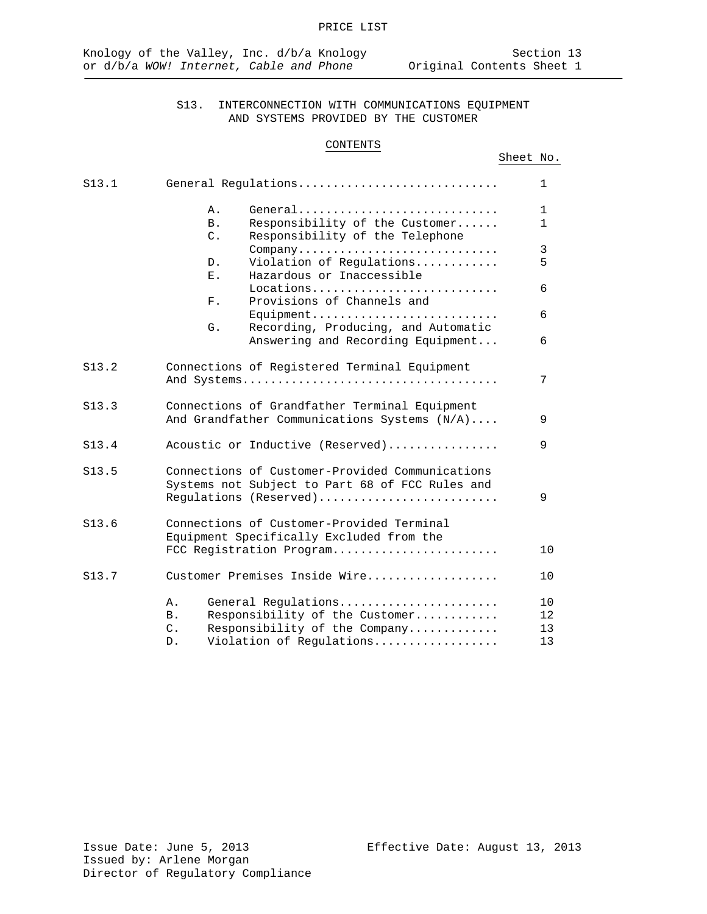PRICE LIST

Knology of the Valley, Inc. d/b/a Knology or d/b/a *WOW! Internet, Cable and Phone*

Section 13
Original Contents Sheet 1

## S13. INTERCONNECTION WITH COMMUNICATIONS EQUIPMENT AND SYSTEMS PROVIDED BY THE CUSTOMER

### CONTENTS

| | | Sheet No. |
|---|---|---|
| S13.1 | General Regulations | 1 |
| | A. General | 1 |
| | B. Responsibility of the Customer | 1 |
| | C. Responsibility of the Telephone Company | 3 |
| | D. Violation of Regulations | 5 |
| | E. Hazardous or Inaccessible Locations | 6 |
| | F. Provisions of Channels and Equipment | 6 |
| | G. Recording, Producing, and Automatic Answering and Recording Equipment | 6 |
| S13.2 | Connections of Registered Terminal Equipment And Systems | 7 |
| S13.3 | Connections of Grandfather Terminal Equipment And Grandfather Communications Systems (N/A) | 9 |
| S13.4 | Acoustic or Inductive (Reserved) | 9 |
| S13.5 | Connections of Customer-Provided Communications Systems not Subject to Part 68 of FCC Rules and Regulations (Reserved) | 9 |
| S13.6 | Connections of Customer-Provided Terminal Equipment Specifically Excluded from the FCC Registration Program | 10 |
| S13.7 | Customer Premises Inside Wire | 10 |
| | A. General Regulations | 10 |
| | B. Responsibility of the Customer | 12 |
| | C. Responsibility of the Company | 13 |
| | D. Violation of Regulations | 13 |

Issue Date: June 5, 2013
Issued by: Arlene Morgan
Director of Regulatory Compliance

Effective Date: August 13, 2013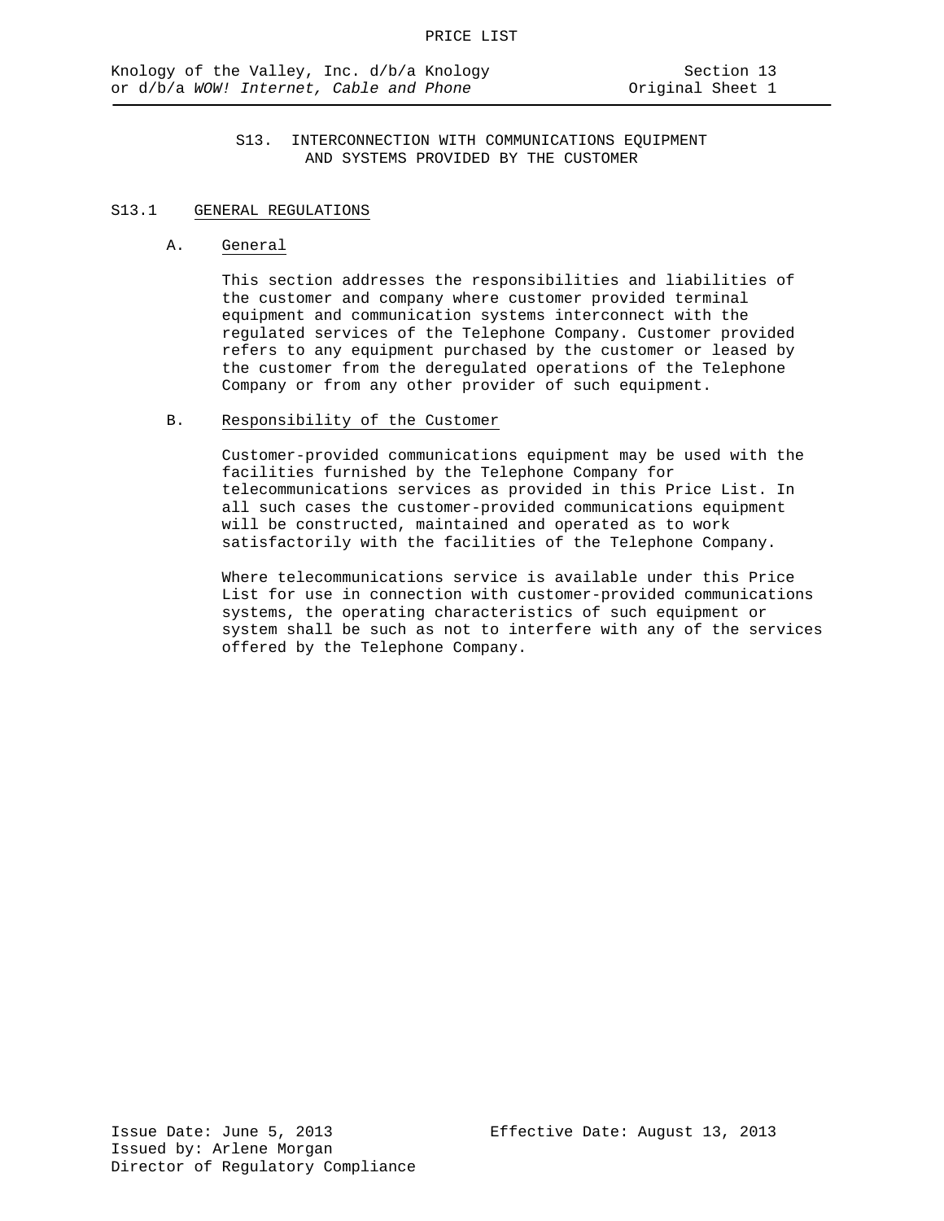# S13. INTERCONNECTION WITH COMMUNICATIONS EQUIPMENT AND SYSTEMS PROVIDED BY THE CUSTOMER

## S13.1 GENERAL REGULATIONS

### A. General

This section addresses the responsibilities and liabilities of the customer and company where customer provided terminal equipment and communication systems interconnect with the regulated services of the Telephone Company. Customer provided refers to any equipment purchased by the customer or leased by the customer from the deregulated operations of the Telephone Company or from any other provider of such equipment.

### B. Responsibility of the Customer

Customer-provided communications equipment may be used with the facilities furnished by the Telephone Company for telecommunications services as provided in this Price List. In all such cases the customer-provided communications equipment will be constructed, maintained and operated as to work satisfactorily with the facilities of the Telephone Company.

Where telecommunications service is available under this Price List for use in connection with customer-provided communications systems, the operating characteristics of such equipment or system shall be such as not to interfere with any of the services offered by the Telephone Company.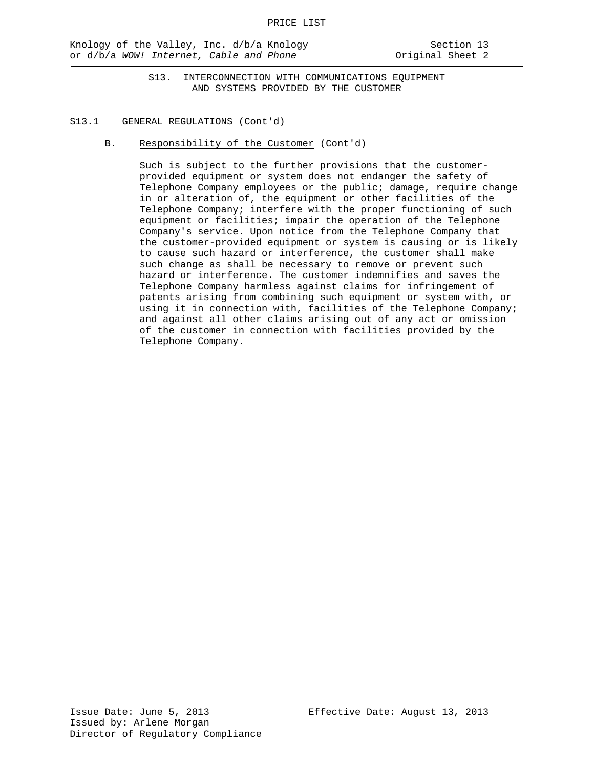## S13. INTERCONNECTION WITH COMMUNICATIONS EQUIPMENT AND SYSTEMS PROVIDED BY THE CUSTOMER

### S13.1 GENERAL REGULATIONS (Cont'd)

#### B. Responsibility of the Customer (Cont'd)

Such is subject to the further provisions that the customer-provided equipment or system does not endanger the safety of Telephone Company employees or the public; damage, require change in or alteration of, the equipment or other facilities of the Telephone Company; interfere with the proper functioning of such equipment or facilities; impair the operation of the Telephone Company's service. Upon notice from the Telephone Company that the customer-provided equipment or system is causing or is likely to cause such hazard or interference, the customer shall make such change as shall be necessary to remove or prevent such hazard or interference. The customer indemnifies and saves the Telephone Company harmless against claims for infringement of patents arising from combining such equipment or system with, or using it in connection with, facilities of the Telephone Company; and against all other claims arising out of any act or omission of the customer in connection with facilities provided by the Telephone Company.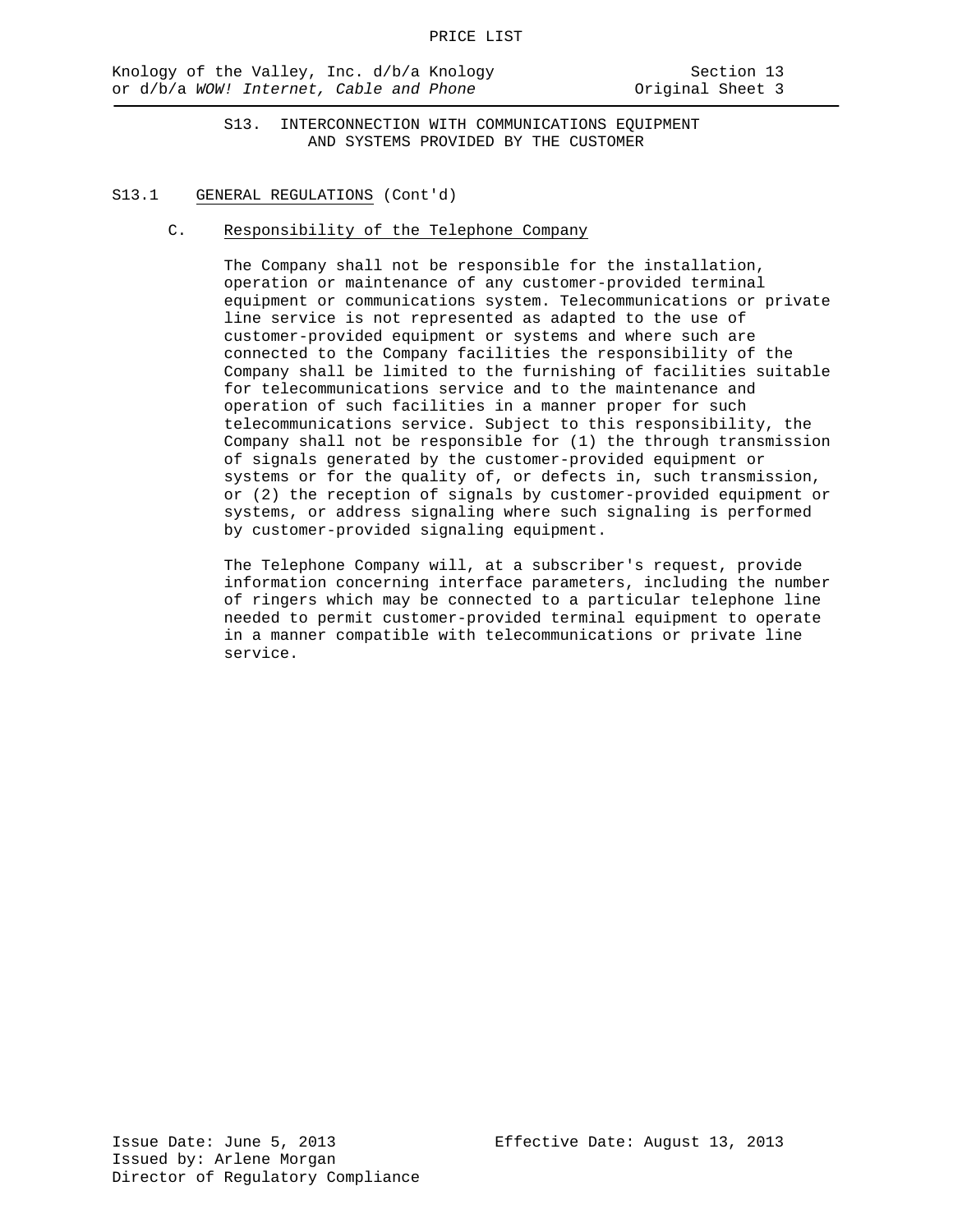## S13. INTERCONNECTION WITH COMMUNICATIONS EQUIPMENT AND SYSTEMS PROVIDED BY THE CUSTOMER

### S13.1 GENERAL REGULATIONS (Cont'd)

#### C. Responsibility of the Telephone Company

The Company shall not be responsible for the installation, operation or maintenance of any customer-provided terminal equipment or communications system. Telecommunications or private line service is not represented as adapted to the use of customer-provided equipment or systems and where such are connected to the Company facilities the responsibility of the Company shall be limited to the furnishing of facilities suitable for telecommunications service and to the maintenance and operation of such facilities in a manner proper for such telecommunications service. Subject to this responsibility, the Company shall not be responsible for (1) the through transmission of signals generated by the customer-provided equipment or systems or for the quality of, or defects in, such transmission, or (2) the reception of signals by customer-provided equipment or systems, or address signaling where such signaling is performed by customer-provided signaling equipment.

The Telephone Company will, at a subscriber's request, provide information concerning interface parameters, including the number of ringers which may be connected to a particular telephone line needed to permit customer-provided terminal equipment to operate in a manner compatible with telecommunications or private line service.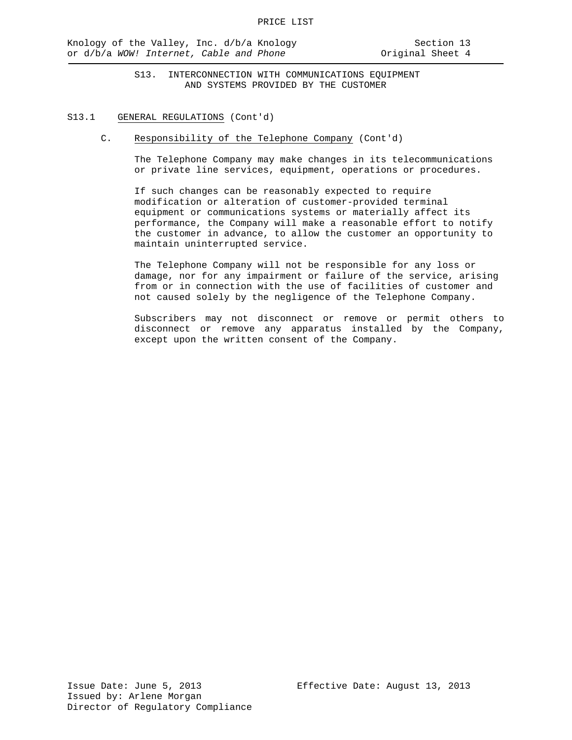## S13. INTERCONNECTION WITH COMMUNICATIONS EQUIPMENT AND SYSTEMS PROVIDED BY THE CUSTOMER

### S13.1 GENERAL REGULATIONS (Cont'd)

#### C. Responsibility of the Telephone Company (Cont'd)

The Telephone Company may make changes in its telecommunications or private line services, equipment, operations or procedures.

If such changes can be reasonably expected to require modification or alteration of customer-provided terminal equipment or communications systems or materially affect its performance, the Company will make a reasonable effort to notify the customer in advance, to allow the customer an opportunity to maintain uninterrupted service.

The Telephone Company will not be responsible for any loss or damage, nor for any impairment or failure of the service, arising from or in connection with the use of facilities of customer and not caused solely by the negligence of the Telephone Company.

Subscribers may not disconnect or remove or permit others to disconnect or remove any apparatus installed by the Company, except upon the written consent of the Company.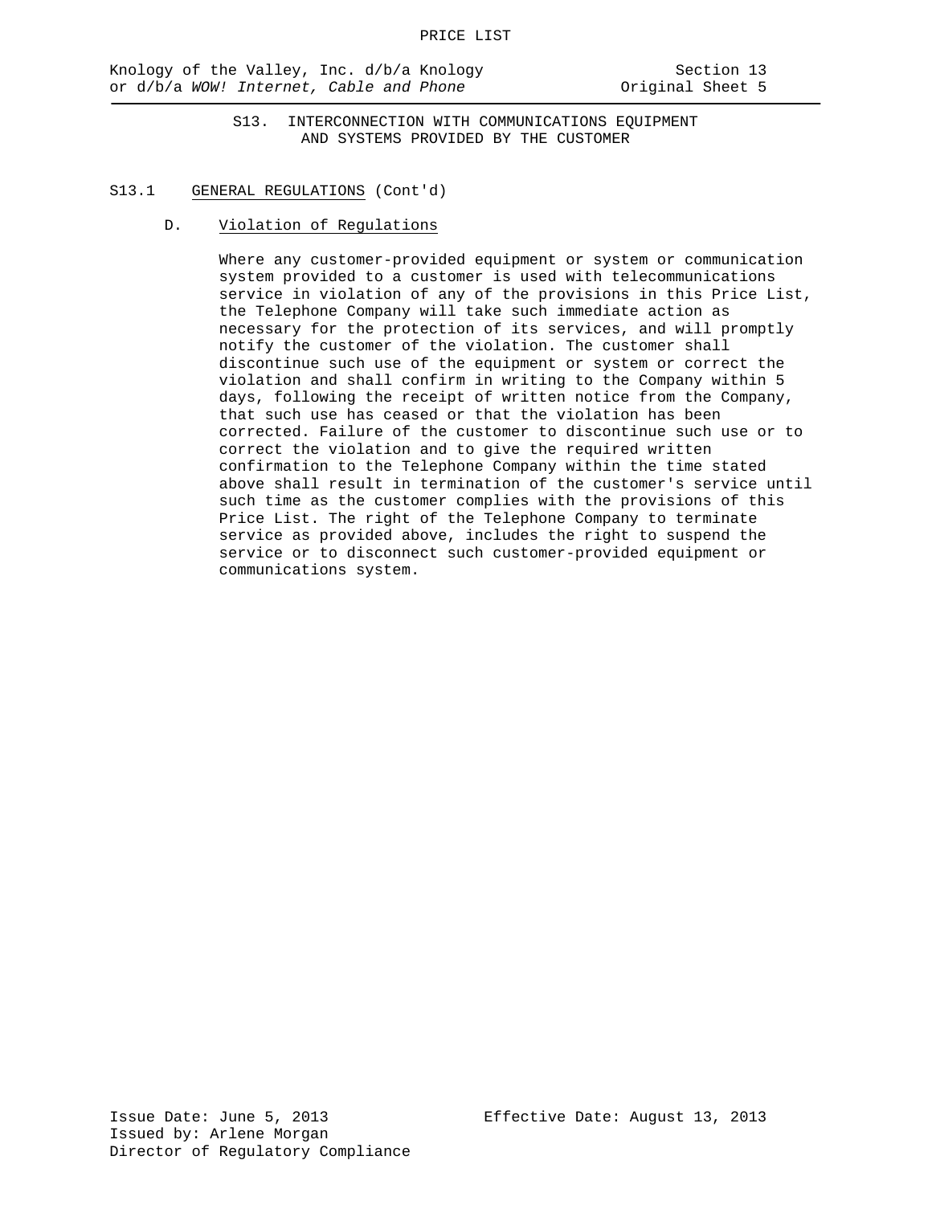## S13. INTERCONNECTION WITH COMMUNICATIONS EQUIPMENT AND SYSTEMS PROVIDED BY THE CUSTOMER

### S13.1 GENERAL REGULATIONS (Cont'd)

#### D. Violation of Regulations

Where any customer-provided equipment or system or communication system provided to a customer is used with telecommunications service in violation of any of the provisions in this Price List, the Telephone Company will take such immediate action as necessary for the protection of its services, and will promptly notify the customer of the violation. The customer shall discontinue such use of the equipment or system or correct the violation and shall confirm in writing to the Company within 5 days, following the receipt of written notice from the Company, that such use has ceased or that the violation has been corrected. Failure of the customer to discontinue such use or to correct the violation and to give the required written confirmation to the Telephone Company within the time stated above shall result in termination of the customer's service until such time as the customer complies with the provisions of this Price List. The right of the Telephone Company to terminate service as provided above, includes the right to suspend the service or to disconnect such customer-provided equipment or communications system.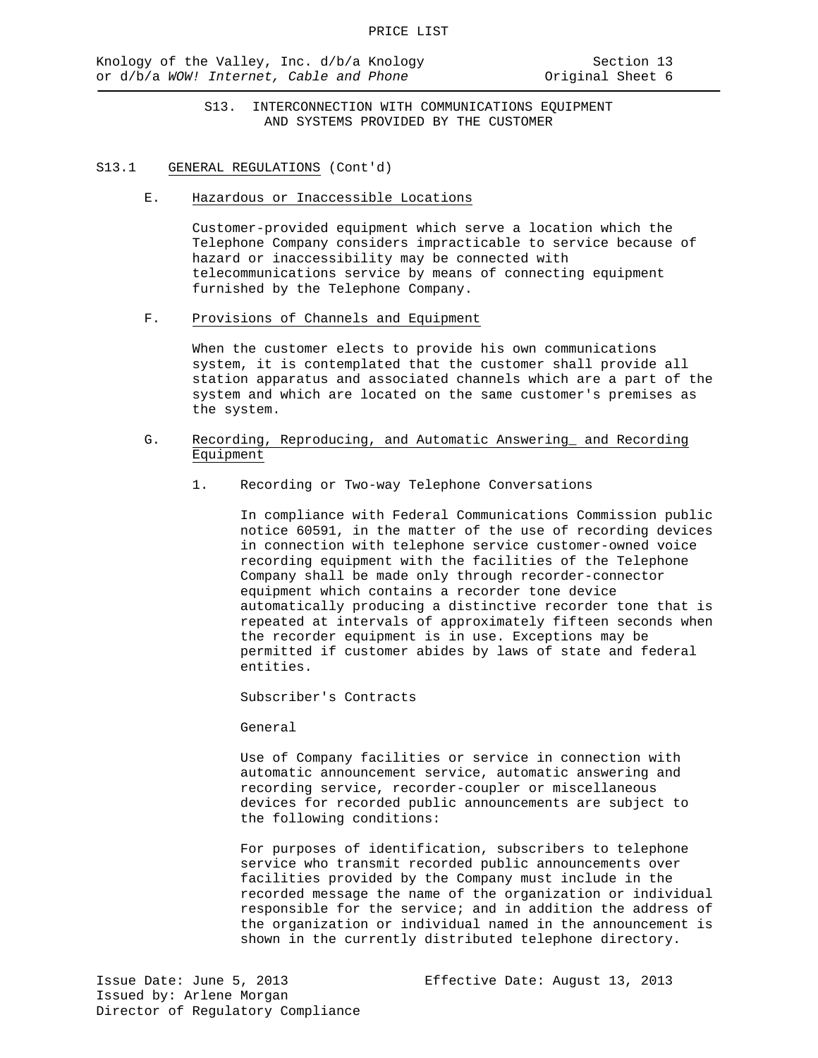## S13. INTERCONNECTION WITH COMMUNICATIONS EQUIPMENT AND SYSTEMS PROVIDED BY THE CUSTOMER

### S13.1 GENERAL REGULATIONS (Cont'd)

E. Hazardous or Inaccessible Locations

Customer-provided equipment which serve a location which the Telephone Company considers impracticable to service because of hazard or inaccessibility may be connected with telecommunications service by means of connecting equipment furnished by the Telephone Company.

F. Provisions of Channels and Equipment

When the customer elects to provide his own communications system, it is contemplated that the customer shall provide all station apparatus and associated channels which are a part of the system and which are located on the same customer's premises as the system.

G. Recording, Reproducing, and Automatic Answering_ and Recording Equipment

1. Recording or Two-way Telephone Conversations

In compliance with Federal Communications Commission public notice 60591, in the matter of the use of recording devices in connection with telephone service customer-owned voice recording equipment with the facilities of the Telephone Company shall be made only through recorder-connector equipment which contains a recorder tone device automatically producing a distinctive recorder tone that is repeated at intervals of approximately fifteen seconds when the recorder equipment is in use. Exceptions may be permitted if customer abides by laws of state and federal entities.

Subscriber's Contracts

General

Use of Company facilities or service in connection with automatic announcement service, automatic answering and recording service, recorder-coupler or miscellaneous devices for recorded public announcements are subject to the following conditions:

For purposes of identification, subscribers to telephone service who transmit recorded public announcements over facilities provided by the Company must include in the recorded message the name of the organization or individual responsible for the service; and in addition the address of the organization or individual named in the announcement is shown in the currently distributed telephone directory.

Issue Date: June 5, 2013
Effective Date: August 13, 2013
Issued by: Arlene Morgan
Director of Regulatory Compliance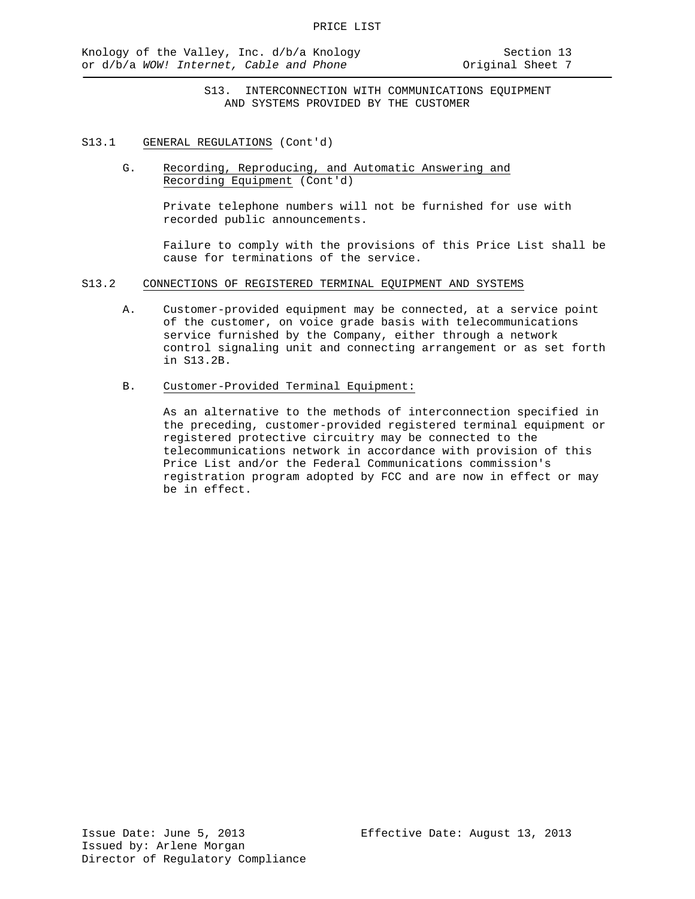## S13. INTERCONNECTION WITH COMMUNICATIONS EQUIPMENT AND SYSTEMS PROVIDED BY THE CUSTOMER

S13.1 GENERAL REGULATIONS (Cont'd)

G. Recording, Reproducing, and Automatic Answering and Recording Equipment (Cont'd)

Private telephone numbers will not be furnished for use with recorded public announcements.

Failure to comply with the provisions of this Price List shall be cause for terminations of the service.

S13.2 CONNECTIONS OF REGISTERED TERMINAL EQUIPMENT AND SYSTEMS

A. Customer-provided equipment may be connected, at a service point of the customer, on voice grade basis with telecommunications service furnished by the Company, either through a network control signaling unit and connecting arrangement or as set forth in S13.2B.

B. Customer-Provided Terminal Equipment:

As an alternative to the methods of interconnection specified in the preceding, customer-provided registered terminal equipment or registered protective circuitry may be connected to the telecommunications network in accordance with provision of this Price List and/or the Federal Communications commission's registration program adopted by FCC and are now in effect or may be in effect.

Issue Date: June 5, 2013
Issued by: Arlene Morgan
Director of Regulatory Compliance

Effective Date: August 13, 2013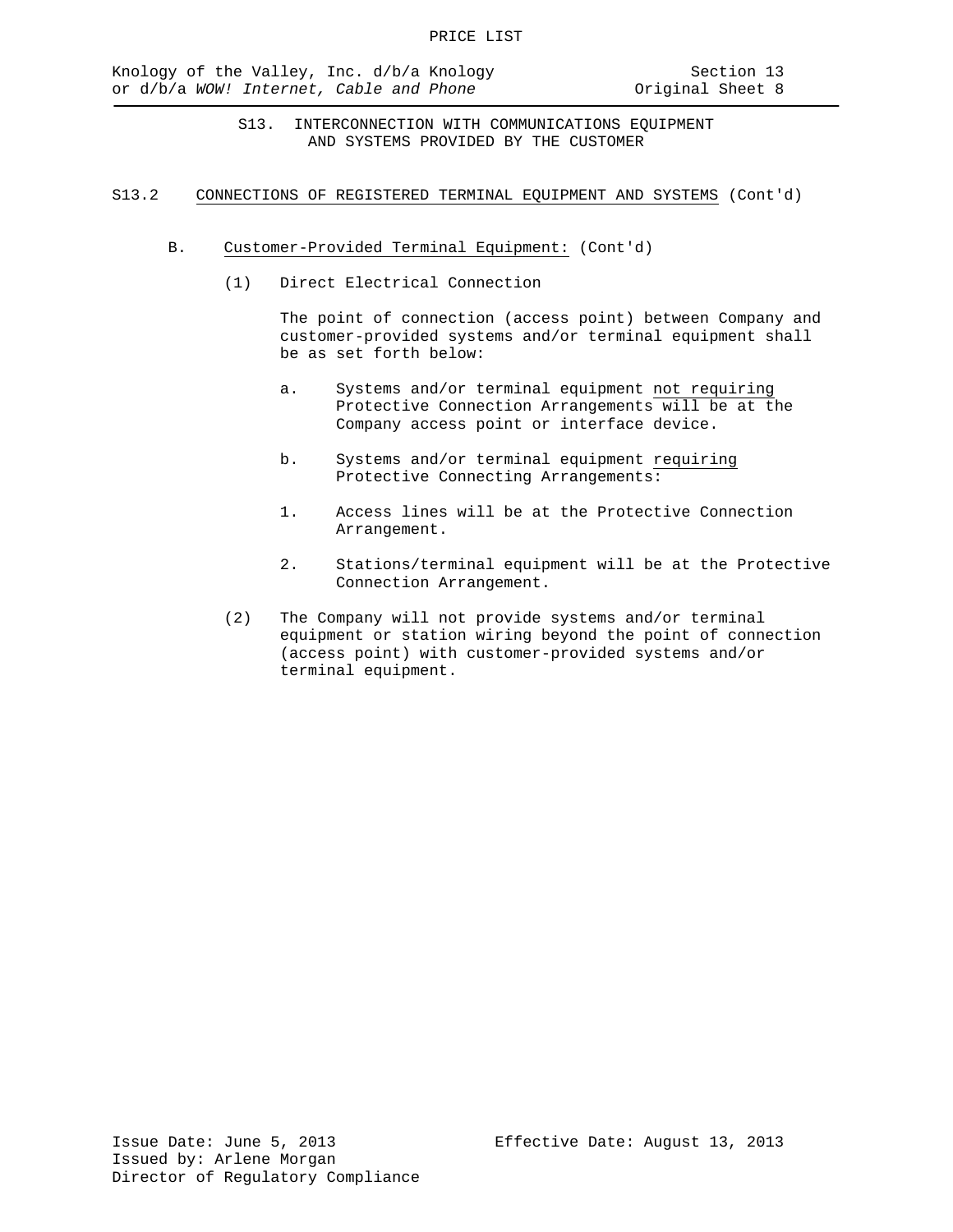## S13. INTERCONNECTION WITH COMMUNICATIONS EQUIPMENT AND SYSTEMS PROVIDED BY THE CUSTOMER

### S13.2 CONNECTIONS OF REGISTERED TERMINAL EQUIPMENT AND SYSTEMS (Cont'd)

B. Customer-Provided Terminal Equipment: (Cont'd)

(1) Direct Electrical Connection

The point of connection (access point) between Company and customer-provided systems and/or terminal equipment shall be as set forth below:

a. Systems and/or terminal equipment not requiring Protective Connection Arrangements will be at the Company access point or interface device.

b. Systems and/or terminal equipment requiring Protective Connecting Arrangements:

1. Access lines will be at the Protective Connection Arrangement.

2. Stations/terminal equipment will be at the Protective Connection Arrangement.

(2) The Company will not provide systems and/or terminal equipment or station wiring beyond the point of connection (access point) with customer-provided systems and/or terminal equipment.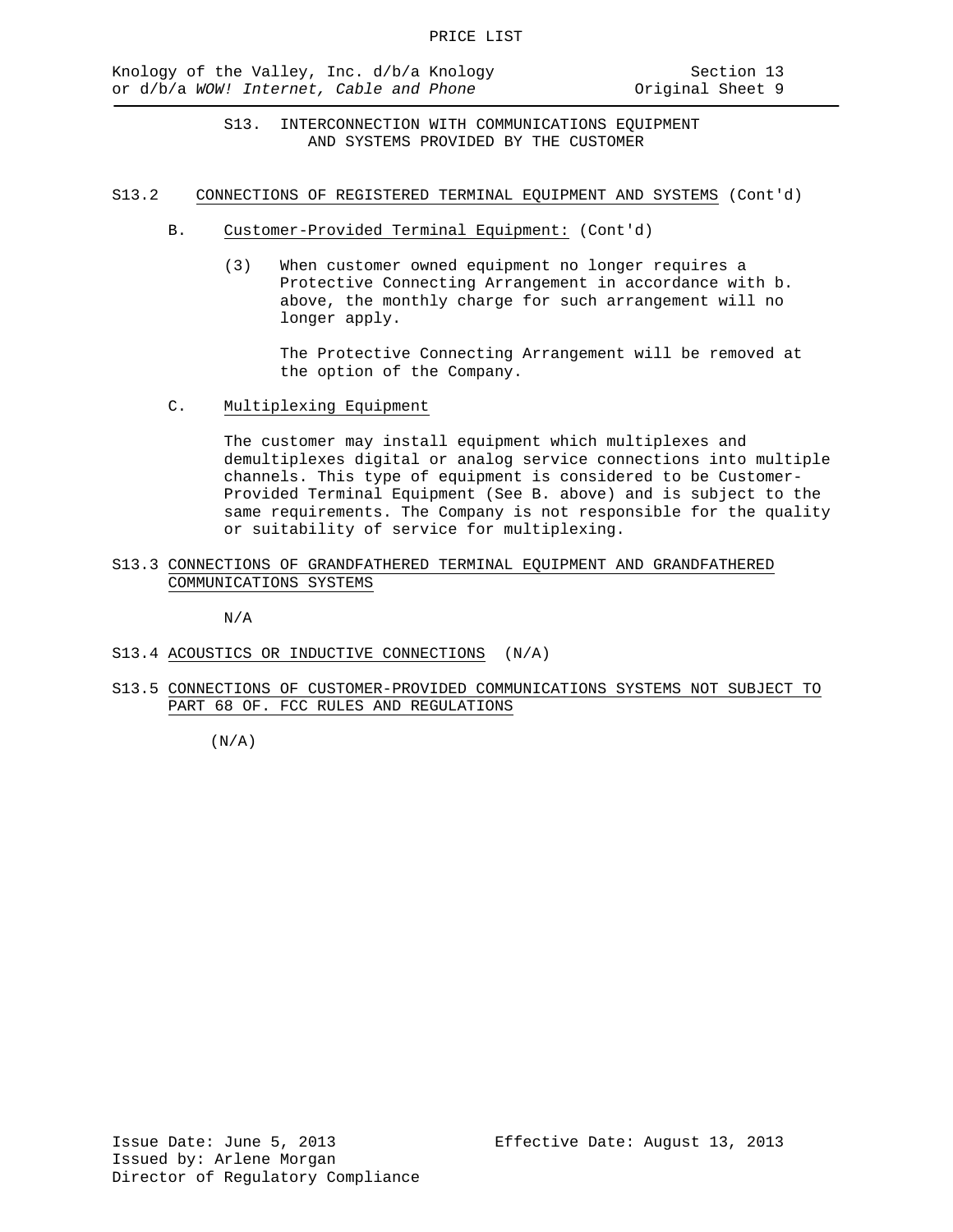## S13. INTERCONNECTION WITH COMMUNICATIONS EQUIPMENT AND SYSTEMS PROVIDED BY THE CUSTOMER

### S13.2 CONNECTIONS OF REGISTERED TERMINAL EQUIPMENT AND SYSTEMS (Cont'd)

B. Customer-Provided Terminal Equipment: (Cont'd)

(3) When customer owned equipment no longer requires a Protective Connecting Arrangement in accordance with b. above, the monthly charge for such arrangement will no longer apply.

The Protective Connecting Arrangement will be removed at the option of the Company.

C. Multiplexing Equipment

The customer may install equipment which multiplexes and demultiplexes digital or analog service connections into multiple channels. This type of equipment is considered to be Customer-Provided Terminal Equipment (See B. above) and is subject to the same requirements. The Company is not responsible for the quality or suitability of service for multiplexing.

### S13.3 CONNECTIONS OF GRANDFATHERED TERMINAL EQUIPMENT AND GRANDFATHERED COMMUNICATIONS SYSTEMS

N/A

### S13.4 ACOUSTICS OR INDUCTIVE CONNECTIONS (N/A)

### S13.5 CONNECTIONS OF CUSTOMER-PROVIDED COMMUNICATIONS SYSTEMS NOT SUBJECT TO PART 68 OF. FCC RULES AND REGULATIONS

(N/A)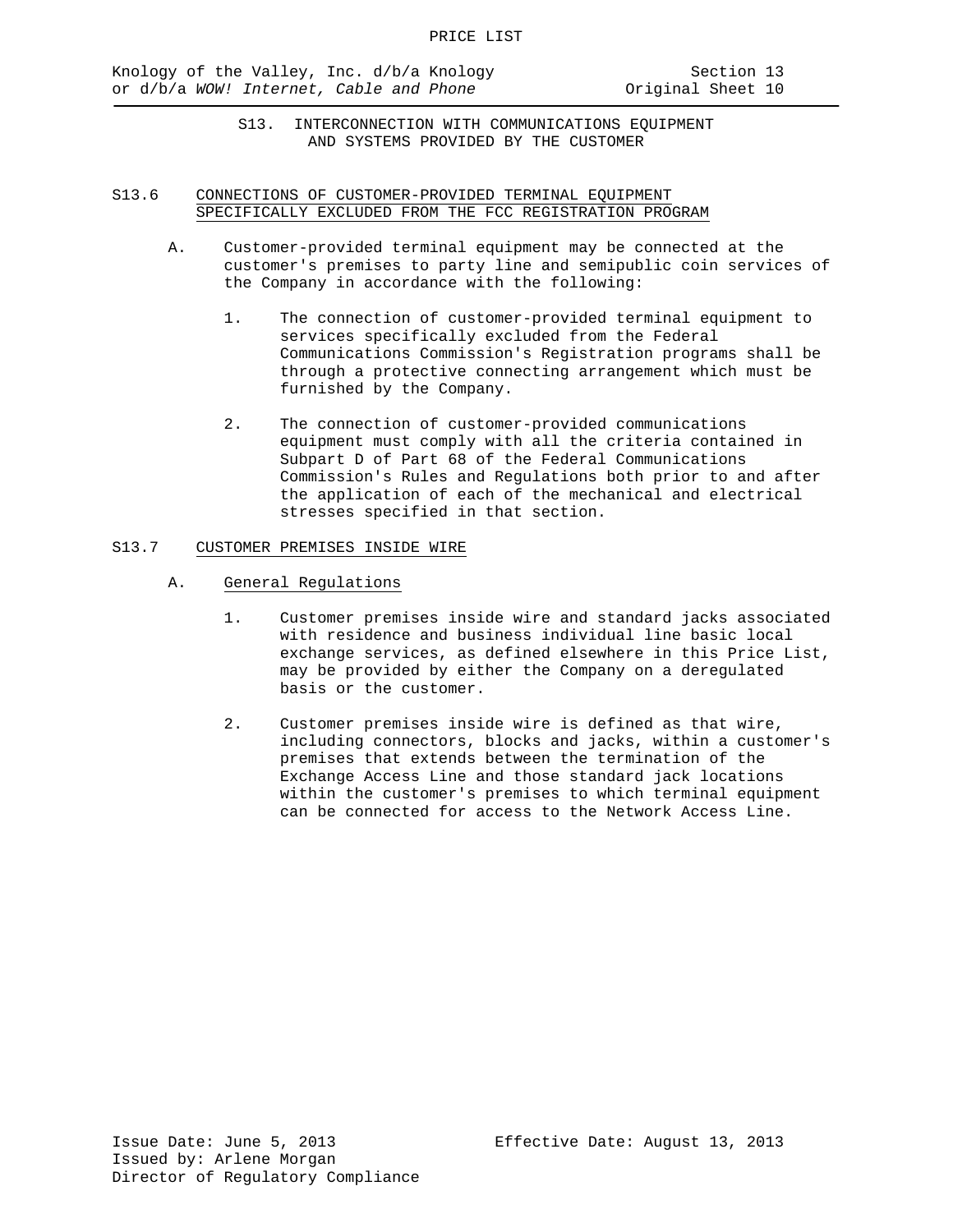## S13. INTERCONNECTION WITH COMMUNICATIONS EQUIPMENT AND SYSTEMS PROVIDED BY THE CUSTOMER

### S13.6 CONNECTIONS OF CUSTOMER-PROVIDED TERMINAL EQUIPMENT SPECIFICALLY EXCLUDED FROM THE FCC REGISTRATION PROGRAM

A. Customer-provided terminal equipment may be connected at the customer's premises to party line and semipublic coin services of the Company in accordance with the following:

1. The connection of customer-provided terminal equipment to services specifically excluded from the Federal Communications Commission's Registration programs shall be through a protective connecting arrangement which must be furnished by the Company.

2. The connection of customer-provided communications equipment must comply with all the criteria contained in Subpart D of Part 68 of the Federal Communications Commission's Rules and Regulations both prior to and after the application of each of the mechanical and electrical stresses specified in that section.

### S13.7 CUSTOMER PREMISES INSIDE WIRE

A. General Regulations

1. Customer premises inside wire and standard jacks associated with residence and business individual line basic local exchange services, as defined elsewhere in this Price List, may be provided by either the Company on a deregulated basis or the customer.

2. Customer premises inside wire is defined as that wire, including connectors, blocks and jacks, within a customer's premises that extends between the termination of the Exchange Access Line and those standard jack locations within the customer's premises to which terminal equipment can be connected for access to the Network Access Line.

Issue Date: June 5, 2013
Issued by: Arlene Morgan
Director of Regulatory Compliance

Effective Date: August 13, 2013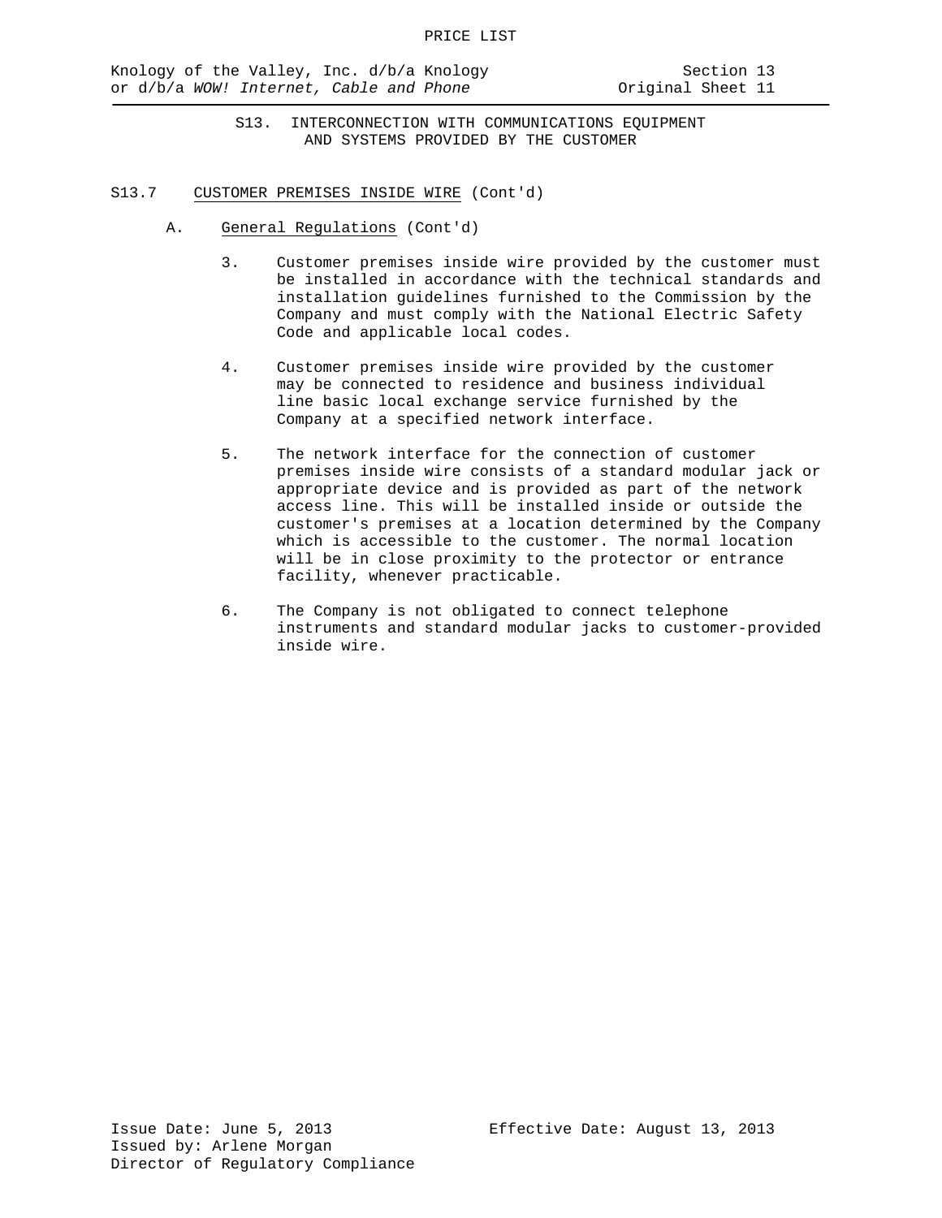S13. INTERCONNECTION WITH COMMUNICATIONS EQUIPMENT AND SYSTEMS PROVIDED BY THE CUSTOMER

S13.7 CUSTOMER PREMISES INSIDE WIRE (Cont'd)

A. General Regulations (Cont'd)

3. Customer premises inside wire provided by the customer must be installed in accordance with the technical standards and installation guidelines furnished to the Commission by the Company and must comply with the National Electric Safety Code and applicable local codes.

4. Customer premises inside wire provided by the customer may be connected to residence and business individual line basic local exchange service furnished by the Company at a specified network interface.

5. The network interface for the connection of customer premises inside wire consists of a standard modular jack or appropriate device and is provided as part of the network access line. This will be installed inside or outside the customer's premises at a location determined by the Company which is accessible to the customer. The normal location will be in close proximity to the protector or entrance facility, whenever practicable.

6. The Company is not obligated to connect telephone instruments and standard modular jacks to customer-provided inside wire.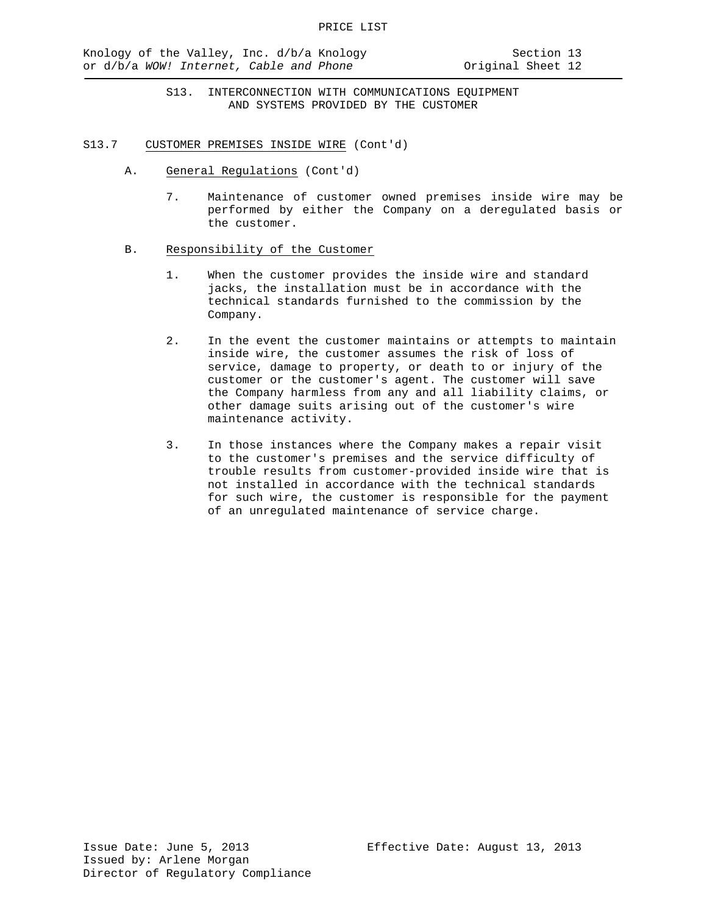## S13. INTERCONNECTION WITH COMMUNICATIONS EQUIPMENT AND SYSTEMS PROVIDED BY THE CUSTOMER

S13.7 CUSTOMER PREMISES INSIDE WIRE (Cont'd)

A. General Regulations (Cont'd)

7. Maintenance of customer owned premises inside wire may be performed by either the Company on a deregulated basis or the customer.

B. Responsibility of the Customer

1. When the customer provides the inside wire and standard jacks, the installation must be in accordance with the technical standards furnished to the commission by the Company.

2. In the event the customer maintains or attempts to maintain inside wire, the customer assumes the risk of loss of service, damage to property, or death to or injury of the customer or the customer's agent. The customer will save the Company harmless from any and all liability claims, or other damage suits arising out of the customer's wire maintenance activity.

3. In those instances where the Company makes a repair visit to the customer's premises and the service difficulty of trouble results from customer-provided inside wire that is not installed in accordance with the technical standards for such wire, the customer is responsible for the payment of an unregulated maintenance of service charge.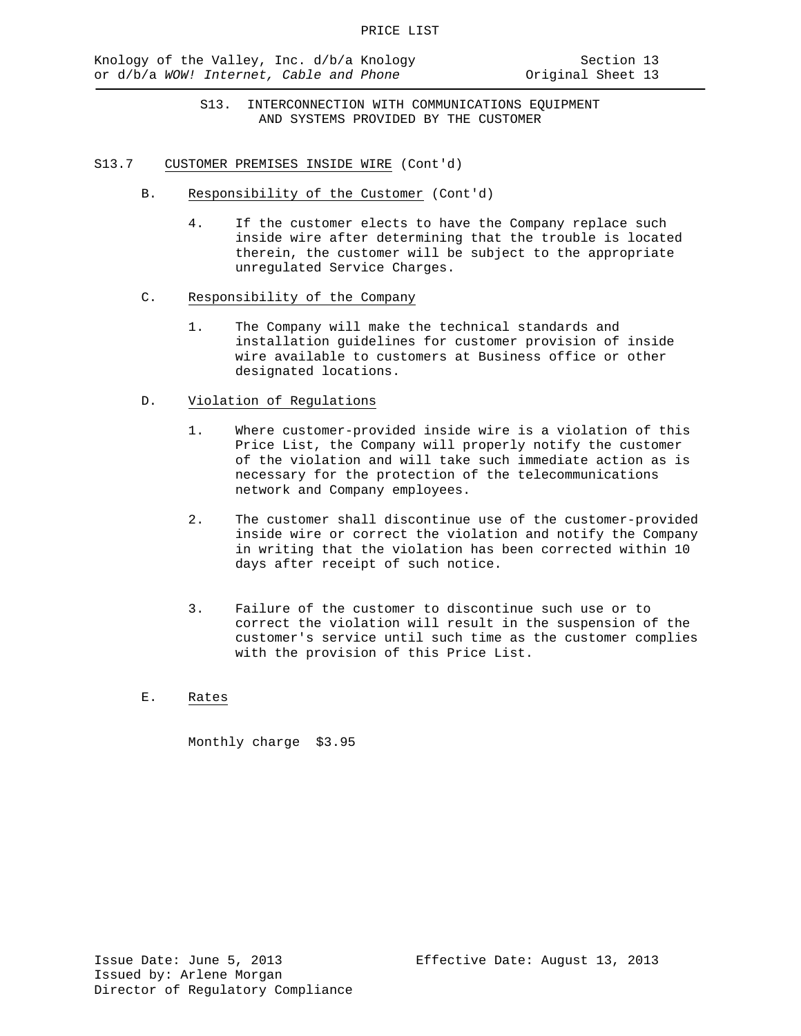## S13. INTERCONNECTION WITH COMMUNICATIONS EQUIPMENT AND SYSTEMS PROVIDED BY THE CUSTOMER

### S13.7 CUSTOMER PREMISES INSIDE WIRE (Cont'd)

B. Responsibility of the Customer (Cont'd)

4. If the customer elects to have the Company replace such inside wire after determining that the trouble is located therein, the customer will be subject to the appropriate unregulated Service Charges.

C. Responsibility of the Company

1. The Company will make the technical standards and installation guidelines for customer provision of inside wire available to customers at Business office or other designated locations.

D. Violation of Regulations

1. Where customer-provided inside wire is a violation of this Price List, the Company will properly notify the customer of the violation and will take such immediate action as is necessary for the protection of the telecommunications network and Company employees.

2. The customer shall discontinue use of the customer-provided inside wire or correct the violation and notify the Company in writing that the violation has been corrected within 10 days after receipt of such notice.

3. Failure of the customer to discontinue such use or to correct the violation will result in the suspension of the customer's service until such time as the customer complies with the provision of this Price List.

E. Rates

Monthly charge $3.95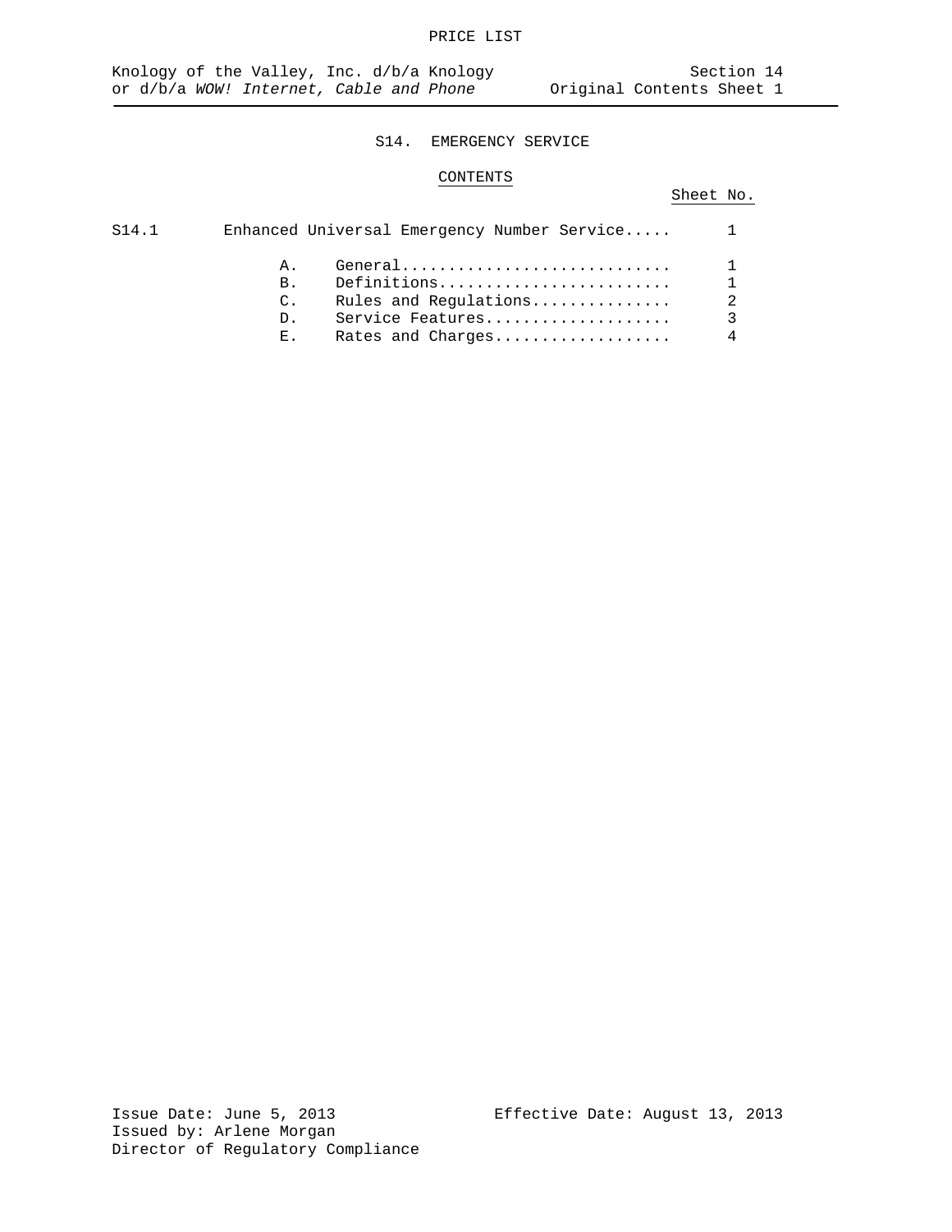# S14. EMERGENCY SERVICE

## CONTENTS

| | | Sheet No. |
|---|---|---|
| S14.1 | Enhanced Universal Emergency Number Service..... | 1 |
| | A. General............................. | 1 |
| | B. Definitions......................... | 1 |
| | C. Rules and Regulations............... | 2 |
| | D. Service Features.................... | 3 |
| | E. Rates and Charges................... | 4 |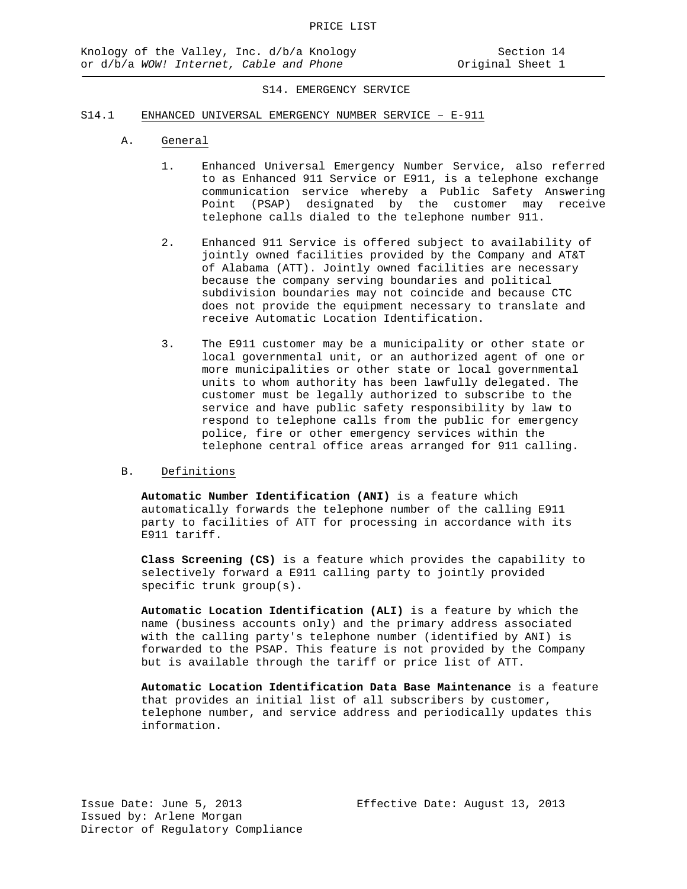# S14. EMERGENCY SERVICE

## S14.1 ENHANCED UNIVERSAL EMERGENCY NUMBER SERVICE – E-911

### A. General

1. Enhanced Universal Emergency Number Service, also referred to as Enhanced 911 Service or E911, is a telephone exchange communication service whereby a Public Safety Answering Point (PSAP) designated by the customer may receive telephone calls dialed to the telephone number 911.

2. Enhanced 911 Service is offered subject to availability of jointly owned facilities provided by the Company and AT&T of Alabama (ATT). Jointly owned facilities are necessary because the company serving boundaries and political subdivision boundaries may not coincide and because CTC does not provide the equipment necessary to translate and receive Automatic Location Identification.

3. The E911 customer may be a municipality or other state or local governmental unit, or an authorized agent of one or more municipalities or other state or local governmental units to whom authority has been lawfully delegated. The customer must be legally authorized to subscribe to the service and have public safety responsibility by law to respond to telephone calls from the public for emergency police, fire or other emergency services within the telephone central office areas arranged for 911 calling.

### B. Definitions

**Automatic Number Identification (ANI)** is a feature which automatically forwards the telephone number of the calling E911 party to facilities of ATT for processing in accordance with its E911 tariff.

**Class Screening (CS)** is a feature which provides the capability to selectively forward a E911 calling party to jointly provided specific trunk group(s).

**Automatic Location Identification (ALI)** is a feature by which the name (business accounts only) and the primary address associated with the calling party's telephone number (identified by ANI) is forwarded to the PSAP. This feature is not provided by the Company but is available through the tariff or price list of ATT.

**Automatic Location Identification Data Base Maintenance** is a feature that provides an initial list of all subscribers by customer, telephone number, and service address and periodically updates this information.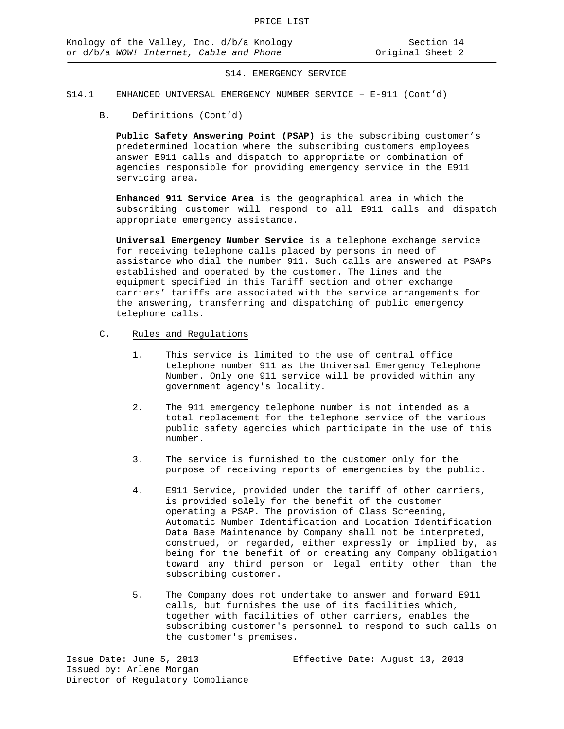## S14. EMERGENCY SERVICE

### S14.1 ENHANCED UNIVERSAL EMERGENCY NUMBER SERVICE – E-911 (Cont'd)

B. Definitions (Cont'd)

**Public Safety Answering Point (PSAP)** is the subscribing customer's predetermined location where the subscribing customers employees answer E911 calls and dispatch to appropriate or combination of agencies responsible for providing emergency service in the E911 servicing area.

**Enhanced 911 Service Area** is the geographical area in which the subscribing customer will respond to all E911 calls and dispatch appropriate emergency assistance.

**Universal Emergency Number Service** is a telephone exchange service for receiving telephone calls placed by persons in need of assistance who dial the number 911. Such calls are answered at PSAPs established and operated by the customer. The lines and the equipment specified in this Tariff section and other exchange carriers' tariffs are associated with the service arrangements for the answering, transferring and dispatching of public emergency telephone calls.

C. Rules and Regulations

1. This service is limited to the use of central office telephone number 911 as the Universal Emergency Telephone Number. Only one 911 service will be provided within any government agency's locality.

2. The 911 emergency telephone number is not intended as a total replacement for the telephone service of the various public safety agencies which participate in the use of this number.

3. The service is furnished to the customer only for the purpose of receiving reports of emergencies by the public.

4. E911 Service, provided under the tariff of other carriers, is provided solely for the benefit of the customer operating a PSAP. The provision of Class Screening, Automatic Number Identification and Location Identification Data Base Maintenance by Company shall not be interpreted, construed, or regarded, either expressly or implied by, as being for the benefit of or creating any Company obligation toward any third person or legal entity other than the subscribing customer.

5. The Company does not undertake to answer and forward E911 calls, but furnishes the use of its facilities which, together with facilities of other carriers, enables the subscribing customer's personnel to respond to such calls on the customer's premises.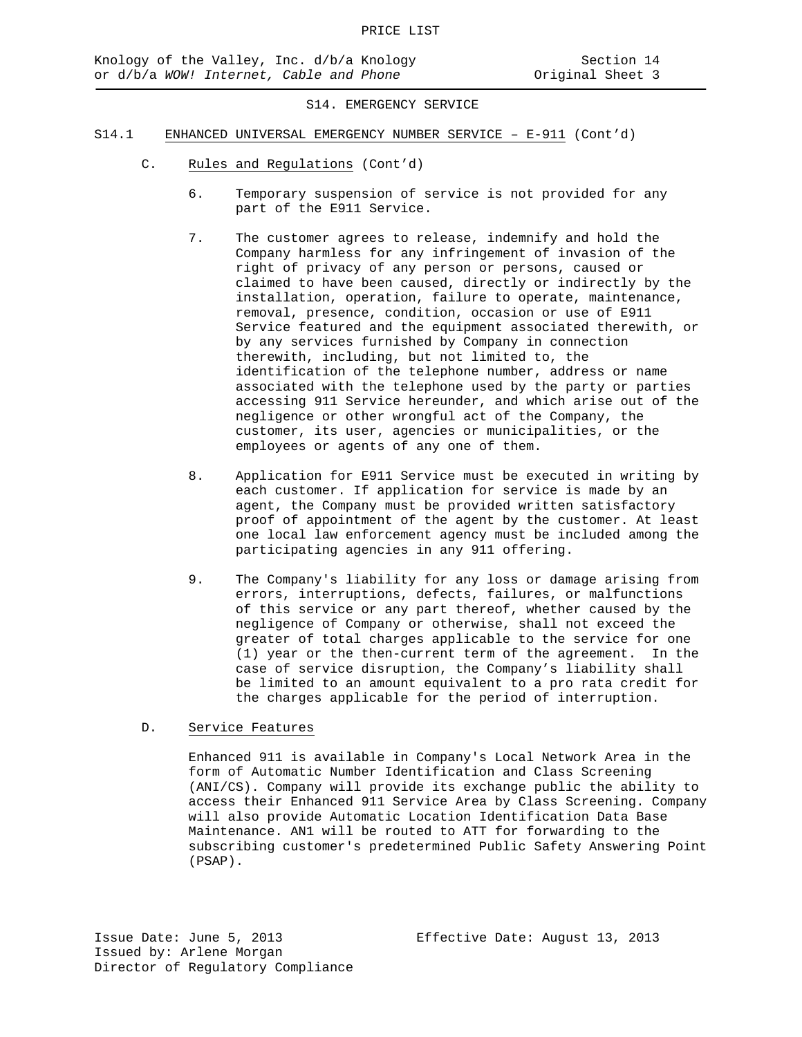S14. EMERGENCY SERVICE

S14.1 ENHANCED UNIVERSAL EMERGENCY NUMBER SERVICE – E-911 (Cont'd)

C. Rules and Regulations (Cont'd)

6. Temporary suspension of service is not provided for any part of the E911 Service.

7. The customer agrees to release, indemnify and hold the Company harmless for any infringement of invasion of the right of privacy of any person or persons, caused or claimed to have been caused, directly or indirectly by the installation, operation, failure to operate, maintenance, removal, presence, condition, occasion or use of E911 Service featured and the equipment associated therewith, or by any services furnished by Company in connection therewith, including, but not limited to, the identification of the telephone number, address or name associated with the telephone used by the party or parties accessing 911 Service hereunder, and which arise out of the negligence or other wrongful act of the Company, the customer, its user, agencies or municipalities, or the employees or agents of any one of them.

8. Application for E911 Service must be executed in writing by each customer. If application for service is made by an agent, the Company must be provided written satisfactory proof of appointment of the agent by the customer. At least one local law enforcement agency must be included among the participating agencies in any 911 offering.

9. The Company's liability for any loss or damage arising from errors, interruptions, defects, failures, or malfunctions of this service or any part thereof, whether caused by the negligence of Company or otherwise, shall not exceed the greater of total charges applicable to the service for one (1) year or the then-current term of the agreement. In the case of service disruption, the Company's liability shall be limited to an amount equivalent to a pro rata credit for the charges applicable for the period of interruption.

D. Service Features

Enhanced 911 is available in Company's Local Network Area in the form of Automatic Number Identification and Class Screening (ANI/CS). Company will provide its exchange public the ability to access their Enhanced 911 Service Area by Class Screening. Company will also provide Automatic Location Identification Data Base Maintenance. AN1 will be routed to ATT for forwarding to the subscribing customer's predetermined Public Safety Answering Point (PSAP).

Issue Date: June 5, 2013

Effective Date: August 13, 2013

Issued by: Arlene Morgan

Director of Regulatory Compliance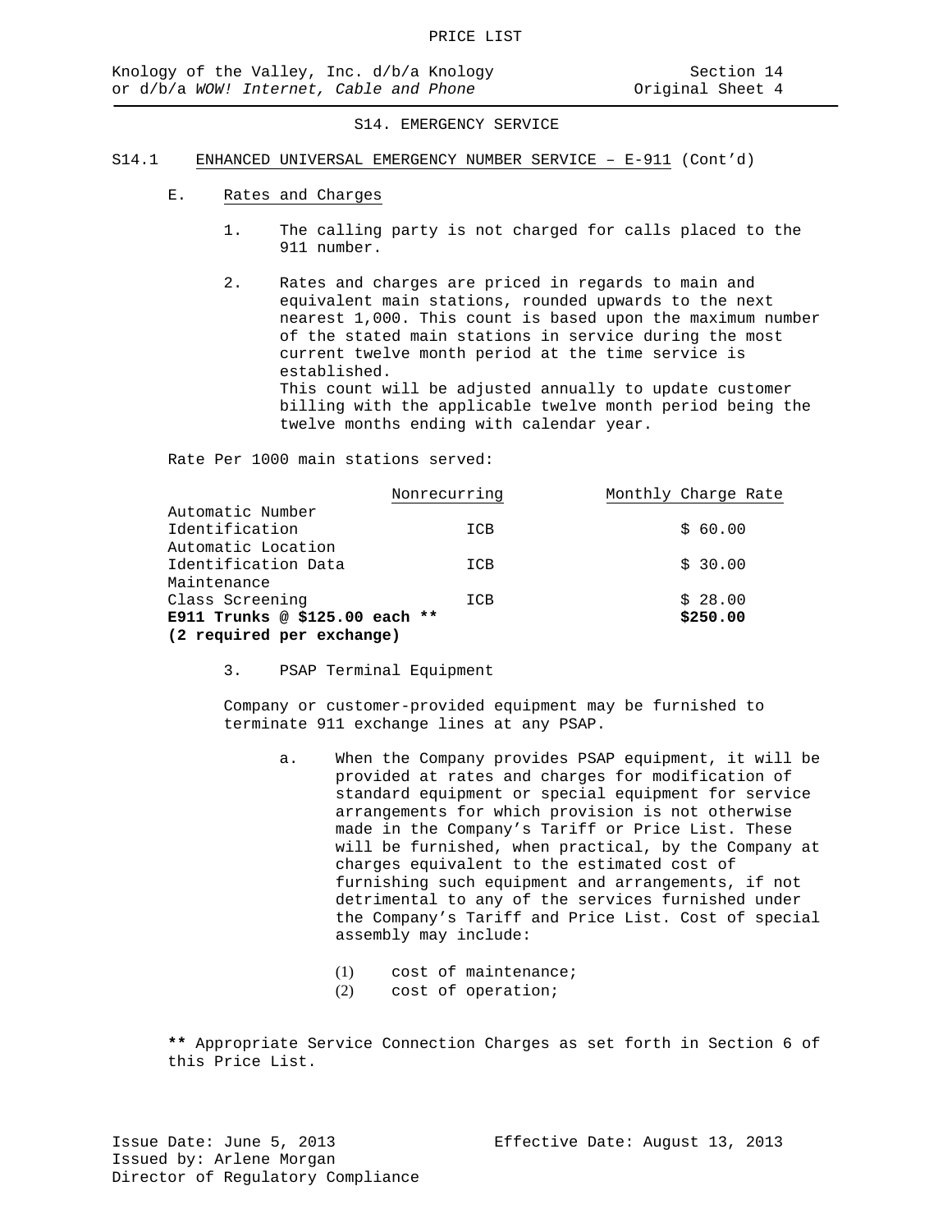## S14. EMERGENCY SERVICE

### S14.1 ENHANCED UNIVERSAL EMERGENCY NUMBER SERVICE – E-911 (Cont'd)

#### E. Rates and Charges

1. The calling party is not charged for calls placed to the 911 number.

2. Rates and charges are priced in regards to main and equivalent main stations, rounded upwards to the next nearest 1,000. This count is based upon the maximum number of the stated main stations in service during the most current twelve month period at the time service is established.
   This count will be adjusted annually to update customer billing with the applicable twelve month period being the twelve months ending with calendar year.

Rate Per 1000 main stations served:

| | Nonrecurring | Monthly Charge Rate |
|---|---|---|
| Automatic Number Identification | ICB | $ 60.00 |
| Automatic Location Identification Data Maintenance | ICB | $ 30.00 |
| Class Screening | ICB | $ 28.00 |
| **E911 Trunks @ $125.00 each \*\* (2 required per exchange)** | | **$250.00** |

3. PSAP Terminal Equipment

   Company or customer-provided equipment may be furnished to terminate 911 exchange lines at any PSAP.

   a. When the Company provides PSAP equipment, it will be provided at rates and charges for modification of standard equipment or special equipment for service arrangements for which provision is not otherwise made in the Company's Tariff or Price List. These will be furnished, when practical, by the Company at charges equivalent to the estimated cost of furnishing such equipment and arrangements, if not detrimental to any of the services furnished under the Company's Tariff and Price List. Cost of special assembly may include:

      (1) cost of maintenance;
      (2) cost of operation;

**\*\*** Appropriate Service Connection Charges as set forth in Section 6 of this Price List.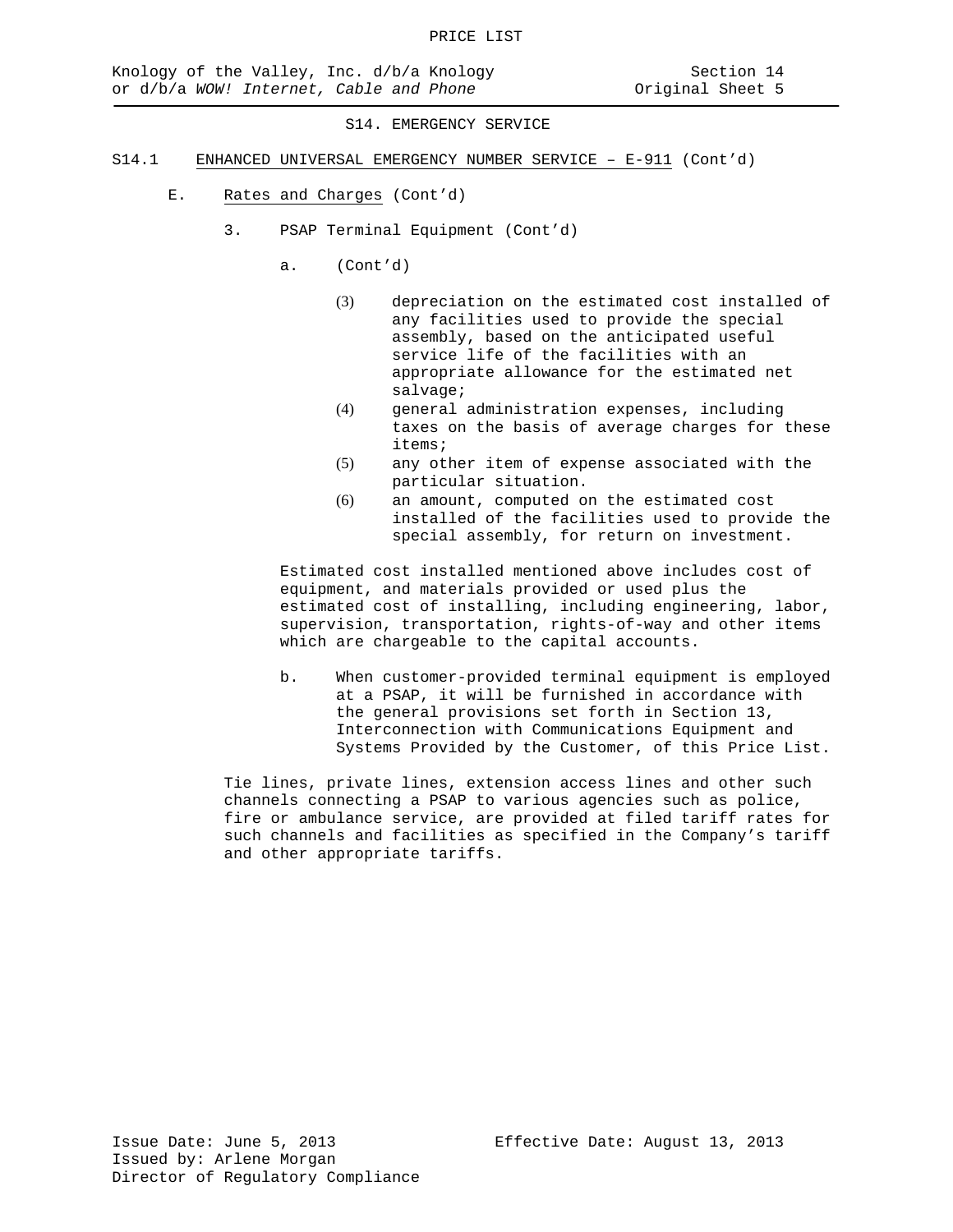## S14. EMERGENCY SERVICE

### S14.1 ENHANCED UNIVERSAL EMERGENCY NUMBER SERVICE – E-911 (Cont'd)

E. Rates and Charges (Cont'd)

3. PSAP Terminal Equipment (Cont'd)

a. (Cont'd)

(3) depreciation on the estimated cost installed of any facilities used to provide the special assembly, based on the anticipated useful service life of the facilities with an appropriate allowance for the estimated net salvage;

(4) general administration expenses, including taxes on the basis of average charges for these items;

(5) any other item of expense associated with the particular situation.

(6) an amount, computed on the estimated cost installed of the facilities used to provide the special assembly, for return on investment.

Estimated cost installed mentioned above includes cost of equipment, and materials provided or used plus the estimated cost of installing, including engineering, labor, supervision, transportation, rights-of-way and other items which are chargeable to the capital accounts.

b. When customer-provided terminal equipment is employed at a PSAP, it will be furnished in accordance with the general provisions set forth in Section 13, Interconnection with Communications Equipment and Systems Provided by the Customer, of this Price List.

Tie lines, private lines, extension access lines and other such channels connecting a PSAP to various agencies such as police, fire or ambulance service, are provided at filed tariff rates for such channels and facilities as specified in the Company's tariff and other appropriate tariffs.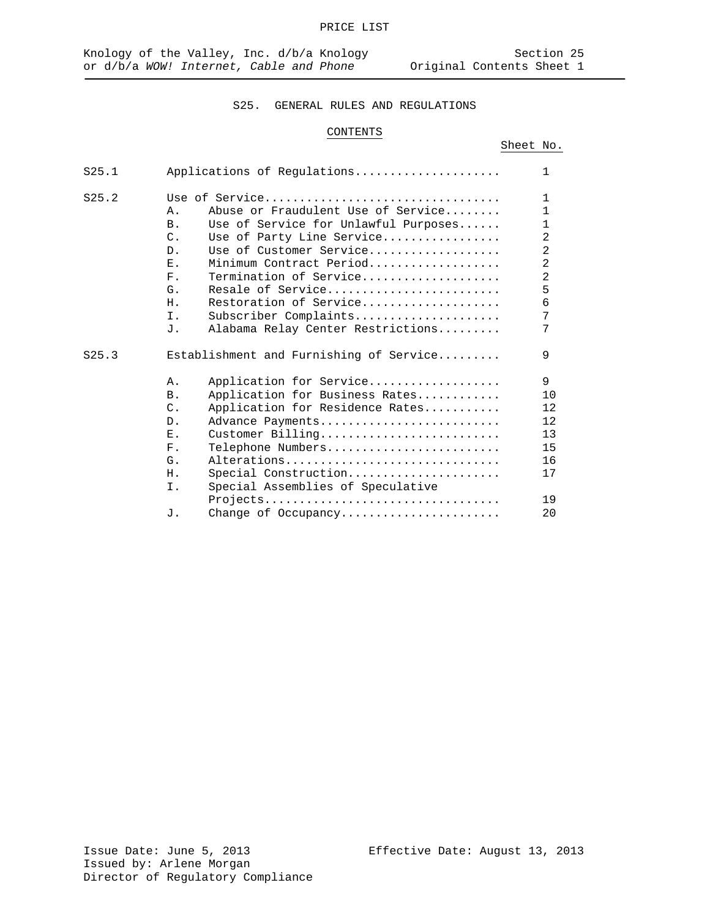## S25. GENERAL RULES AND REGULATIONS

### CONTENTS

| | | Sheet No. |
|---|---|---|
| S25.1 | Applications of Regulations | 1 |
| S25.2 | Use of Service | 1 |
| | A. Abuse or Fraudulent Use of Service | 1 |
| | B. Use of Service for Unlawful Purposes | 1 |
| | C. Use of Party Line Service | 2 |
| | D. Use of Customer Service | 2 |
| | E. Minimum Contract Period | 2 |
| | F. Termination of Service | 2 |
| | G. Resale of Service | 5 |
| | H. Restoration of Service | 6 |
| | I. Subscriber Complaints | 7 |
| | J. Alabama Relay Center Restrictions | 7 |
| S25.3 | Establishment and Furnishing of Service | 9 |
| | A. Application for Service | 9 |
| | B. Application for Business Rates | 10 |
| | C. Application for Residence Rates | 12 |
| | D. Advance Payments | 12 |
| | E. Customer Billing | 13 |
| | F. Telephone Numbers | 15 |
| | G. Alterations | 16 |
| | H. Special Construction | 17 |
| | I. Special Assemblies of Speculative Projects | 19 |
| | J. Change of Occupancy | 20 |

Issue Date: June 5, 2013
Effective Date: August 13, 2013
Issued by: Arlene Morgan
Director of Regulatory Compliance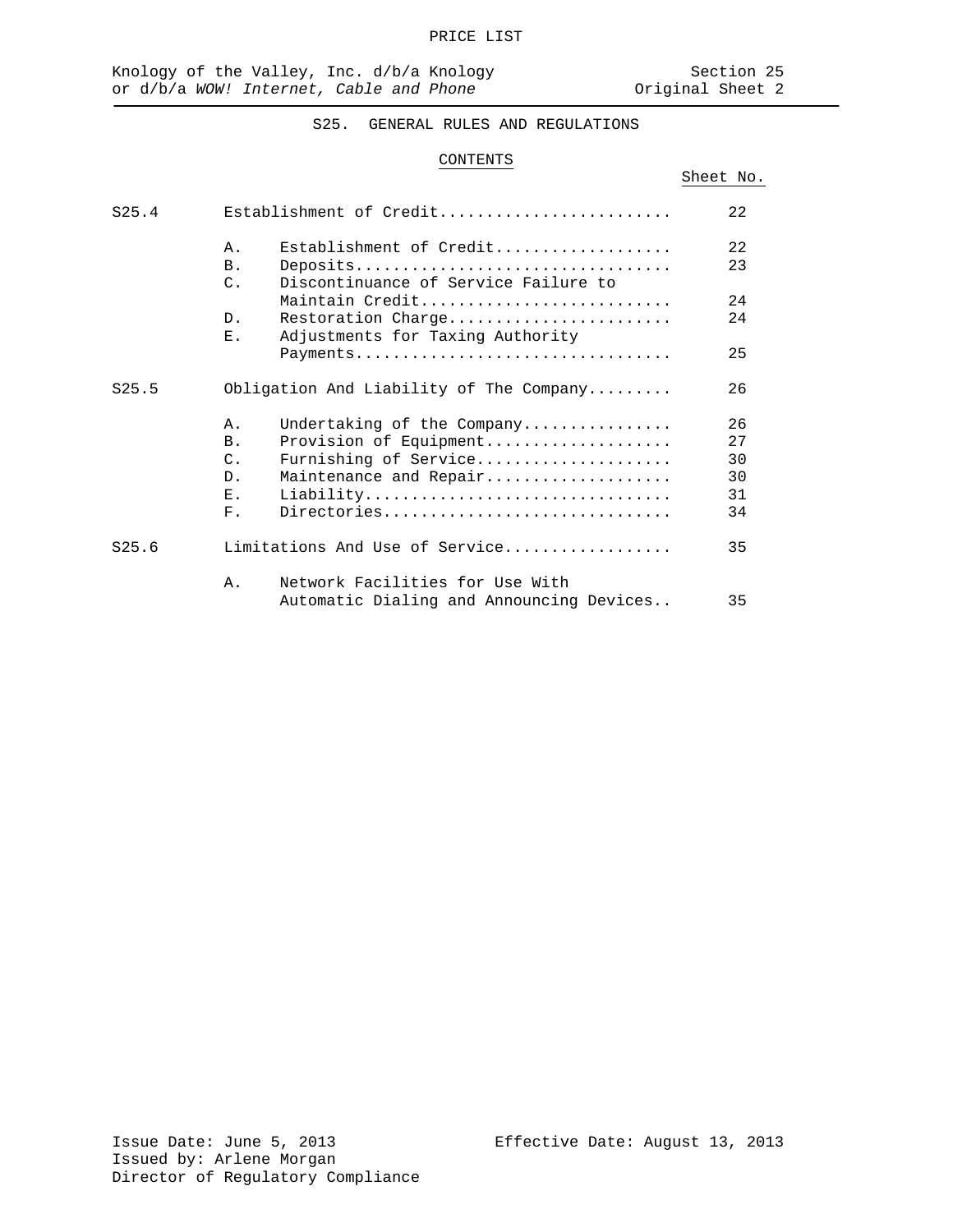## S25. GENERAL RULES AND REGULATIONS

### CONTENTS

| | | | Sheet No. |
|---|---|---|---|
| S25.4 | | Establishment of Credit | 22 |
| | A. | Establishment of Credit | 22 |
| | B. | Deposits | 23 |
| | C. | Discontinuance of Service Failure to Maintain Credit | 24 |
| | D. | Restoration Charge | 24 |
| | E. | Adjustments for Taxing Authority Payments | 25 |
| S25.5 | | Obligation And Liability of The Company | 26 |
| | A. | Undertaking of the Company | 26 |
| | B. | Provision of Equipment | 27 |
| | C. | Furnishing of Service | 30 |
| | D. | Maintenance and Repair | 30 |
| | E. | Liability | 31 |
| | F. | Directories | 34 |
| S25.6 | | Limitations And Use of Service | 35 |
| | A. | Network Facilities for Use With Automatic Dialing and Announcing Devices | 35 |

Issue Date: June 5, 2013
Issued by: Arlene Morgan
Director of Regulatory Compliance

Effective Date: August 13, 2013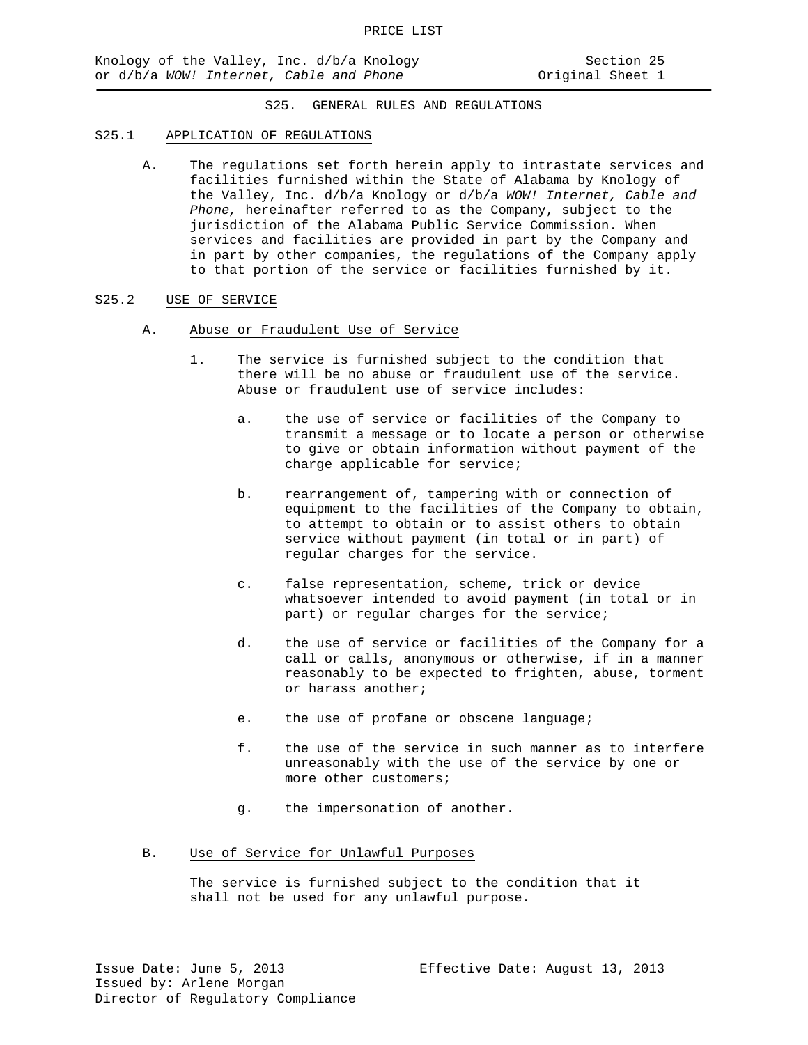## S25. GENERAL RULES AND REGULATIONS

### S25.1 APPLICATION OF REGULATIONS

A. The regulations set forth herein apply to intrastate services and facilities furnished within the State of Alabama by Knology of the Valley, Inc. d/b/a Knology or d/b/a *WOW! Internet, Cable and Phone,* hereinafter referred to as the Company, subject to the jurisdiction of the Alabama Public Service Commission. When services and facilities are provided in part by the Company and in part by other companies, the regulations of the Company apply to that portion of the service or facilities furnished by it.

### S25.2 USE OF SERVICE

A. Abuse or Fraudulent Use of Service

1. The service is furnished subject to the condition that there will be no abuse or fraudulent use of the service. Abuse or fraudulent use of service includes:

   a. the use of service or facilities of the Company to transmit a message or to locate a person or otherwise to give or obtain information without payment of the charge applicable for service;

   b. rearrangement of, tampering with or connection of equipment to the facilities of the Company to obtain, to attempt to obtain or to assist others to obtain service without payment (in total or in part) of regular charges for the service.

   c. false representation, scheme, trick or device whatsoever intended to avoid payment (in total or in part) or regular charges for the service;

   d. the use of service or facilities of the Company for a call or calls, anonymous or otherwise, if in a manner reasonably to be expected to frighten, abuse, torment or harass another;

   e. the use of profane or obscene language;

   f. the use of the service in such manner as to interfere unreasonably with the use of the service by one or more other customers;

   g. the impersonation of another.

B. Use of Service for Unlawful Purposes

The service is furnished subject to the condition that it shall not be used for any unlawful purpose.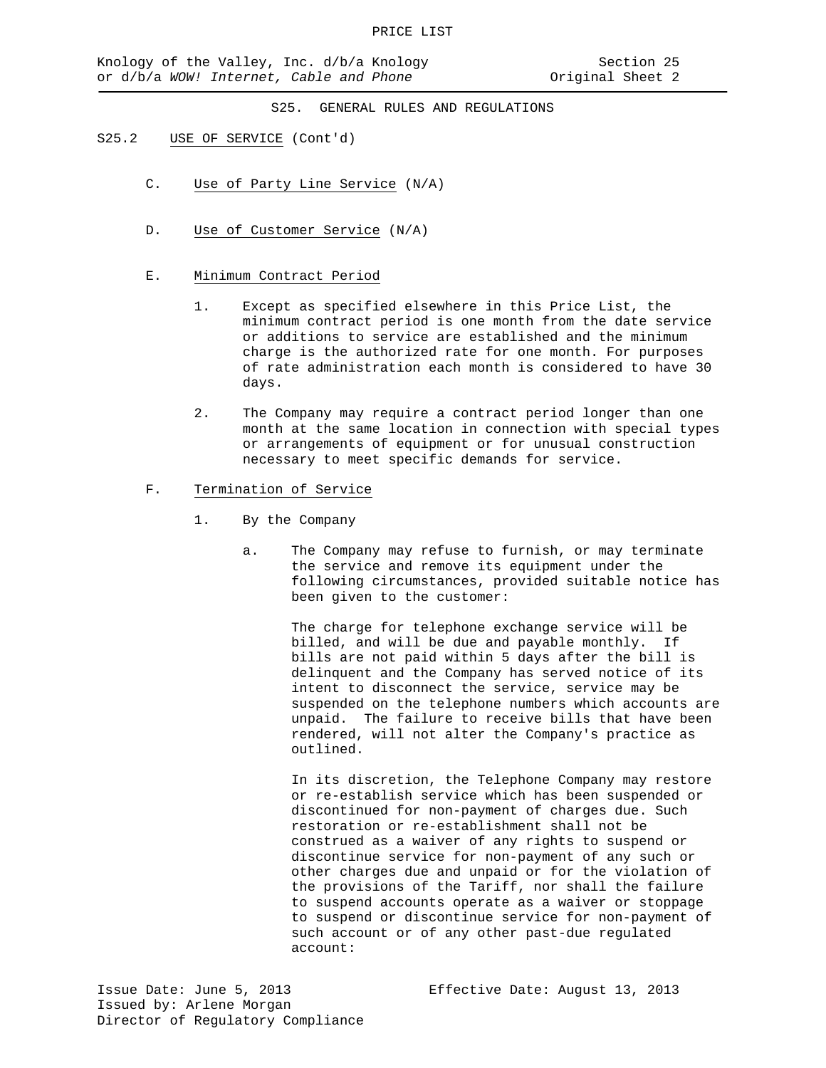## S25. GENERAL RULES AND REGULATIONS

S25.2 USE OF SERVICE (Cont'd)

C. Use of Party Line Service (N/A)

D. Use of Customer Service (N/A)

E. Minimum Contract Period

1. Except as specified elsewhere in this Price List, the minimum contract period is one month from the date service or additions to service are established and the minimum charge is the authorized rate for one month. For purposes of rate administration each month is considered to have 30 days.

2. The Company may require a contract period longer than one month at the same location in connection with special types or arrangements of equipment or for unusual construction necessary to meet specific demands for service.

F. Termination of Service

1. By the Company

a. The Company may refuse to furnish, or may terminate the service and remove its equipment under the following circumstances, provided suitable notice has been given to the customer:

The charge for telephone exchange service will be billed, and will be due and payable monthly. If bills are not paid within 5 days after the bill is delinquent and the Company has served notice of its intent to disconnect the service, service may be suspended on the telephone numbers which accounts are unpaid. The failure to receive bills that have been rendered, will not alter the Company's practice as outlined.

In its discretion, the Telephone Company may restore or re-establish service which has been suspended or discontinued for non-payment of charges due. Such restoration or re-establishment shall not be construed as a waiver of any rights to suspend or discontinue service for non-payment of any such or other charges due and unpaid or for the violation of the provisions of the Tariff, nor shall the failure to suspend accounts operate as a waiver or stoppage to suspend or discontinue service for non-payment of such account or of any other past-due regulated account:

Issue Date: June 5, 2013
Issued by: Arlene Morgan
Director of Regulatory Compliance

Effective Date: August 13, 2013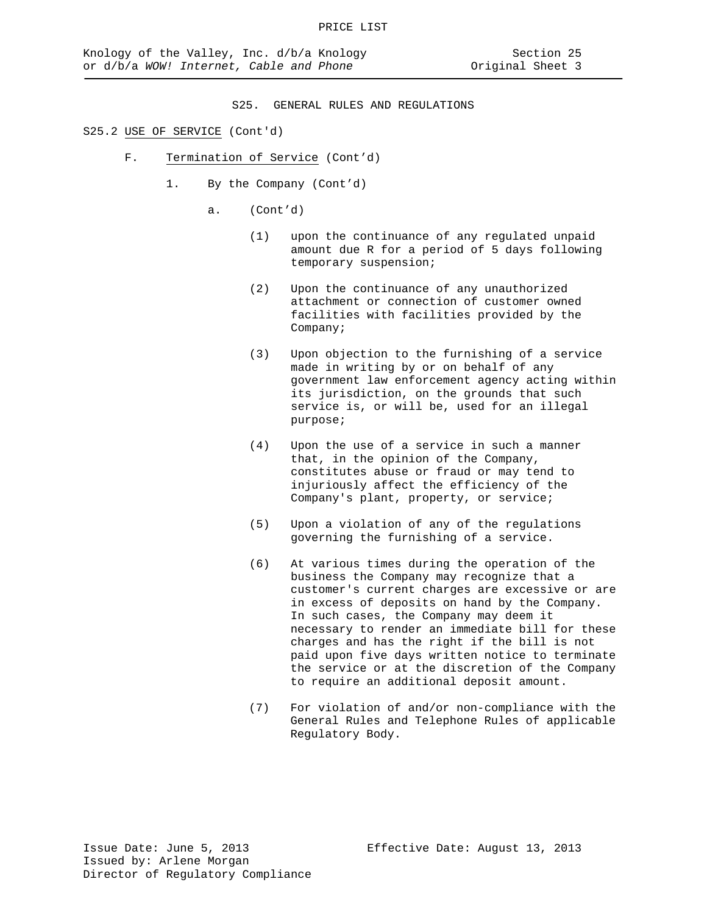S25. GENERAL RULES AND REGULATIONS

S25.2 USE OF SERVICE (Cont'd)

F. Termination of Service (Cont'd)

1. By the Company (Cont'd)

a. (Cont'd)

(1) upon the continuance of any regulated unpaid amount due R for a period of 5 days following temporary suspension;

(2) Upon the continuance of any unauthorized attachment or connection of customer owned facilities with facilities provided by the Company;

(3) Upon objection to the furnishing of a service made in writing by or on behalf of any government law enforcement agency acting within its jurisdiction, on the grounds that such service is, or will be, used for an illegal purpose;

(4) Upon the use of a service in such a manner that, in the opinion of the Company, constitutes abuse or fraud or may tend to injuriously affect the efficiency of the Company's plant, property, or service;

(5) Upon a violation of any of the regulations governing the furnishing of a service.

(6) At various times during the operation of the business the Company may recognize that a customer's current charges are excessive or are in excess of deposits on hand by the Company. In such cases, the Company may deem it necessary to render an immediate bill for these charges and has the right if the bill is not paid upon five days written notice to terminate the service or at the discretion of the Company to require an additional deposit amount.

(7) For violation of and/or non-compliance with the General Rules and Telephone Rules of applicable Regulatory Body.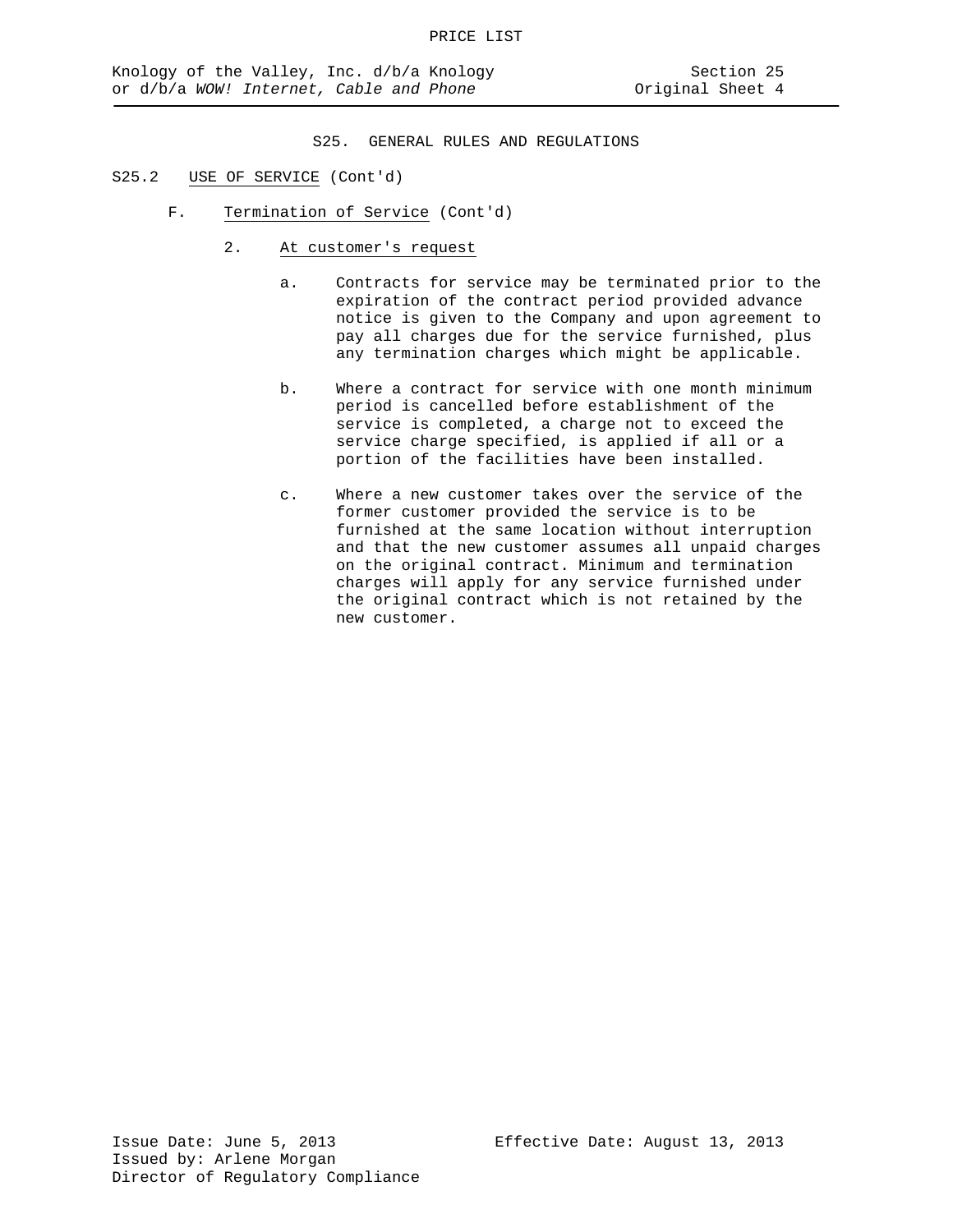## S25. GENERAL RULES AND REGULATIONS

S25.2 USE OF SERVICE (Cont'd)

F. Termination of Service (Cont'd)

2. At customer's request

a. Contracts for service may be terminated prior to the expiration of the contract period provided advance notice is given to the Company and upon agreement to pay all charges due for the service furnished, plus any termination charges which might be applicable.

b. Where a contract for service with one month minimum period is cancelled before establishment of the service is completed, a charge not to exceed the service charge specified, is applied if all or a portion of the facilities have been installed.

c. Where a new customer takes over the service of the former customer provided the service is to be furnished at the same location without interruption and that the new customer assumes all unpaid charges on the original contract. Minimum and termination charges will apply for any service furnished under the original contract which is not retained by the new customer.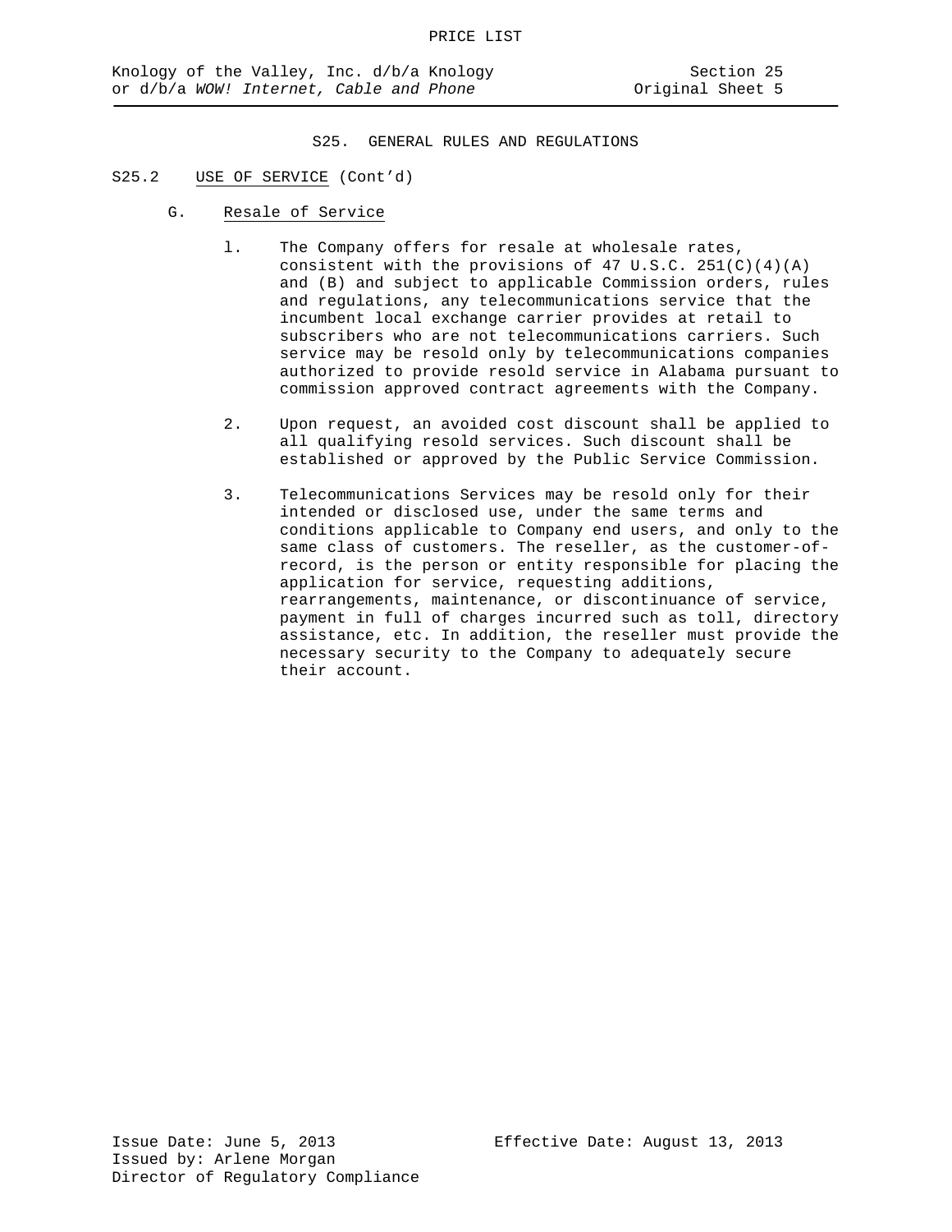## S25. GENERAL RULES AND REGULATIONS

S25.2 USE OF SERVICE (Cont'd)

G. Resale of Service

1. The Company offers for resale at wholesale rates, consistent with the provisions of 47 U.S.C. 251(C)(4)(A) and (B) and subject to applicable Commission orders, rules and regulations, any telecommunications service that the incumbent local exchange carrier provides at retail to subscribers who are not telecommunications carriers. Such service may be resold only by telecommunications companies authorized to provide resold service in Alabama pursuant to commission approved contract agreements with the Company.

2. Upon request, an avoided cost discount shall be applied to all qualifying resold services. Such discount shall be established or approved by the Public Service Commission.

3. Telecommunications Services may be resold only for their intended or disclosed use, under the same terms and conditions applicable to Company end users, and only to the same class of customers. The reseller, as the customer-of-record, is the person or entity responsible for placing the application for service, requesting additions, rearrangements, maintenance, or discontinuance of service, payment in full of charges incurred such as toll, directory assistance, etc. In addition, the reseller must provide the necessary security to the Company to adequately secure their account.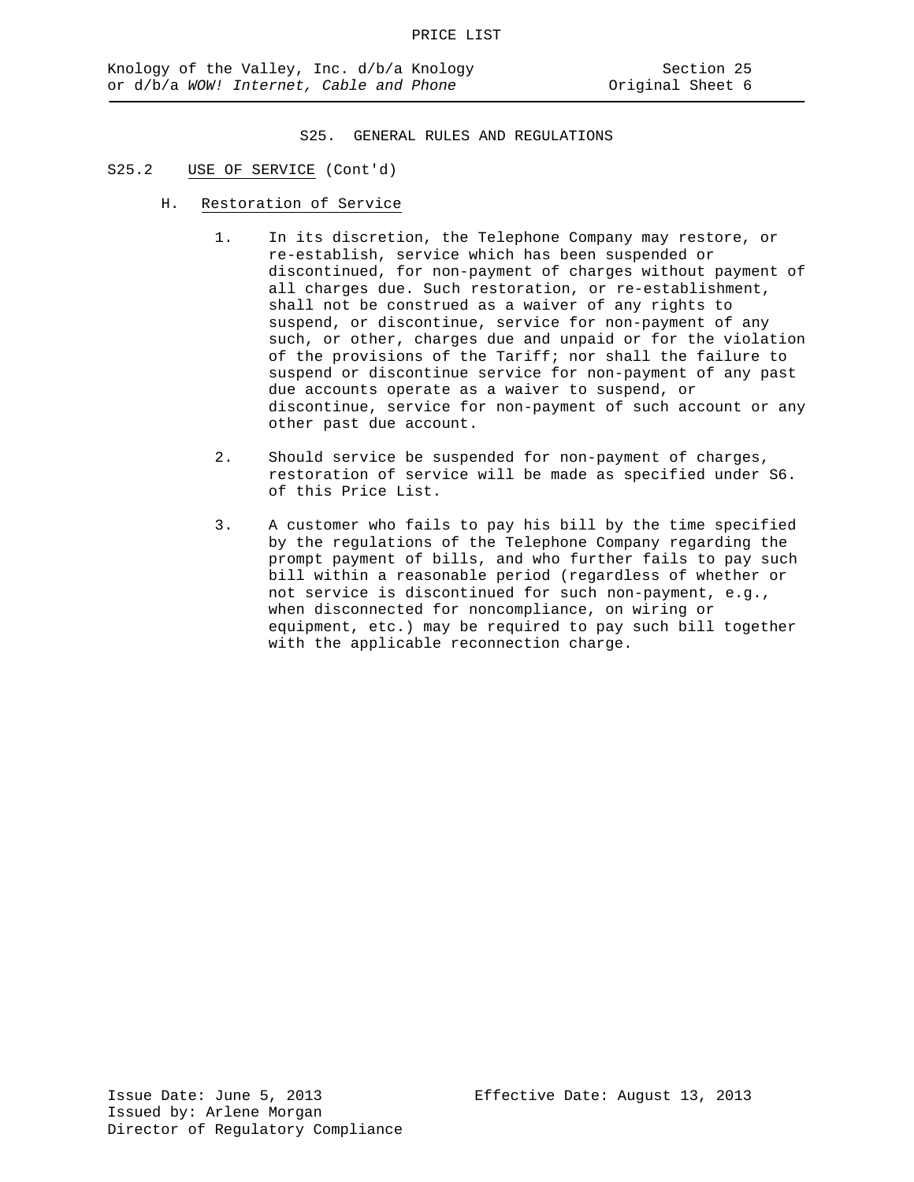## S25. GENERAL RULES AND REGULATIONS

### S25.2 USE OF SERVICE (Cont'd)

#### H. Restoration of Service

1. In its discretion, the Telephone Company may restore, or re-establish, service which has been suspended or discontinued, for non-payment of charges without payment of all charges due. Such restoration, or re-establishment, shall not be construed as a waiver of any rights to suspend, or discontinue, service for non-payment of any such, or other, charges due and unpaid or for the violation of the provisions of the Tariff; nor shall the failure to suspend or discontinue service for non-payment of any past due accounts operate as a waiver to suspend, or discontinue, service for non-payment of such account or any other past due account.

2. Should service be suspended for non-payment of charges, restoration of service will be made as specified under S6. of this Price List.

3. A customer who fails to pay his bill by the time specified by the regulations of the Telephone Company regarding the prompt payment of bills, and who further fails to pay such bill within a reasonable period (regardless of whether or not service is discontinued for such non-payment, e.g., when disconnected for noncompliance, on wiring or equipment, etc.) may be required to pay such bill together with the applicable reconnection charge.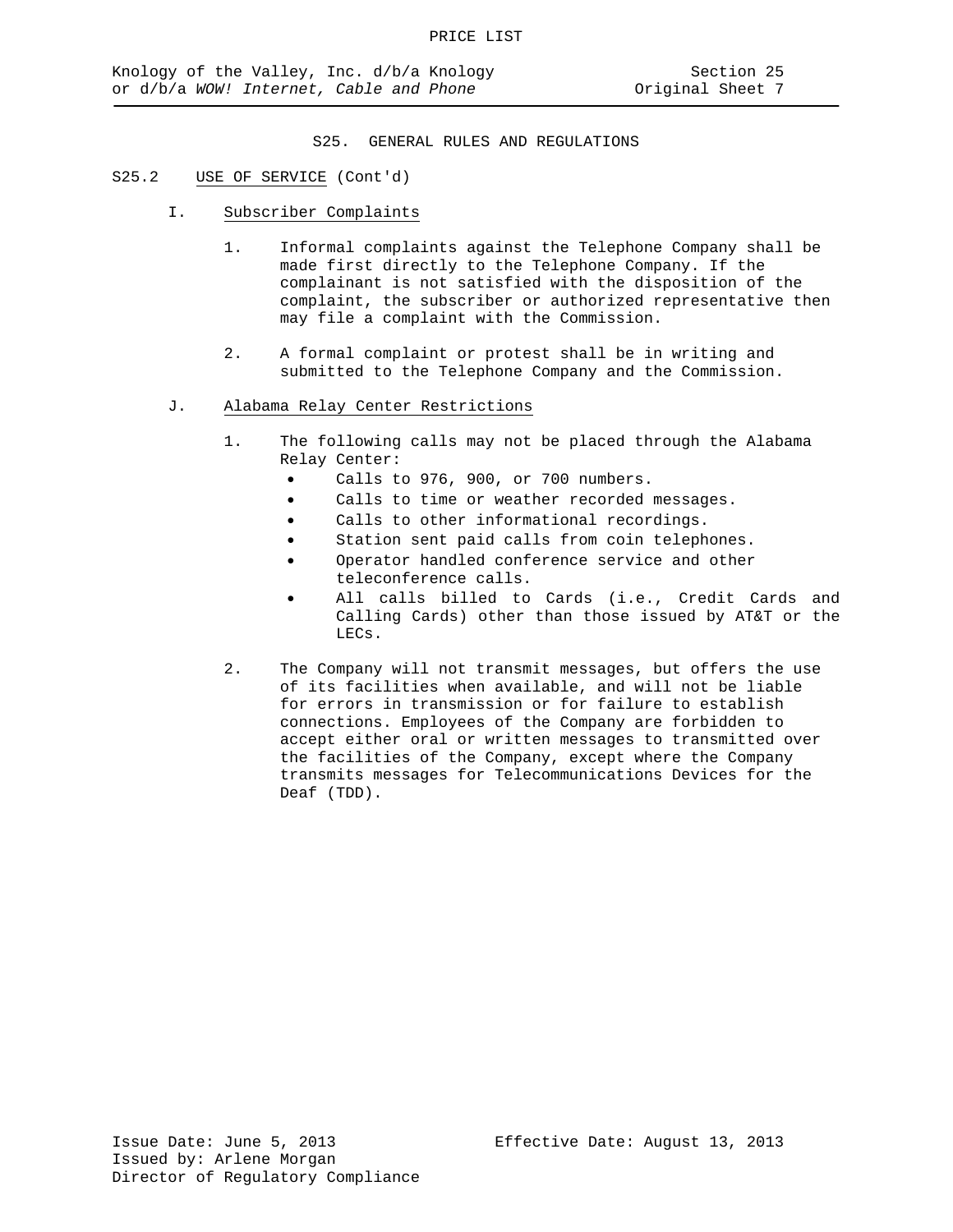## S25. GENERAL RULES AND REGULATIONS

S25.2 USE OF SERVICE (Cont'd)

I. Subscriber Complaints

1. Informal complaints against the Telephone Company shall be made first directly to the Telephone Company. If the complainant is not satisfied with the disposition of the complaint, the subscriber or authorized representative then may file a complaint with the Commission.

2. A formal complaint or protest shall be in writing and submitted to the Telephone Company and the Commission.

J. Alabama Relay Center Restrictions

1. The following calls may not be placed through the Alabama Relay Center:
   - Calls to 976, 900, or 700 numbers.
   - Calls to time or weather recorded messages.
   - Calls to other informational recordings.
   - Station sent paid calls from coin telephones.
   - Operator handled conference service and other teleconference calls.
   - All calls billed to Cards (i.e., Credit Cards and Calling Cards) other than those issued by AT&T or the LECs.

2. The Company will not transmit messages, but offers the use of its facilities when available, and will not be liable for errors in transmission or for failure to establish connections. Employees of the Company are forbidden to accept either oral or written messages to transmitted over the facilities of the Company, except where the Company transmits messages for Telecommunications Devices for the Deaf (TDD).

Issue Date: June 5, 2013 Effective Date: August 13, 2013
Issued by: Arlene Morgan
Director of Regulatory Compliance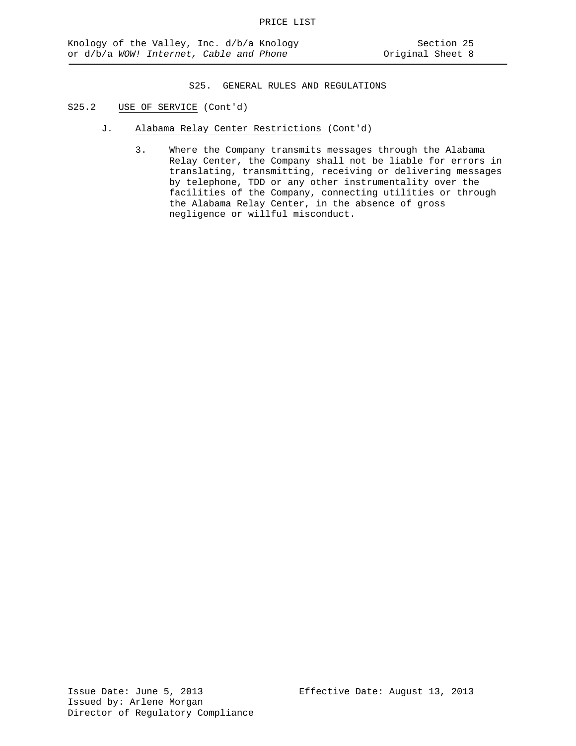## S25. GENERAL RULES AND REGULATIONS

S25.2 USE OF SERVICE (Cont'd)

J. Alabama Relay Center Restrictions (Cont'd)

3. Where the Company transmits messages through the Alabama Relay Center, the Company shall not be liable for errors in translating, transmitting, receiving or delivering messages by telephone, TDD or any other instrumentality over the facilities of the Company, connecting utilities or through the Alabama Relay Center, in the absence of gross negligence or willful misconduct.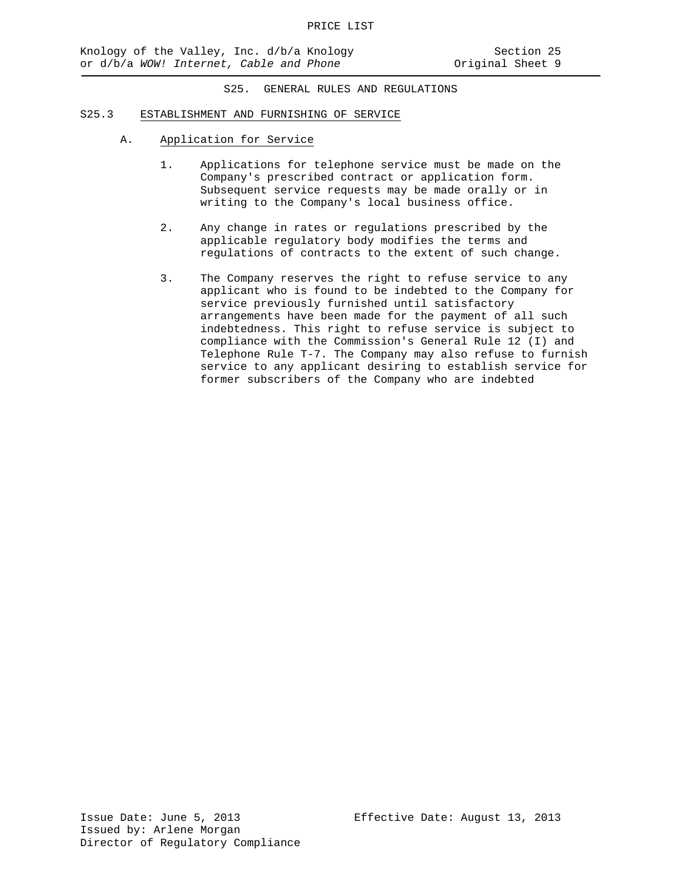PRICE LIST

Knology of the Valley, Inc. d/b/a Knology or d/b/a *WOW! Internet, Cable and Phone*

Section 25
Original Sheet 9

## S25. GENERAL RULES AND REGULATIONS

### S25.3 ESTABLISHMENT AND FURNISHING OF SERVICE

#### A. Application for Service

1. Applications for telephone service must be made on the Company's prescribed contract or application form. Subsequent service requests may be made orally or in writing to the Company's local business office.

2. Any change in rates or regulations prescribed by the applicable regulatory body modifies the terms and regulations of contracts to the extent of such change.

3. The Company reserves the right to refuse service to any applicant who is found to be indebted to the Company for service previously furnished until satisfactory arrangements have been made for the payment of all such indebtedness. This right to refuse service is subject to compliance with the Commission's General Rule 12 (I) and Telephone Rule T-7. The Company may also refuse to furnish service to any applicant desiring to establish service for former subscribers of the Company who are indebted

Issue Date: June 5, 2013
Issued by: Arlene Morgan
Director of Regulatory Compliance

Effective Date: August 13, 2013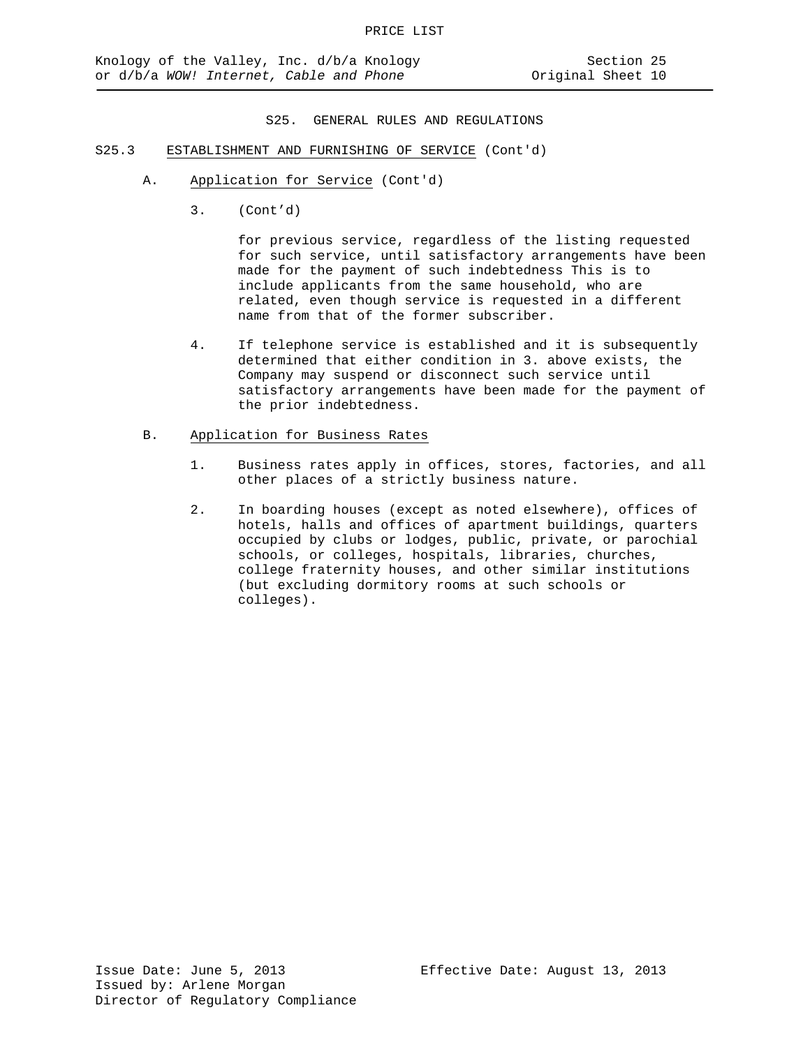## S25. GENERAL RULES AND REGULATIONS

### S25.3 ESTABLISHMENT AND FURNISHING OF SERVICE (Cont'd)

A. Application for Service (Cont'd)

3. (Cont’d)

for previous service, regardless of the listing requested for such service, until satisfactory arrangements have been made for the payment of such indebtedness This is to include applicants from the same household, who are related, even though service is requested in a different name from that of the former subscriber.

4. If telephone service is established and it is subsequently determined that either condition in 3. above exists, the Company may suspend or disconnect such service until satisfactory arrangements have been made for the payment of the prior indebtedness.

B. Application for Business Rates

1. Business rates apply in offices, stores, factories, and all other places of a strictly business nature.

2. In boarding houses (except as noted elsewhere), offices of hotels, halls and offices of apartment buildings, quarters occupied by clubs or lodges, public, private, or parochial schools, or colleges, hospitals, libraries, churches, college fraternity houses, and other similar institutions (but excluding dormitory rooms at such schools or colleges).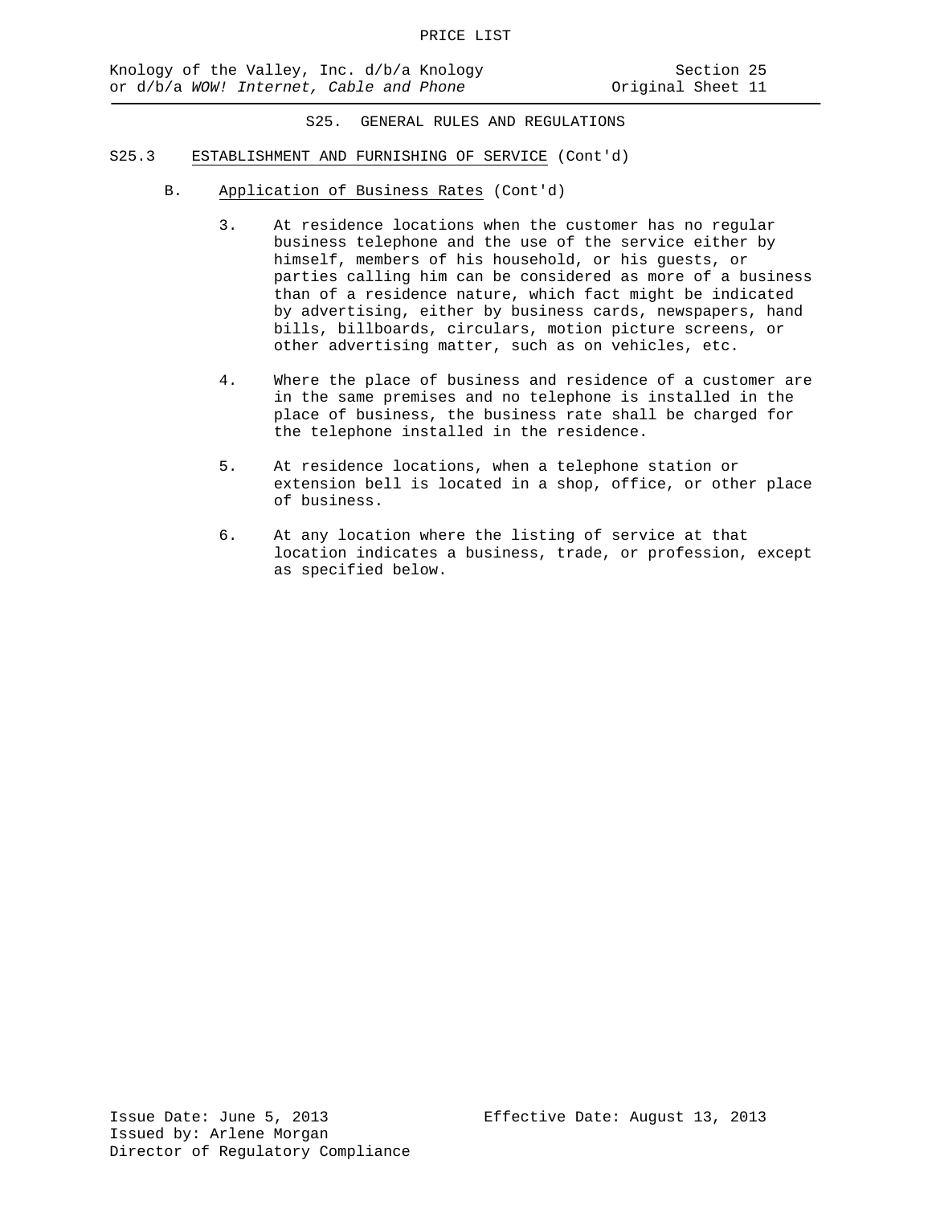S25. GENERAL RULES AND REGULATIONS

S25.3 ESTABLISHMENT AND FURNISHING OF SERVICE (Cont'd)

B. Application of Business Rates (Cont'd)

3. At residence locations when the customer has no regular business telephone and the use of the service either by himself, members of his household, or his guests, or parties calling him can be considered as more of a business than of a residence nature, which fact might be indicated by advertising, either by business cards, newspapers, hand bills, billboards, circulars, motion picture screens, or other advertising matter, such as on vehicles, etc.

4. Where the place of business and residence of a customer are in the same premises and no telephone is installed in the place of business, the business rate shall be charged for the telephone installed in the residence.

5. At residence locations, when a telephone station or extension bell is located in a shop, office, or other place of business.

6. At any location where the listing of service at that location indicates a business, trade, or profession, except as specified below.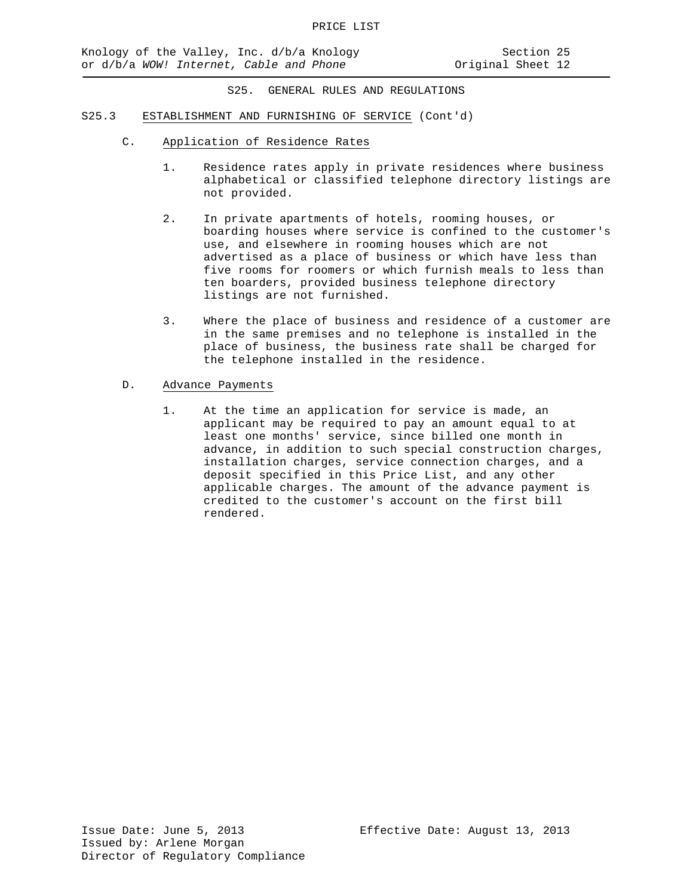## S25. GENERAL RULES AND REGULATIONS

### S25.3 ESTABLISHMENT AND FURNISHING OF SERVICE (Cont'd)

C. Application of Residence Rates

1. Residence rates apply in private residences where business alphabetical or classified telephone directory listings are not provided.

2. In private apartments of hotels, rooming houses, or boarding houses where service is confined to the customer's use, and elsewhere in rooming houses which are not advertised as a place of business or which have less than five rooms for roomers or which furnish meals to less than ten boarders, provided business telephone directory listings are not furnished.

3. Where the place of business and residence of a customer are in the same premises and no telephone is installed in the place of business, the business rate shall be charged for the telephone installed in the residence.

D. Advance Payments

1. At the time an application for service is made, an applicant may be required to pay an amount equal to at least one months' service, since billed one month in advance, in addition to such special construction charges, installation charges, service connection charges, and a deposit specified in this Price List, and any other applicable charges. The amount of the advance payment is credited to the customer's account on the first bill rendered.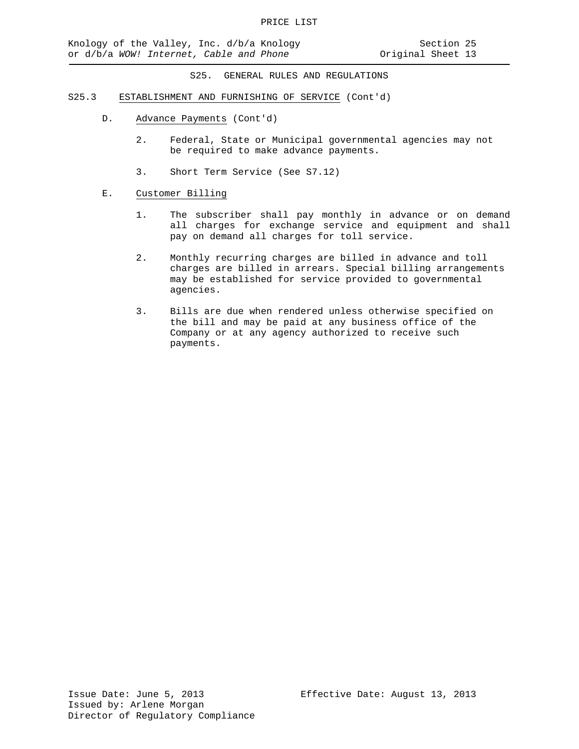## S25. GENERAL RULES AND REGULATIONS

### S25.3 ESTABLISHMENT AND FURNISHING OF SERVICE (Cont'd)

D. Advance Payments (Cont'd)

2. Federal, State or Municipal governmental agencies may not be required to make advance payments.

3. Short Term Service (See S7.12)

E. Customer Billing

1. The subscriber shall pay monthly in advance or on demand all charges for exchange service and equipment and shall pay on demand all charges for toll service.

2. Monthly recurring charges are billed in advance and toll charges are billed in arrears. Special billing arrangements may be established for service provided to governmental agencies.

3. Bills are due when rendered unless otherwise specified on the bill and may be paid at any business office of the Company or at any agency authorized to receive such payments.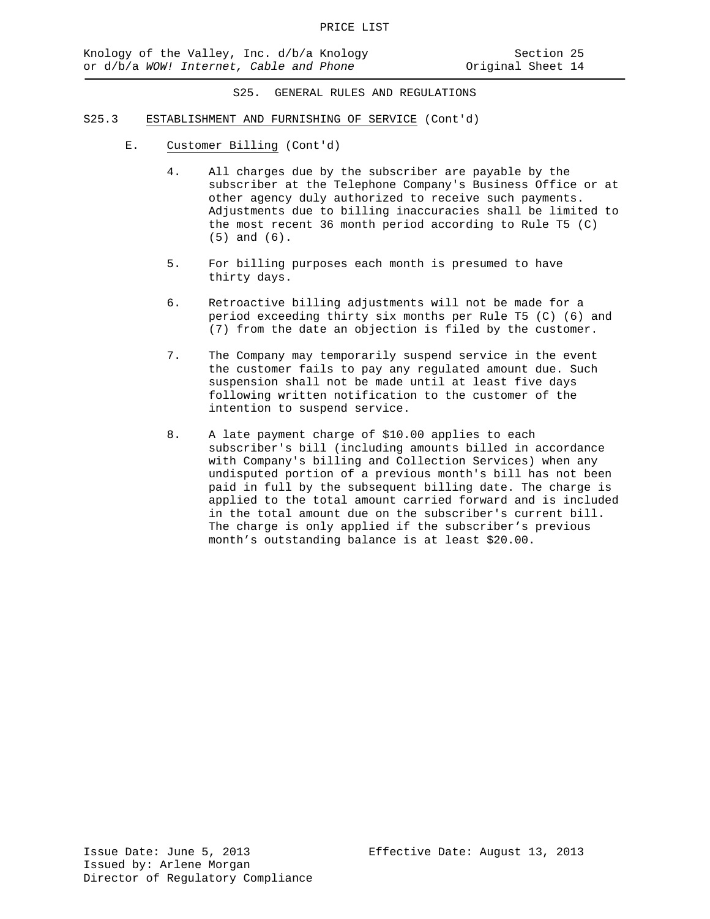## S25. GENERAL RULES AND REGULATIONS

### S25.3 ESTABLISHMENT AND FURNISHING OF SERVICE (Cont'd)

E. Customer Billing (Cont'd)

4. All charges due by the subscriber are payable by the subscriber at the Telephone Company's Business Office or at other agency duly authorized to receive such payments. Adjustments due to billing inaccuracies shall be limited to the most recent 36 month period according to Rule T5 (C) (5) and (6).

5. For billing purposes each month is presumed to have thirty days.

6. Retroactive billing adjustments will not be made for a period exceeding thirty six months per Rule T5 (C) (6) and (7) from the date an objection is filed by the customer.

7. The Company may temporarily suspend service in the event the customer fails to pay any regulated amount due. Such suspension shall not be made until at least five days following written notification to the customer of the intention to suspend service.

8. A late payment charge of $10.00 applies to each subscriber's bill (including amounts billed in accordance with Company's billing and Collection Services) when any undisputed portion of a previous month's bill has not been paid in full by the subsequent billing date. The charge is applied to the total amount carried forward and is included in the total amount due on the subscriber's current bill. The charge is only applied if the subscriber's previous month's outstanding balance is at least $20.00.

Issue Date: June 5, 2013
Effective Date: August 13, 2013
Issued by: Arlene Morgan
Director of Regulatory Compliance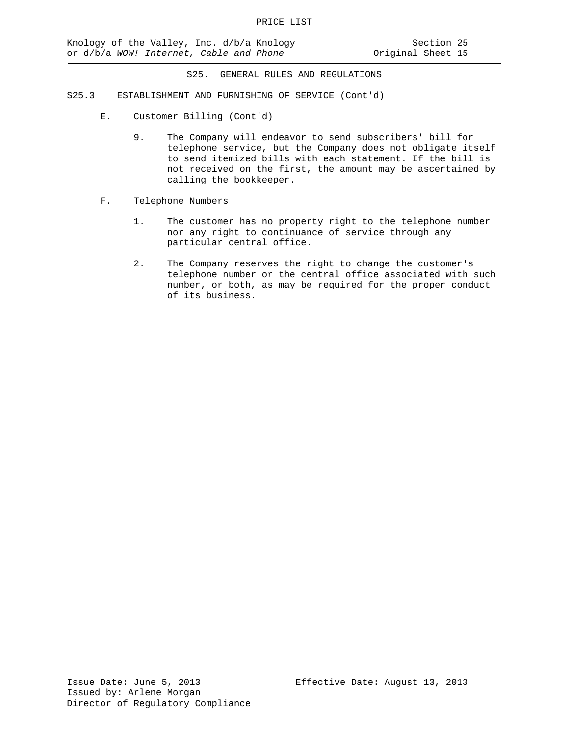## S25. GENERAL RULES AND REGULATIONS

### S25.3 ESTABLISHMENT AND FURNISHING OF SERVICE (Cont'd)

E. Customer Billing (Cont'd)

9. The Company will endeavor to send subscribers' bill for telephone service, but the Company does not obligate itself to send itemized bills with each statement. If the bill is not received on the first, the amount may be ascertained by calling the bookkeeper.

F. Telephone Numbers

1. The customer has no property right to the telephone number nor any right to continuance of service through any particular central office.

2. The Company reserves the right to change the customer's telephone number or the central office associated with such number, or both, as may be required for the proper conduct of its business.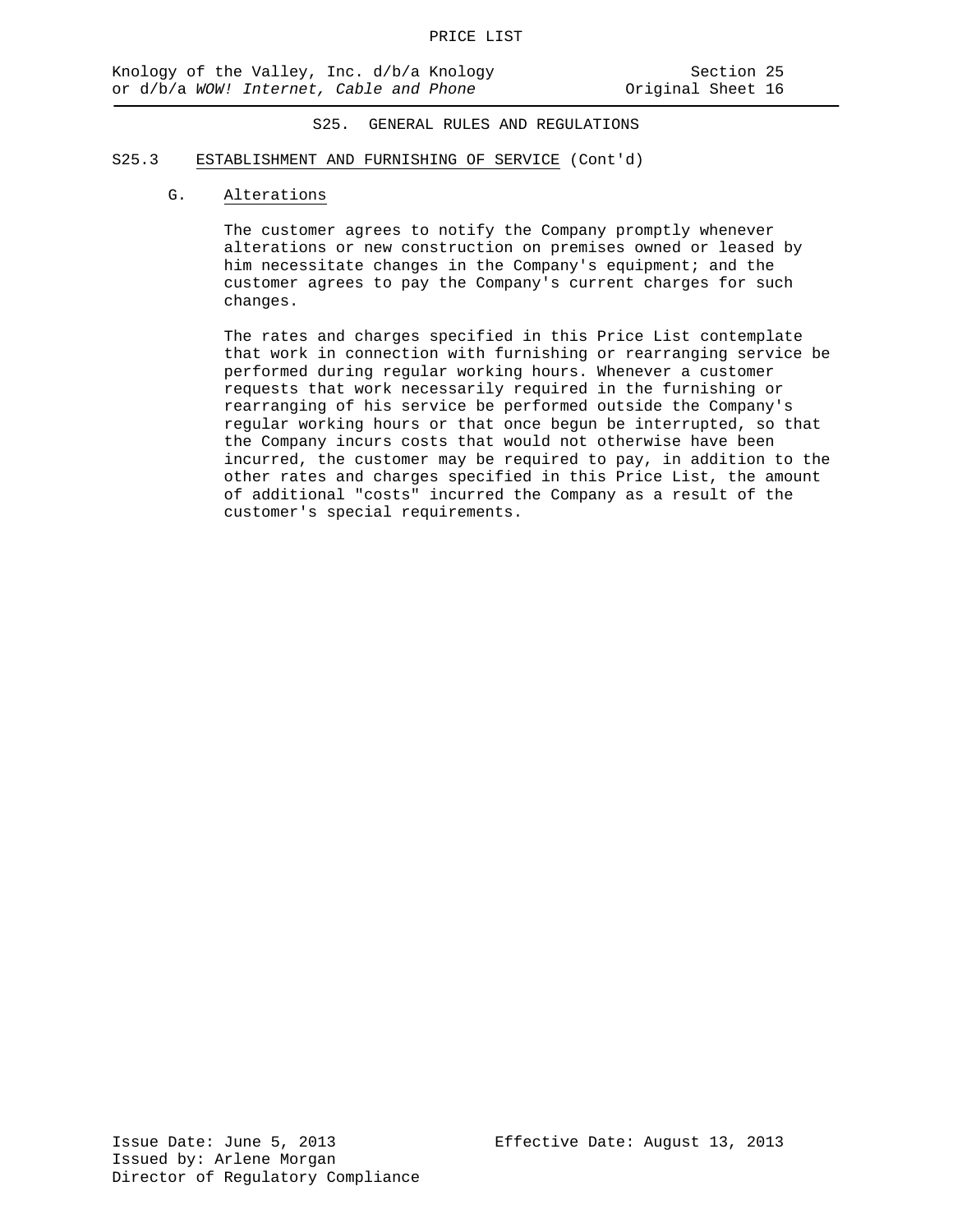## S25. GENERAL RULES AND REGULATIONS

### S25.3 ESTABLISHMENT AND FURNISHING OF SERVICE (Cont'd)

#### G. Alterations

The customer agrees to notify the Company promptly whenever alterations or new construction on premises owned or leased by him necessitate changes in the Company's equipment; and the customer agrees to pay the Company's current charges for such changes.

The rates and charges specified in this Price List contemplate that work in connection with furnishing or rearranging service be performed during regular working hours. Whenever a customer requests that work necessarily required in the furnishing or rearranging of his service be performed outside the Company's regular working hours or that once begun be interrupted, so that the Company incurs costs that would not otherwise have been incurred, the customer may be required to pay, in addition to the other rates and charges specified in this Price List, the amount of additional "costs" incurred the Company as a result of the customer's special requirements.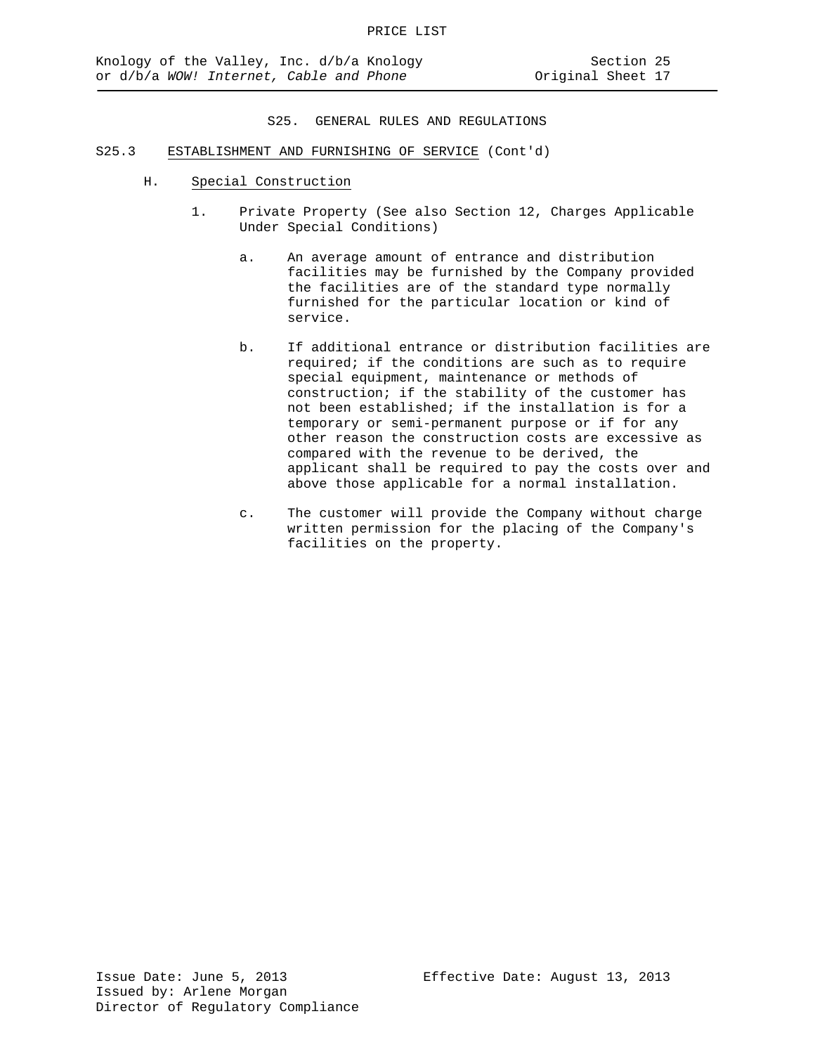## S25. GENERAL RULES AND REGULATIONS

### S25.3 ESTABLISHMENT AND FURNISHING OF SERVICE (Cont'd)

H. Special Construction

1. Private Property (See also Section 12, Charges Applicable Under Special Conditions)

   a. An average amount of entrance and distribution facilities may be furnished by the Company provided the facilities are of the standard type normally furnished for the particular location or kind of service.

   b. If additional entrance or distribution facilities are required; if the conditions are such as to require special equipment, maintenance or methods of construction; if the stability of the customer has not been established; if the installation is for a temporary or semi-permanent purpose or if for any other reason the construction costs are excessive as compared with the revenue to be derived, the applicant shall be required to pay the costs over and above those applicable for a normal installation.

   c. The customer will provide the Company without charge written permission for the placing of the Company's facilities on the property.

Issue Date: June 5, 2013

Effective Date: August 13, 2013

Issued by: Arlene Morgan
Director of Regulatory Compliance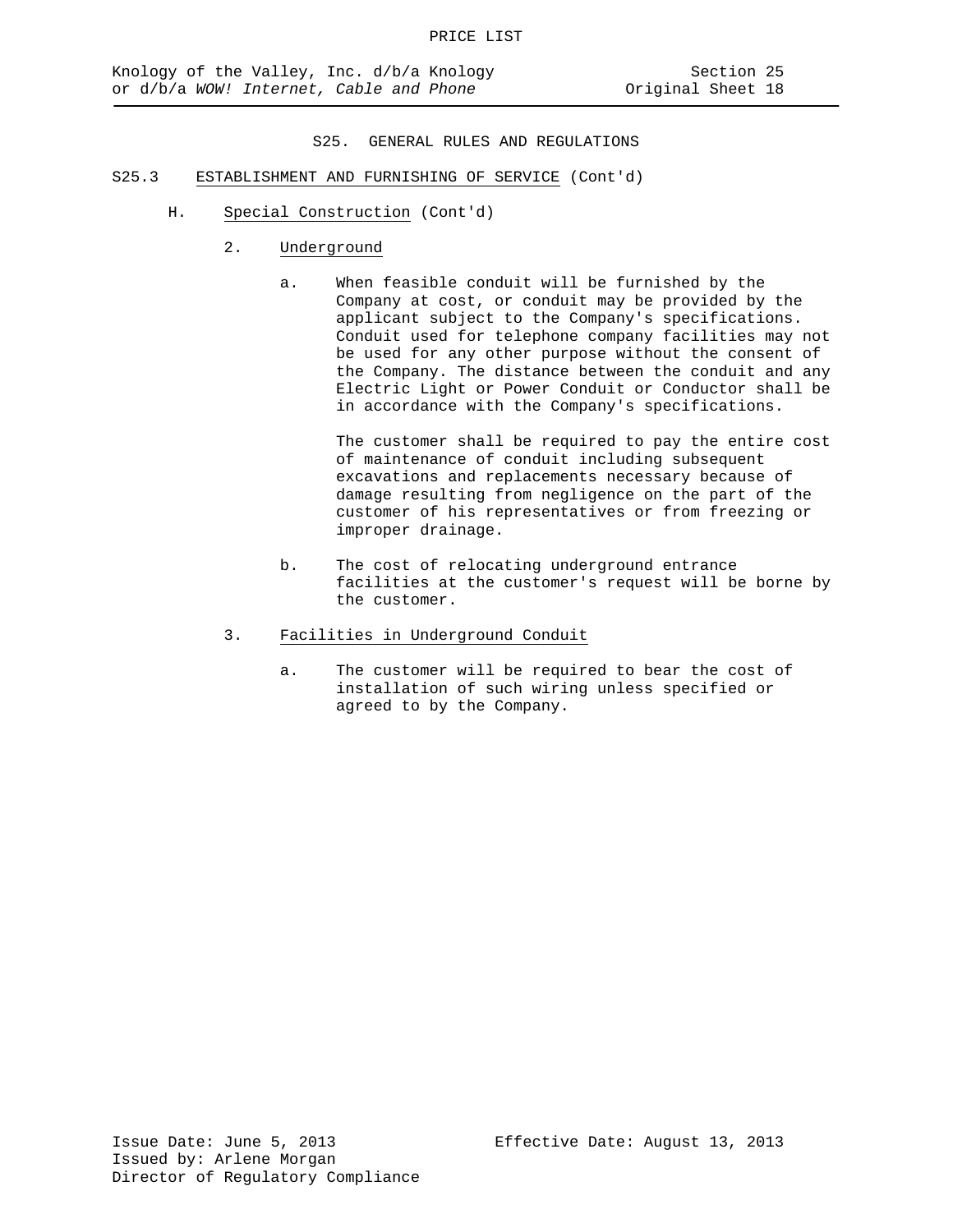## S25. GENERAL RULES AND REGULATIONS

S25.3 ESTABLISHMENT AND FURNISHING OF SERVICE (Cont'd)

H. Special Construction (Cont'd)

2. Underground

a. When feasible conduit will be furnished by the Company at cost, or conduit may be provided by the applicant subject to the Company's specifications. Conduit used for telephone company facilities may not be used for any other purpose without the consent of the Company. The distance between the conduit and any Electric Light or Power Conduit or Conductor shall be in accordance with the Company's specifications.

The customer shall be required to pay the entire cost of maintenance of conduit including subsequent excavations and replacements necessary because of damage resulting from negligence on the part of the customer of his representatives or from freezing or improper drainage.

b. The cost of relocating underground entrance facilities at the customer's request will be borne by the customer.

3. Facilities in Underground Conduit

a. The customer will be required to bear the cost of installation of such wiring unless specified or agreed to by the Company.

Issue Date: June 5, 2013
Effective Date: August 13, 2013
Issued by: Arlene Morgan
Director of Regulatory Compliance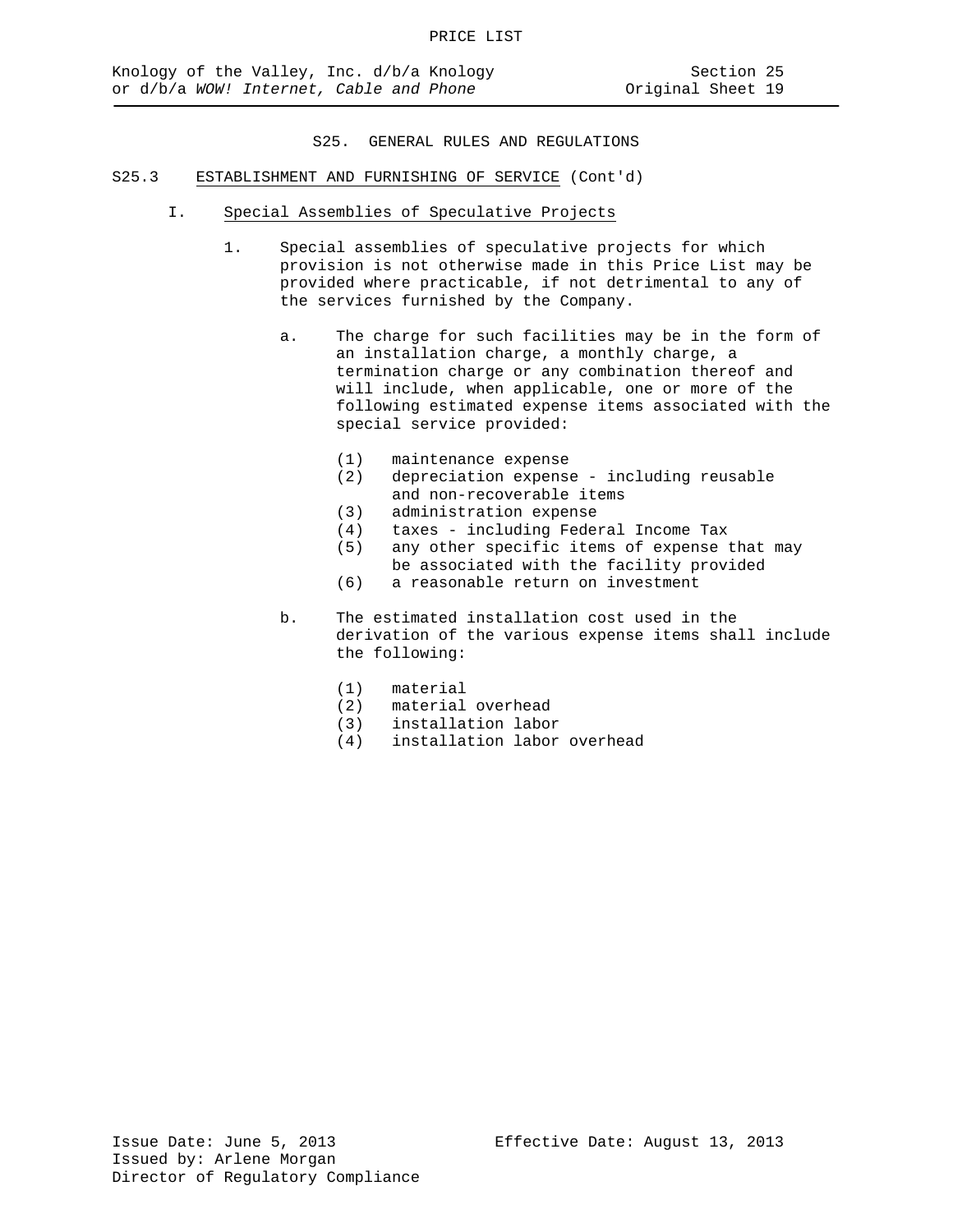# S25. GENERAL RULES AND REGULATIONS

## S25.3 ESTABLISHMENT AND FURNISHING OF SERVICE (Cont'd)

### I. Special Assemblies of Speculative Projects

1. Special assemblies of speculative projects for which provision is not otherwise made in this Price List may be provided where practicable, if not detrimental to any of the services furnished by the Company.

   a. The charge for such facilities may be in the form of an installation charge, a monthly charge, a termination charge or any combination thereof and will include, when applicable, one or more of the following estimated expense items associated with the special service provided:

      (1) maintenance expense
      (2) depreciation expense - including reusable and non-recoverable items
      (3) administration expense
      (4) taxes - including Federal Income Tax
      (5) any other specific items of expense that may be associated with the facility provided
      (6) a reasonable return on investment

   b. The estimated installation cost used in the derivation of the various expense items shall include the following:

      (1) material
      (2) material overhead
      (3) installation labor
      (4) installation labor overhead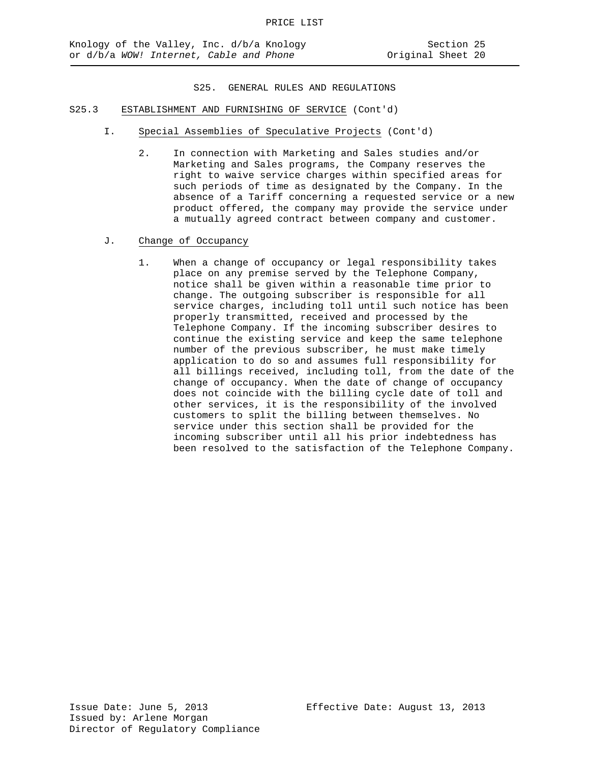## S25. GENERAL RULES AND REGULATIONS

S25.3 ESTABLISHMENT AND FURNISHING OF SERVICE (Cont'd)

I. Special Assemblies of Speculative Projects (Cont'd)

2. In connection with Marketing and Sales studies and/or Marketing and Sales programs, the Company reserves the right to waive service charges within specified areas for such periods of time as designated by the Company. In the absence of a Tariff concerning a requested service or a new product offered, the company may provide the service under a mutually agreed contract between company and customer.

J. Change of Occupancy

1. When a change of occupancy or legal responsibility takes place on any premise served by the Telephone Company, notice shall be given within a reasonable time prior to change. The outgoing subscriber is responsible for all service charges, including toll until such notice has been properly transmitted, received and processed by the Telephone Company. If the incoming subscriber desires to continue the existing service and keep the same telephone number of the previous subscriber, he must make timely application to do so and assumes full responsibility for all billings received, including toll, from the date of the change of occupancy. When the date of change of occupancy does not coincide with the billing cycle date of toll and other services, it is the responsibility of the involved customers to split the billing between themselves. No service under this section shall be provided for the incoming subscriber until all his prior indebtedness has been resolved to the satisfaction of the Telephone Company.

Issue Date: June 5, 2013 Effective Date: August 13, 2013
Issued by: Arlene Morgan
Director of Regulatory Compliance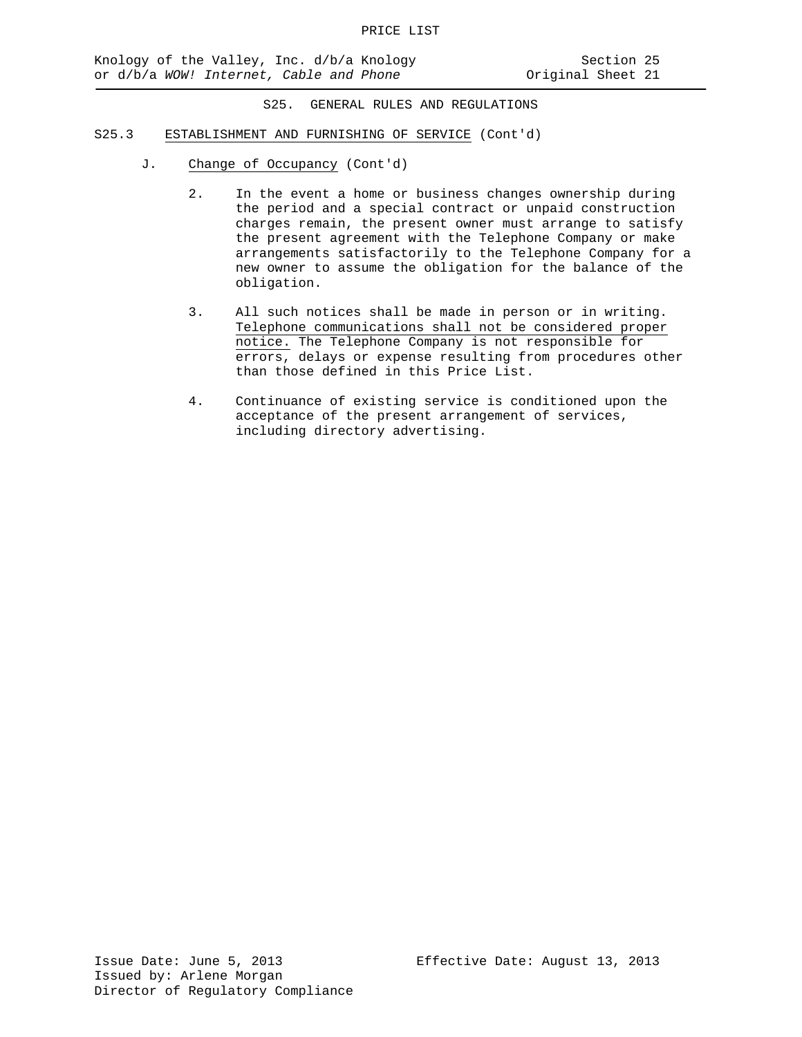## S25. GENERAL RULES AND REGULATIONS

### S25.3 ESTABLISHMENT AND FURNISHING OF SERVICE (Cont'd)

J. Change of Occupancy (Cont'd)

2. In the event a home or business changes ownership during the period and a special contract or unpaid construction charges remain, the present owner must arrange to satisfy the present agreement with the Telephone Company or make arrangements satisfactorily to the Telephone Company for a new owner to assume the obligation for the balance of the obligation.

3. All such notices shall be made in person or in writing. Telephone communications shall not be considered proper notice. The Telephone Company is not responsible for errors, delays or expense resulting from procedures other than those defined in this Price List.

4. Continuance of existing service is conditioned upon the acceptance of the present arrangement of services, including directory advertising.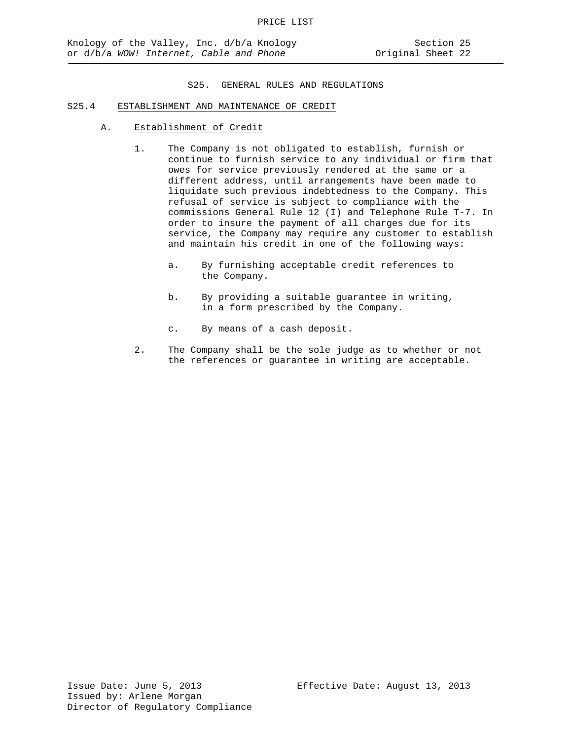## S25. GENERAL RULES AND REGULATIONS

### S25.4 ESTABLISHMENT AND MAINTENANCE OF CREDIT

#### A. Establishment of Credit

1. The Company is not obligated to establish, furnish or continue to furnish service to any individual or firm that owes for service previously rendered at the same or a different address, until arrangements have been made to liquidate such previous indebtedness to the Company. This refusal of service is subject to compliance with the commissions General Rule 12 (I) and Telephone Rule T-7. In order to insure the payment of all charges due for its service, the Company may require any customer to establish and maintain his credit in one of the following ways:

   a. By furnishing acceptable credit references to the Company.

   b. By providing a suitable guarantee in writing, in a form prescribed by the Company.

   c. By means of a cash deposit.

2. The Company shall be the sole judge as to whether or not the references or guarantee in writing are acceptable.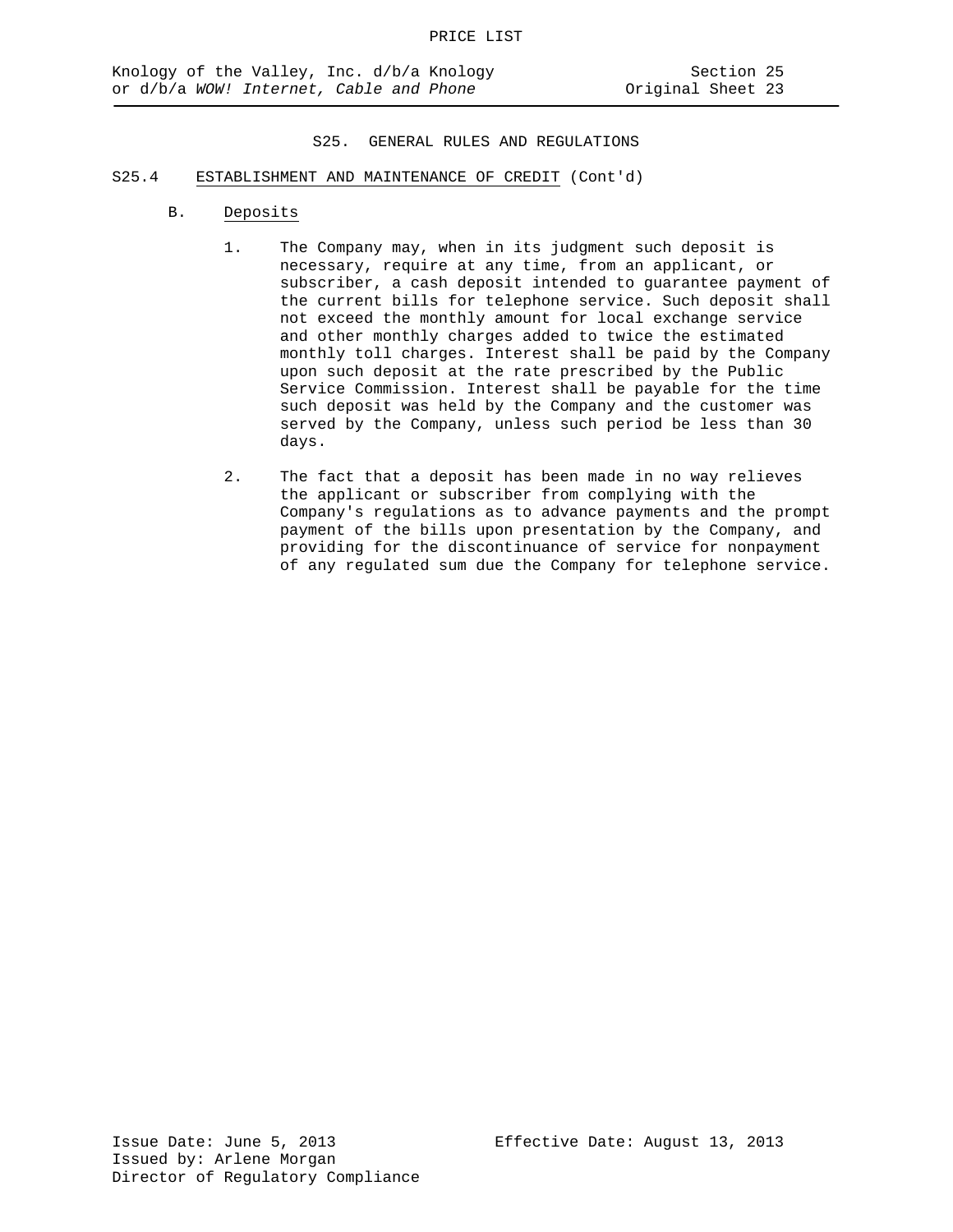## S25. GENERAL RULES AND REGULATIONS

### S25.4 ESTABLISHMENT AND MAINTENANCE OF CREDIT (Cont'd)

B. Deposits

1. The Company may, when in its judgment such deposit is necessary, require at any time, from an applicant, or subscriber, a cash deposit intended to guarantee payment of the current bills for telephone service. Such deposit shall not exceed the monthly amount for local exchange service and other monthly charges added to twice the estimated monthly toll charges. Interest shall be paid by the Company upon such deposit at the rate prescribed by the Public Service Commission. Interest shall be payable for the time such deposit was held by the Company and the customer was served by the Company, unless such period be less than 30 days.

2. The fact that a deposit has been made in no way relieves the applicant or subscriber from complying with the Company's regulations as to advance payments and the prompt payment of the bills upon presentation by the Company, and providing for the discontinuance of service for nonpayment of any regulated sum due the Company for telephone service.

Issue Date: June 5, 2013
Issued by: Arlene Morgan
Director of Regulatory Compliance

Effective Date: August 13, 2013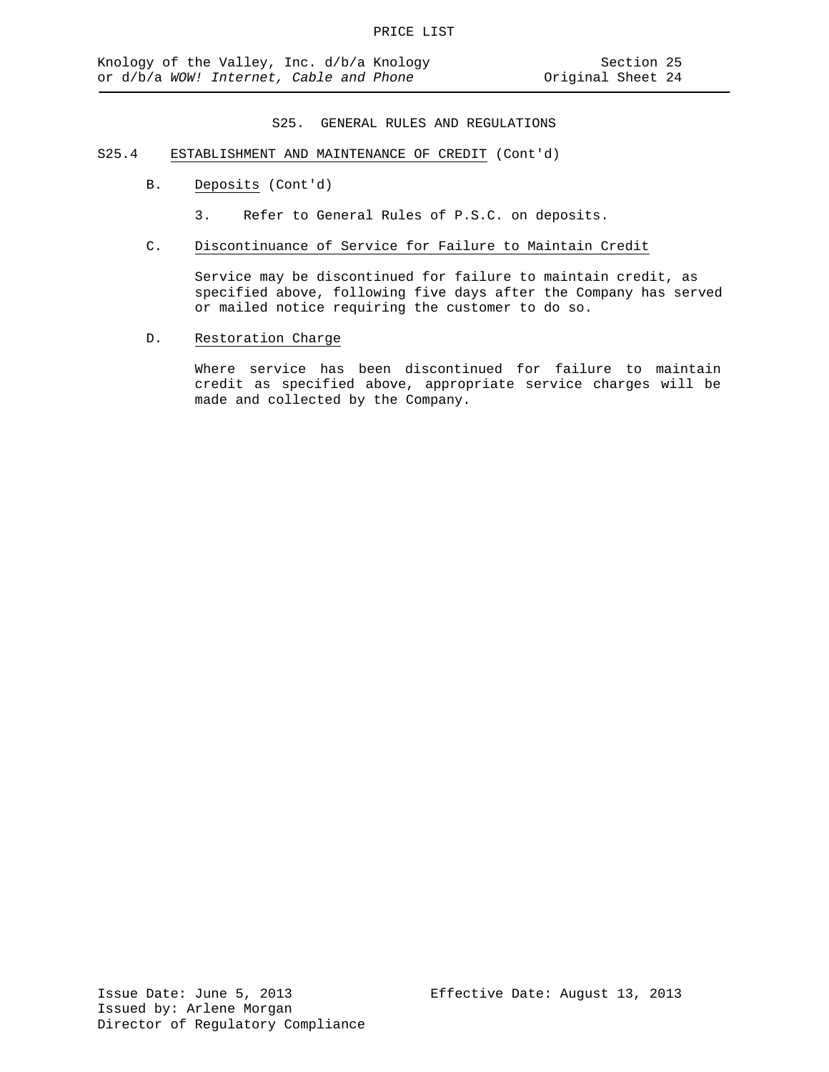## S25. GENERAL RULES AND REGULATIONS

S25.4 ESTABLISHMENT AND MAINTENANCE OF CREDIT (Cont'd)

B. Deposits (Cont'd)

3. Refer to General Rules of P.S.C. on deposits.

C. Discontinuance of Service for Failure to Maintain Credit

Service may be discontinued for failure to maintain credit, as specified above, following five days after the Company has served or mailed notice requiring the customer to do so.

D. Restoration Charge

Where service has been discontinued for failure to maintain credit as specified above, appropriate service charges will be made and collected by the Company.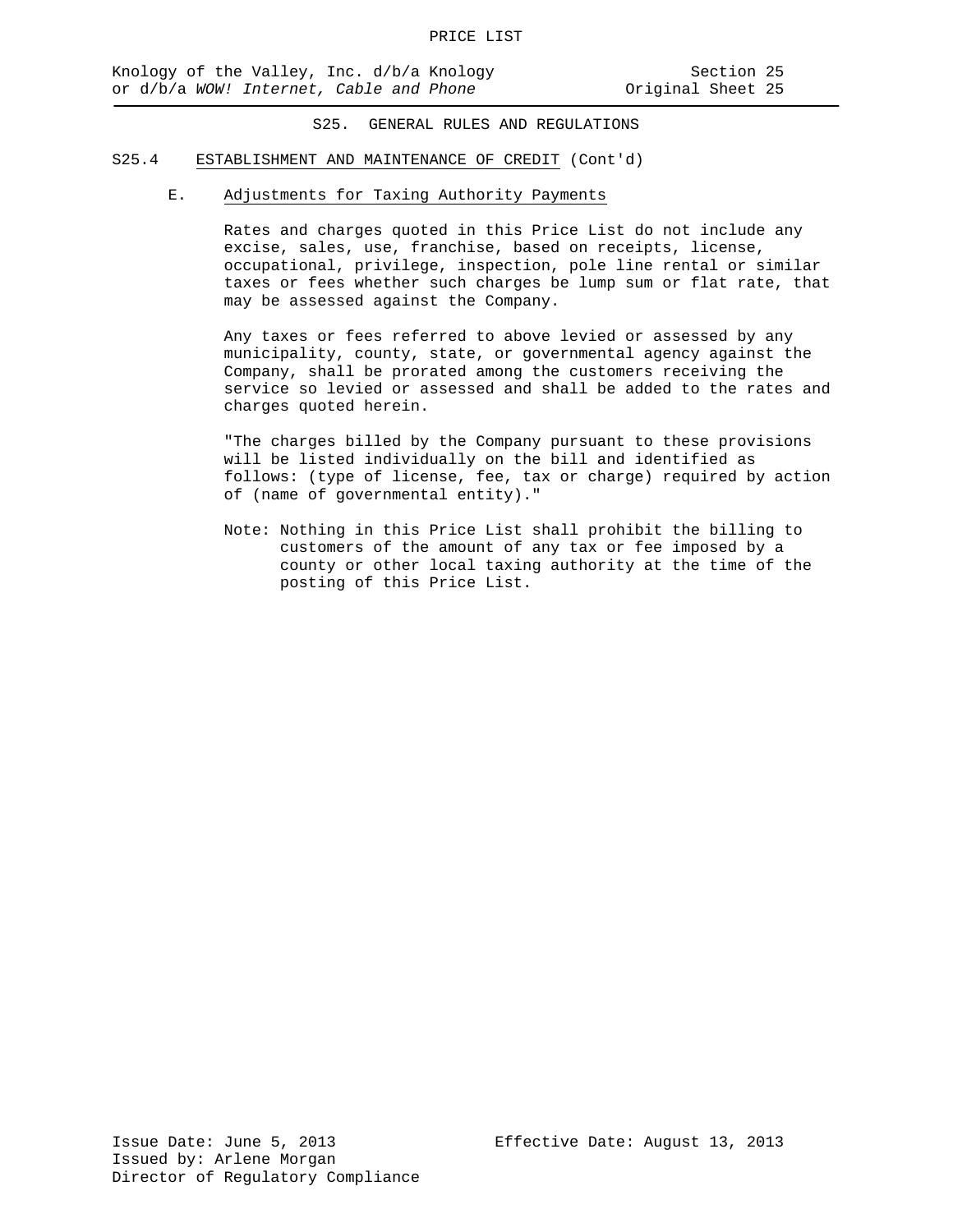## S25. GENERAL RULES AND REGULATIONS

### S25.4 ESTABLISHMENT AND MAINTENANCE OF CREDIT (Cont'd)

#### E. Adjustments for Taxing Authority Payments

Rates and charges quoted in this Price List do not include any excise, sales, use, franchise, based on receipts, license, occupational, privilege, inspection, pole line rental or similar taxes or fees whether such charges be lump sum or flat rate, that may be assessed against the Company.

Any taxes or fees referred to above levied or assessed by any municipality, county, state, or governmental agency against the Company, shall be prorated among the customers receiving the service so levied or assessed and shall be added to the rates and charges quoted herein.

"The charges billed by the Company pursuant to these provisions will be listed individually on the bill and identified as follows: (type of license, fee, tax or charge) required by action of (name of governmental entity)."

Note: Nothing in this Price List shall prohibit the billing to customers of the amount of any tax or fee imposed by a county or other local taxing authority at the time of the posting of this Price List.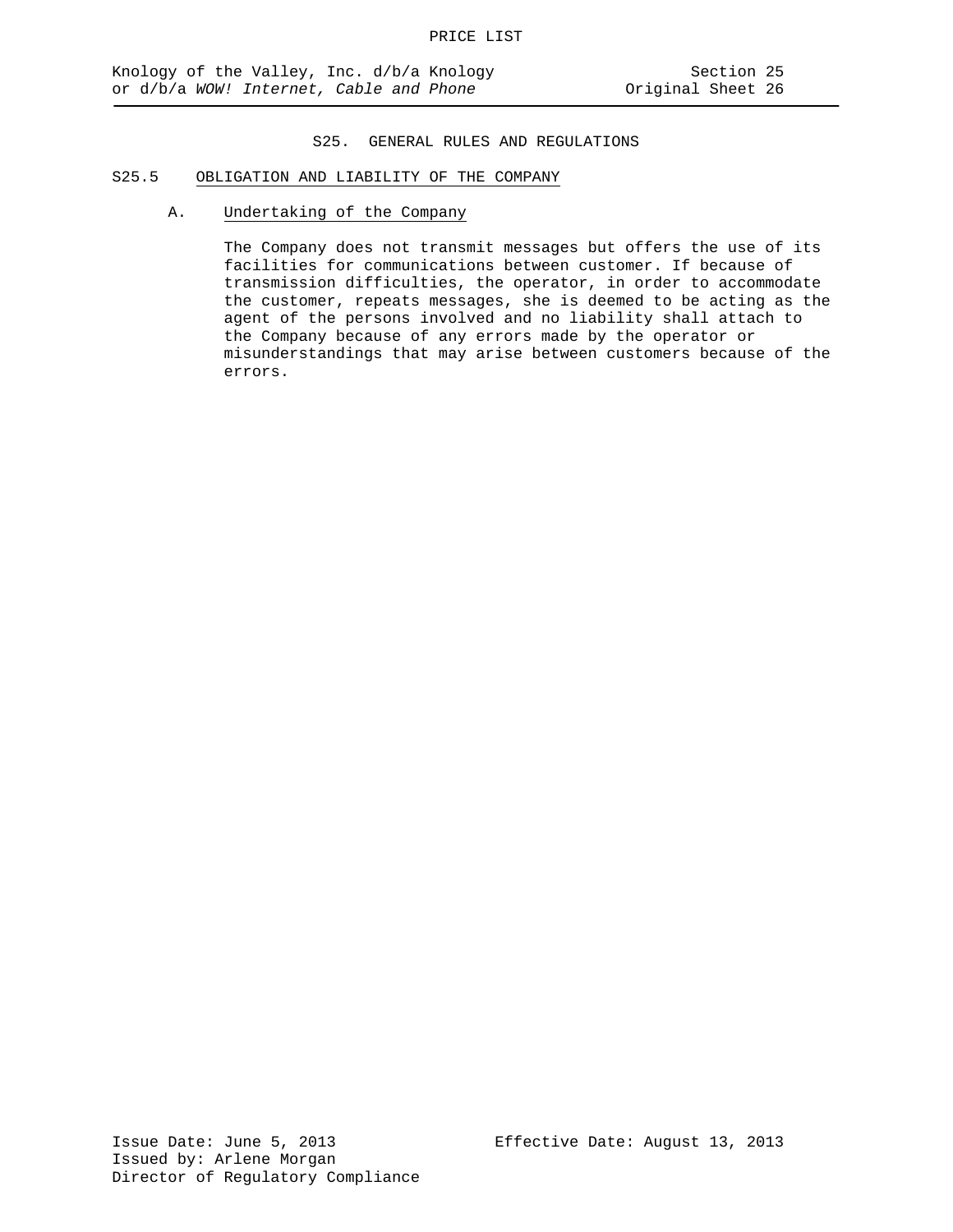## S25. GENERAL RULES AND REGULATIONS

### S25.5 OBLIGATION AND LIABILITY OF THE COMPANY

#### A. Undertaking of the Company

The Company does not transmit messages but offers the use of its facilities for communications between customer. If because of transmission difficulties, the operator, in order to accommodate the customer, repeats messages, she is deemed to be acting as the agent of the persons involved and no liability shall attach to the Company because of any errors made by the operator or misunderstandings that may arise between customers because of the errors.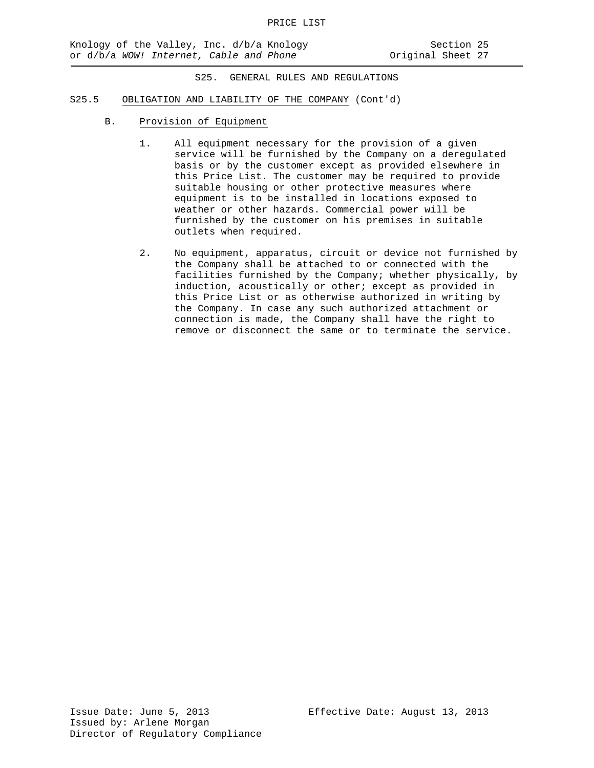## S25. GENERAL RULES AND REGULATIONS

### S25.5 OBLIGATION AND LIABILITY OF THE COMPANY (Cont'd)

B. Provision of Equipment

1. All equipment necessary for the provision of a given service will be furnished by the Company on a deregulated basis or by the customer except as provided elsewhere in this Price List. The customer may be required to provide suitable housing or other protective measures where equipment is to be installed in locations exposed to weather or other hazards. Commercial power will be furnished by the customer on his premises in suitable outlets when required.

2. No equipment, apparatus, circuit or device not furnished by the Company shall be attached to or connected with the facilities furnished by the Company; whether physically, by induction, acoustically or other; except as provided in this Price List or as otherwise authorized in writing by the Company. In case any such authorized attachment or connection is made, the Company shall have the right to remove or disconnect the same or to terminate the service.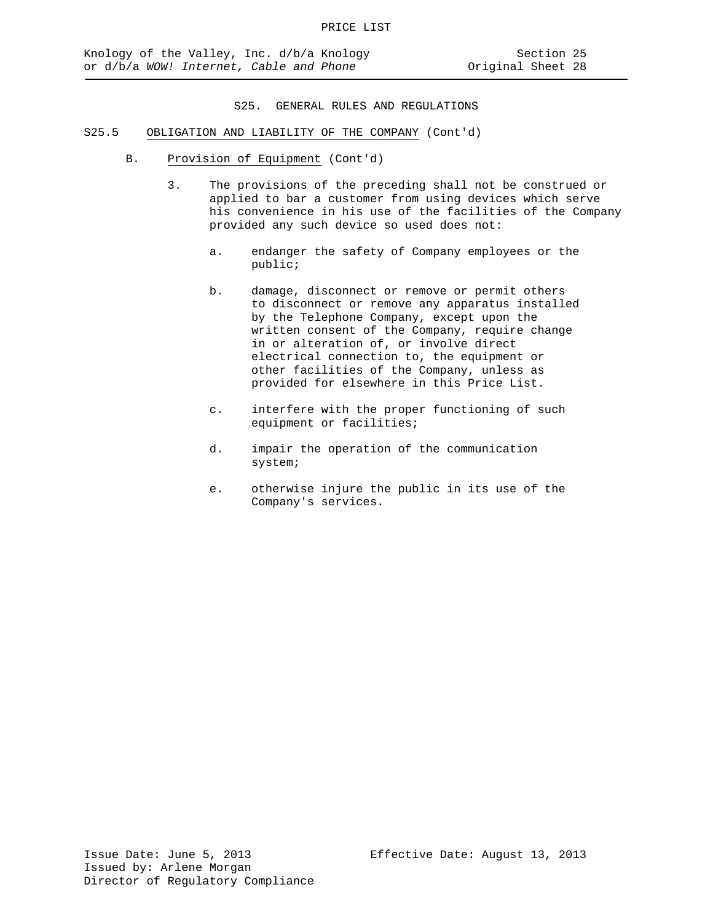S25. GENERAL RULES AND REGULATIONS

S25.5 OBLIGATION AND LIABILITY OF THE COMPANY (Cont'd)

B. Provision of Equipment (Cont'd)

3. The provisions of the preceding shall not be construed or applied to bar a customer from using devices which serve his convenience in his use of the facilities of the Company provided any such device so used does not:

   a. endanger the safety of Company employees or the public;

   b. damage, disconnect or remove or permit others to disconnect or remove any apparatus installed by the Telephone Company, except upon the written consent of the Company, require change in or alteration of, or involve direct electrical connection to, the equipment or other facilities of the Company, unless as provided for elsewhere in this Price List.

   c. interfere with the proper functioning of such equipment or facilities;

   d. impair the operation of the communication system;

   e. otherwise injure the public in its use of the Company's services.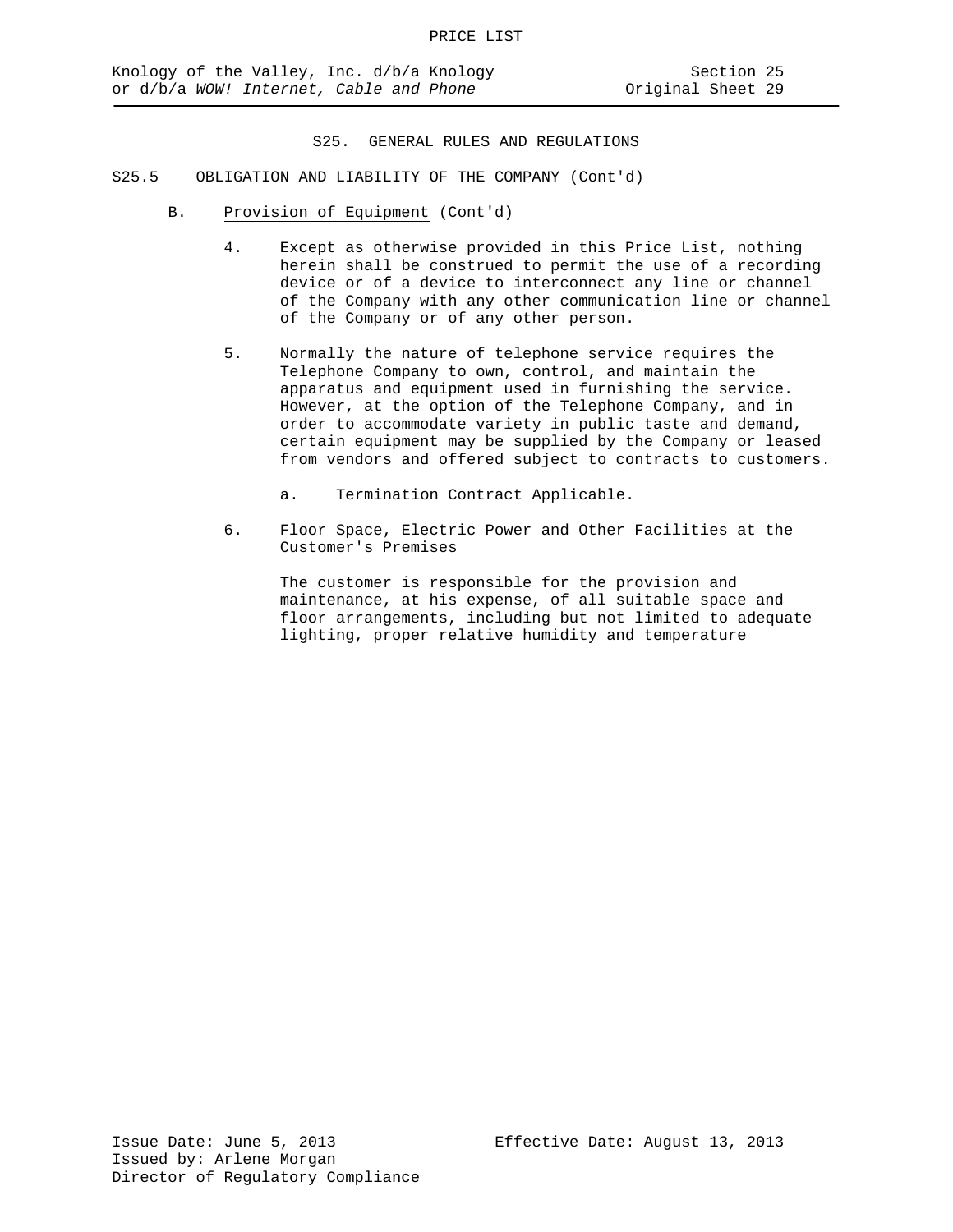## S25. GENERAL RULES AND REGULATIONS

### S25.5 OBLIGATION AND LIABILITY OF THE COMPANY (Cont'd)

#### B. Provision of Equipment (Cont'd)

4. Except as otherwise provided in this Price List, nothing herein shall be construed to permit the use of a recording device or of a device to interconnect any line or channel of the Company with any other communication line or channel of the Company or of any other person.

5. Normally the nature of telephone service requires the Telephone Company to own, control, and maintain the apparatus and equipment used in furnishing the service. However, at the option of the Telephone Company, and in order to accommodate variety in public taste and demand, certain equipment may be supplied by the Company or leased from vendors and offered subject to contracts to customers.

   a. Termination Contract Applicable.

6. Floor Space, Electric Power and Other Facilities at the Customer's Premises

   The customer is responsible for the provision and maintenance, at his expense, of all suitable space and floor arrangements, including but not limited to adequate lighting, proper relative humidity and temperature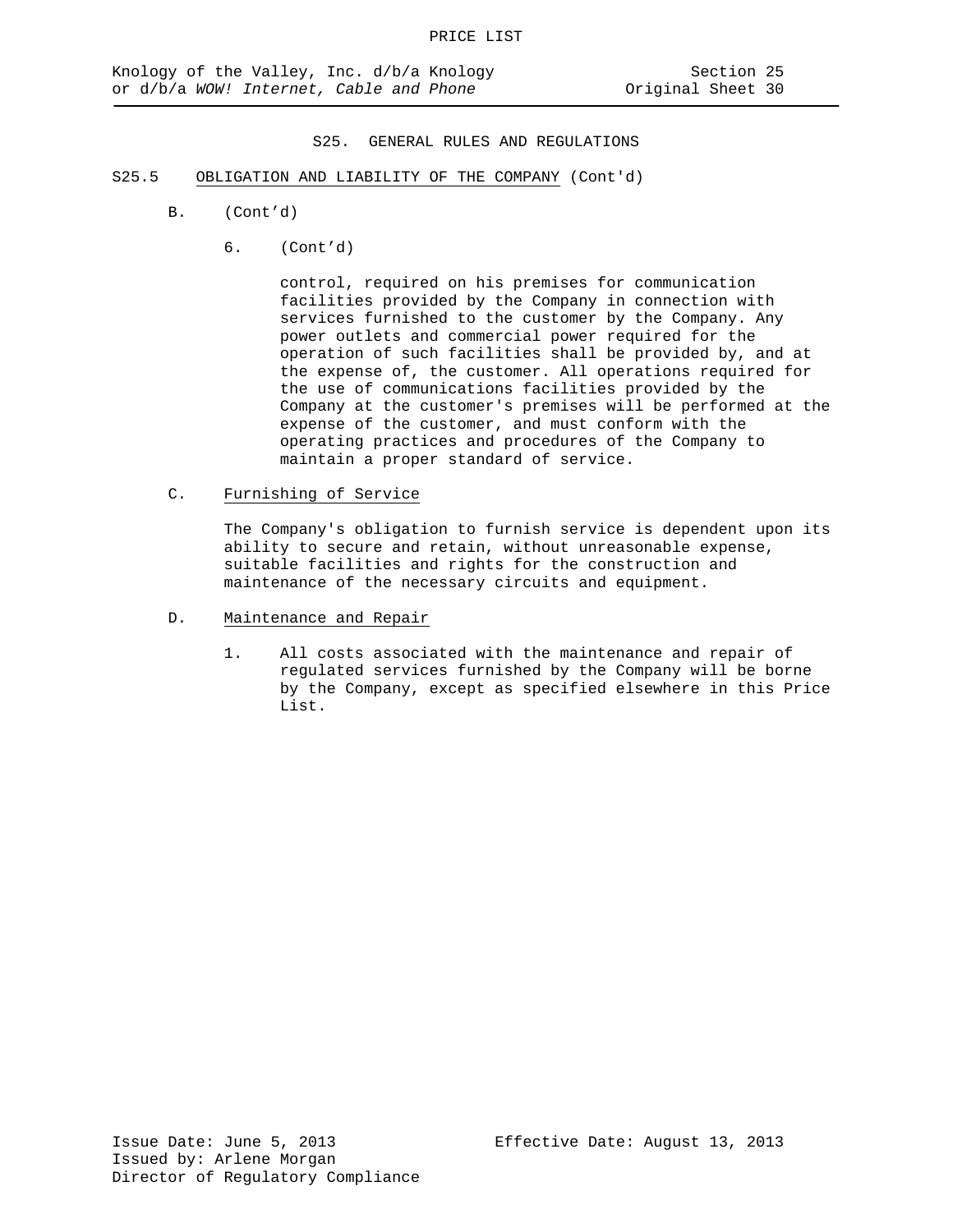## S25. GENERAL RULES AND REGULATIONS

S25.5 OBLIGATION AND LIABILITY OF THE COMPANY (Cont'd)

B. (Cont'd)

6. (Cont'd)

control, required on his premises for communication facilities provided by the Company in connection with services furnished to the customer by the Company. Any power outlets and commercial power required for the operation of such facilities shall be provided by, and at the expense of, the customer. All operations required for the use of communications facilities provided by the Company at the customer's premises will be performed at the expense of the customer, and must conform with the operating practices and procedures of the Company to maintain a proper standard of service.

C. Furnishing of Service

The Company's obligation to furnish service is dependent upon its ability to secure and retain, without unreasonable expense, suitable facilities and rights for the construction and maintenance of the necessary circuits and equipment.

D. Maintenance and Repair

1. All costs associated with the maintenance and repair of regulated services furnished by the Company will be borne by the Company, except as specified elsewhere in this Price List.

Issue Date: June 5, 2013
Effective Date: August 13, 2013
Issued by: Arlene Morgan
Director of Regulatory Compliance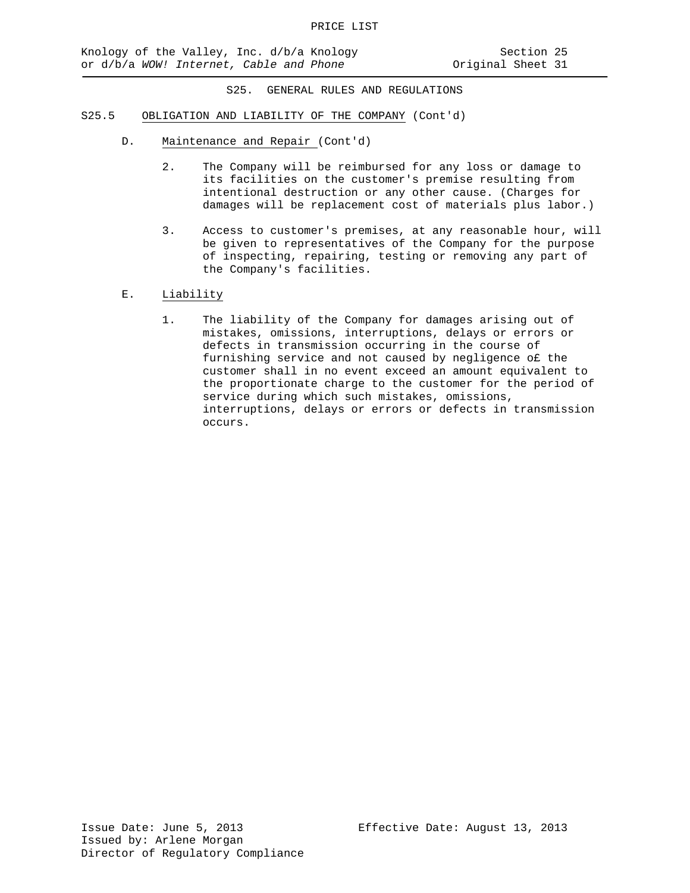## S25. GENERAL RULES AND REGULATIONS

### S25.5 OBLIGATION AND LIABILITY OF THE COMPANY (Cont'd)

D. Maintenance and Repair (Cont'd)

2. The Company will be reimbursed for any loss or damage to its facilities on the customer's premise resulting from intentional destruction or any other cause. (Charges for damages will be replacement cost of materials plus labor.)

3. Access to customer's premises, at any reasonable hour, will be given to representatives of the Company for the purpose of inspecting, repairing, testing or removing any part of the Company's facilities.

E. Liability

1. The liability of the Company for damages arising out of mistakes, omissions, interruptions, delays or errors or defects in transmission occurring in the course of furnishing service and not caused by negligence o£ the customer shall in no event exceed an amount equivalent to the proportionate charge to the customer for the period of service during which such mistakes, omissions, interruptions, delays or errors or defects in transmission occurs.

Issue Date: June 5, 2013
Effective Date: August 13, 2013
Issued by: Arlene Morgan
Director of Regulatory Compliance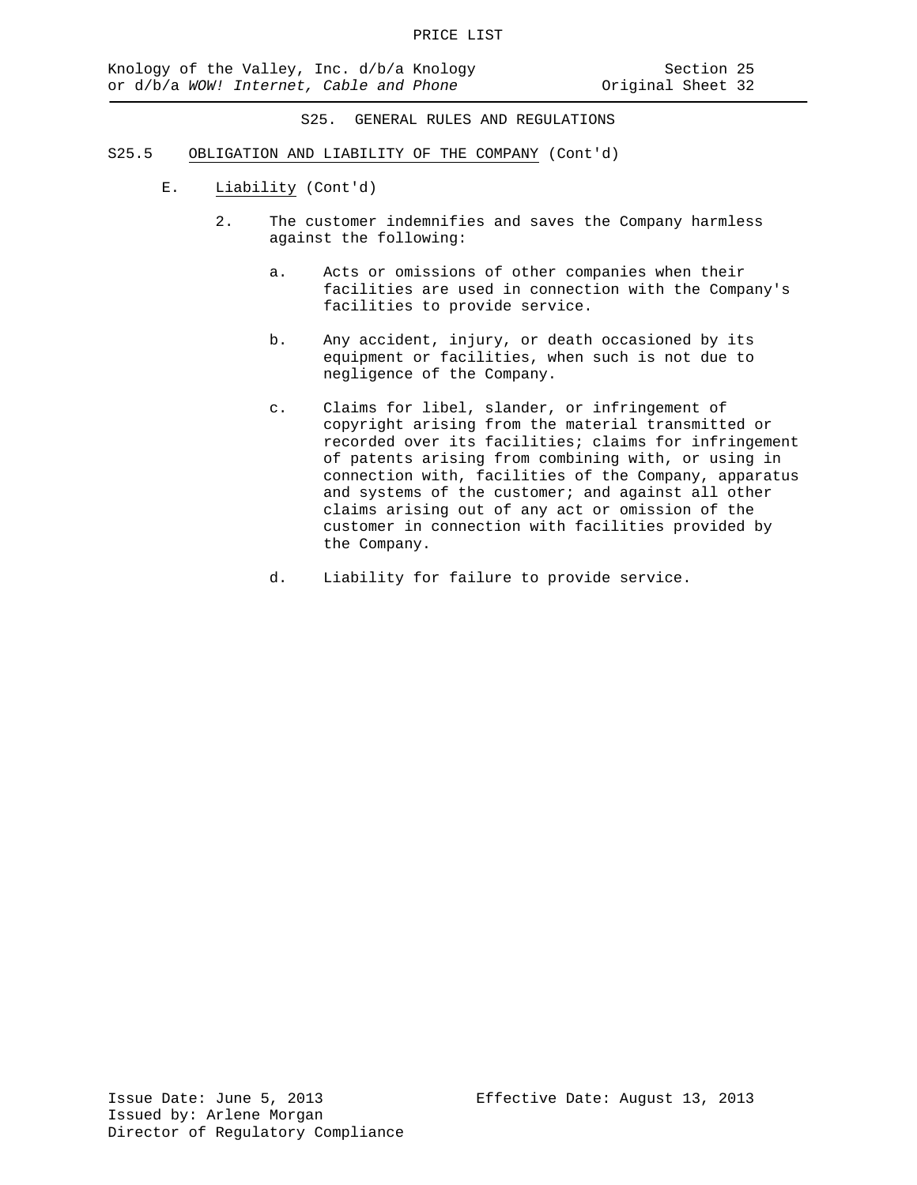## S25. GENERAL RULES AND REGULATIONS

### S25.5 OBLIGATION AND LIABILITY OF THE COMPANY (Cont'd)

E. Liability (Cont'd)

2. The customer indemnifies and saves the Company harmless against the following:

   a. Acts or omissions of other companies when their facilities are used in connection with the Company's facilities to provide service.

   b. Any accident, injury, or death occasioned by its equipment or facilities, when such is not due to negligence of the Company.

   c. Claims for libel, slander, or infringement of copyright arising from the material transmitted or recorded over its facilities; claims for infringement of patents arising from combining with, or using in connection with, facilities of the Company, apparatus and systems of the customer; and against all other claims arising out of any act or omission of the customer in connection with facilities provided by the Company.

   d. Liability for failure to provide service.

Issue Date: June 5, 2013  
Effective Date: August 13, 2013  
Issued by: Arlene Morgan  
Director of Regulatory Compliance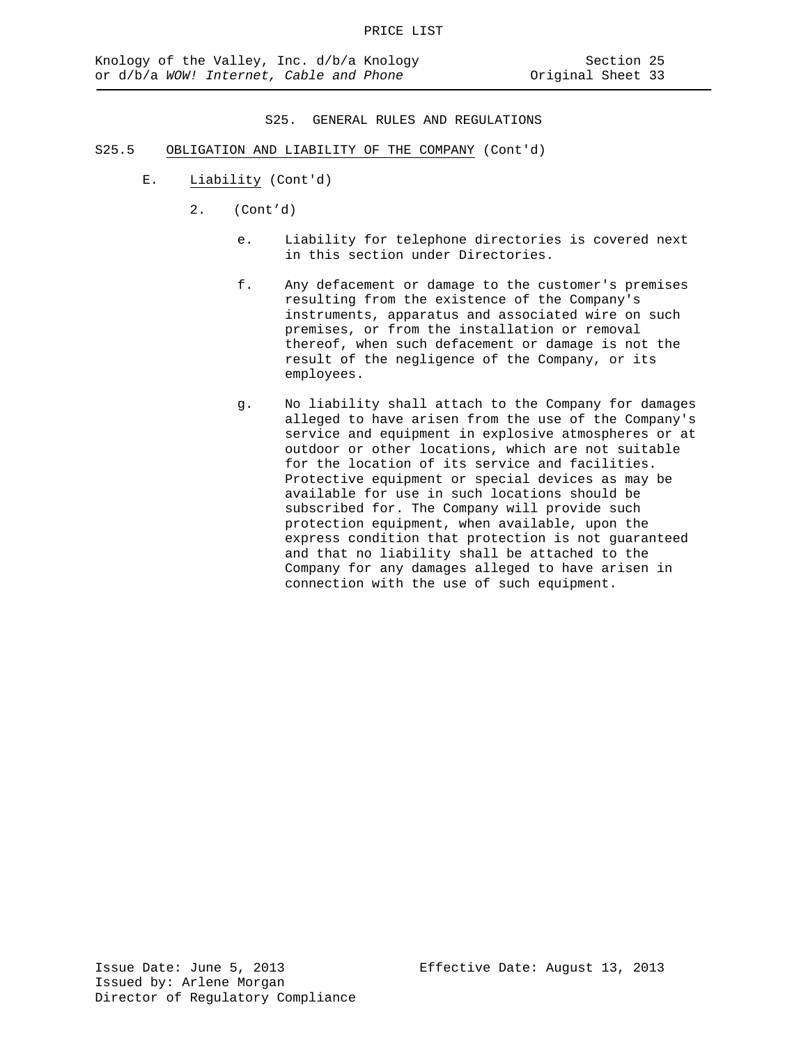## S25. GENERAL RULES AND REGULATIONS

S25.5 OBLIGATION AND LIABILITY OF THE COMPANY (Cont'd)

E. Liability (Cont'd)

2. (Cont'd)

e. Liability for telephone directories is covered next in this section under Directories.

f. Any defacement or damage to the customer's premises resulting from the existence of the Company's instruments, apparatus and associated wire on such premises, or from the installation or removal thereof, when such defacement or damage is not the result of the negligence of the Company, or its employees.

g. No liability shall attach to the Company for damages alleged to have arisen from the use of the Company's service and equipment in explosive atmospheres or at outdoor or other locations, which are not suitable for the location of its service and facilities. Protective equipment or special devices as may be available for use in such locations should be subscribed for. The Company will provide such protection equipment, when available, upon the express condition that protection is not guaranteed and that no liability shall be attached to the Company for any damages alleged to have arisen in connection with the use of such equipment.

Issue Date: June 5, 2013
Effective Date: August 13, 2013
Issued by: Arlene Morgan
Director of Regulatory Compliance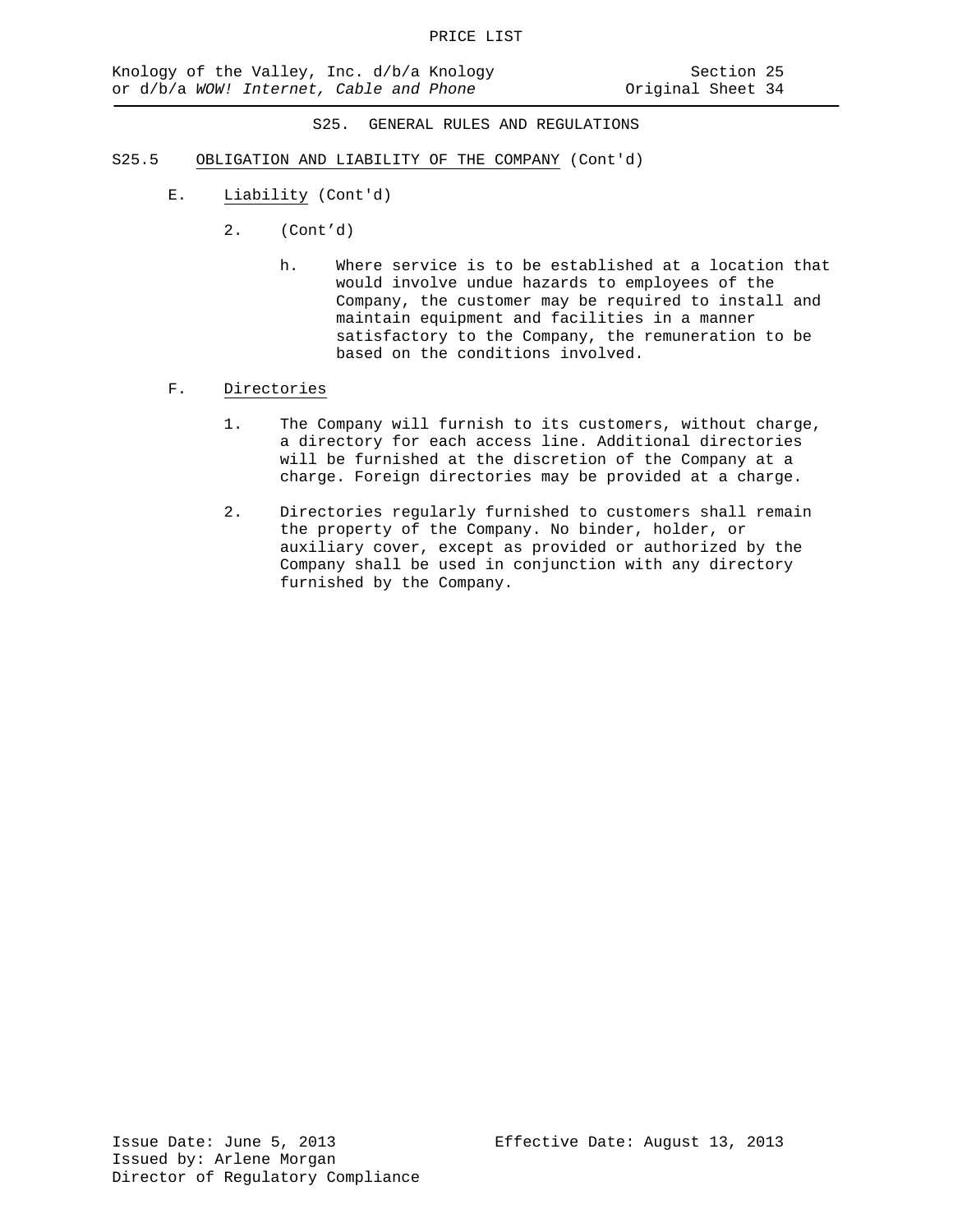## S25. GENERAL RULES AND REGULATIONS

S25.5 OBLIGATION AND LIABILITY OF THE COMPANY (Cont'd)

E. Liability (Cont'd)

2. (Cont'd)

h. Where service is to be established at a location that would involve undue hazards to employees of the Company, the customer may be required to install and maintain equipment and facilities in a manner satisfactory to the Company, the remuneration to be based on the conditions involved.

F. Directories

1. The Company will furnish to its customers, without charge, a directory for each access line. Additional directories will be furnished at the discretion of the Company at a charge. Foreign directories may be provided at a charge.

2. Directories regularly furnished to customers shall remain the property of the Company. No binder, holder, or auxiliary cover, except as provided or authorized by the Company shall be used in conjunction with any directory furnished by the Company.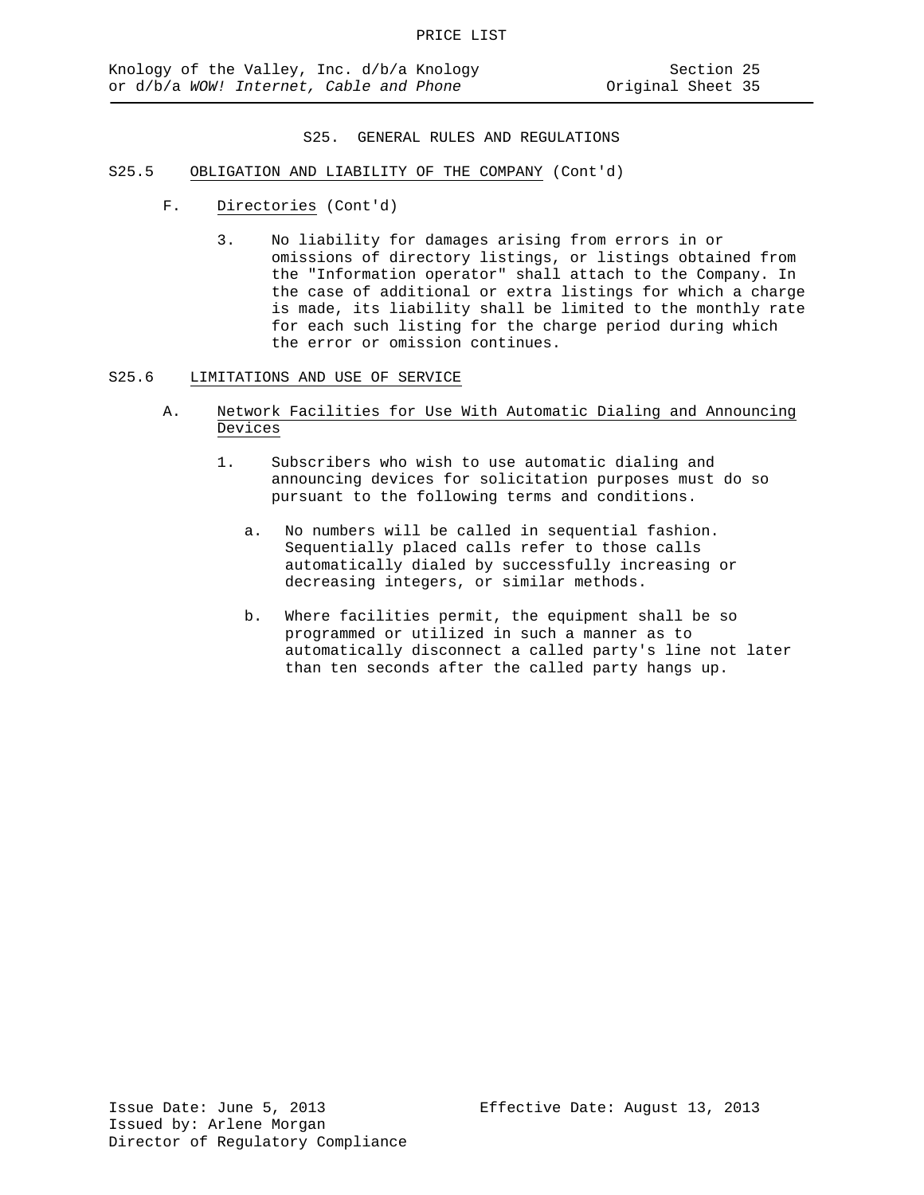## S25. GENERAL RULES AND REGULATIONS

### S25.5 OBLIGATION AND LIABILITY OF THE COMPANY (Cont'd)

F. Directories (Cont'd)

3. No liability for damages arising from errors in or omissions of directory listings, or listings obtained from the "Information operator" shall attach to the Company. In the case of additional or extra listings for which a charge is made, its liability shall be limited to the monthly rate for each such listing for the charge period during which the error or omission continues.

### S25.6 LIMITATIONS AND USE OF SERVICE

A. Network Facilities for Use With Automatic Dialing and Announcing Devices

1. Subscribers who wish to use automatic dialing and announcing devices for solicitation purposes must do so pursuant to the following terms and conditions.

   a. No numbers will be called in sequential fashion. Sequentially placed calls refer to those calls automatically dialed by successfully increasing or decreasing integers, or similar methods.

   b. Where facilities permit, the equipment shall be so programmed or utilized in such a manner as to automatically disconnect a called party's line not later than ten seconds after the called party hangs up.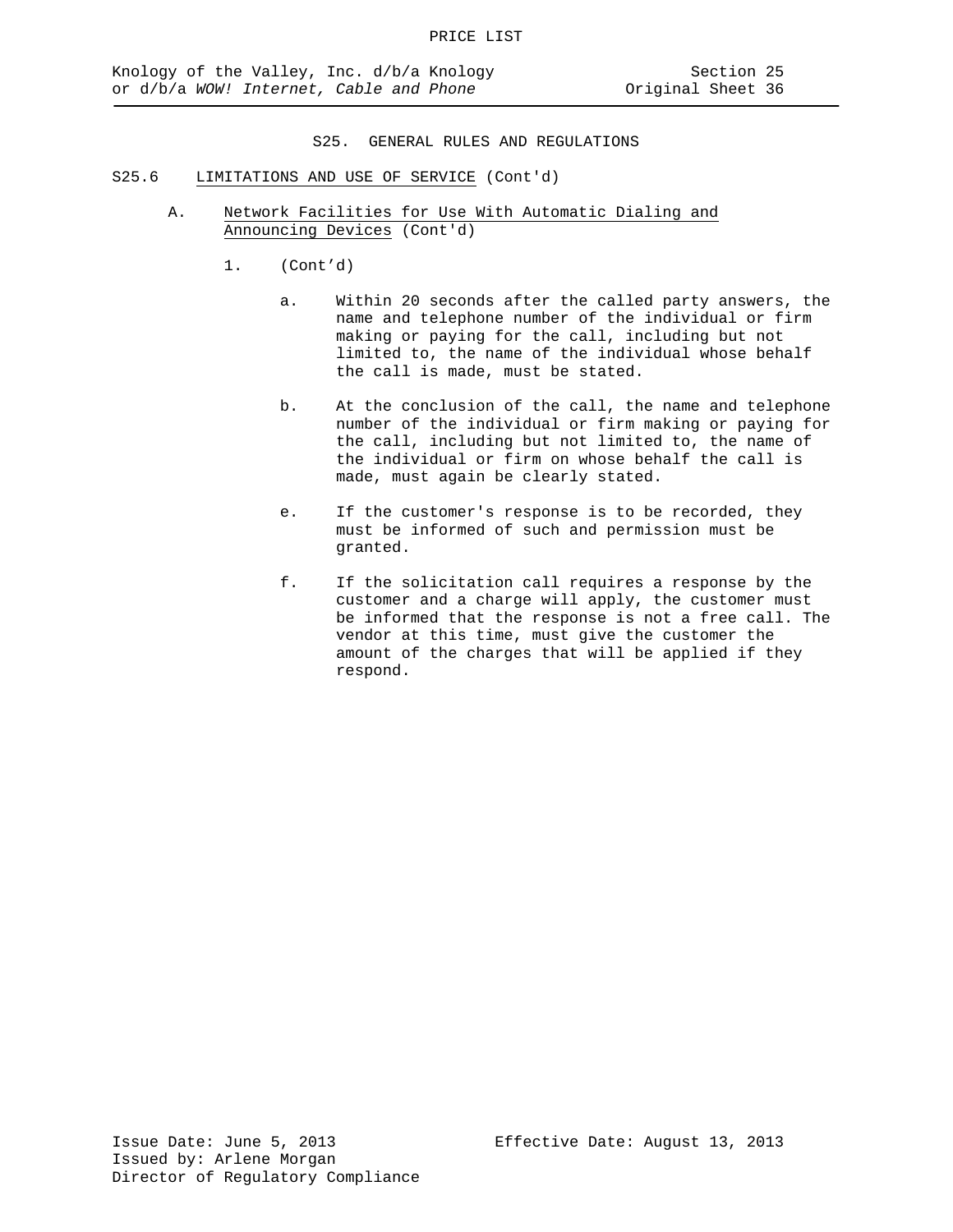## S25. GENERAL RULES AND REGULATIONS

S25.6 LIMITATIONS AND USE OF SERVICE (Cont'd)

A. Network Facilities for Use With Automatic Dialing and Announcing Devices (Cont'd)

1. (Cont'd)

a. Within 20 seconds after the called party answers, the name and telephone number of the individual or firm making or paying for the call, including but not limited to, the name of the individual whose behalf the call is made, must be stated.

b. At the conclusion of the call, the name and telephone number of the individual or firm making or paying for the call, including but not limited to, the name of the individual or firm on whose behalf the call is made, must again be clearly stated.

e. If the customer's response is to be recorded, they must be informed of such and permission must be granted.

f. If the solicitation call requires a response by the customer and a charge will apply, the customer must be informed that the response is not a free call. The vendor at this time, must give the customer the amount of the charges that will be applied if they respond.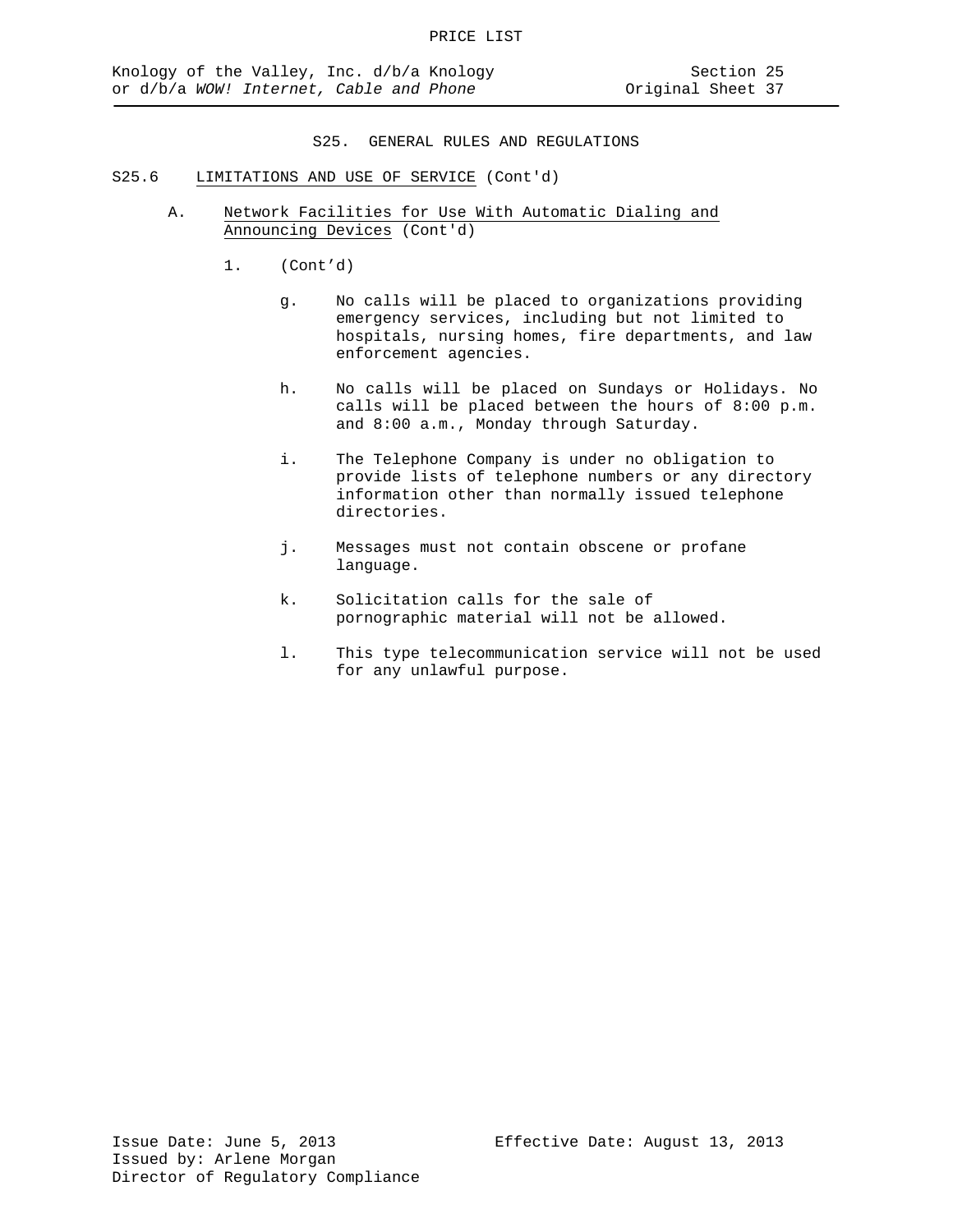## S25. GENERAL RULES AND REGULATIONS

S25.6 LIMITATIONS AND USE OF SERVICE (Cont'd)

A. Network Facilities for Use With Automatic Dialing and Announcing Devices (Cont'd)

1. (Cont'd)

g. No calls will be placed to organizations providing emergency services, including but not limited to hospitals, nursing homes, fire departments, and law enforcement agencies.

h. No calls will be placed on Sundays or Holidays. No calls will be placed between the hours of 8:00 p.m. and 8:00 a.m., Monday through Saturday.

i. The Telephone Company is under no obligation to provide lists of telephone numbers or any directory information other than normally issued telephone directories.

j. Messages must not contain obscene or profane language.

k. Solicitation calls for the sale of pornographic material will not be allowed.

l. This type telecommunication service will not be used for any unlawful purpose.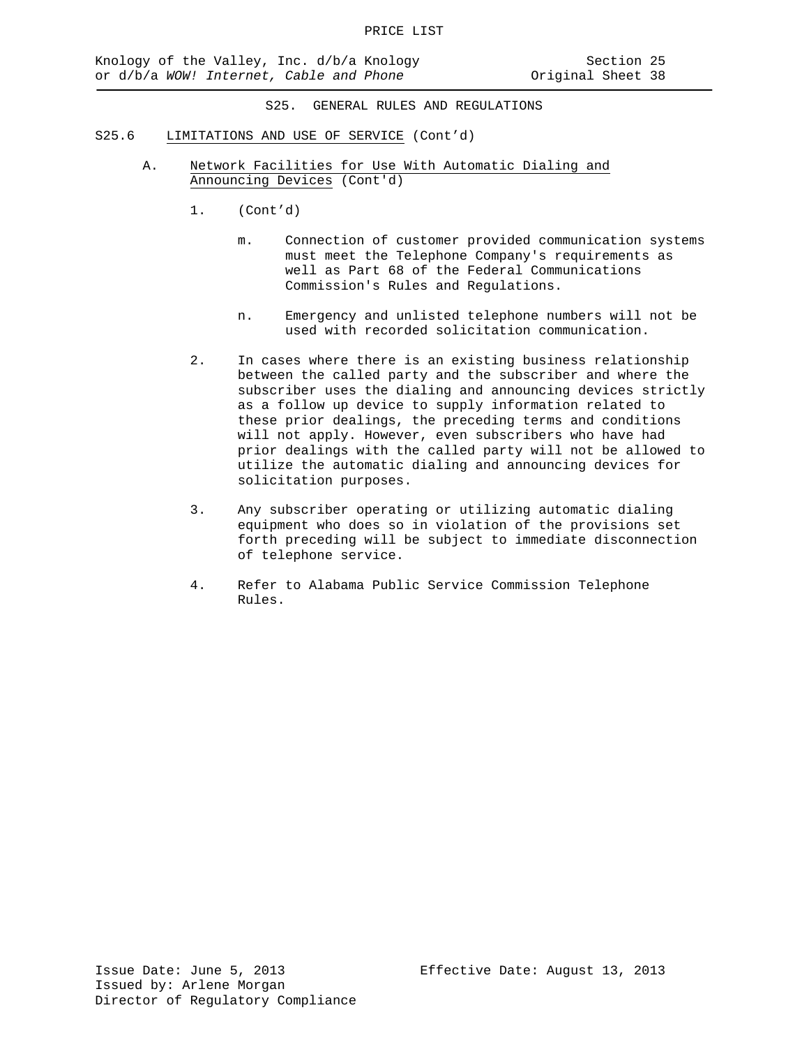## S25. GENERAL RULES AND REGULATIONS

### S25.6 LIMITATIONS AND USE OF SERVICE (Cont'd)

A. Network Facilities for Use With Automatic Dialing and Announcing Devices (Cont'd)

1. (Cont'd)

   m. Connection of customer provided communication systems must meet the Telephone Company's requirements as well as Part 68 of the Federal Communications Commission's Rules and Regulations.

   n. Emergency and unlisted telephone numbers will not be used with recorded solicitation communication.

2. In cases where there is an existing business relationship between the called party and the subscriber and where the subscriber uses the dialing and announcing devices strictly as a follow up device to supply information related to these prior dealings, the preceding terms and conditions will not apply. However, even subscribers who have had prior dealings with the called party will not be allowed to utilize the automatic dialing and announcing devices for solicitation purposes.

3. Any subscriber operating or utilizing automatic dialing equipment who does so in violation of the provisions set forth preceding will be subject to immediate disconnection of telephone service.

4. Refer to Alabama Public Service Commission Telephone Rules.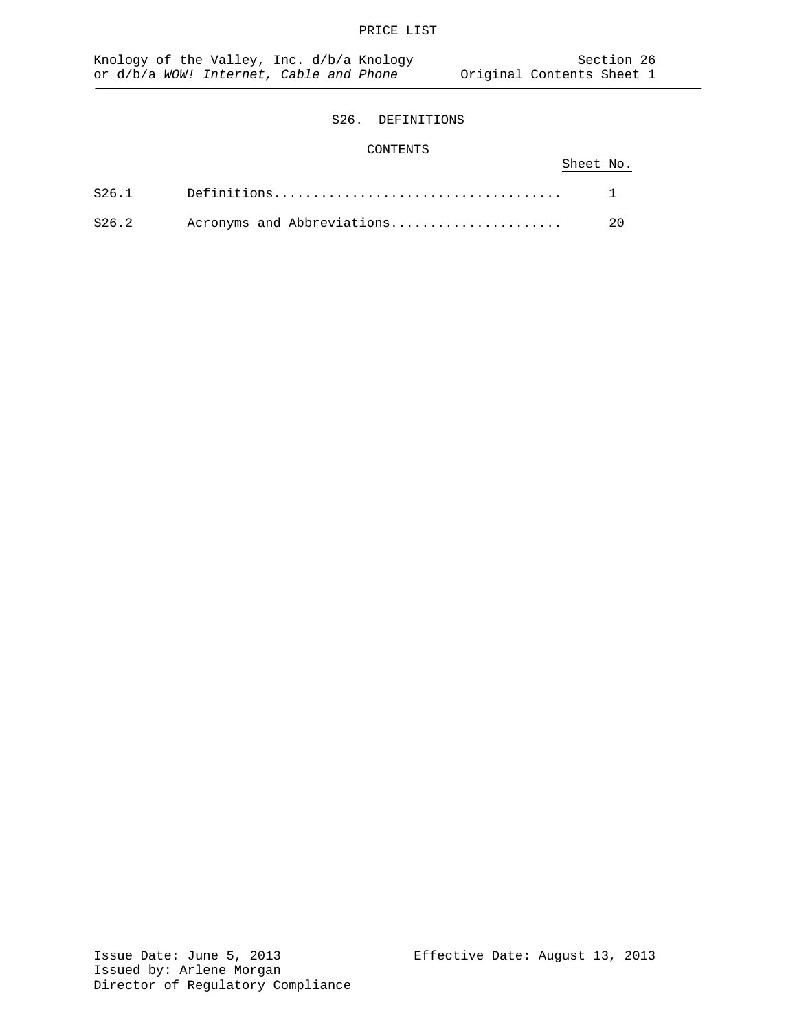# S26. DEFINITIONS

## CONTENTS

| | | Sheet No. |
|---|---|---|
| S26.1 | Definitions.................................... | 1 |
| S26.2 | Acronyms and Abbreviations..................... | 20 |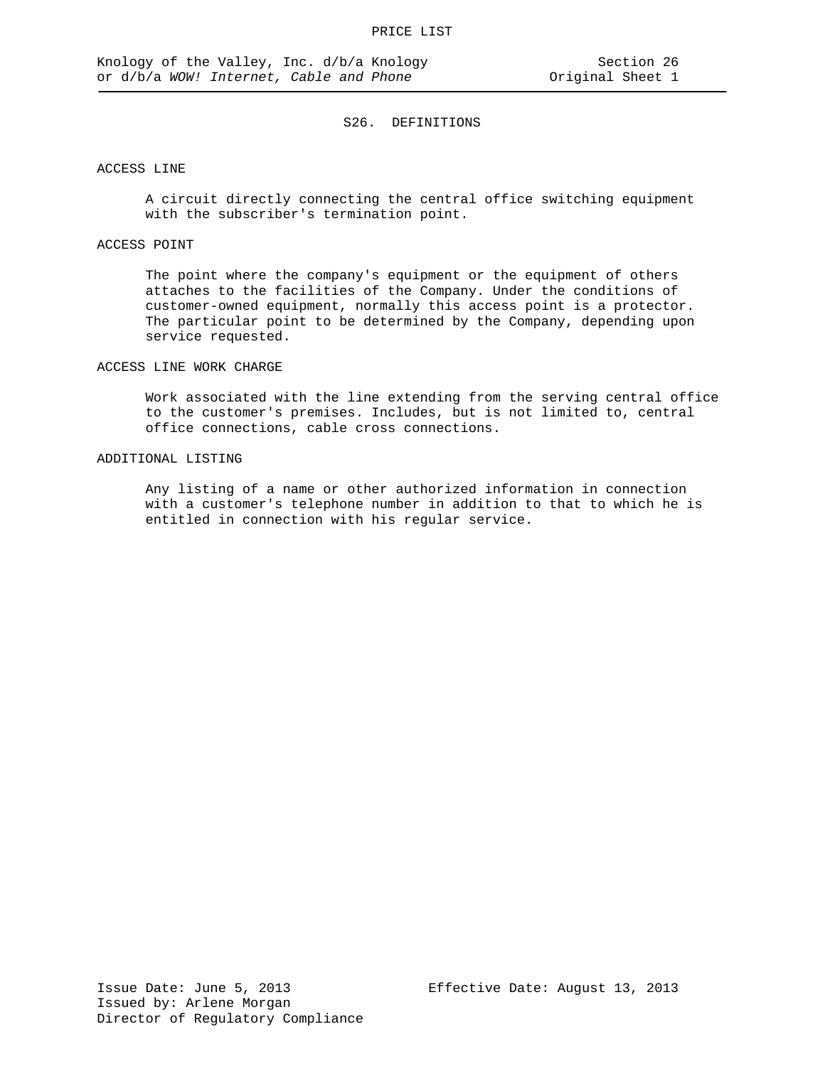# S26. DEFINITIONS

## ACCESS LINE

A circuit directly connecting the central office switching equipment with the subscriber's termination point.

## ACCESS POINT

The point where the company's equipment or the equipment of others attaches to the facilities of the Company. Under the conditions of customer-owned equipment, normally this access point is a protector. The particular point to be determined by the Company, depending upon service requested.

## ACCESS LINE WORK CHARGE

Work associated with the line extending from the serving central office to the customer's premises. Includes, but is not limited to, central office connections, cable cross connections.

## ADDITIONAL LISTING

Any listing of a name or other authorized information in connection with a customer's telephone number in addition to that to which he is entitled in connection with his regular service.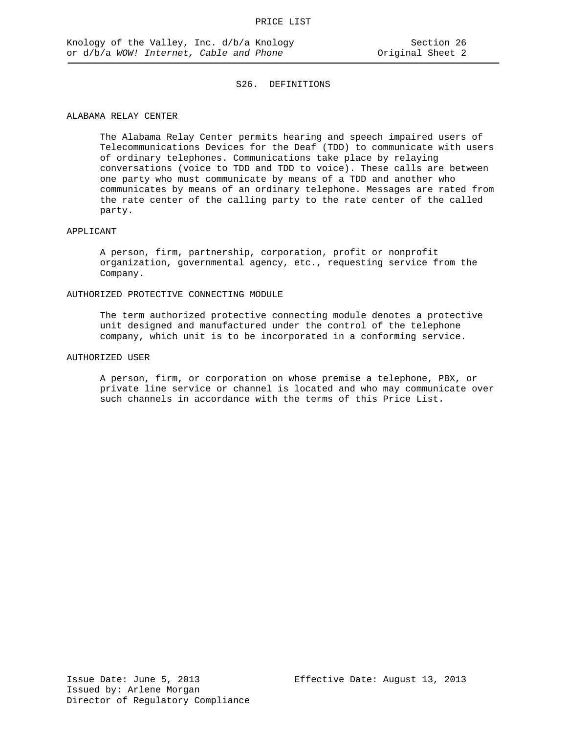## S26. DEFINITIONS

ALABAMA RELAY CENTER

The Alabama Relay Center permits hearing and speech impaired users of Telecommunications Devices for the Deaf (TDD) to communicate with users of ordinary telephones. Communications take place by relaying conversations (voice to TDD and TDD to voice). These calls are between one party who must communicate by means of a TDD and another who communicates by means of an ordinary telephone. Messages are rated from the rate center of the calling party to the rate center of the called party.

APPLICANT

A person, firm, partnership, corporation, profit or nonprofit organization, governmental agency, etc., requesting service from the Company.

AUTHORIZED PROTECTIVE CONNECTING MODULE

The term authorized protective connecting module denotes a protective unit designed and manufactured under the control of the telephone company, which unit is to be incorporated in a conforming service.

AUTHORIZED USER

A person, firm, or corporation on whose premise a telephone, PBX, or private line service or channel is located and who may communicate over such channels in accordance with the terms of this Price List.

Issue Date: June 5, 2013 Effective Date: August 13, 2013
Issued by: Arlene Morgan
Director of Regulatory Compliance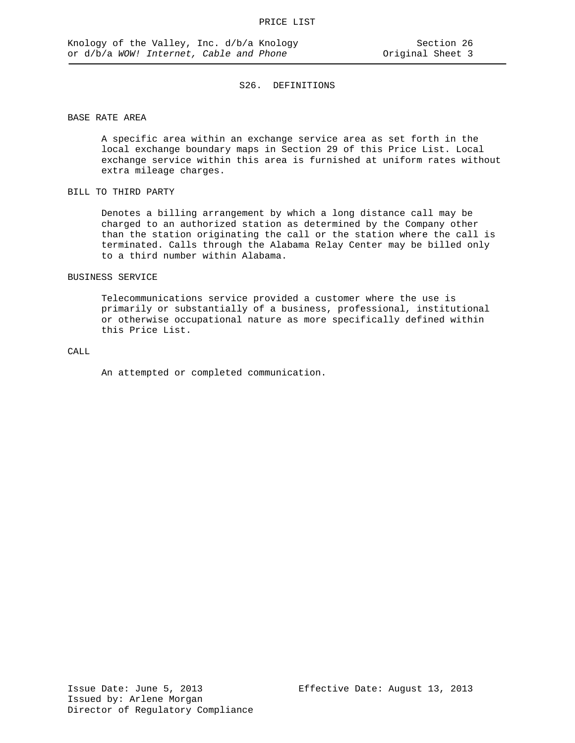## S26. DEFINITIONS

### BASE RATE AREA

A specific area within an exchange service area as set forth in the local exchange boundary maps in Section 29 of this Price List. Local exchange service within this area is furnished at uniform rates without extra mileage charges.

### BILL TO THIRD PARTY

Denotes a billing arrangement by which a long distance call may be charged to an authorized station as determined by the Company other than the station originating the call or the station where the call is terminated. Calls through the Alabama Relay Center may be billed only to a third number within Alabama.

### BUSINESS SERVICE

Telecommunications service provided a customer where the use is primarily or substantially of a business, professional, institutional or otherwise occupational nature as more specifically defined within this Price List.

### CALL

An attempted or completed communication.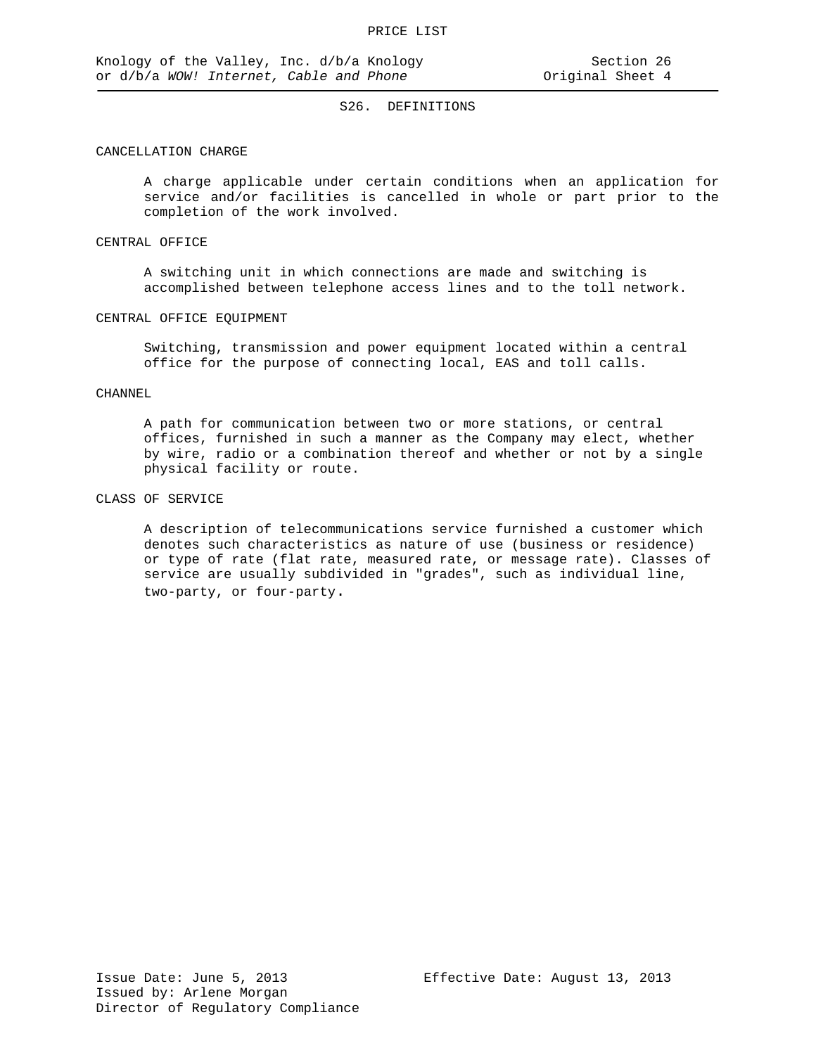## S26. DEFINITIONS

### CANCELLATION CHARGE

A charge applicable under certain conditions when an application for service and/or facilities is cancelled in whole or part prior to the completion of the work involved.

### CENTRAL OFFICE

A switching unit in which connections are made and switching is accomplished between telephone access lines and to the toll network.

### CENTRAL OFFICE EQUIPMENT

Switching, transmission and power equipment located within a central office for the purpose of connecting local, EAS and toll calls.

### CHANNEL

A path for communication between two or more stations, or central offices, furnished in such a manner as the Company may elect, whether by wire, radio or a combination thereof and whether or not by a single physical facility or route.

### CLASS OF SERVICE

A description of telecommunications service furnished a customer which denotes such characteristics as nature of use (business or residence) or type of rate (flat rate, measured rate, or message rate). Classes of service are usually subdivided in "grades", such as individual line, two-party, or four-party.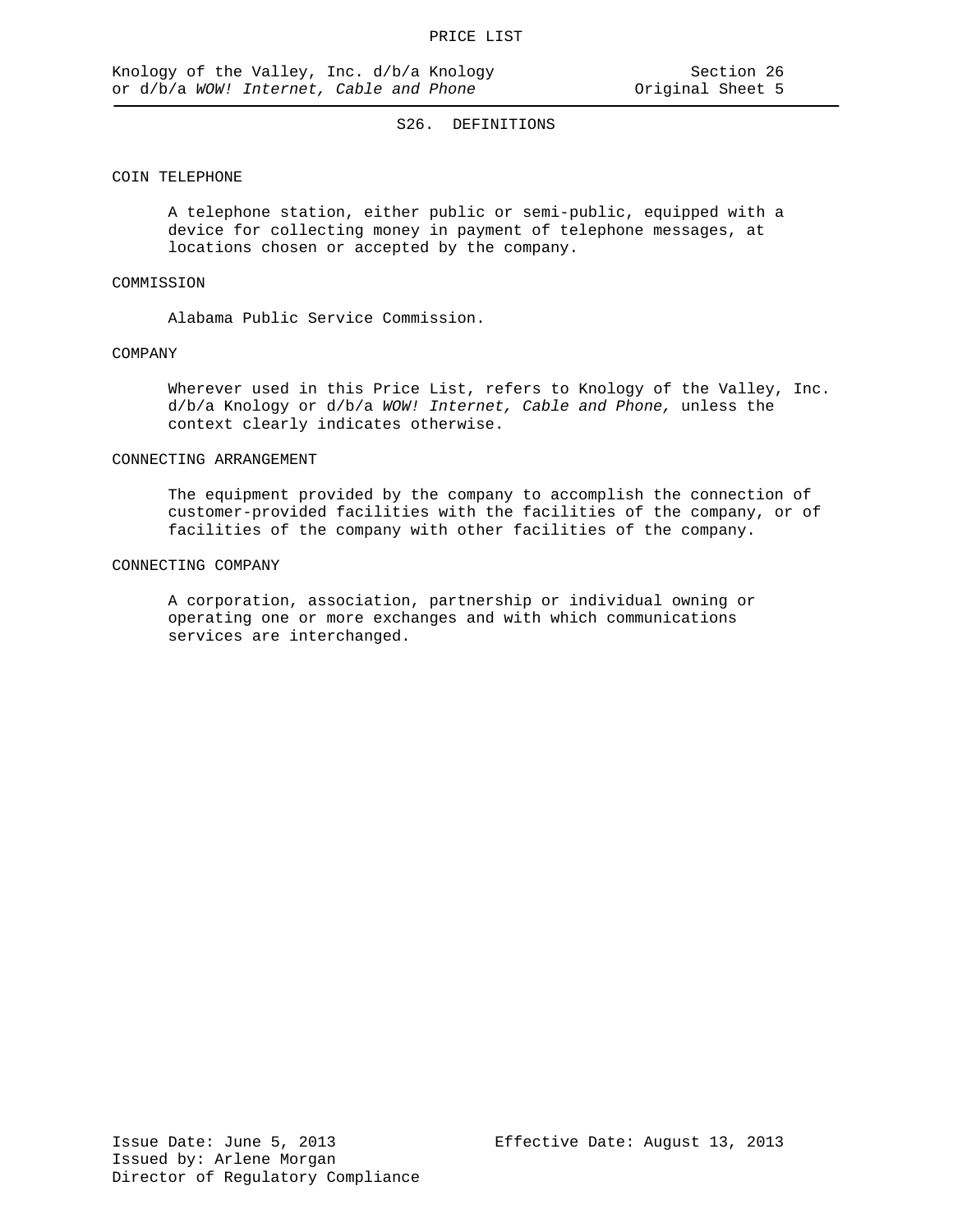## S26. DEFINITIONS

### COIN TELEPHONE

A telephone station, either public or semi-public, equipped with a device for collecting money in payment of telephone messages, at locations chosen or accepted by the company.

### COMMISSION

Alabama Public Service Commission.

### COMPANY

Wherever used in this Price List, refers to Knology of the Valley, Inc. d/b/a Knology or d/b/a *WOW! Internet, Cable and Phone,* unless the context clearly indicates otherwise.

### CONNECTING ARRANGEMENT

The equipment provided by the company to accomplish the connection of customer-provided facilities with the facilities of the company, or of facilities of the company with other facilities of the company.

### CONNECTING COMPANY

A corporation, association, partnership or individual owning or operating one or more exchanges and with which communications services are interchanged.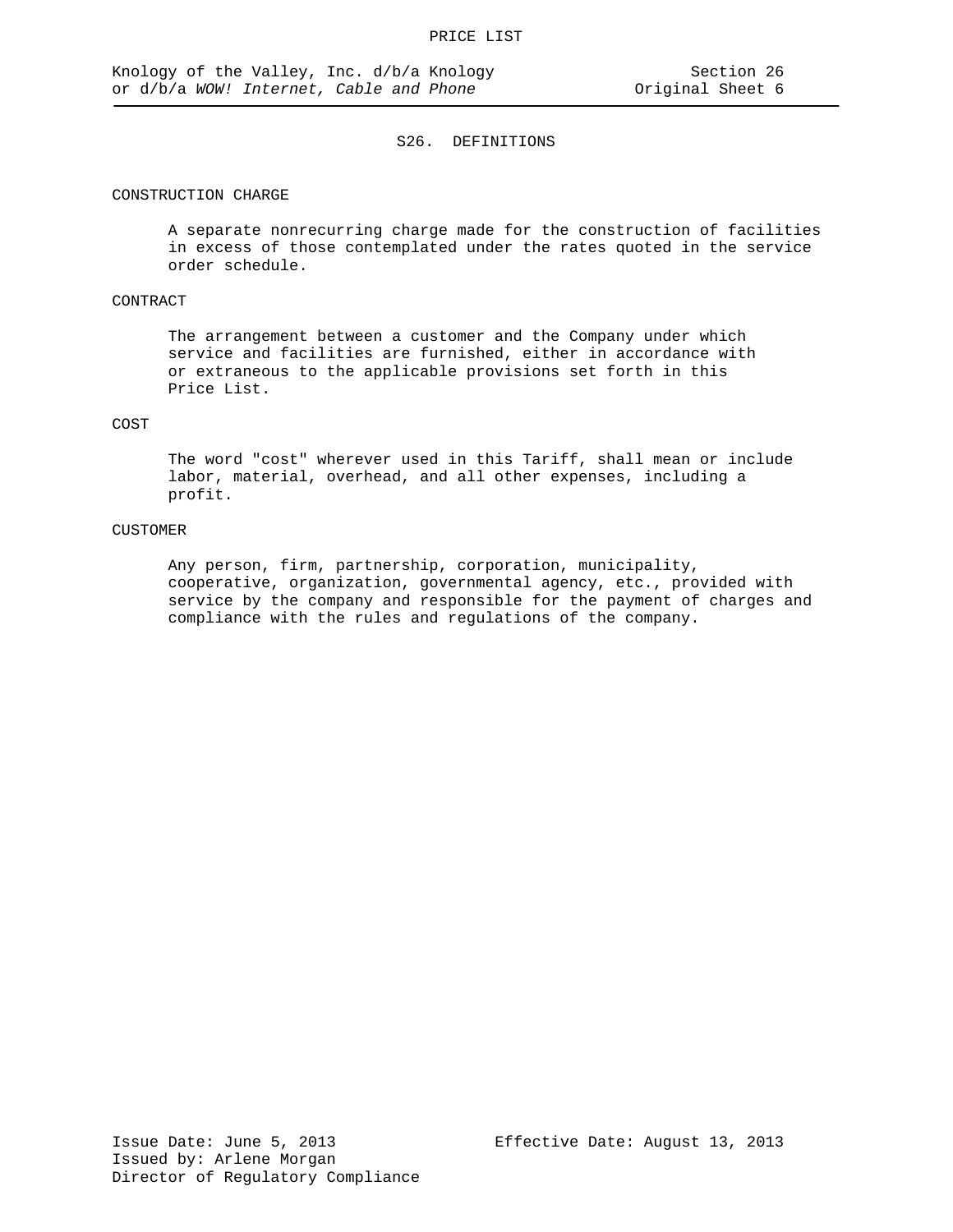## S26. DEFINITIONS

CONSTRUCTION CHARGE

A separate nonrecurring charge made for the construction of facilities in excess of those contemplated under the rates quoted in the service order schedule.

CONTRACT

The arrangement between a customer and the Company under which service and facilities are furnished, either in accordance with or extraneous to the applicable provisions set forth in this Price List.

COST

The word "cost" wherever used in this Tariff, shall mean or include labor, material, overhead, and all other expenses, including a profit.

CUSTOMER

Any person, firm, partnership, corporation, municipality, cooperative, organization, governmental agency, etc., provided with service by the company and responsible for the payment of charges and compliance with the rules and regulations of the company.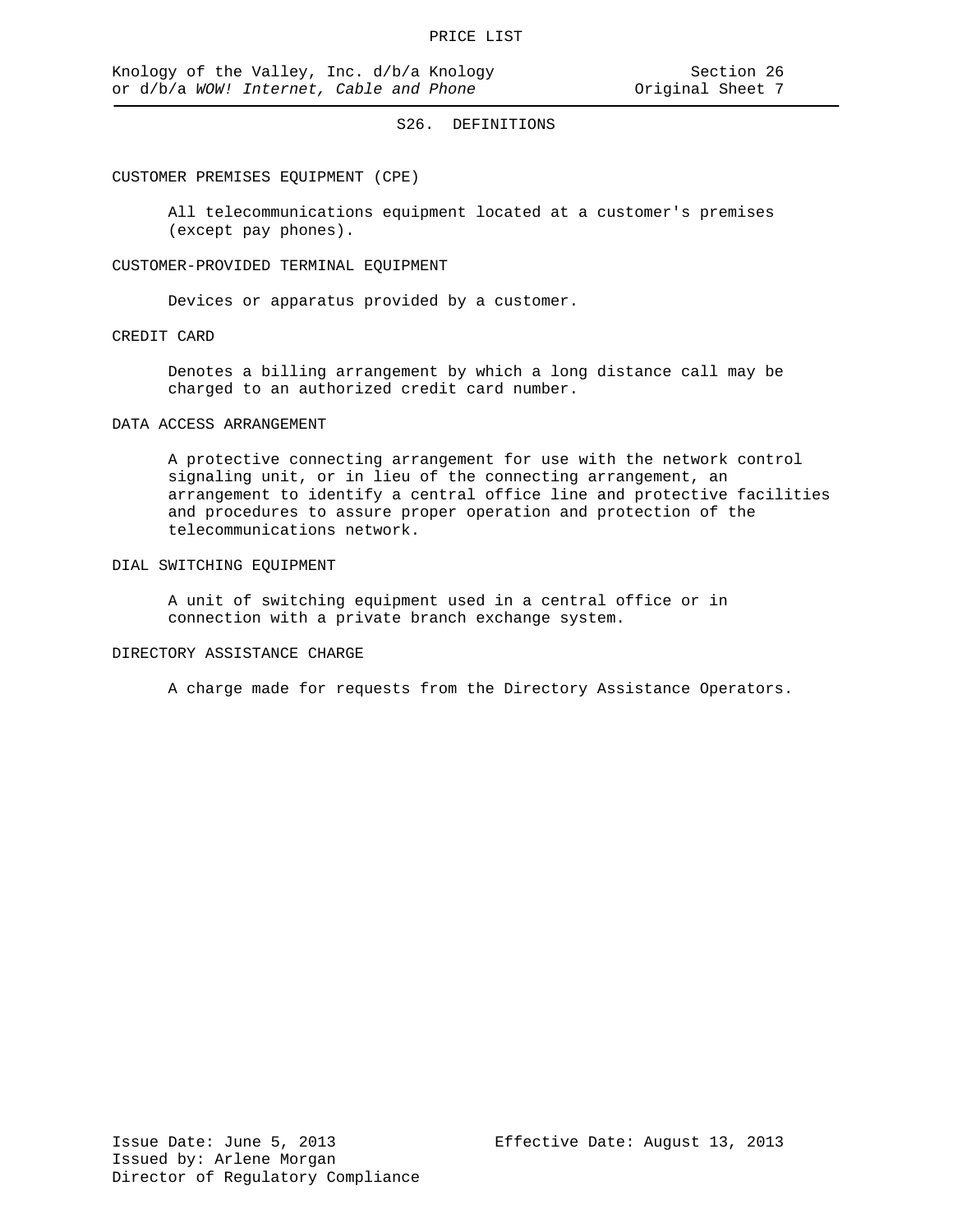## S26. DEFINITIONS

CUSTOMER PREMISES EQUIPMENT (CPE)

All telecommunications equipment located at a customer's premises (except pay phones).

CUSTOMER-PROVIDED TERMINAL EQUIPMENT

Devices or apparatus provided by a customer.

CREDIT CARD

Denotes a billing arrangement by which a long distance call may be charged to an authorized credit card number.

DATA ACCESS ARRANGEMENT

A protective connecting arrangement for use with the network control signaling unit, or in lieu of the connecting arrangement, an arrangement to identify a central office line and protective facilities and procedures to assure proper operation and protection of the telecommunications network.

DIAL SWITCHING EQUIPMENT

A unit of switching equipment used in a central office or in connection with a private branch exchange system.

DIRECTORY ASSISTANCE CHARGE

A charge made for requests from the Directory Assistance Operators.

Issue Date: June 5, 2013
Issued by: Arlene Morgan
Director of Regulatory Compliance

Effective Date: August 13, 2013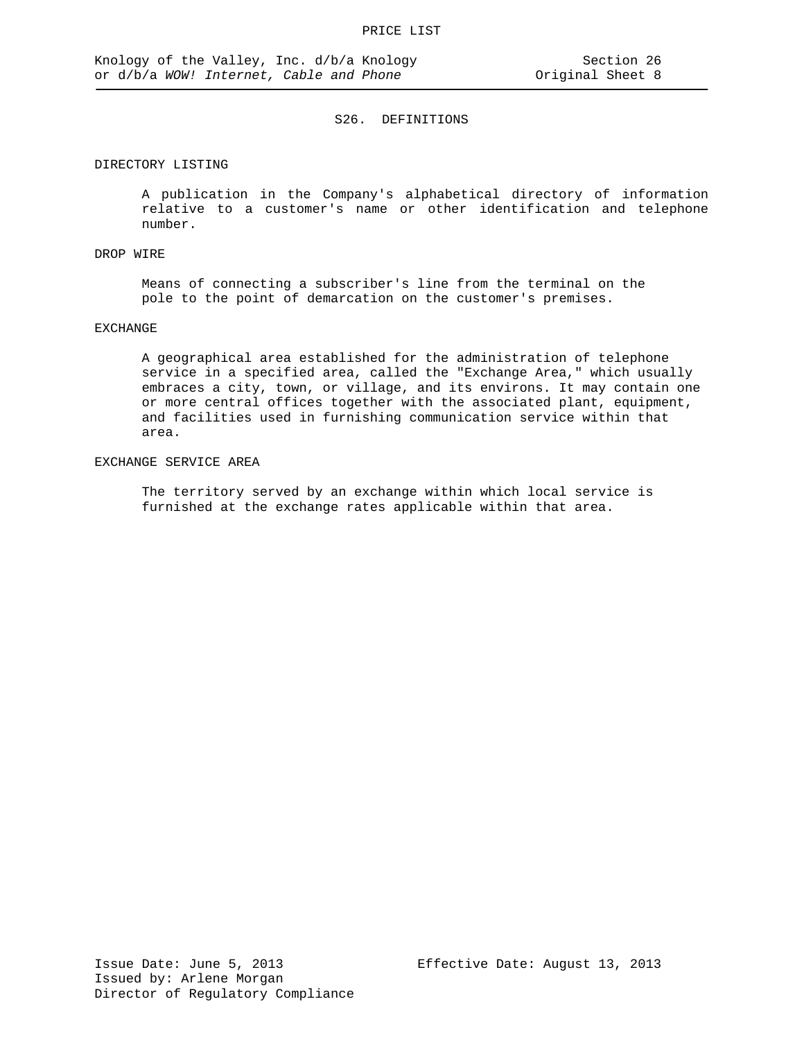## S26. DEFINITIONS

DIRECTORY LISTING

A publication in the Company's alphabetical directory of information relative to a customer's name or other identification and telephone number.

DROP WIRE

Means of connecting a subscriber's line from the terminal on the pole to the point of demarcation on the customer's premises.

EXCHANGE

A geographical area established for the administration of telephone service in a specified area, called the "Exchange Area," which usually embraces a city, town, or village, and its environs. It may contain one or more central offices together with the associated plant, equipment, and facilities used in furnishing communication service within that area.

EXCHANGE SERVICE AREA

The territory served by an exchange within which local service is furnished at the exchange rates applicable within that area.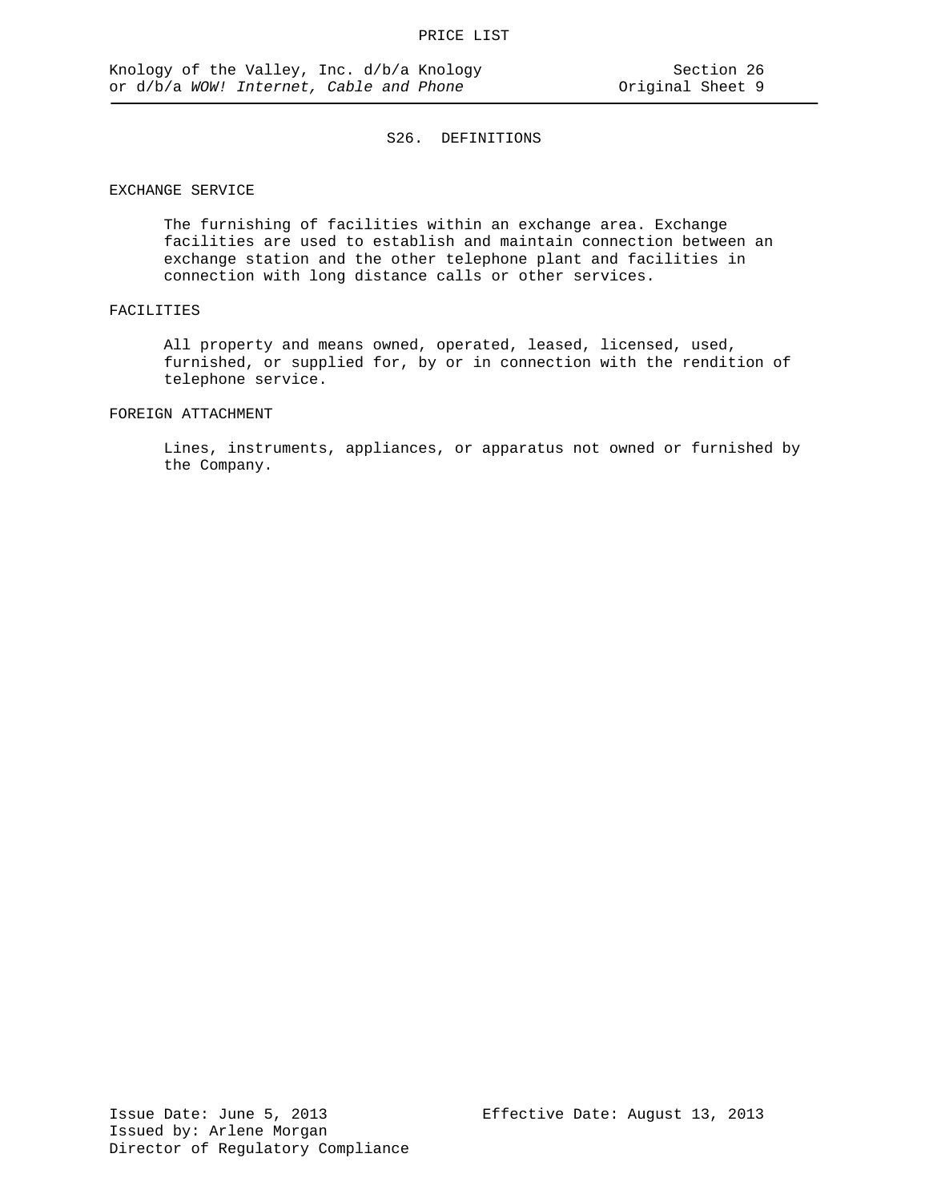## S26. DEFINITIONS

EXCHANGE SERVICE

The furnishing of facilities within an exchange area. Exchange facilities are used to establish and maintain connection between an exchange station and the other telephone plant and facilities in connection with long distance calls or other services.

FACILITIES

All property and means owned, operated, leased, licensed, used, furnished, or supplied for, by or in connection with the rendition of telephone service.

FOREIGN ATTACHMENT

Lines, instruments, appliances, or apparatus not owned or furnished by the Company.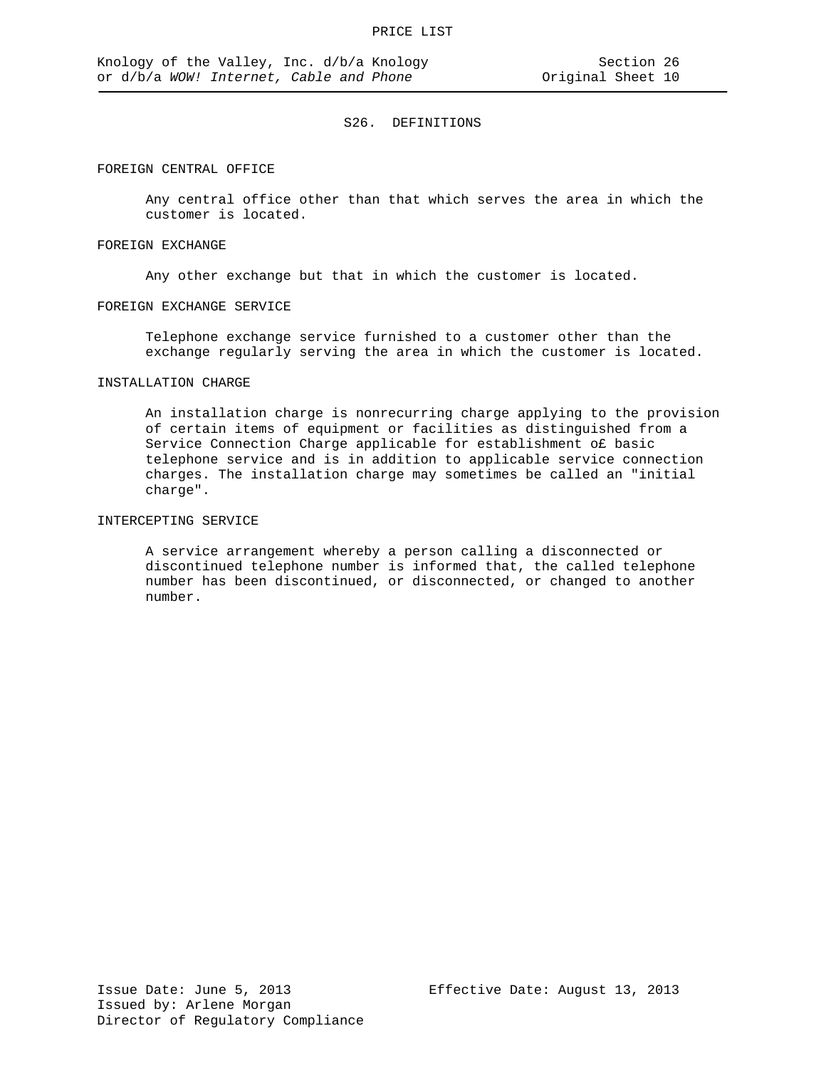## S26. DEFINITIONS

FOREIGN CENTRAL OFFICE

Any central office other than that which serves the area in which the customer is located.

FOREIGN EXCHANGE

Any other exchange but that in which the customer is located.

FOREIGN EXCHANGE SERVICE

Telephone exchange service furnished to a customer other than the exchange regularly serving the area in which the customer is located.

INSTALLATION CHARGE

An installation charge is nonrecurring charge applying to the provision of certain items of equipment or facilities as distinguished from a Service Connection Charge applicable for establishment o£ basic telephone service and is in addition to applicable service connection charges. The installation charge may sometimes be called an "initial charge".

INTERCEPTING SERVICE

A service arrangement whereby a person calling a disconnected or discontinued telephone number is informed that, the called telephone number has been discontinued, or disconnected, or changed to another number.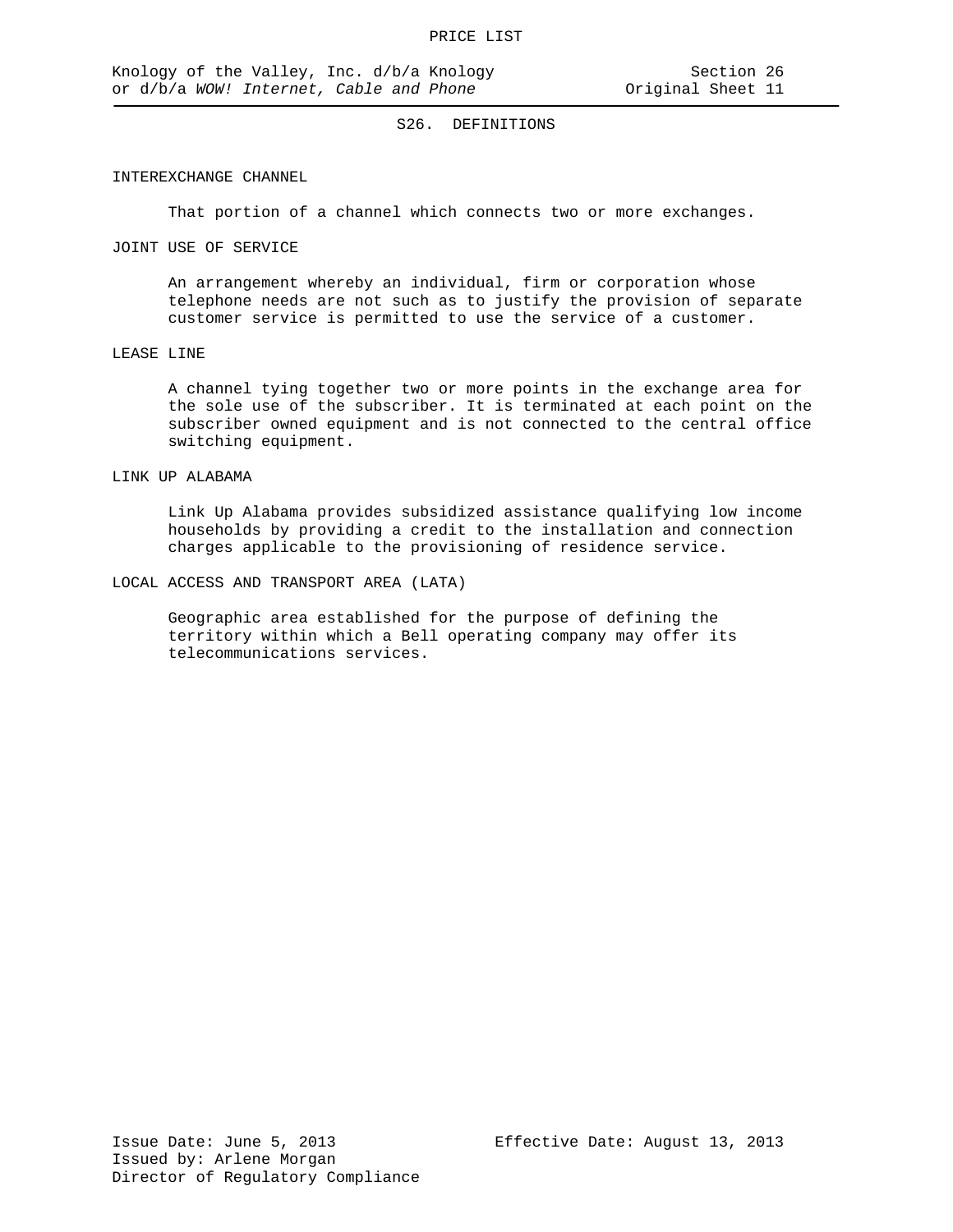## S26. DEFINITIONS

### INTEREXCHANGE CHANNEL

That portion of a channel which connects two or more exchanges.

### JOINT USE OF SERVICE

An arrangement whereby an individual, firm or corporation whose telephone needs are not such as to justify the provision of separate customer service is permitted to use the service of a customer.

### LEASE LINE

A channel tying together two or more points in the exchange area for the sole use of the subscriber. It is terminated at each point on the subscriber owned equipment and is not connected to the central office switching equipment.

### LINK UP ALABAMA

Link Up Alabama provides subsidized assistance qualifying low income households by providing a credit to the installation and connection charges applicable to the provisioning of residence service.

### LOCAL ACCESS AND TRANSPORT AREA (LATA)

Geographic area established for the purpose of defining the territory within which a Bell operating company may offer its telecommunications services.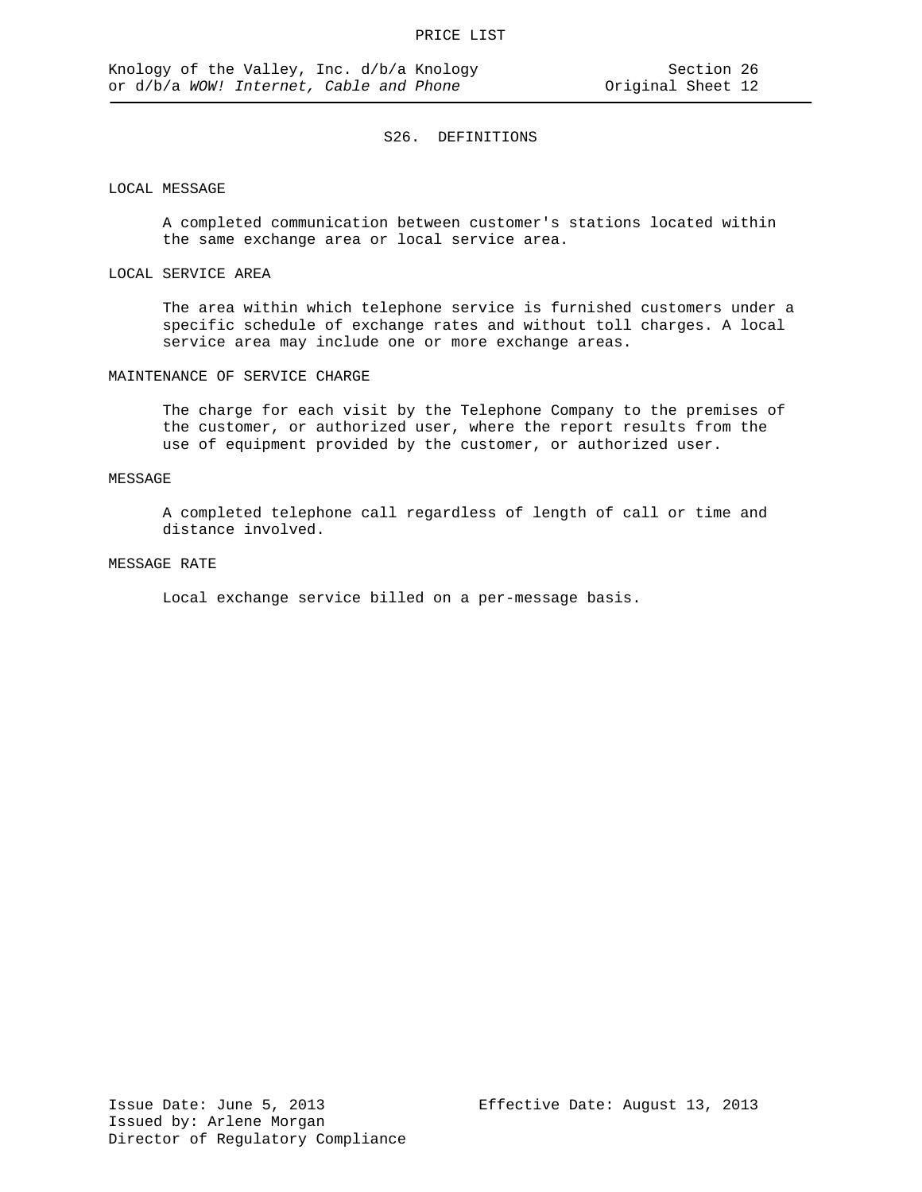## S26. DEFINITIONS

LOCAL MESSAGE

A completed communication between customer's stations located within the same exchange area or local service area.

LOCAL SERVICE AREA

The area within which telephone service is furnished customers under a specific schedule of exchange rates and without toll charges. A local service area may include one or more exchange areas.

MAINTENANCE OF SERVICE CHARGE

The charge for each visit by the Telephone Company to the premises of the customer, or authorized user, where the report results from the use of equipment provided by the customer, or authorized user.

MESSAGE

A completed telephone call regardless of length of call or time and distance involved.

MESSAGE RATE

Local exchange service billed on a per-message basis.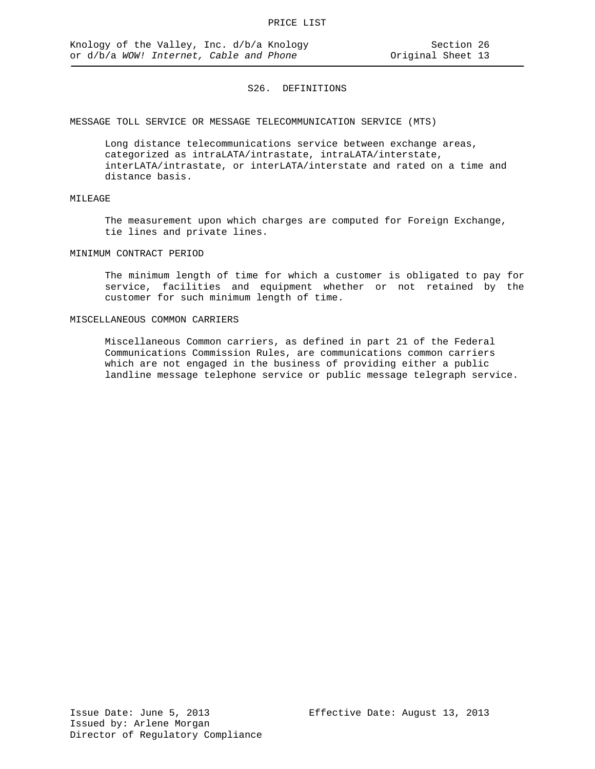## S26. DEFINITIONS

MESSAGE TOLL SERVICE OR MESSAGE TELECOMMUNICATION SERVICE (MTS)

Long distance telecommunications service between exchange areas, categorized as intraLATA/intrastate, intraLATA/interstate, interLATA/intrastate, or interLATA/interstate and rated on a time and distance basis.

MILEAGE

The measurement upon which charges are computed for Foreign Exchange, tie lines and private lines.

MINIMUM CONTRACT PERIOD

The minimum length of time for which a customer is obligated to pay for service, facilities and equipment whether or not retained by the customer for such minimum length of time.

MISCELLANEOUS COMMON CARRIERS

Miscellaneous Common carriers, as defined in part 21 of the Federal Communications Commission Rules, are communications common carriers which are not engaged in the business of providing either a public landline message telephone service or public message telegraph service.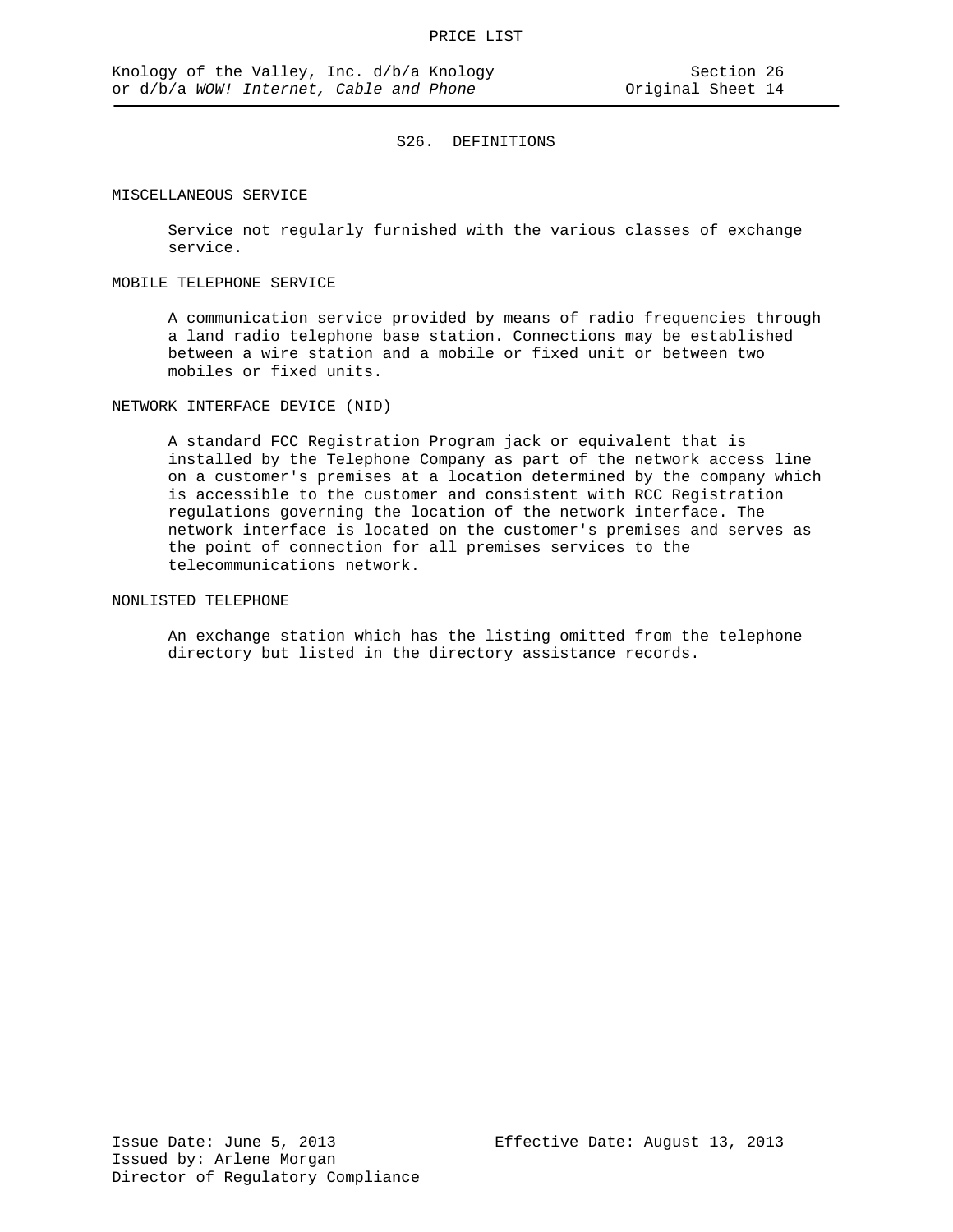## S26. DEFINITIONS

MISCELLANEOUS SERVICE

Service not regularly furnished with the various classes of exchange service.

MOBILE TELEPHONE SERVICE

A communication service provided by means of radio frequencies through a land radio telephone base station. Connections may be established between a wire station and a mobile or fixed unit or between two mobiles or fixed units.

NETWORK INTERFACE DEVICE (NID)

A standard FCC Registration Program jack or equivalent that is installed by the Telephone Company as part of the network access line on a customer's premises at a location determined by the company which is accessible to the customer and consistent with RCC Registration regulations governing the location of the network interface. The network interface is located on the customer's premises and serves as the point of connection for all premises services to the telecommunications network.

NONLISTED TELEPHONE

An exchange station which has the listing omitted from the telephone directory but listed in the directory assistance records.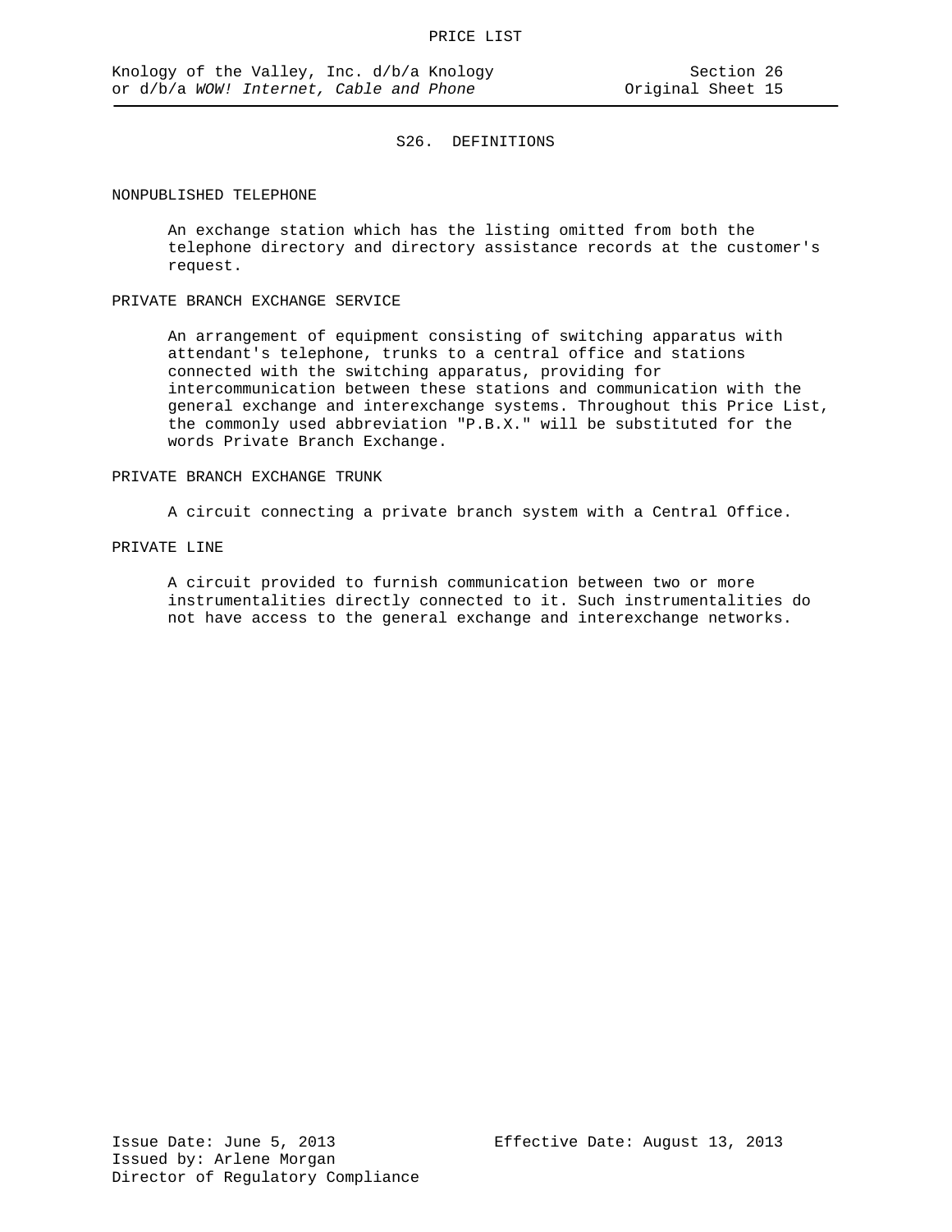## S26. DEFINITIONS

NONPUBLISHED TELEPHONE

An exchange station which has the listing omitted from both the telephone directory and directory assistance records at the customer's request.

PRIVATE BRANCH EXCHANGE SERVICE

An arrangement of equipment consisting of switching apparatus with attendant's telephone, trunks to a central office and stations connected with the switching apparatus, providing for intercommunication between these stations and communication with the general exchange and interexchange systems. Throughout this Price List, the commonly used abbreviation "P.B.X." will be substituted for the words Private Branch Exchange.

PRIVATE BRANCH EXCHANGE TRUNK

A circuit connecting a private branch system with a Central Office.

PRIVATE LINE

A circuit provided to furnish communication between two or more instrumentalities directly connected to it. Such instrumentalities do not have access to the general exchange and interexchange networks.

Issue Date: June 5, 2013  Effective Date: August 13, 2013
Issued by: Arlene Morgan
Director of Regulatory Compliance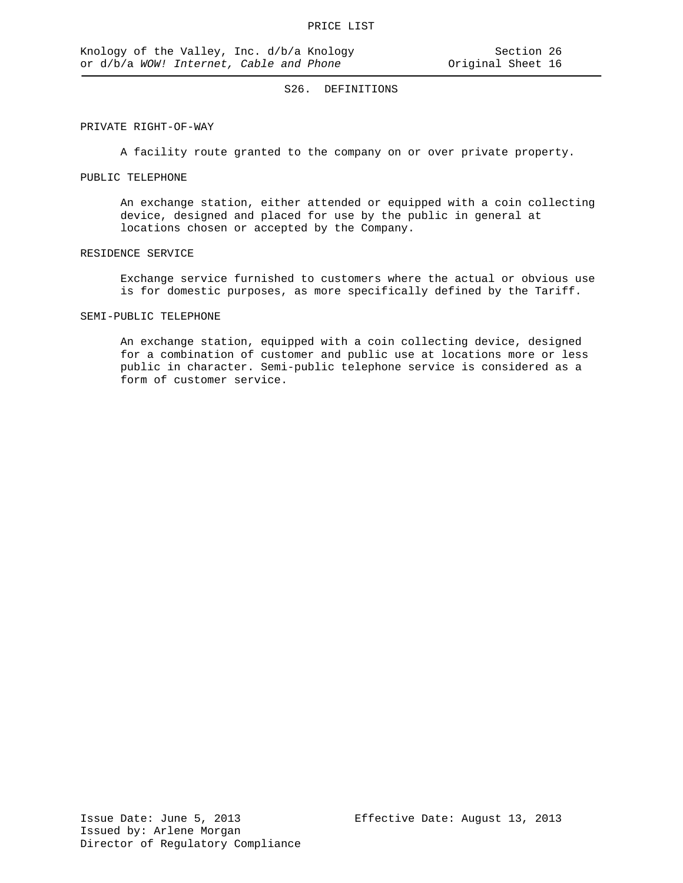## S26. DEFINITIONS

PRIVATE RIGHT-OF-WAY

A facility route granted to the company on or over private property.

PUBLIC TELEPHONE

An exchange station, either attended or equipped with a coin collecting device, designed and placed for use by the public in general at locations chosen or accepted by the Company.

RESIDENCE SERVICE

Exchange service furnished to customers where the actual or obvious use is for domestic purposes, as more specifically defined by the Tariff.

SEMI-PUBLIC TELEPHONE

An exchange station, equipped with a coin collecting device, designed for a combination of customer and public use at locations more or less public in character. Semi-public telephone service is considered as a form of customer service.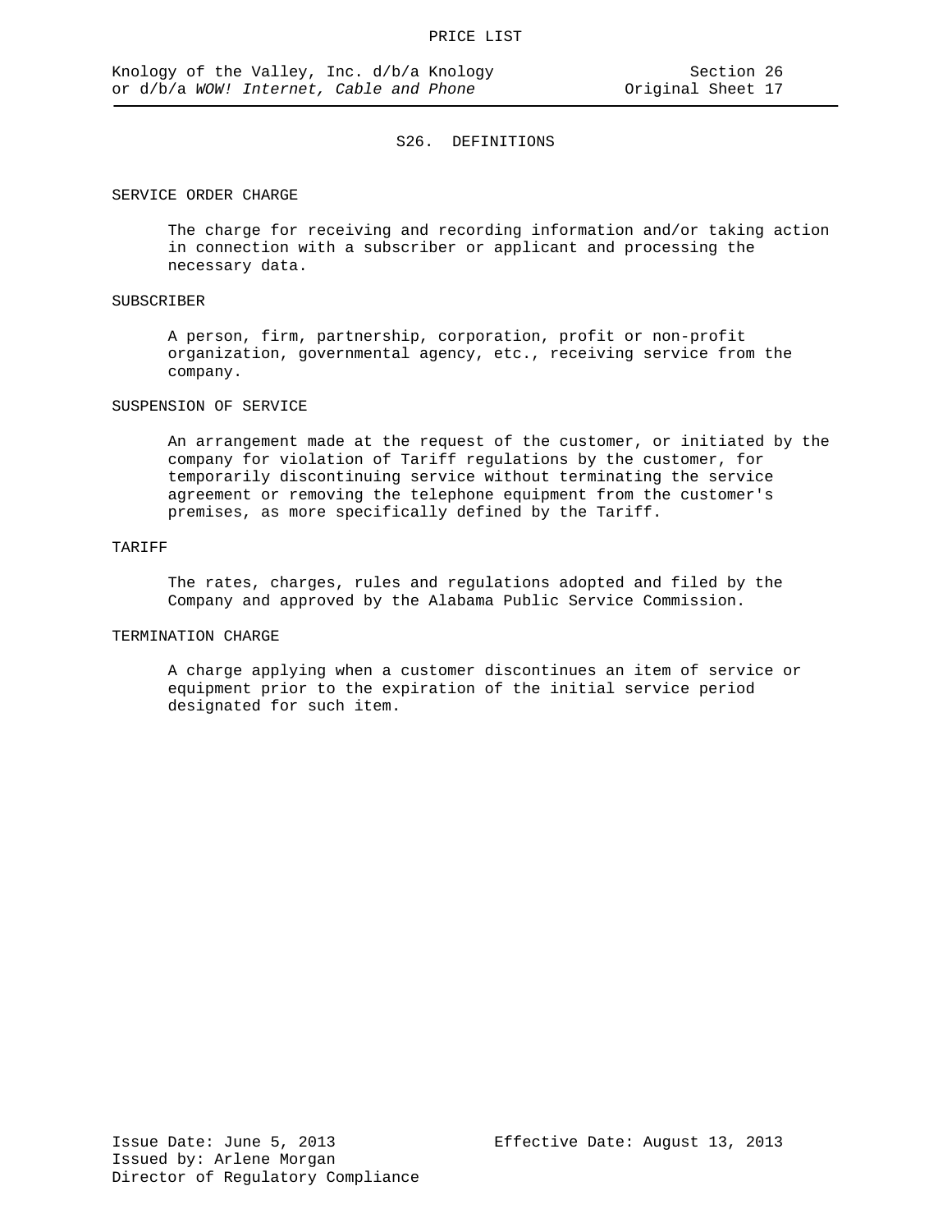## S26. DEFINITIONS

SERVICE ORDER CHARGE

The charge for receiving and recording information and/or taking action in connection with a subscriber or applicant and processing the necessary data.

SUBSCRIBER

A person, firm, partnership, corporation, profit or non-profit organization, governmental agency, etc., receiving service from the company.

SUSPENSION OF SERVICE

An arrangement made at the request of the customer, or initiated by the company for violation of Tariff regulations by the customer, for temporarily discontinuing service without terminating the service agreement or removing the telephone equipment from the customer's premises, as more specifically defined by the Tariff.

TARIFF

The rates, charges, rules and regulations adopted and filed by the Company and approved by the Alabama Public Service Commission.

TERMINATION CHARGE

A charge applying when a customer discontinues an item of service or equipment prior to the expiration of the initial service period designated for such item.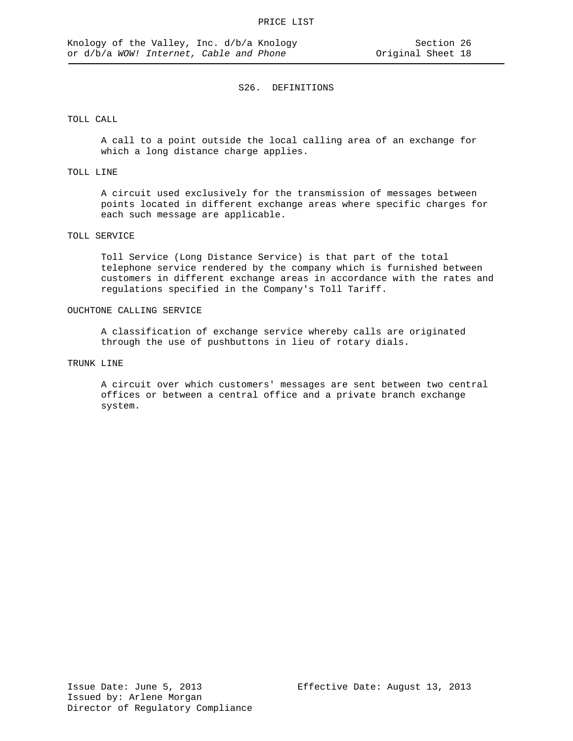## S26. DEFINITIONS

TOLL CALL

A call to a point outside the local calling area of an exchange for which a long distance charge applies.

TOLL LINE

A circuit used exclusively for the transmission of messages between points located in different exchange areas where specific charges for each such message are applicable.

TOLL SERVICE

Toll Service (Long Distance Service) is that part of the total telephone service rendered by the company which is furnished between customers in different exchange areas in accordance with the rates and regulations specified in the Company's Toll Tariff.

OUCHTONE CALLING SERVICE

A classification of exchange service whereby calls are originated through the use of pushbuttons in lieu of rotary dials.

TRUNK LINE

A circuit over which customers' messages are sent between two central offices or between a central office and a private branch exchange system.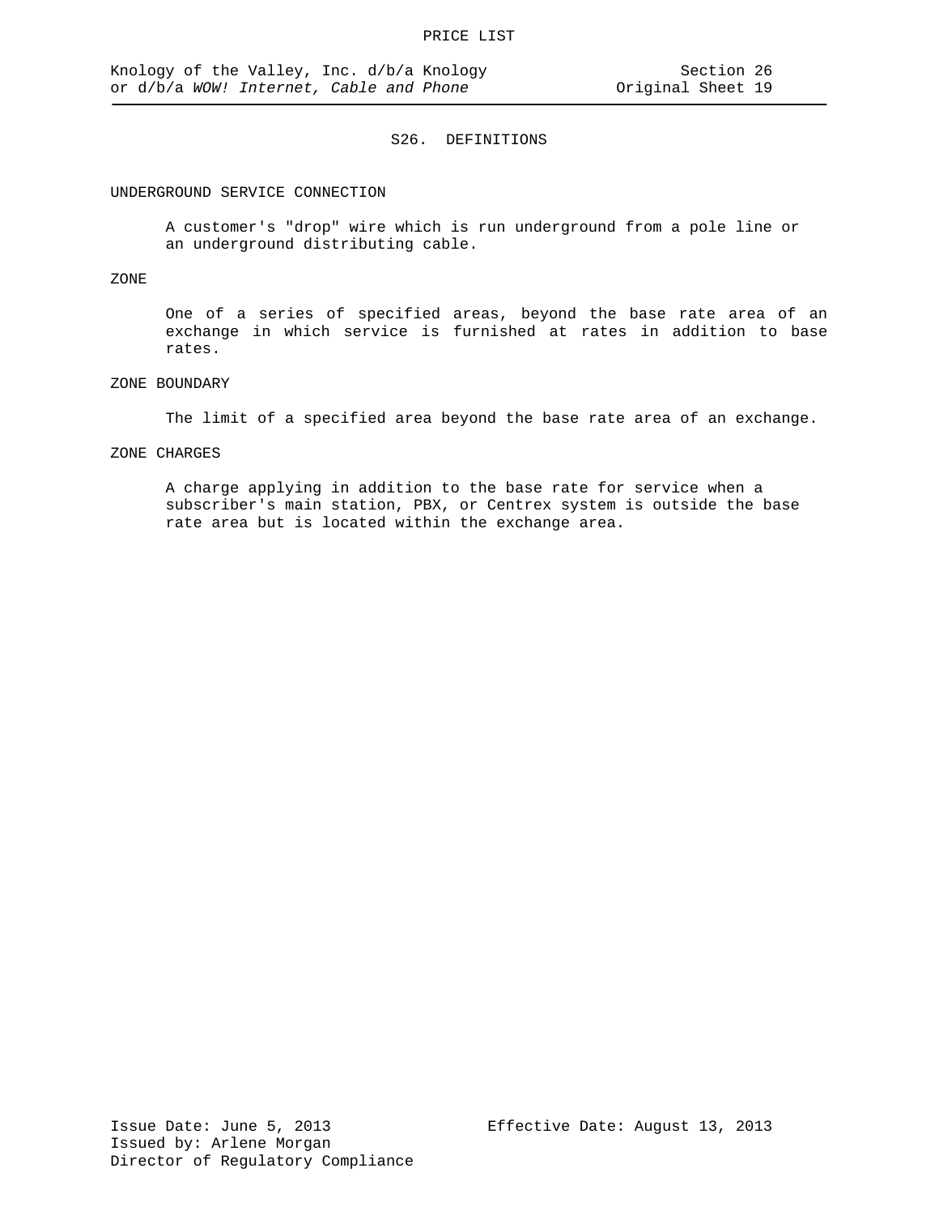## S26. DEFINITIONS

UNDERGROUND SERVICE CONNECTION

A customer's "drop" wire which is run underground from a pole line or an underground distributing cable.

ZONE

One of a series of specified areas, beyond the base rate area of an exchange in which service is furnished at rates in addition to base rates.

ZONE BOUNDARY

The limit of a specified area beyond the base rate area of an exchange.

ZONE CHARGES

A charge applying in addition to the base rate for service when a subscriber's main station, PBX, or Centrex system is outside the base rate area but is located within the exchange area.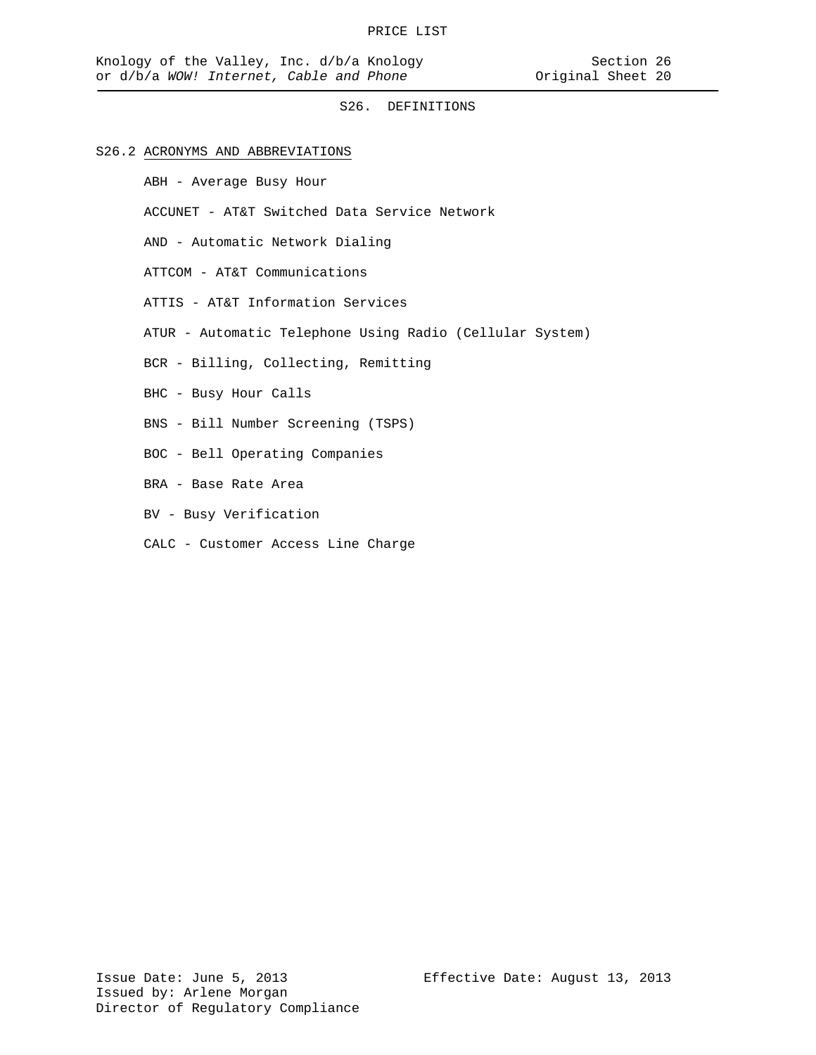## S26. DEFINITIONS

### S26.2 ACRONYMS AND ABBREVIATIONS

ABH - Average Busy Hour

ACCUNET - AT&T Switched Data Service Network

AND - Automatic Network Dialing

ATTCOM - AT&T Communications

ATTIS - AT&T Information Services

ATUR - Automatic Telephone Using Radio (Cellular System)

BCR - Billing, Collecting, Remitting

BHC - Busy Hour Calls

BNS - Bill Number Screening (TSPS)

BOC - Bell Operating Companies

BRA - Base Rate Area

BV - Busy Verification

CALC - Customer Access Line Charge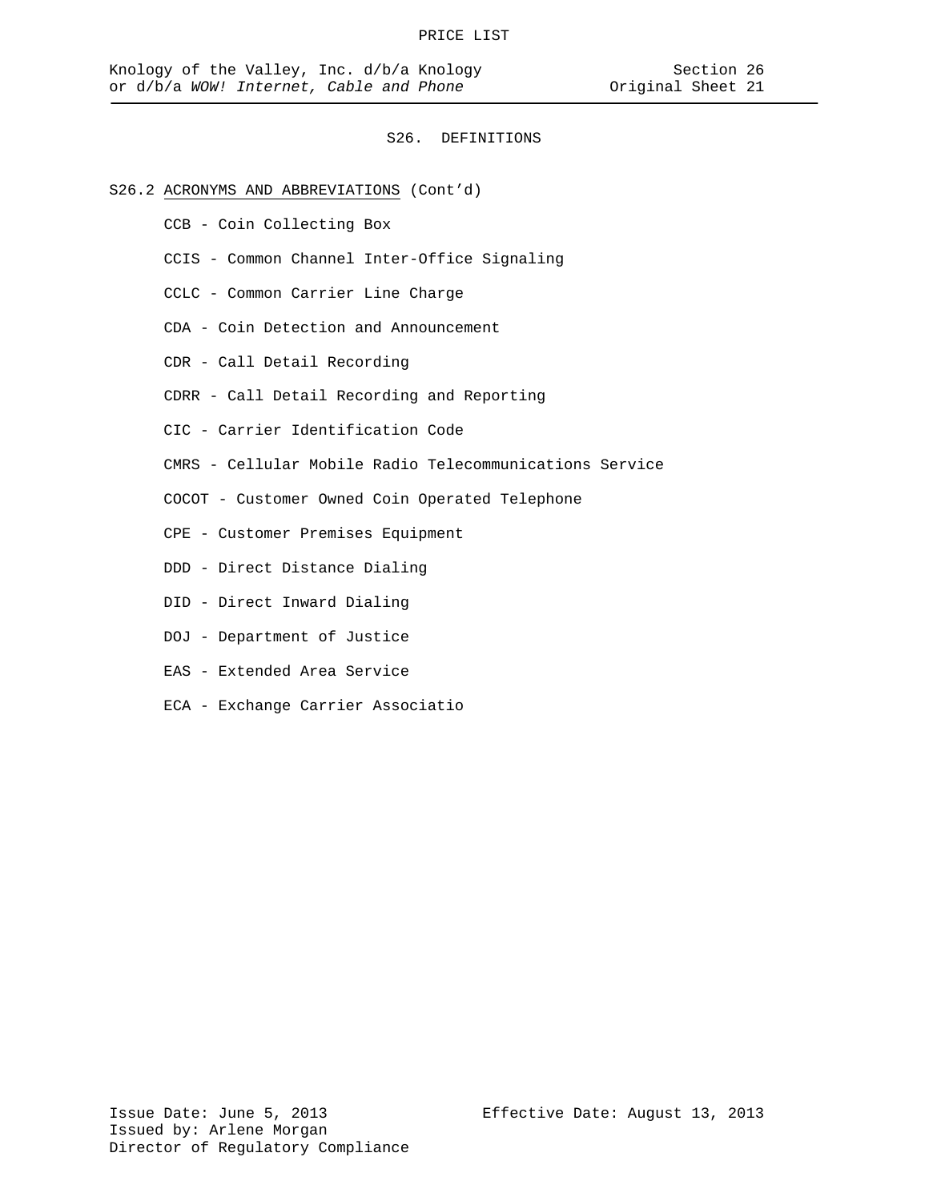# S26. DEFINITIONS

## S26.2 ACRONYMS AND ABBREVIATIONS (Cont'd)

CCB - Coin Collecting Box

CCIS - Common Channel Inter-Office Signaling

CCLC - Common Carrier Line Charge

CDA - Coin Detection and Announcement

CDR - Call Detail Recording

CDRR - Call Detail Recording and Reporting

CIC - Carrier Identification Code

CMRS - Cellular Mobile Radio Telecommunications Service

COCOT - Customer Owned Coin Operated Telephone

CPE - Customer Premises Equipment

DDD - Direct Distance Dialing

DID - Direct Inward Dialing

DOJ - Department of Justice

EAS - Extended Area Service

ECA - Exchange Carrier Associatio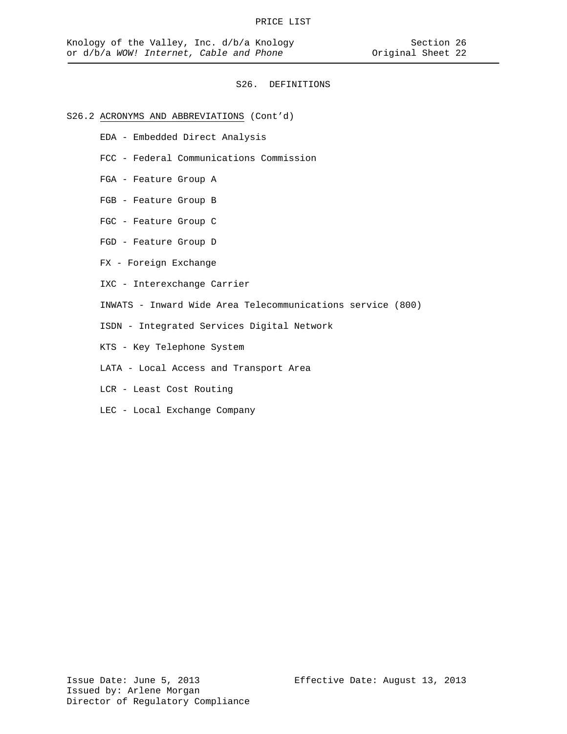## S26. DEFINITIONS

S26.2 ACRONYMS AND ABBREVIATIONS (Cont'd)

EDA - Embedded Direct Analysis

FCC - Federal Communications Commission

FGA - Feature Group A

FGB - Feature Group B

FGC - Feature Group C

FGD - Feature Group D

FX - Foreign Exchange

IXC - Interexchange Carrier

INWATS - Inward Wide Area Telecommunications service (800)

ISDN - Integrated Services Digital Network

KTS - Key Telephone System

LATA - Local Access and Transport Area

LCR - Least Cost Routing

LEC - Local Exchange Company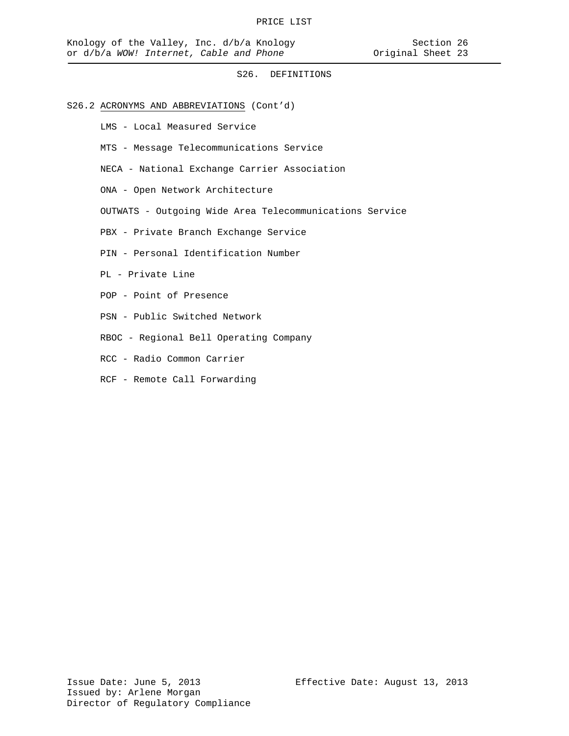## S26. DEFINITIONS

S26.2 ACRONYMS AND ABBREVIATIONS (Cont'd)

LMS - Local Measured Service

MTS - Message Telecommunications Service

NECA - National Exchange Carrier Association

ONA - Open Network Architecture

OUTWATS - Outgoing Wide Area Telecommunications Service

PBX - Private Branch Exchange Service

PIN - Personal Identification Number

PL - Private Line

POP - Point of Presence

PSN - Public Switched Network

RBOC - Regional Bell Operating Company

RCC - Radio Common Carrier

RCF - Remote Call Forwarding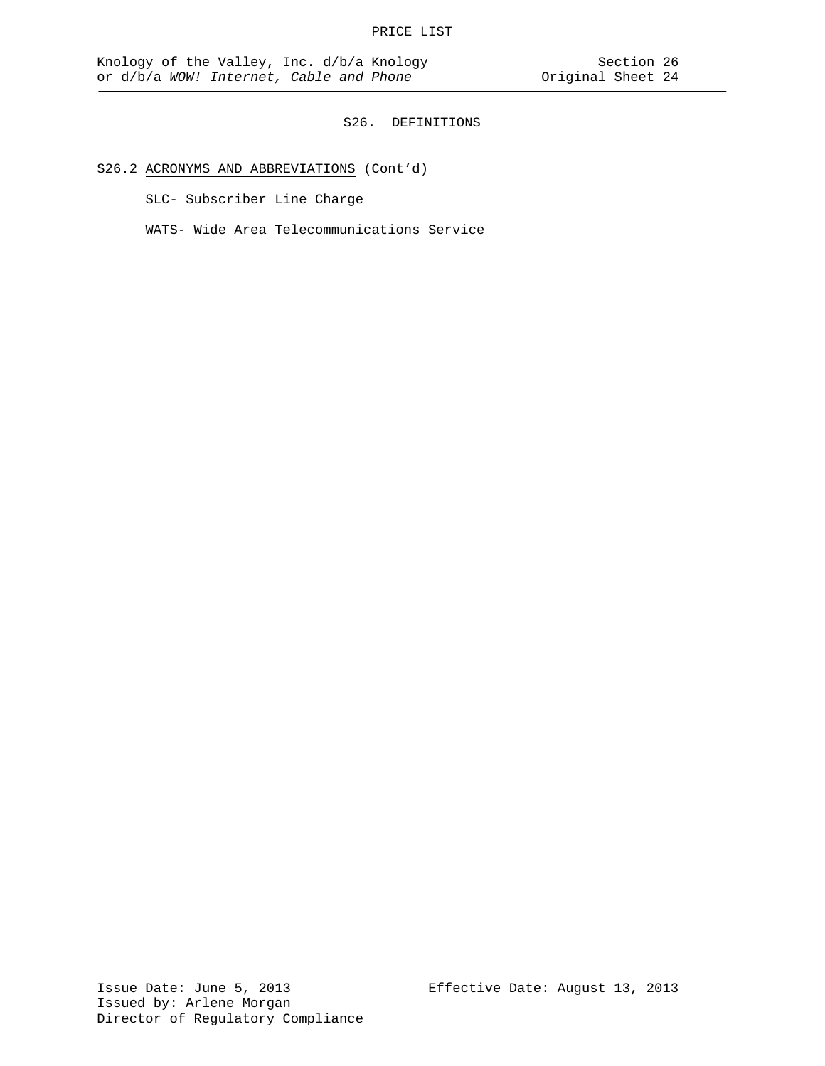## S26. DEFINITIONS

S26.2 ACRONYMS AND ABBREVIATIONS (Cont'd)

SLC- Subscriber Line Charge

WATS- Wide Area Telecommunications Service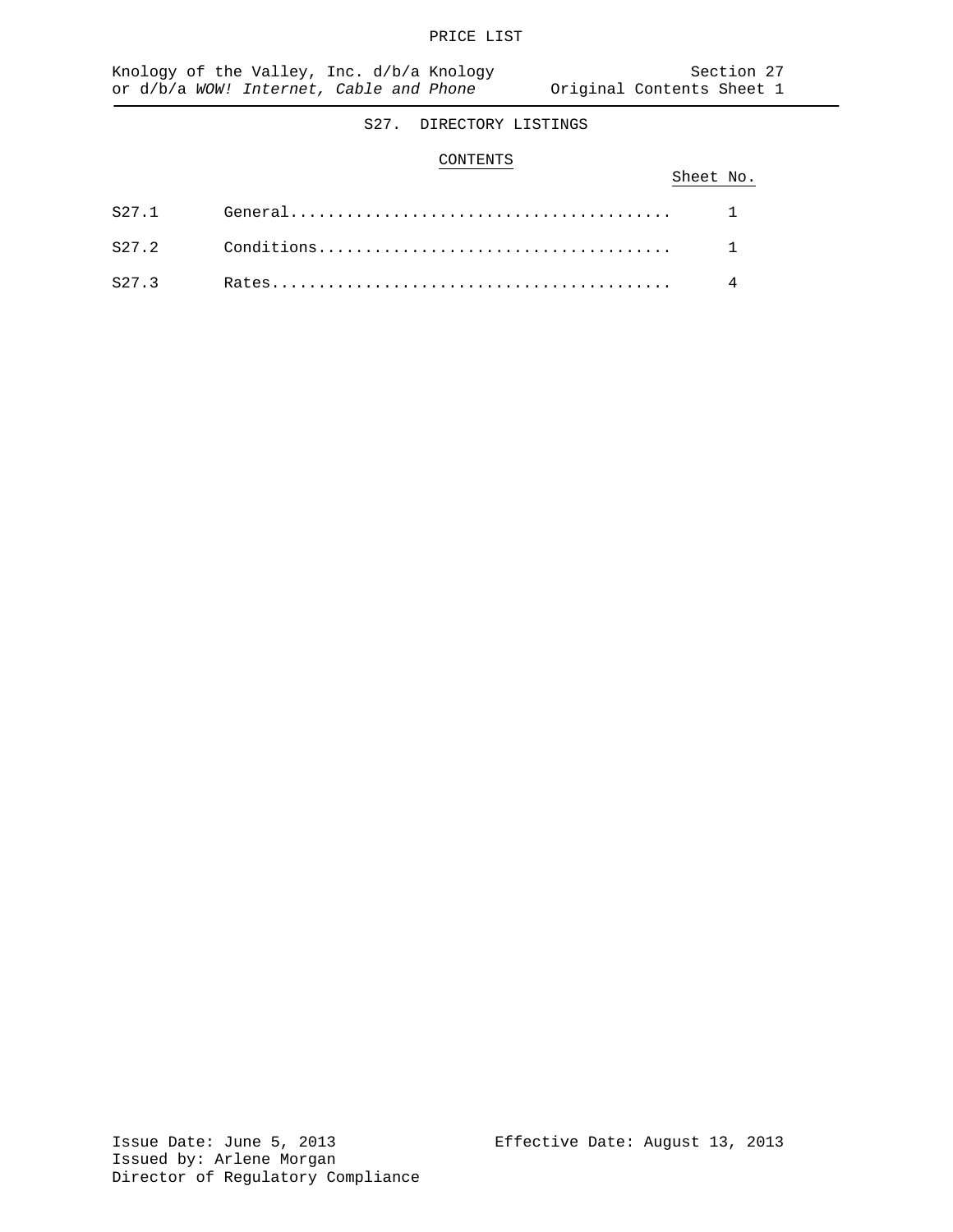# S27. DIRECTORY LISTINGS

## CONTENTS

| | | Sheet No. |
|---|---|---|
| S27.1 | General | 1 |
| S27.2 | Conditions | 1 |
| S27.3 | Rates | 4 |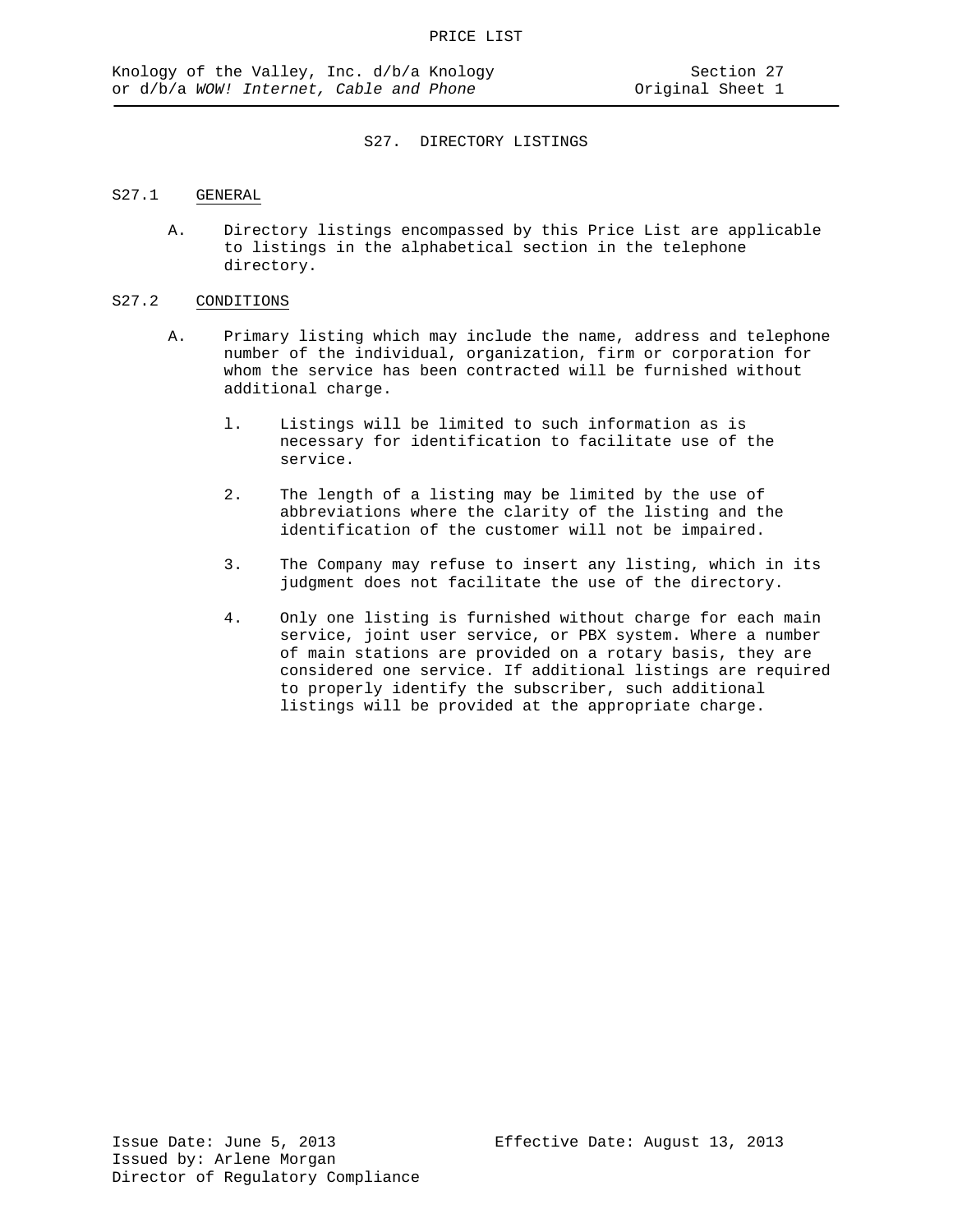# S27. DIRECTORY LISTINGS

## S27.1 GENERAL

A. Directory listings encompassed by this Price List are applicable to listings in the alphabetical section in the telephone directory.

## S27.2 CONDITIONS

A. Primary listing which may include the name, address and telephone number of the individual, organization, firm or corporation for whom the service has been contracted will be furnished without additional charge.

1. Listings will be limited to such information as is necessary for identification to facilitate use of the service.

2. The length of a listing may be limited by the use of abbreviations where the clarity of the listing and the identification of the customer will not be impaired.

3. The Company may refuse to insert any listing, which in its judgment does not facilitate the use of the directory.

4. Only one listing is furnished without charge for each main service, joint user service, or PBX system. Where a number of main stations are provided on a rotary basis, they are considered one service. If additional listings are required to properly identify the subscriber, such additional listings will be provided at the appropriate charge.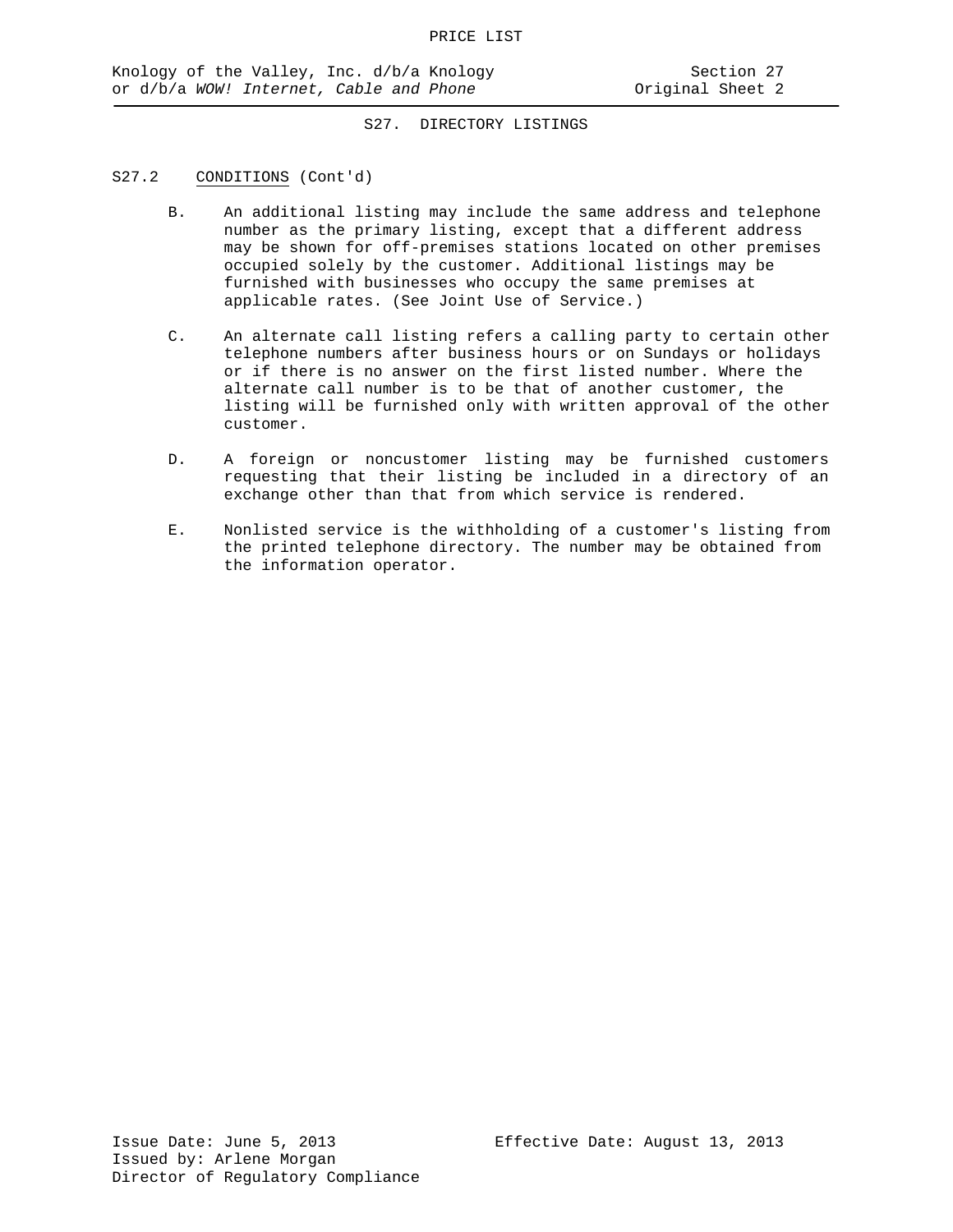## S27. DIRECTORY LISTINGS

S27.2 CONDITIONS (Cont'd)

B. An additional listing may include the same address and telephone number as the primary listing, except that a different address may be shown for off-premises stations located on other premises occupied solely by the customer. Additional listings may be furnished with businesses who occupy the same premises at applicable rates. (See Joint Use of Service.)

C. An alternate call listing refers a calling party to certain other telephone numbers after business hours or on Sundays or holidays or if there is no answer on the first listed number. Where the alternate call number is to be that of another customer, the listing will be furnished only with written approval of the other customer.

D. A foreign or noncustomer listing may be furnished customers requesting that their listing be included in a directory of an exchange other than that from which service is rendered.

E. Nonlisted service is the withholding of a customer's listing from the printed telephone directory. The number may be obtained from the information operator.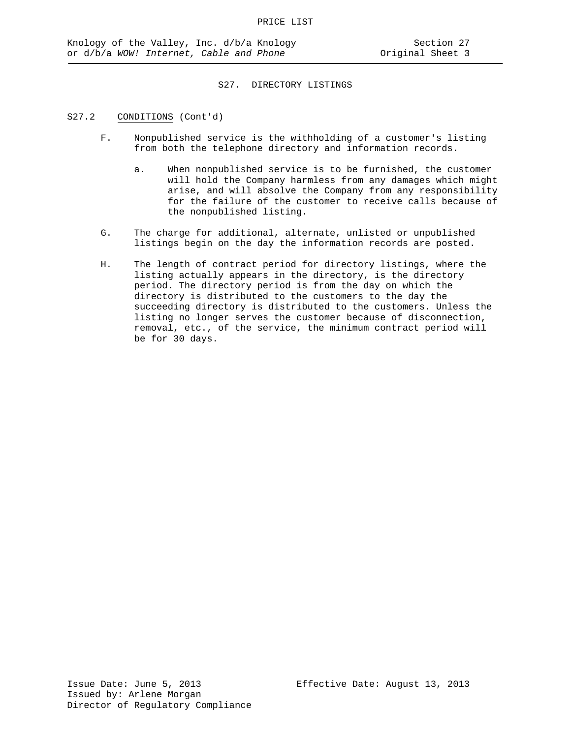# S27. DIRECTORY LISTINGS

S27.2 CONDITIONS (Cont'd)

F. Nonpublished service is the withholding of a customer's listing from both the telephone directory and information records.

   a. When nonpublished service is to be furnished, the customer will hold the Company harmless from any damages which might arise, and will absolve the Company from any responsibility for the failure of the customer to receive calls because of the nonpublished listing.

G. The charge for additional, alternate, unlisted or unpublished listings begin on the day the information records are posted.

H. The length of contract period for directory listings, where the listing actually appears in the directory, is the directory period. The directory period is from the day on which the directory is distributed to the customers to the day the succeeding directory is distributed to the customers. Unless the listing no longer serves the customer because of disconnection, removal, etc., of the service, the minimum contract period will be for 30 days.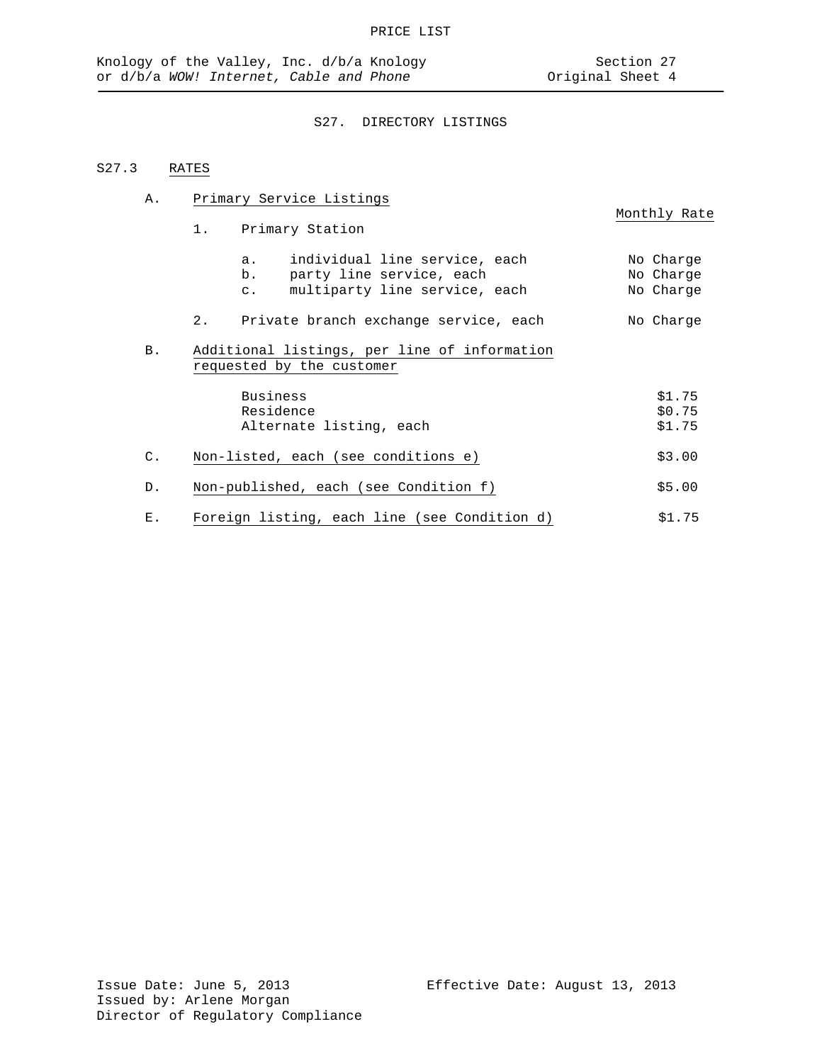PRICE LIST

Knology of the Valley, Inc. d/b/a Knology or d/b/a *WOW! Internet, Cable and Phone*

Section 27
Original Sheet 4

## S27. DIRECTORY LISTINGS

### S27.3 RATES

| | | Monthly Rate |
|---|---|---|
| A. | Primary Service Listings | |
| | 1. Primary Station | |
| | a. individual line service, each | No Charge |
| | b. party line service, each | No Charge |
| | c. multiparty line service, each | No Charge |
| | 2. Private branch exchange service, each | No Charge |
| B. | Additional listings, per line of information requested by the customer | |
| | Business | $1.75 |
| | Residence | $0.75 |
| | Alternate listing, each | $1.75 |
| C. | Non-listed, each (see conditions e) | $3.00 |
| D. | Non-published, each (see Condition f) | $5.00 |
| E. | Foreign listing, each line (see Condition d) | $1.75 |

Issue Date: June 5, 2013
Issued by: Arlene Morgan
Director of Regulatory Compliance

Effective Date: August 13, 2013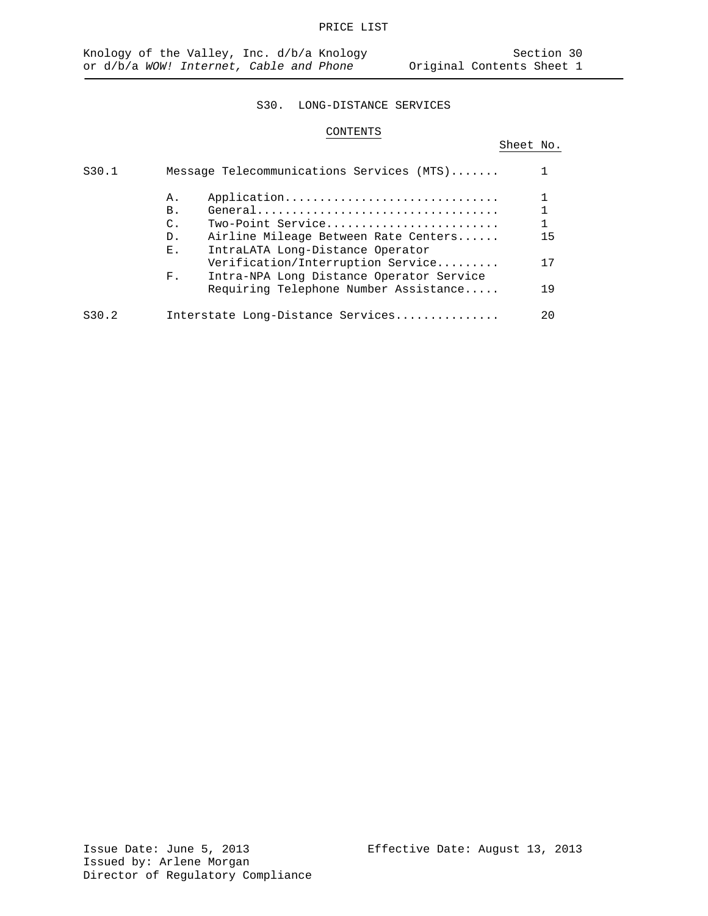# S30. LONG-DISTANCE SERVICES

## CONTENTS

| | | | Sheet No. |
|---|---|---|---|
| S30.1 | Message Telecommunications Services (MTS)....... | | 1 |
| | A. | Application............................... | 1 |
| | B. | General................................... | 1 |
| | C. | Two-Point Service......................... | 1 |
| | D. | Airline Mileage Between Rate Centers...... | 15 |
| | E. | IntraLATA Long-Distance Operator Verification/Interruption Service......... | 17 |
| | F. | Intra-NPA Long Distance Operator Service Requiring Telephone Number Assistance..... | 19 |
| S30.2 | Interstate Long-Distance Services............... | | 20 |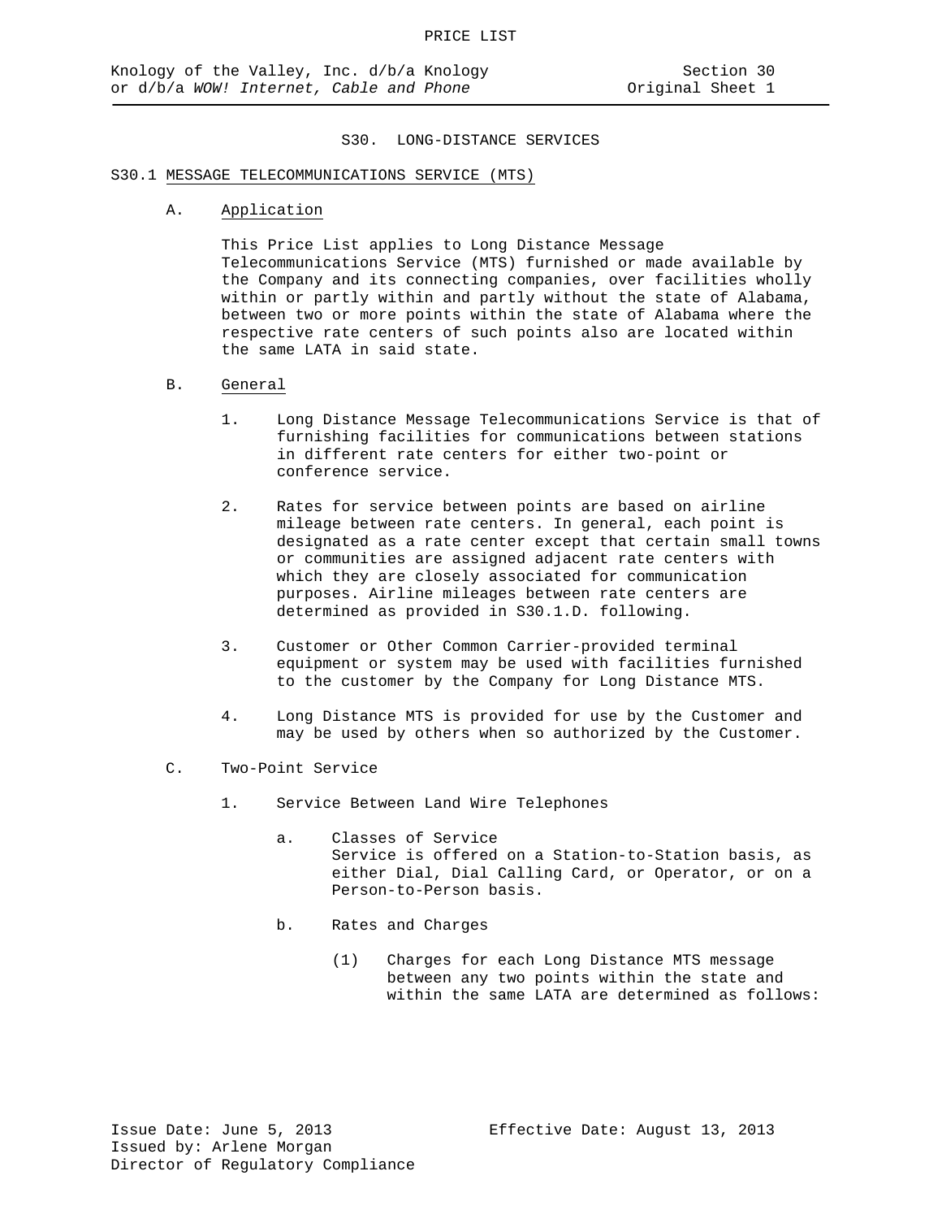## S30. LONG-DISTANCE SERVICES

### S30.1 MESSAGE TELECOMMUNICATIONS SERVICE (MTS)

A. Application

This Price List applies to Long Distance Message Telecommunications Service (MTS) furnished or made available by the Company and its connecting companies, over facilities wholly within or partly within and partly without the state of Alabama, between two or more points within the state of Alabama where the respective rate centers of such points also are located within the same LATA in said state.

B. General

1. Long Distance Message Telecommunications Service is that of furnishing facilities for communications between stations in different rate centers for either two-point or conference service.

2. Rates for service between points are based on airline mileage between rate centers. In general, each point is designated as a rate center except that certain small towns or communities are assigned adjacent rate centers with which they are closely associated for communication purposes. Airline mileages between rate centers are determined as provided in S30.1.D. following.

3. Customer or Other Common Carrier-provided terminal equipment or system may be used with facilities furnished to the customer by the Company for Long Distance MTS.

4. Long Distance MTS is provided for use by the Customer and may be used by others when so authorized by the Customer.

C. Two-Point Service

1. Service Between Land Wire Telephones

   a. Classes of Service
      Service is offered on a Station-to-Station basis, as either Dial, Dial Calling Card, or Operator, or on a Person-to-Person basis.

   b. Rates and Charges

      (1) Charges for each Long Distance MTS message between any two points within the state and within the same LATA are determined as follows: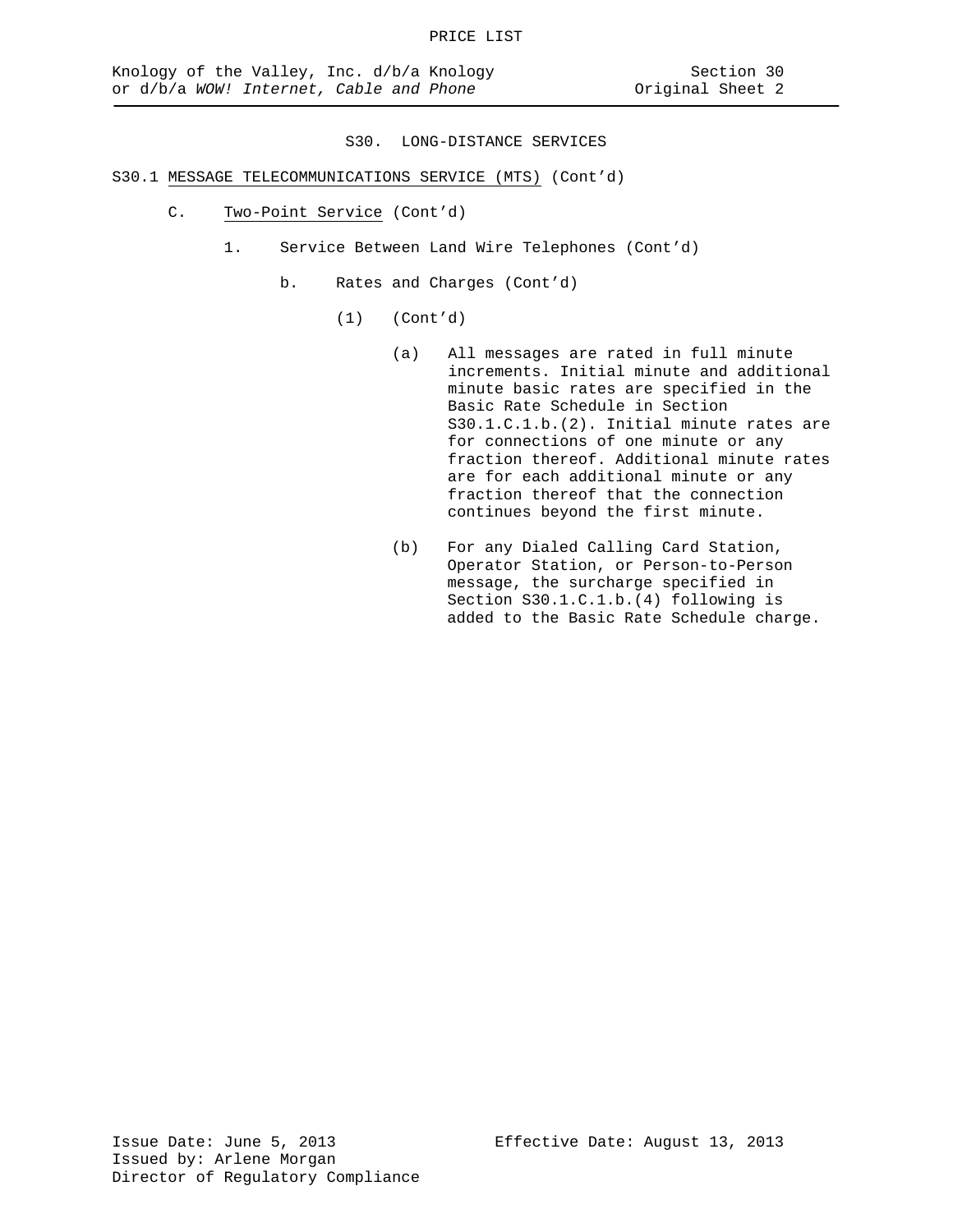## S30. LONG-DISTANCE SERVICES

S30.1 MESSAGE TELECOMMUNICATIONS SERVICE (MTS) (Cont'd)

C. Two-Point Service (Cont'd)

1. Service Between Land Wire Telephones (Cont'd)

b. Rates and Charges (Cont'd)

(1) (Cont'd)

(a) All messages are rated in full minute increments. Initial minute and additional minute basic rates are specified in the Basic Rate Schedule in Section S30.1.C.1.b.(2). Initial minute rates are for connections of one minute or any fraction thereof. Additional minute rates are for each additional minute or any fraction thereof that the connection continues beyond the first minute.

(b) For any Dialed Calling Card Station, Operator Station, or Person-to-Person message, the surcharge specified in Section S30.1.C.1.b.(4) following is added to the Basic Rate Schedule charge.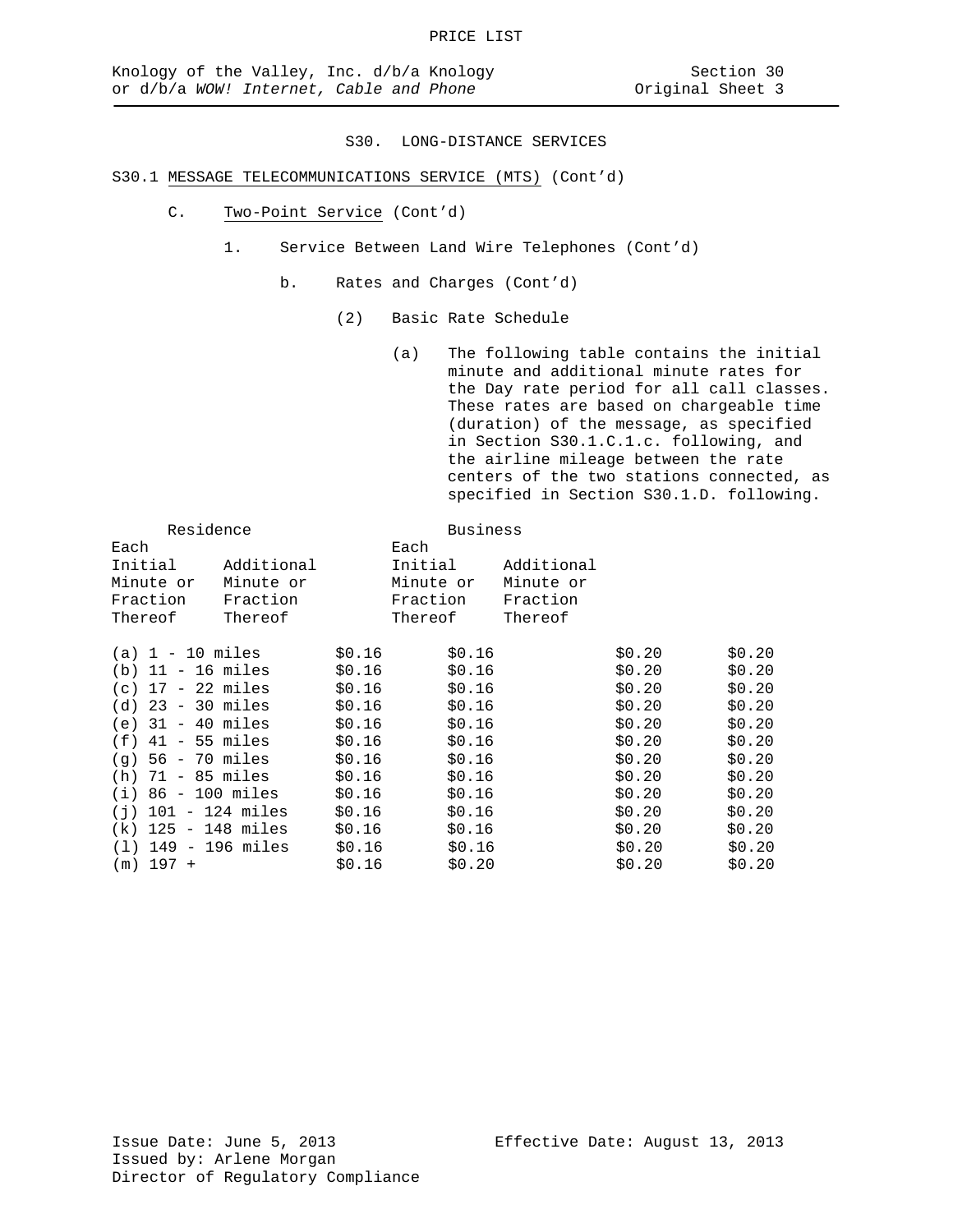PRICE LIST

Knology of the Valley, Inc. d/b/a Knology or d/b/a *WOW! Internet, Cable and Phone*

Section 30
Original Sheet 3

S30. LONG-DISTANCE SERVICES

S30.1 MESSAGE TELECOMMUNICATIONS SERVICE (MTS) (Cont'd)

C. Two-Point Service (Cont'd)

1. Service Between Land Wire Telephones (Cont'd)

b. Rates and Charges (Cont'd)

(2) Basic Rate Schedule

(a) The following table contains the initial minute and additional minute rates for the Day rate period for all call classes. These rates are based on chargeable time (duration) of the message, as specified in Section S30.1.C.1.c. following, and the airline mileage between the rate centers of the two stations connected, as specified in Section S30.1.D. following.

| | Residence | | Business | |
|---|---|---|---|---|
| | Each Initial Minute or Fraction Thereof | Additional Minute or Fraction Thereof | Each Initial Minute or Fraction Thereof | Additional Minute or Fraction Thereof |
| (a) 1 - 10 miles | $0.16 | $0.16 | $0.20 | $0.20 |
| (b) 11 - 16 miles | $0.16 | $0.16 | $0.20 | $0.20 |
| (c) 17 - 22 miles | $0.16 | $0.16 | $0.20 | $0.20 |
| (d) 23 - 30 miles | $0.16 | $0.16 | $0.20 | $0.20 |
| (e) 31 - 40 miles | $0.16 | $0.16 | $0.20 | $0.20 |
| (f) 41 - 55 miles | $0.16 | $0.16 | $0.20 | $0.20 |
| (g) 56 - 70 miles | $0.16 | $0.16 | $0.20 | $0.20 |
| (h) 71 - 85 miles | $0.16 | $0.16 | $0.20 | $0.20 |
| (i) 86 - 100 miles | $0.16 | $0.16 | $0.20 | $0.20 |
| (j) 101 - 124 miles | $0.16 | $0.16 | $0.20 | $0.20 |
| (k) 125 - 148 miles | $0.16 | $0.16 | $0.20 | $0.20 |
| (l) 149 - 196 miles | $0.16 | $0.16 | $0.20 | $0.20 |
| (m) 197 + | $0.16 | $0.20 | $0.20 | $0.20 |

Issue Date: June 5, 2013
Issued by: Arlene Morgan
Director of Regulatory Compliance

Effective Date: August 13, 2013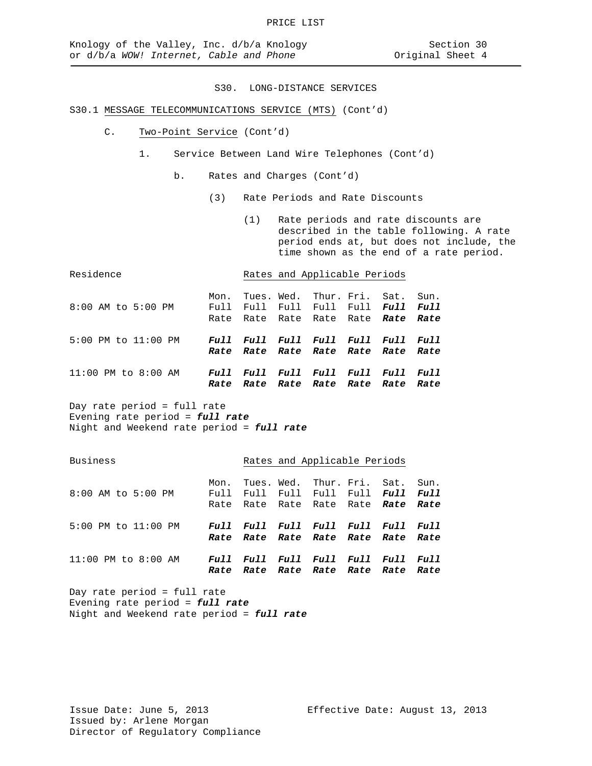PRICE LIST

Knology of the Valley, Inc. d/b/a Knology or d/b/a *WOW! Internet, Cable and Phone*

Section 30
Original Sheet 4

## S30. LONG-DISTANCE SERVICES

S30.1 MESSAGE TELECOMMUNICATIONS SERVICE (MTS) (Cont'd)

C. Two-Point Service (Cont'd)

1. Service Between Land Wire Telephones (Cont'd)

b. Rates and Charges (Cont'd)

(3) Rate Periods and Rate Discounts

(1) Rate periods and rate discounts are described in the table following. A rate period ends at, but does not include, the time shown as the end of a rate period.

Residence — Rates and Applicable Periods

| | Mon. | Tues. | Wed. | Thur. | Fri. | Sat. | Sun. |
|---|---|---|---|---|---|---|---|
| 8:00 AM to 5:00 PM | Full Rate | Full Rate | Full Rate | Full Rate | Full Rate | ***Full Rate*** | ***Full Rate*** |
| 5:00 PM to 11:00 PM | ***Full Rate*** | ***Full Rate*** | ***Full Rate*** | ***Full Rate*** | ***Full Rate*** | ***Full Rate*** | ***Full Rate*** |
| 11:00 PM to 8:00 AM | ***Full Rate*** | ***Full Rate*** | ***Full Rate*** | ***Full Rate*** | ***Full Rate*** | ***Full Rate*** | ***Full Rate*** |

Day rate period = full rate
Evening rate period = ***full rate***
Night and Weekend rate period = ***full rate***

Business — Rates and Applicable Periods

| | Mon. | Tues. | Wed. | Thur. | Fri. | Sat. | Sun. |
|---|---|---|---|---|---|---|---|
| 8:00 AM to 5:00 PM | Full Rate | Full Rate | Full Rate | Full Rate | Full Rate | ***Full Rate*** | ***Full Rate*** |
| 5:00 PM to 11:00 PM | ***Full Rate*** | ***Full Rate*** | ***Full Rate*** | ***Full Rate*** | ***Full Rate*** | ***Full Rate*** | ***Full Rate*** |
| 11:00 PM to 8:00 AM | ***Full Rate*** | ***Full Rate*** | ***Full Rate*** | ***Full Rate*** | ***Full Rate*** | ***Full Rate*** | ***Full Rate*** |

Day rate period = full rate
Evening rate period = ***full rate***
Night and Weekend rate period = ***full rate***

Issue Date: June 5, 2013
Issued by: Arlene Morgan
Director of Regulatory Compliance

Effective Date: August 13, 2013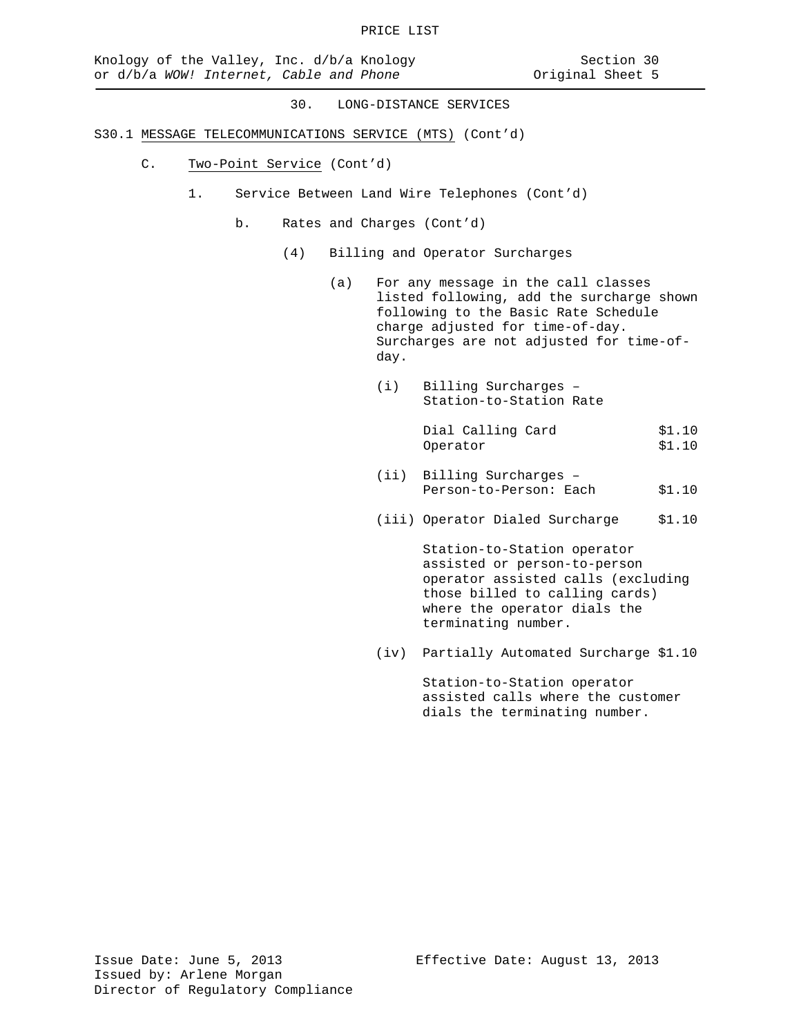PRICE LIST

Knology of the Valley, Inc. d/b/a Knology or d/b/a *WOW! Internet, Cable and Phone*

Section 30
Original Sheet 5

## 30. LONG-DISTANCE SERVICES

S30.1 MESSAGE TELECOMMUNICATIONS SERVICE (MTS) (Cont'd)

C. Two-Point Service (Cont'd)

1. Service Between Land Wire Telephones (Cont'd)

b. Rates and Charges (Cont'd)

(4) Billing and Operator Surcharges

(a) For any message in the call classes listed following, add the surcharge shown following to the Basic Rate Schedule charge adjusted for time-of-day. Surcharges are not adjusted for time-of-day.

(i) Billing Surcharges – Station-to-Station Rate

| | |
|---|---|
| Dial Calling Card | $1.10 |
| Operator | $1.10 |

(ii) Billing Surcharges – Person-to-Person: Each $1.10

(iii) Operator Dialed Surcharge $1.10

Station-to-Station operator assisted or person-to-person operator assisted calls (excluding those billed to calling cards) where the operator dials the terminating number.

(iv) Partially Automated Surcharge $1.10

Station-to-Station operator assisted calls where the customer dials the terminating number.

Issue Date: June 5, 2013
Issued by: Arlene Morgan
Director of Regulatory Compliance

Effective Date: August 13, 2013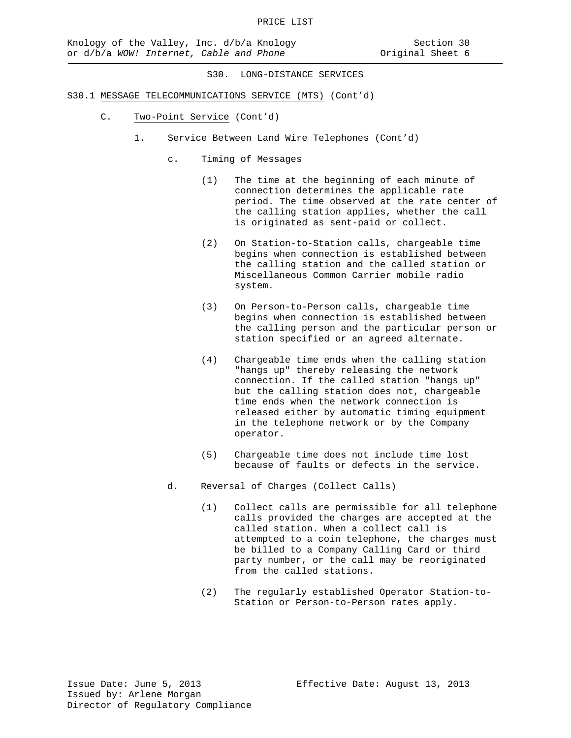## S30. LONG-DISTANCE SERVICES

### S30.1 MESSAGE TELECOMMUNICATIONS SERVICE (MTS) (Cont'd)

C. Two-Point Service (Cont'd)

1. Service Between Land Wire Telephones (Cont'd)

c. Timing of Messages

(1) The time at the beginning of each minute of connection determines the applicable rate period. The time observed at the rate center of the calling station applies, whether the call is originated as sent-paid or collect.

(2) On Station-to-Station calls, chargeable time begins when connection is established between the calling station and the called station or Miscellaneous Common Carrier mobile radio system.

(3) On Person-to-Person calls, chargeable time begins when connection is established between the calling person and the particular person or station specified or an agreed alternate.

(4) Chargeable time ends when the calling station "hangs up" thereby releasing the network connection. If the called station "hangs up" but the calling station does not, chargeable time ends when the network connection is released either by automatic timing equipment in the telephone network or by the Company operator.

(5) Chargeable time does not include time lost because of faults or defects in the service.

d. Reversal of Charges (Collect Calls)

(1) Collect calls are permissible for all telephone calls provided the charges are accepted at the called station. When a collect call is attempted to a coin telephone, the charges must be billed to a Company Calling Card or third party number, or the call may be reoriginated from the called stations.

(2) The regularly established Operator Station-to-Station or Person-to-Person rates apply.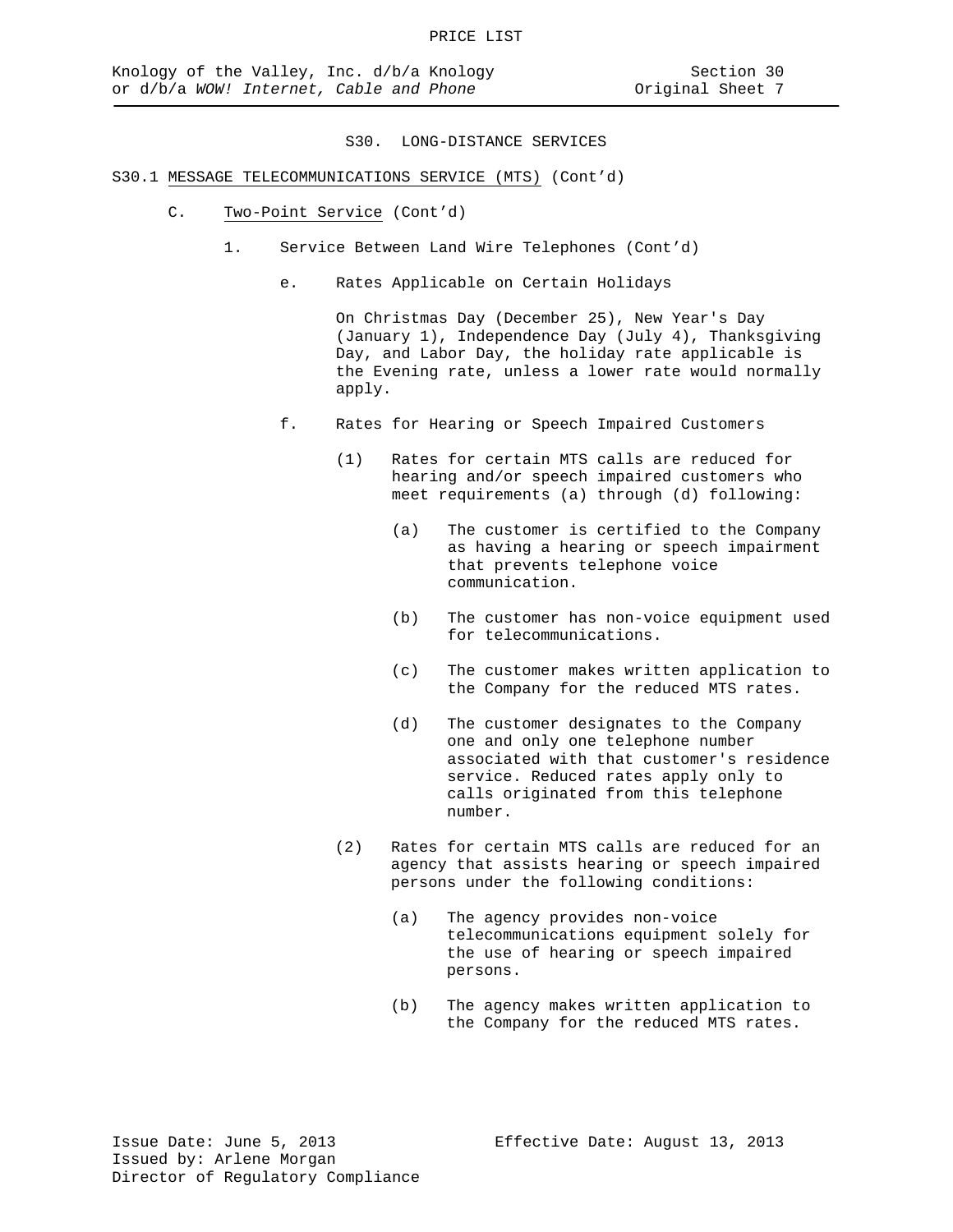S30. LONG-DISTANCE SERVICES

S30.1 MESSAGE TELECOMMUNICATIONS SERVICE (MTS) (Cont'd)

C. Two-Point Service (Cont'd)

1. Service Between Land Wire Telephones (Cont'd)

e. Rates Applicable on Certain Holidays

On Christmas Day (December 25), New Year's Day (January 1), Independence Day (July 4), Thanksgiving Day, and Labor Day, the holiday rate applicable is the Evening rate, unless a lower rate would normally apply.

f. Rates for Hearing or Speech Impaired Customers

(1) Rates for certain MTS calls are reduced for hearing and/or speech impaired customers who meet requirements (a) through (d) following:

(a) The customer is certified to the Company as having a hearing or speech impairment that prevents telephone voice communication.

(b) The customer has non-voice equipment used for telecommunications.

(c) The customer makes written application to the Company for the reduced MTS rates.

(d) The customer designates to the Company one and only one telephone number associated with that customer's residence service. Reduced rates apply only to calls originated from this telephone number.

(2) Rates for certain MTS calls are reduced for an agency that assists hearing or speech impaired persons under the following conditions:

(a) The agency provides non-voice telecommunications equipment solely for the use of hearing or speech impaired persons.

(b) The agency makes written application to the Company for the reduced MTS rates.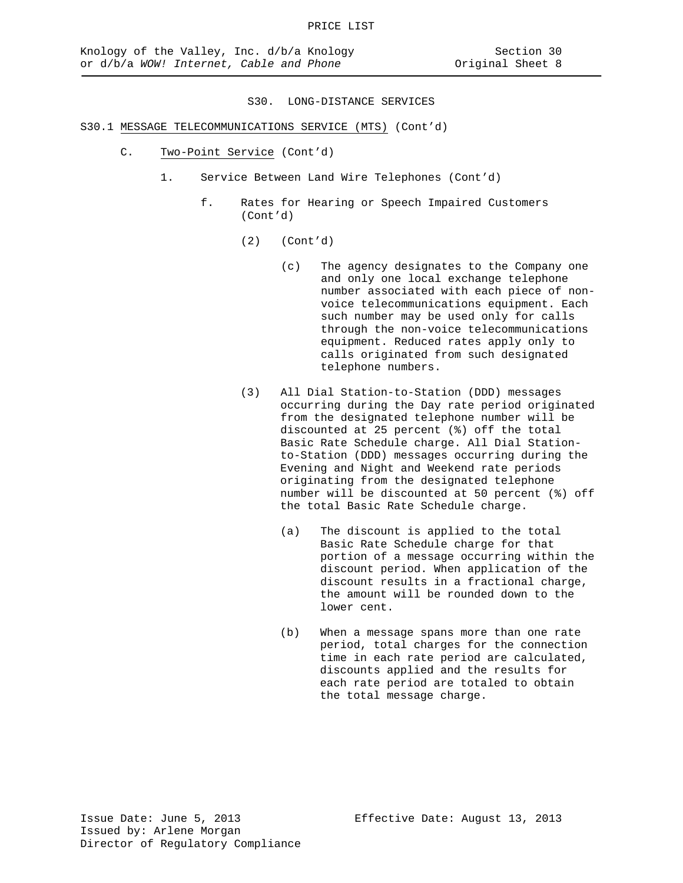S30. LONG-DISTANCE SERVICES

S30.1 MESSAGE TELECOMMUNICATIONS SERVICE (MTS) (Cont'd)

C. Two-Point Service (Cont'd)

1. Service Between Land Wire Telephones (Cont'd)

f. Rates for Hearing or Speech Impaired Customers (Cont'd)

(2) (Cont'd)

(c) The agency designates to the Company one and only one local exchange telephone number associated with each piece of non-voice telecommunications equipment. Each such number may be used only for calls through the non-voice telecommunications equipment. Reduced rates apply only to calls originated from such designated telephone numbers.

(3) All Dial Station-to-Station (DDD) messages occurring during the Day rate period originated from the designated telephone number will be discounted at 25 percent (%) off the total Basic Rate Schedule charge. All Dial Station-to-Station (DDD) messages occurring during the Evening and Night and Weekend rate periods originating from the designated telephone number will be discounted at 50 percent (%) off the total Basic Rate Schedule charge.

(a) The discount is applied to the total Basic Rate Schedule charge for that portion of a message occurring within the discount period. When application of the discount results in a fractional charge, the amount will be rounded down to the lower cent.

(b) When a message spans more than one rate period, total charges for the connection time in each rate period are calculated, discounts applied and the results for each rate period are totaled to obtain the total message charge.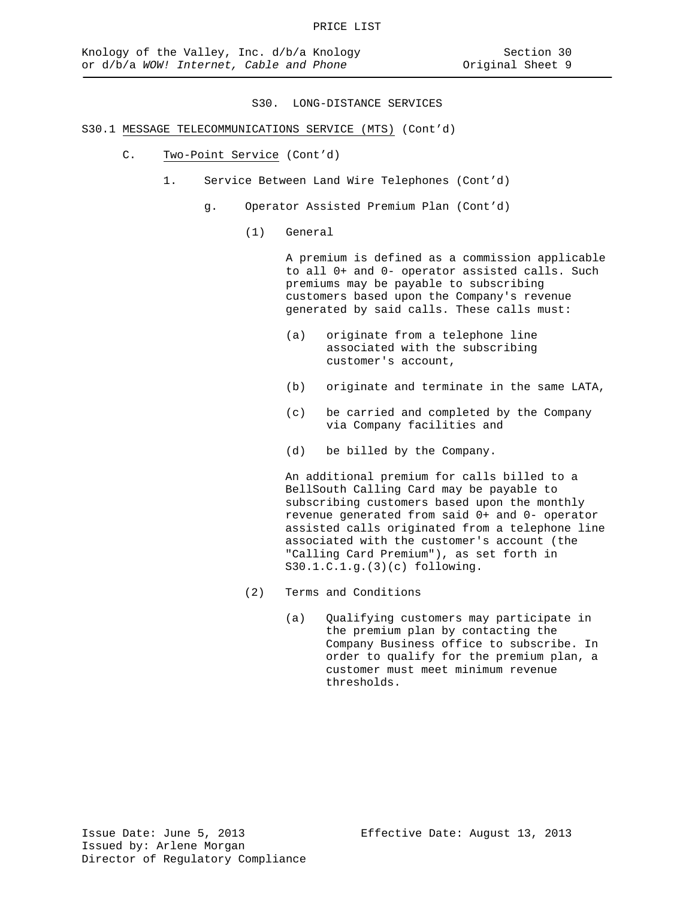PRICE LIST

Knology of the Valley, Inc. d/b/a Knology or d/b/a *WOW! Internet, Cable and Phone*

Section 30
Original Sheet 9

S30. LONG-DISTANCE SERVICES

S30.1 MESSAGE TELECOMMUNICATIONS SERVICE (MTS) (Cont'd)

C. Two-Point Service (Cont'd)

1. Service Between Land Wire Telephones (Cont'd)

g. Operator Assisted Premium Plan (Cont'd)

(1) General

A premium is defined as a commission applicable to all 0+ and 0- operator assisted calls. Such premiums may be payable to subscribing customers based upon the Company's revenue generated by said calls. These calls must:

(a) originate from a telephone line associated with the subscribing customer's account,

(b) originate and terminate in the same LATA,

(c) be carried and completed by the Company via Company facilities and

(d) be billed by the Company.

An additional premium for calls billed to a BellSouth Calling Card may be payable to subscribing customers based upon the monthly revenue generated from said 0+ and 0- operator assisted calls originated from a telephone line associated with the customer's account (the "Calling Card Premium"), as set forth in S30.1.C.1.g.(3)(c) following.

(2) Terms and Conditions

(a) Qualifying customers may participate in the premium plan by contacting the Company Business office to subscribe. In order to qualify for the premium plan, a customer must meet minimum revenue thresholds.

Issue Date: June 5, 2013
Effective Date: August 13, 2013
Issued by: Arlene Morgan
Director of Regulatory Compliance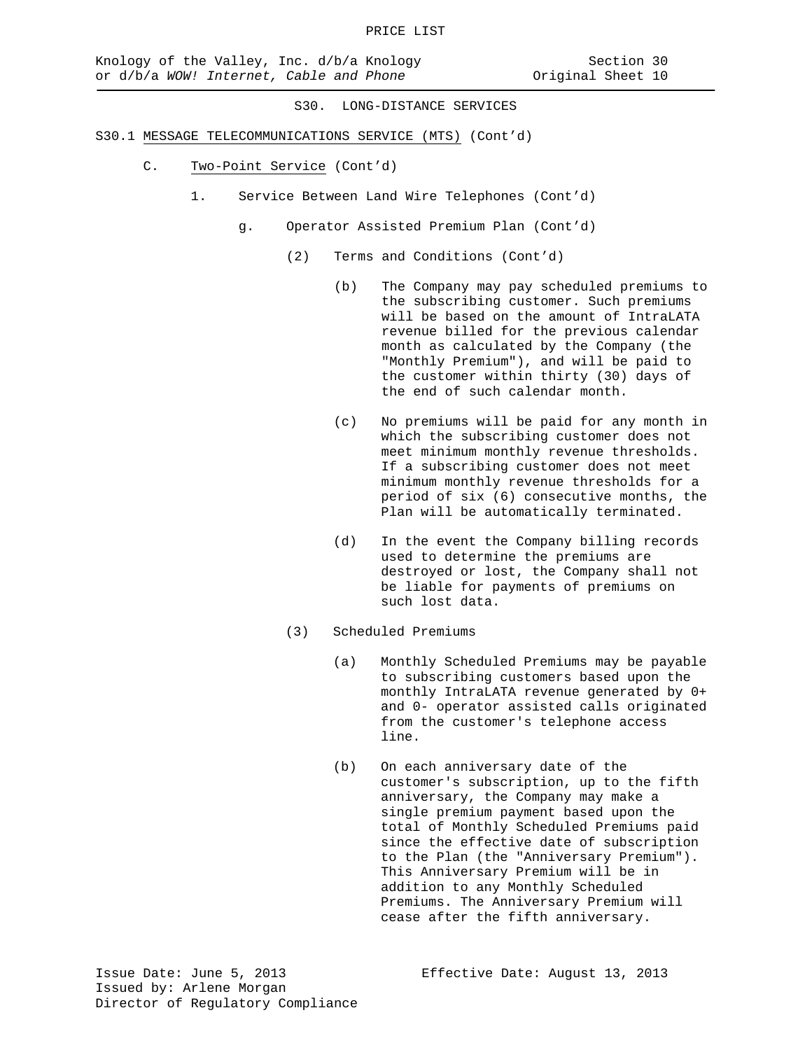# S30. LONG-DISTANCE SERVICES

S30.1 MESSAGE TELECOMMUNICATIONS SERVICE (MTS) (Cont'd)

C. Two-Point Service (Cont'd)

1. Service Between Land Wire Telephones (Cont'd)

g. Operator Assisted Premium Plan (Cont'd)

(2) Terms and Conditions (Cont'd)

(b) The Company may pay scheduled premiums to the subscribing customer. Such premiums will be based on the amount of IntraLATA revenue billed for the previous calendar month as calculated by the Company (the "Monthly Premium"), and will be paid to the customer within thirty (30) days of the end of such calendar month.

(c) No premiums will be paid for any month in which the subscribing customer does not meet minimum monthly revenue thresholds. If a subscribing customer does not meet minimum monthly revenue thresholds for a period of six (6) consecutive months, the Plan will be automatically terminated.

(d) In the event the Company billing records used to determine the premiums are destroyed or lost, the Company shall not be liable for payments of premiums on such lost data.

(3) Scheduled Premiums

(a) Monthly Scheduled Premiums may be payable to subscribing customers based upon the monthly IntraLATA revenue generated by 0+ and 0- operator assisted calls originated from the customer's telephone access line.

(b) On each anniversary date of the customer's subscription, up to the fifth anniversary, the Company may make a single premium payment based upon the total of Monthly Scheduled Premiums paid since the effective date of subscription to the Plan (the "Anniversary Premium"). This Anniversary Premium will be in addition to any Monthly Scheduled Premiums. The Anniversary Premium will cease after the fifth anniversary.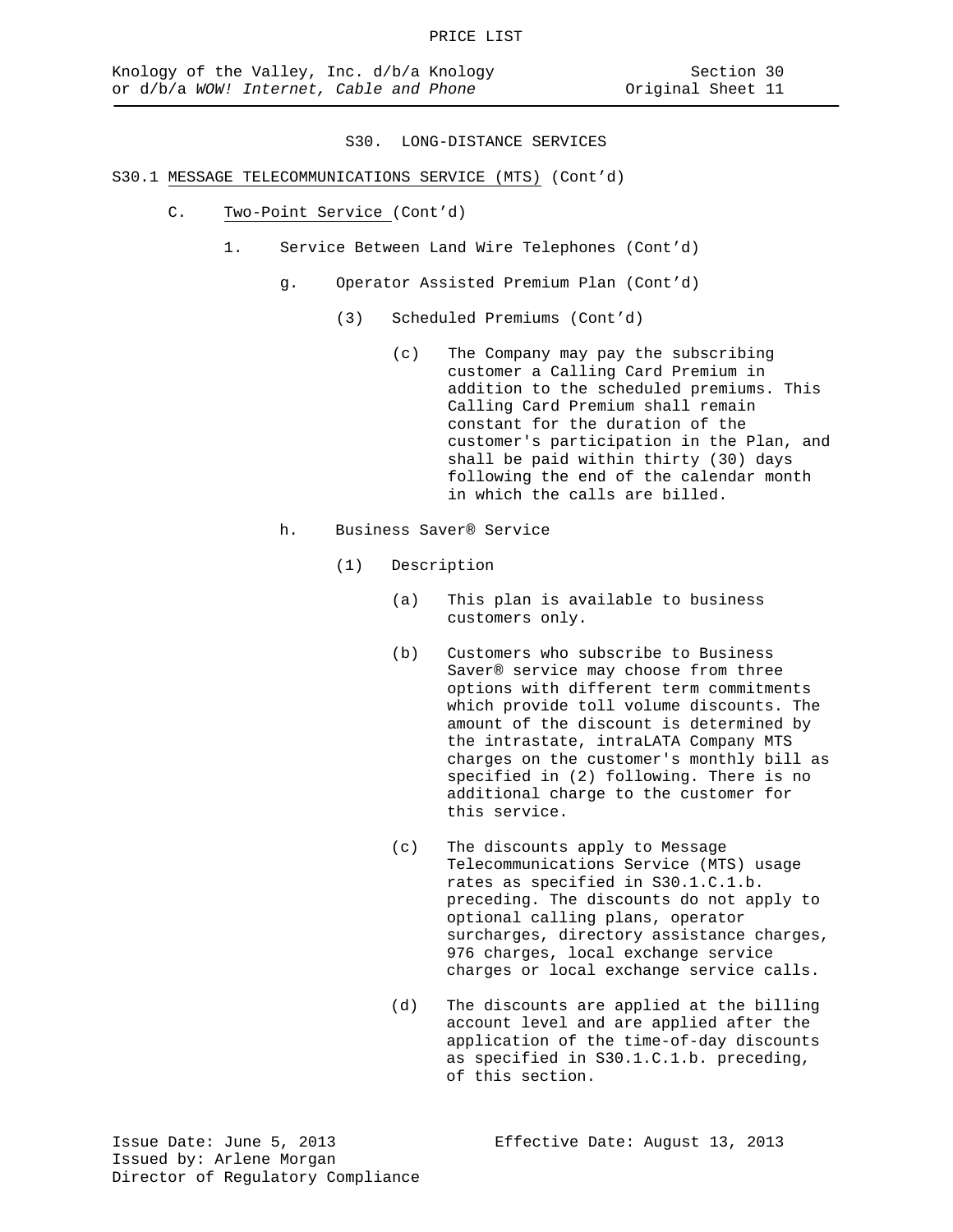## S30. LONG-DISTANCE SERVICES

S30.1 MESSAGE TELECOMMUNICATIONS SERVICE (MTS) (Cont'd)

C. Two-Point Service (Cont'd)

1. Service Between Land Wire Telephones (Cont'd)

g. Operator Assisted Premium Plan (Cont'd)

(3) Scheduled Premiums (Cont'd)

(c) The Company may pay the subscribing customer a Calling Card Premium in addition to the scheduled premiums. This Calling Card Premium shall remain constant for the duration of the customer's participation in the Plan, and shall be paid within thirty (30) days following the end of the calendar month in which the calls are billed.

h. Business Saver® Service

(1) Description

(a) This plan is available to business customers only.

(b) Customers who subscribe to Business Saver® service may choose from three options with different term commitments which provide toll volume discounts. The amount of the discount is determined by the intrastate, intraLATA Company MTS charges on the customer's monthly bill as specified in (2) following. There is no additional charge to the customer for this service.

(c) The discounts apply to Message Telecommunications Service (MTS) usage rates as specified in S30.1.C.1.b. preceding. The discounts do not apply to optional calling plans, operator surcharges, directory assistance charges, 976 charges, local exchange service charges or local exchange service calls.

(d) The discounts are applied at the billing account level and are applied after the application of the time-of-day discounts as specified in S30.1.C.1.b. preceding, of this section.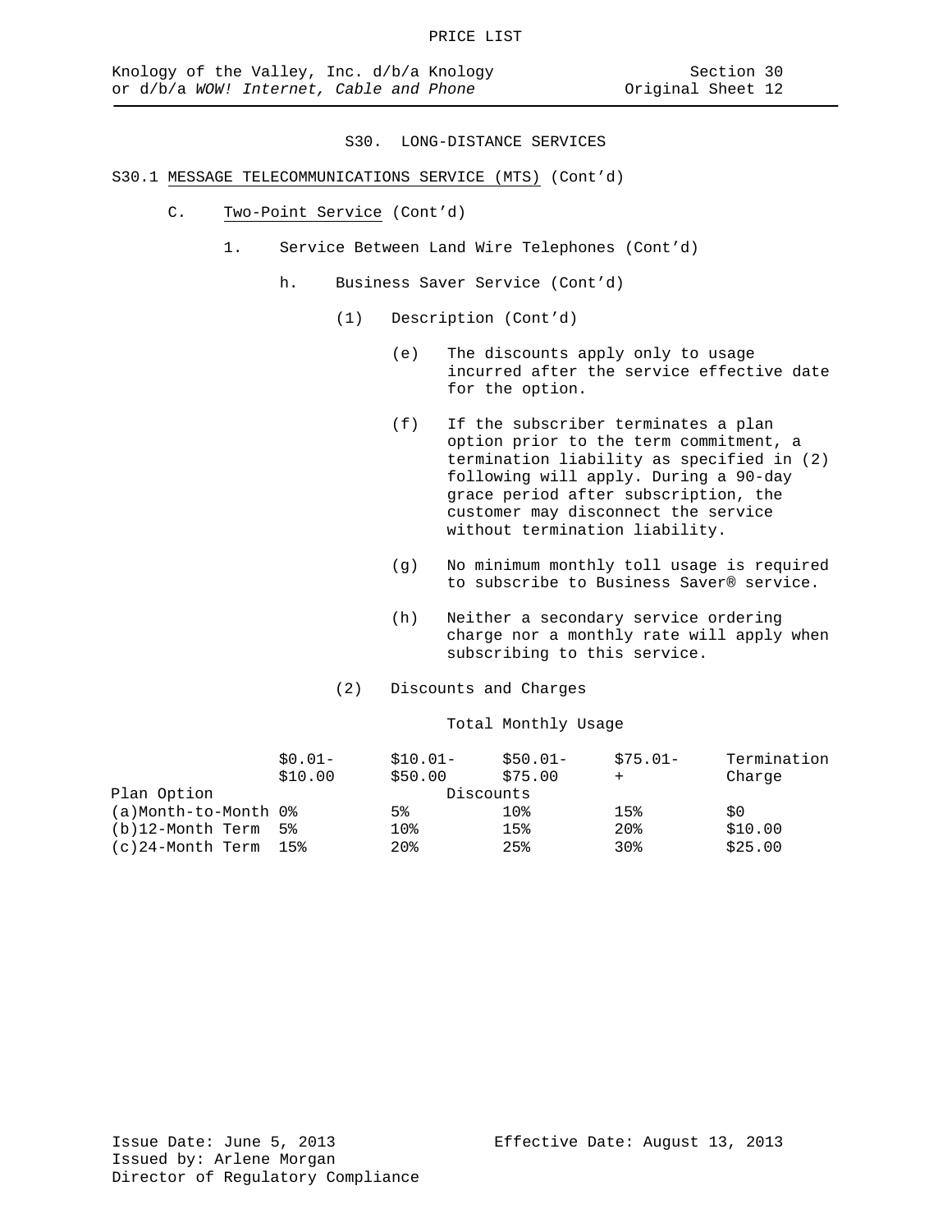# S30. LONG-DISTANCE SERVICES

## S30.1 MESSAGE TELECOMMUNICATIONS SERVICE (MTS) (Cont'd)

C. Two-Point Service (Cont'd)

1. Service Between Land Wire Telephones (Cont'd)

h. Business Saver Service (Cont'd)

(1) Description (Cont'd)

(e) The discounts apply only to usage incurred after the service effective date for the option.

(f) If the subscriber terminates a plan option prior to the term commitment, a termination liability as specified in (2) following will apply. During a 90-day grace period after subscription, the customer may disconnect the service without termination liability.

(g) No minimum monthly toll usage is required to subscribe to Business Saver® service.

(h) Neither a secondary service ordering charge nor a monthly rate will apply when subscribing to this service.

(2) Discounts and Charges

Total Monthly Usage

| | $0.01- $10.00 | $10.01- $50.00 | $50.01- $75.00 | $75.01- + | Termination Charge |
|---|---|---|---|---|---|
| Plan Option | | | Discounts | | |
| (a)Month-to-Month | 0% | 5% | 10% | 15% | $0 |
| (b)12-Month Term | 5% | 10% | 15% | 20% | $10.00 |
| (c)24-Month Term | 15% | 20% | 25% | 30% | $25.00 |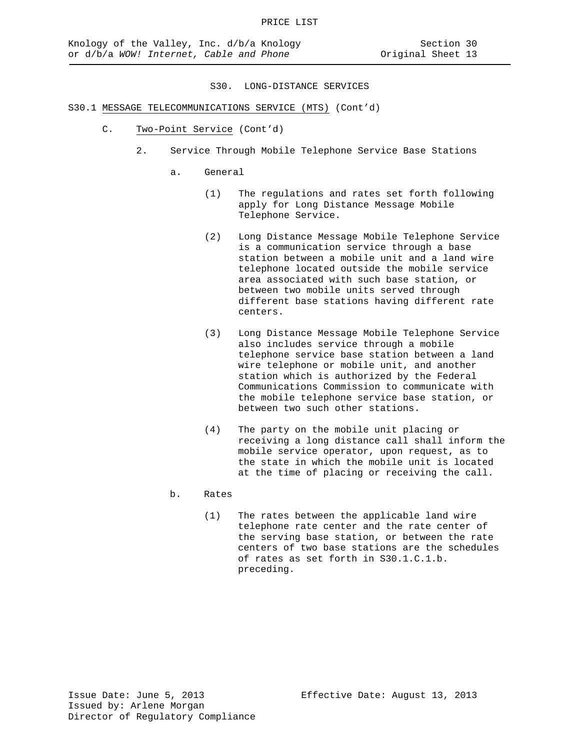## S30. LONG-DISTANCE SERVICES

S30.1 MESSAGE TELECOMMUNICATIONS SERVICE (MTS) (Cont'd)

C. Two-Point Service (Cont'd)

2. Service Through Mobile Telephone Service Base Stations

a. General

(1) The regulations and rates set forth following apply for Long Distance Message Mobile Telephone Service.

(2) Long Distance Message Mobile Telephone Service is a communication service through a base station between a mobile unit and a land wire telephone located outside the mobile service area associated with such base station, or between two mobile units served through different base stations having different rate centers.

(3) Long Distance Message Mobile Telephone Service also includes service through a mobile telephone service base station between a land wire telephone or mobile unit, and another station which is authorized by the Federal Communications Commission to communicate with the mobile telephone service base station, or between two such other stations.

(4) The party on the mobile unit placing or receiving a long distance call shall inform the mobile service operator, upon request, as to the state in which the mobile unit is located at the time of placing or receiving the call.

b. Rates

(1) The rates between the applicable land wire telephone rate center and the rate center of the serving base station, or between the rate centers of two base stations are the schedules of rates as set forth in S30.1.C.1.b. preceding.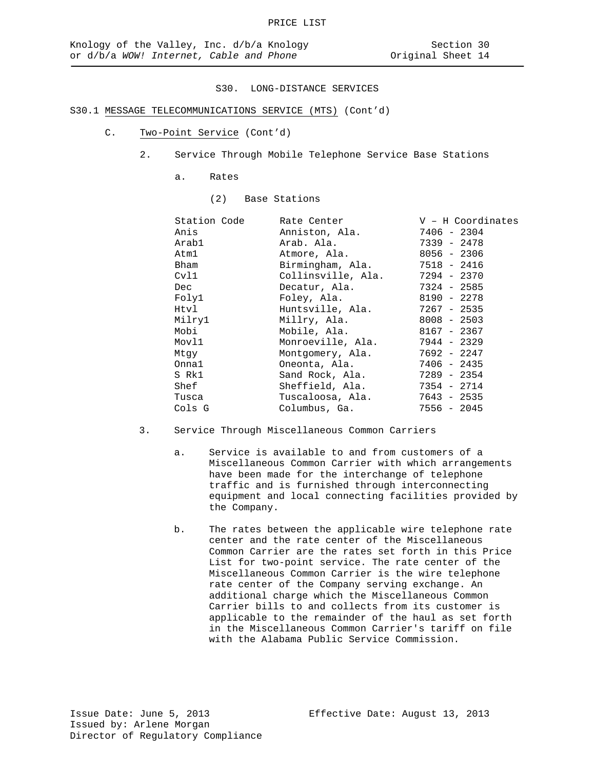# S30. LONG-DISTANCE SERVICES

## S30.1 MESSAGE TELECOMMUNICATIONS SERVICE (MTS) (Cont'd)

### C. Two-Point Service (Cont'd)

2. Service Through Mobile Telephone Service Base Stations

   a. Rates

      (2) Base Stations

| Station Code | Rate Center | V – H Coordinates |
|---|---|---|
| Anis | Anniston, Ala. | 7406 - 2304 |
| Arab1 | Arab. Ala. | 7339 - 2478 |
| Atm1 | Atmore, Ala. | 8056 - 2306 |
| Bham | Birmingham, Ala. | 7518 - 2416 |
| Cvl1 | Collinsville, Ala. | 7294 - 2370 |
| Dec | Decatur, Ala. | 7324 - 2585 |
| Foly1 | Foley, Ala. | 8190 - 2278 |
| Htvl | Huntsville, Ala. | 7267 - 2535 |
| Milry1 | Millry, Ala. | 8008 - 2503 |
| Mobi | Mobile, Ala. | 8167 - 2367 |
| Movl1 | Monroeville, Ala. | 7944 - 2329 |
| Mtgy | Montgomery, Ala. | 7692 - 2247 |
| Onna1 | Oneonta, Ala. | 7406 - 2435 |
| S Rk1 | Sand Rock, Ala. | 7289 - 2354 |
| Shef | Sheffield, Ala. | 7354 - 2714 |
| Tusca | Tuscaloosa, Ala. | 7643 - 2535 |
| Cols G | Columbus, Ga. | 7556 - 2045 |

3. Service Through Miscellaneous Common Carriers

   a. Service is available to and from customers of a Miscellaneous Common Carrier with which arrangements have been made for the interchange of telephone traffic and is furnished through interconnecting equipment and local connecting facilities provided by the Company.

   b. The rates between the applicable wire telephone rate center and the rate center of the Miscellaneous Common Carrier are the rates set forth in this Price List for two-point service. The rate center of the Miscellaneous Common Carrier is the wire telephone rate center of the Company serving exchange. An additional charge which the Miscellaneous Common Carrier bills to and collects from its customer is applicable to the remainder of the haul as set forth in the Miscellaneous Common Carrier's tariff on file with the Alabama Public Service Commission.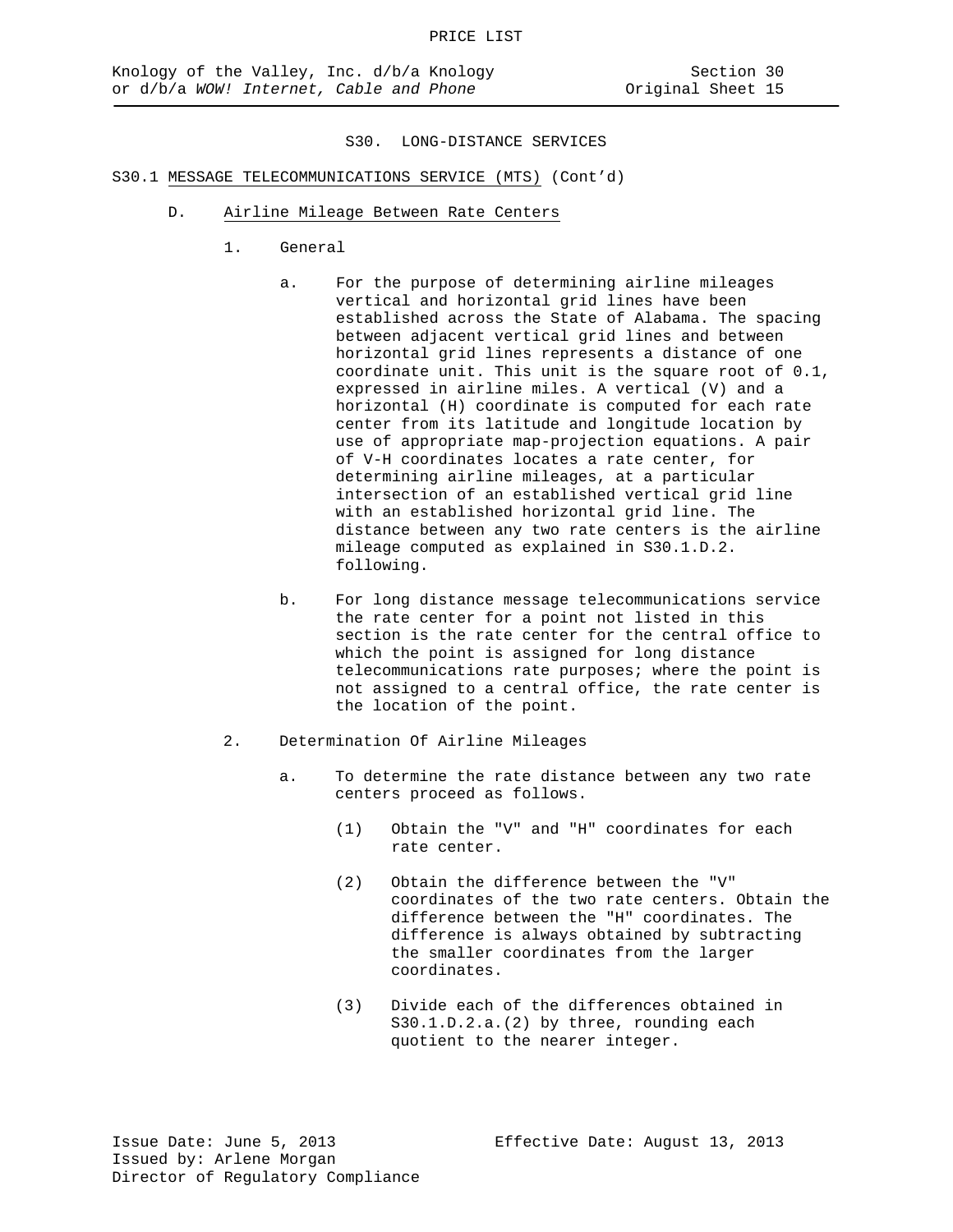# S30. LONG-DISTANCE SERVICES

## S30.1 MESSAGE TELECOMMUNICATIONS SERVICE (MTS) (Cont'd)

### D. Airline Mileage Between Rate Centers

1. General

   a. For the purpose of determining airline mileages vertical and horizontal grid lines have been established across the State of Alabama. The spacing between adjacent vertical grid lines and between horizontal grid lines represents a distance of one coordinate unit. This unit is the square root of 0.1, expressed in airline miles. A vertical (V) and a horizontal (H) coordinate is computed for each rate center from its latitude and longitude location by use of appropriate map-projection equations. A pair of V-H coordinates locates a rate center, for determining airline mileages, at a particular intersection of an established vertical grid line with an established horizontal grid line. The distance between any two rate centers is the airline mileage computed as explained in S30.1.D.2. following.

   b. For long distance message telecommunications service the rate center for a point not listed in this section is the rate center for the central office to which the point is assigned for long distance telecommunications rate purposes; where the point is not assigned to a central office, the rate center is the location of the point.

2. Determination Of Airline Mileages

   a. To determine the rate distance between any two rate centers proceed as follows.

      (1) Obtain the "V" and "H" coordinates for each rate center.

      (2) Obtain the difference between the "V" coordinates of the two rate centers. Obtain the difference between the "H" coordinates. The difference is always obtained by subtracting the smaller coordinates from the larger coordinates.

      (3) Divide each of the differences obtained in S30.1.D.2.a.(2) by three, rounding each quotient to the nearer integer.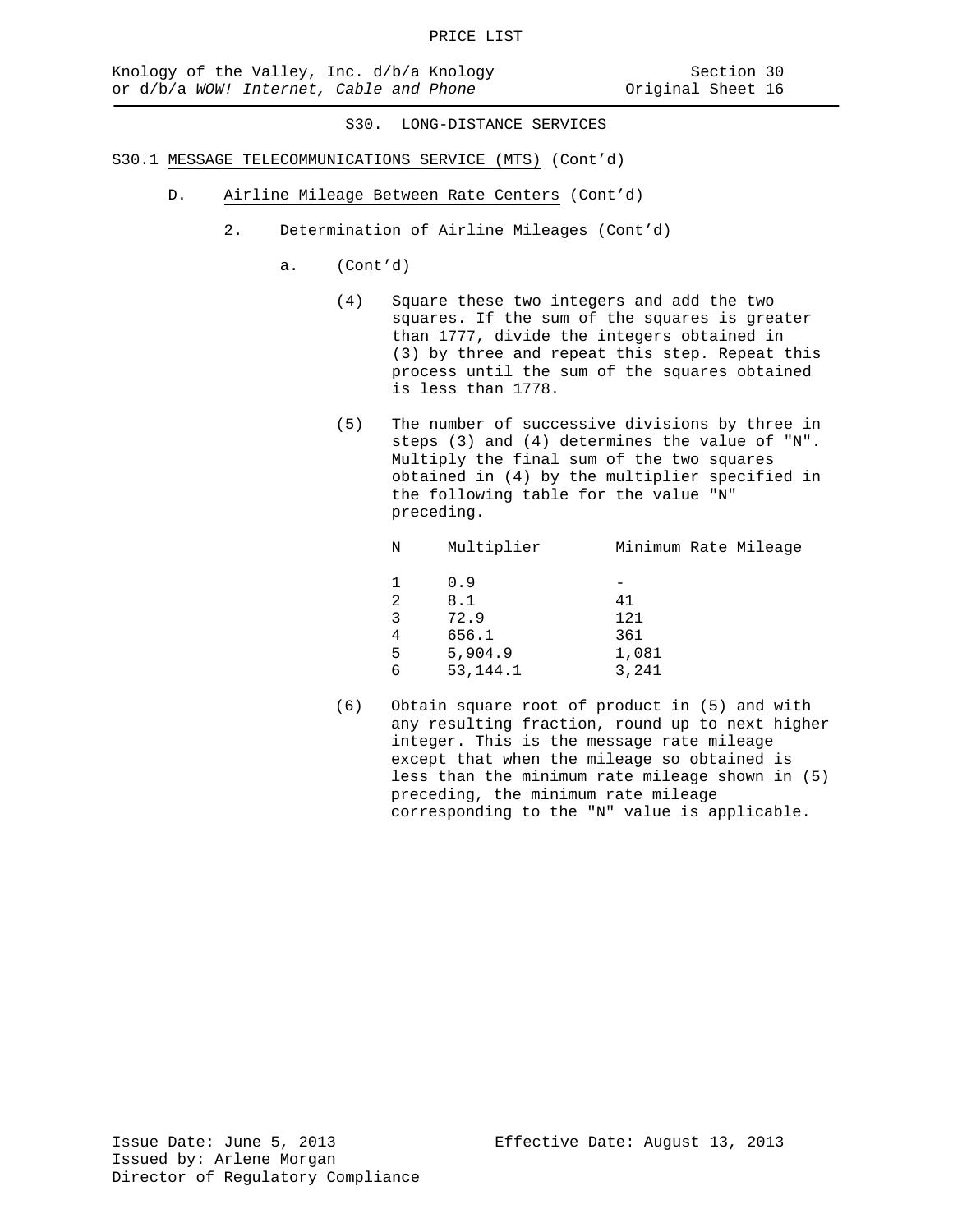## S30. LONG-DISTANCE SERVICES

S30.1 MESSAGE TELECOMMUNICATIONS SERVICE (MTS) (Cont'd)

D. Airline Mileage Between Rate Centers (Cont'd)

2. Determination of Airline Mileages (Cont'd)

a. (Cont'd)

(4) Square these two integers and add the two squares. If the sum of the squares is greater than 1777, divide the integers obtained in (3) by three and repeat this step. Repeat this process until the sum of the squares obtained is less than 1778.

(5) The number of successive divisions by three in steps (3) and (4) determines the value of "N". Multiply the final sum of the two squares obtained in (4) by the multiplier specified in the following table for the value "N" preceding.

| N | Multiplier | Minimum Rate Mileage |
|---|---|---|
| 1 | 0.9 | - |
| 2 | 8.1 | 41 |
| 3 | 72.9 | 121 |
| 4 | 656.1 | 361 |
| 5 | 5,904.9 | 1,081 |
| 6 | 53,144.1 | 3,241 |

(6) Obtain square root of product in (5) and with any resulting fraction, round up to next higher integer. This is the message rate mileage except that when the mileage so obtained is less than the minimum rate mileage shown in (5) preceding, the minimum rate mileage corresponding to the "N" value is applicable.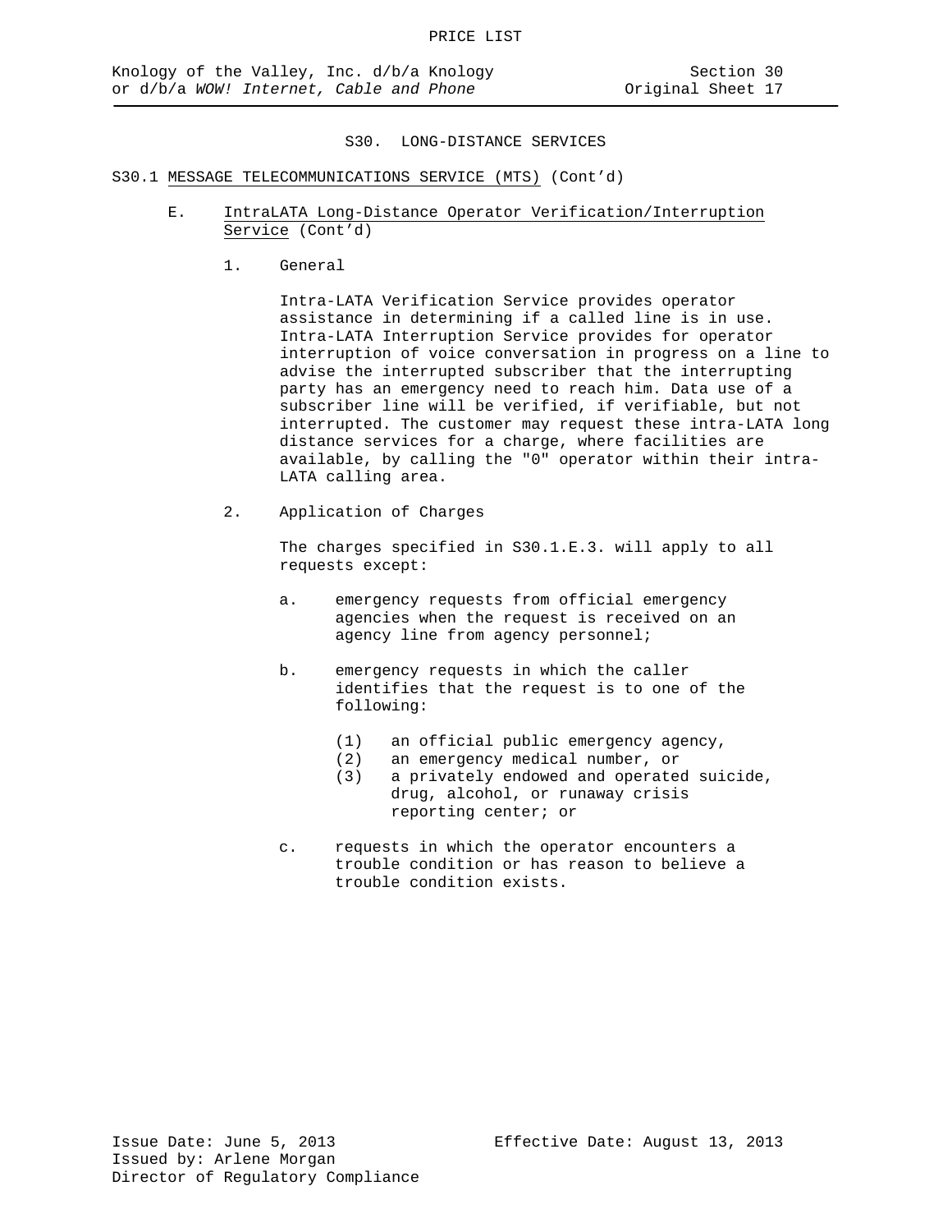# S30. LONG-DISTANCE SERVICES

## S30.1 MESSAGE TELECOMMUNICATIONS SERVICE (MTS) (Cont'd)

### E. IntraLATA Long-Distance Operator Verification/Interruption Service (Cont'd)

1. General

   Intra-LATA Verification Service provides operator assistance in determining if a called line is in use. Intra-LATA Interruption Service provides for operator interruption of voice conversation in progress on a line to advise the interrupted subscriber that the interrupting party has an emergency need to reach him. Data use of a subscriber line will be verified, if verifiable, but not interrupted. The customer may request these intra-LATA long distance services for a charge, where facilities are available, by calling the "0" operator within their intra-LATA calling area.

2. Application of Charges

   The charges specified in S30.1.E.3. will apply to all requests except:

   a. emergency requests from official emergency agencies when the request is received on an agency line from agency personnel;

   b. emergency requests in which the caller identifies that the request is to one of the following:

      (1) an official public emergency agency,
      (2) an emergency medical number, or
      (3) a privately endowed and operated suicide, drug, alcohol, or runaway crisis reporting center; or

   c. requests in which the operator encounters a trouble condition or has reason to believe a trouble condition exists.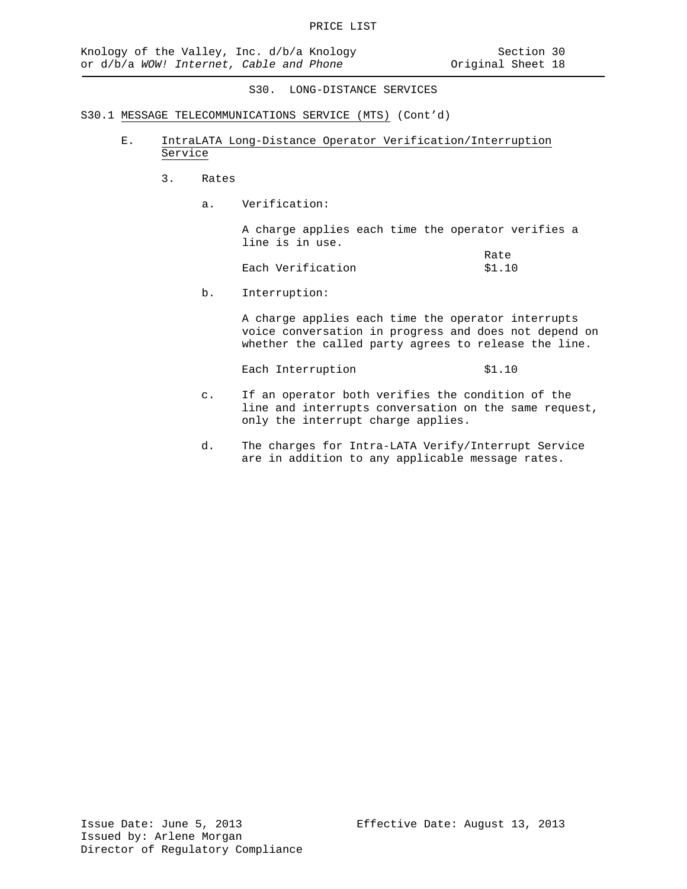## S30. LONG-DISTANCE SERVICES

S30.1 MESSAGE TELECOMMUNICATIONS SERVICE (MTS) (Cont'd)

E. IntraLATA Long-Distance Operator Verification/Interruption Service

3. Rates

a. Verification:

A charge applies each time the operator verifies a line is in use.

| | Rate |
|---|---|
| Each Verification | $1.10 |

b. Interruption:

A charge applies each time the operator interrupts voice conversation in progress and does not depend on whether the called party agrees to release the line.

| | |
|---|---|
| Each Interruption | $1.10 |

c. If an operator both verifies the condition of the line and interrupts conversation on the same request, only the interrupt charge applies.

d. The charges for Intra-LATA Verify/Interrupt Service are in addition to any applicable message rates.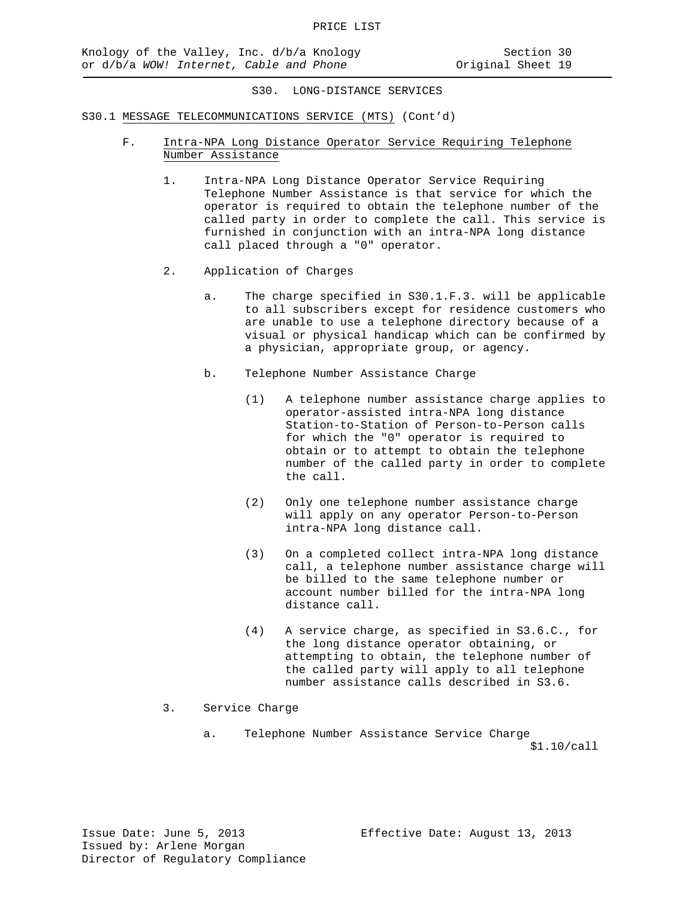S30. LONG-DISTANCE SERVICES

S30.1 MESSAGE TELECOMMUNICATIONS SERVICE (MTS) (Cont'd)

F. Intra-NPA Long Distance Operator Service Requiring Telephone Number Assistance

1. Intra-NPA Long Distance Operator Service Requiring Telephone Number Assistance is that service for which the operator is required to obtain the telephone number of the called party in order to complete the call. This service is furnished in conjunction with an intra-NPA long distance call placed through a "0" operator.

2. Application of Charges

   a. The charge specified in S30.1.F.3. will be applicable to all subscribers except for residence customers who are unable to use a telephone directory because of a visual or physical handicap which can be confirmed by a physician, appropriate group, or agency.

   b. Telephone Number Assistance Charge

      (1) A telephone number assistance charge applies to operator-assisted intra-NPA long distance Station-to-Station of Person-to-Person calls for which the "0" operator is required to obtain or to attempt to obtain the telephone number of the called party in order to complete the call.

      (2) Only one telephone number assistance charge will apply on any operator Person-to-Person intra-NPA long distance call.

      (3) On a completed collect intra-NPA long distance call, a telephone number assistance charge will be billed to the same telephone number or account number billed for the intra-NPA long distance call.

      (4) A service charge, as specified in S3.6.C., for the long distance operator obtaining, or attempting to obtain, the telephone number of the called party will apply to all telephone number assistance calls described in S3.6.

3. Service Charge

   a. Telephone Number Assistance Service Charge $1.10/call

Issue Date: June 5, 2013

Effective Date: August 13, 2013

Issued by: Arlene Morgan
Director of Regulatory Compliance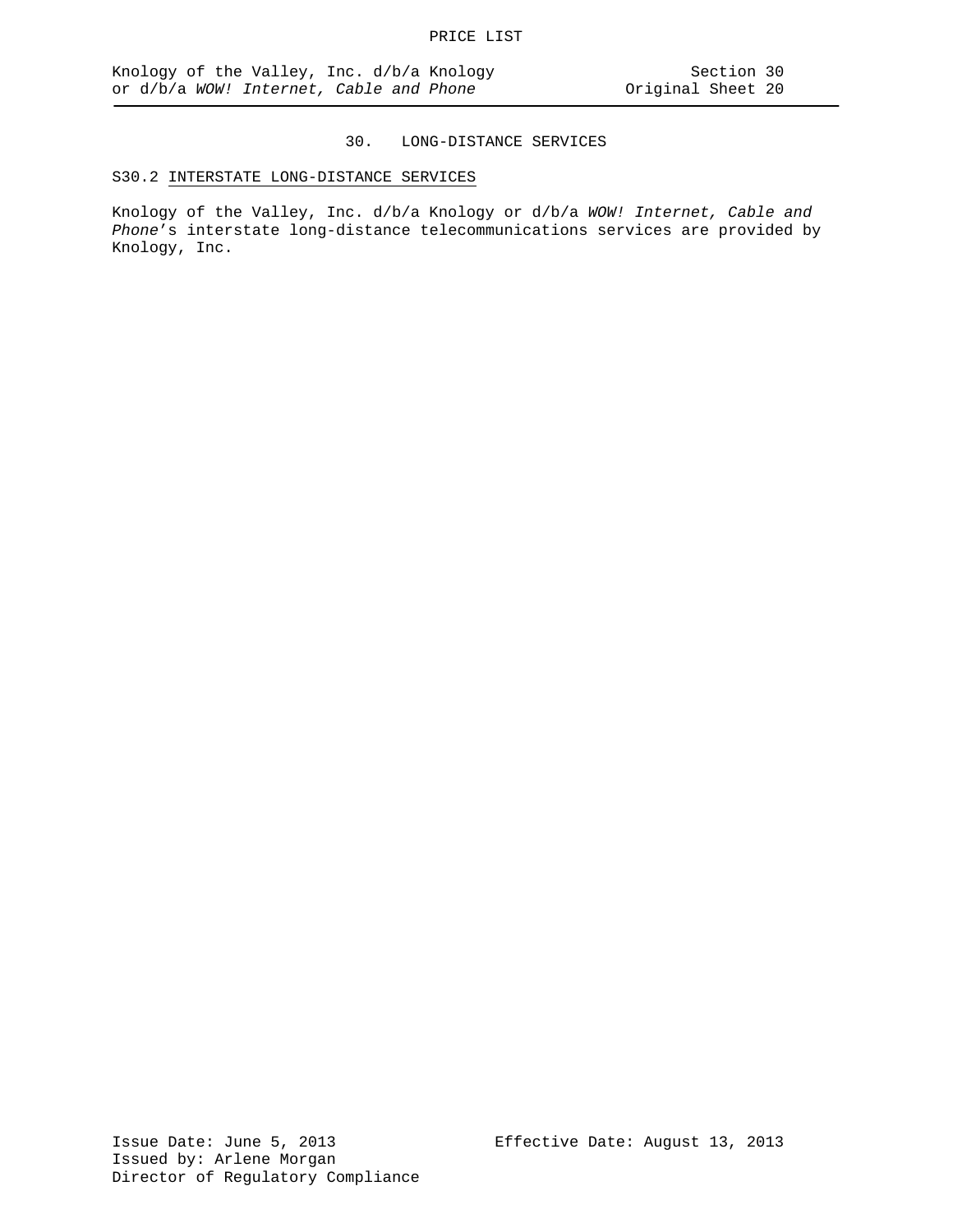# 30. LONG-DISTANCE SERVICES

S30.2 INTERSTATE LONG-DISTANCE SERVICES

Knology of the Valley, Inc. d/b/a Knology or d/b/a *WOW! Internet, Cable and Phone*'s interstate long-distance telecommunications services are provided by Knology, Inc.

Issue Date: June 5, 2013
Issued by: Arlene Morgan
Director of Regulatory Compliance

Effective Date: August 13, 2013